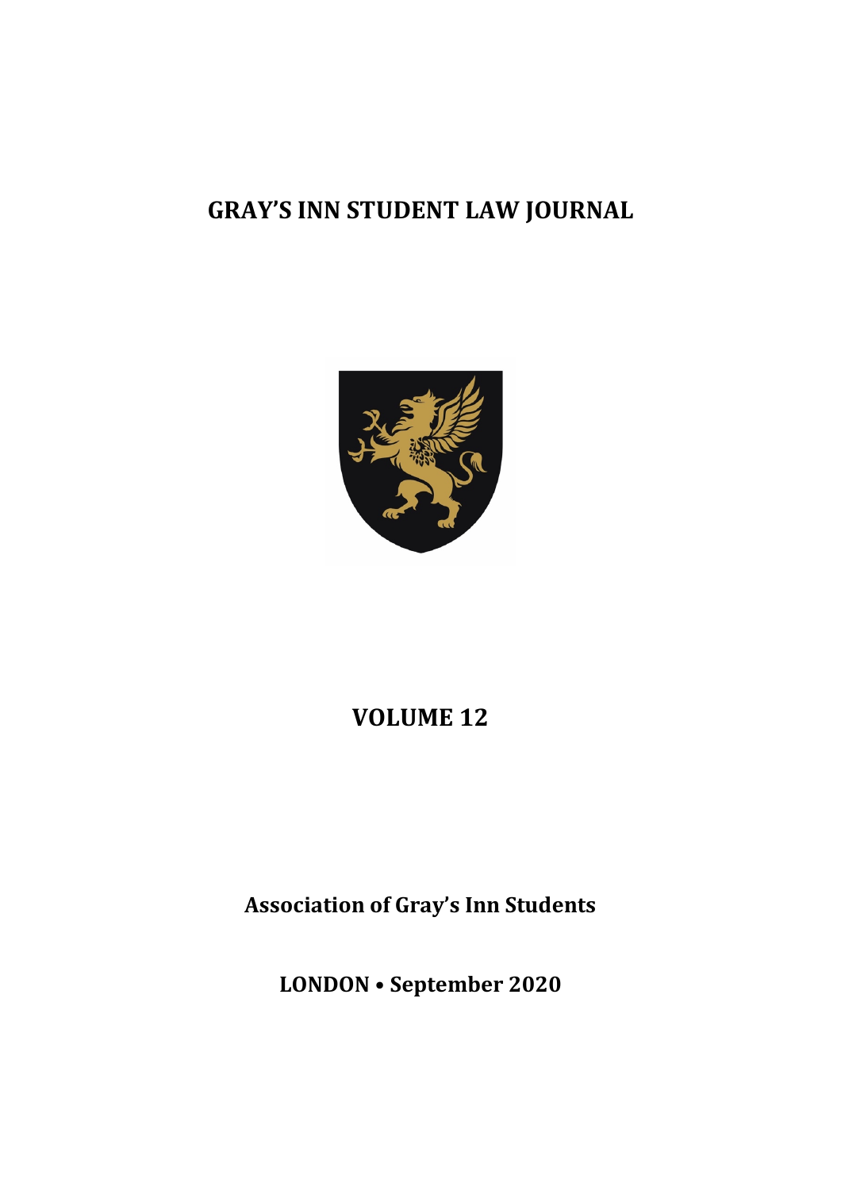# GRAY'S INN STUDENT LAW JOURNAL

## VOLUME 12

**Association of Gray's Inn Students**

**LONDON • September 2020**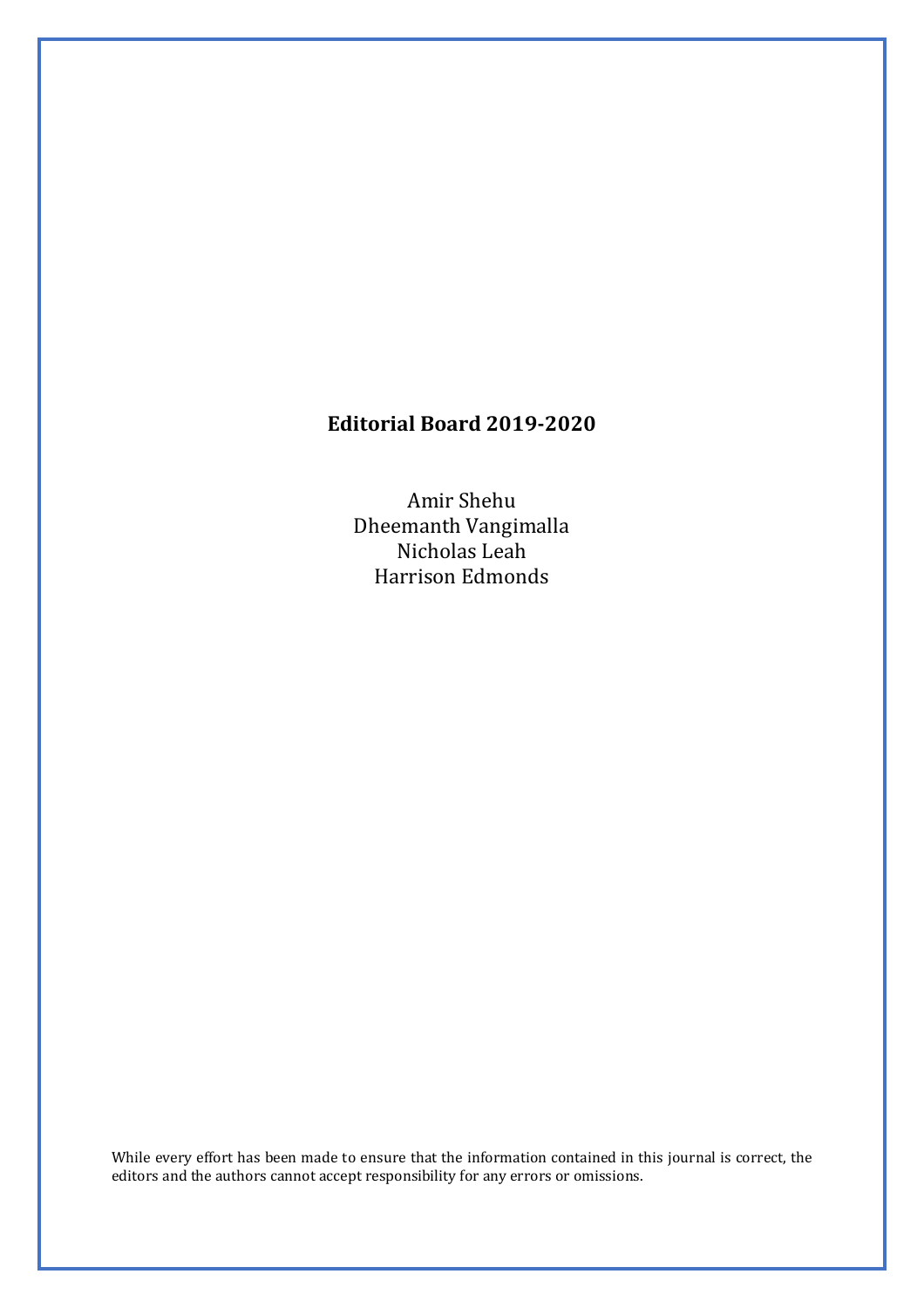**Editorial Board 2019-2020**

Amir Shehu
Dheemanth Vangimalla
Nicholas Leah
Harrison Edmonds

While every effort has been made to ensure that the information contained in this journal is correct, the editors and the authors cannot accept responsibility for any errors or omissions.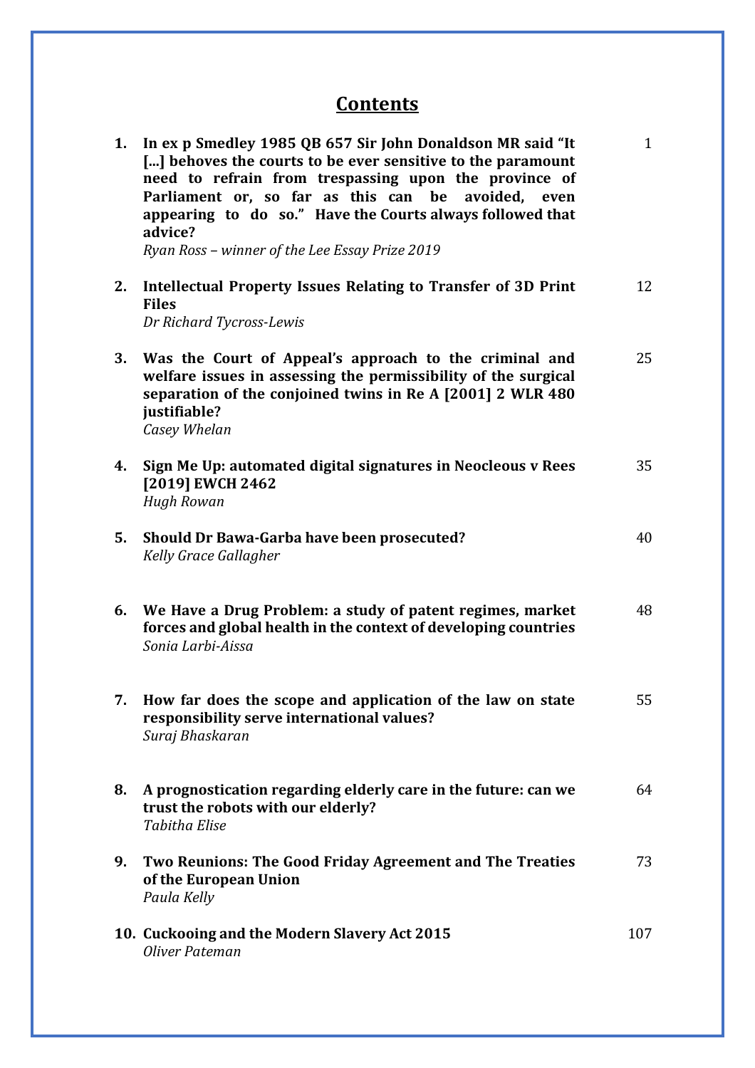# Contents

| | | |
|---|---|---|
| **1.** | **In ex p Smedley 1985 QB 657 Sir John Donaldson MR said "It [...] behoves the courts to be ever sensitive to the paramount need to refrain from trespassing upon the province of Parliament or, so far as this can be avoided, even appearing to do so." Have the Courts always followed that advice?** *Ryan Ross – winner of the Lee Essay Prize 2019* | 1 |
| **2.** | **Intellectual Property Issues Relating to Transfer of 3D Print Files** *Dr Richard Tycross-Lewis* | 12 |
| **3.** | **Was the Court of Appeal's approach to the criminal and welfare issues in assessing the permissibility of the surgical separation of the conjoined twins in Re A [2001] 2 WLR 480 justifiable?** *Casey Whelan* | 25 |
| **4.** | **Sign Me Up: automated digital signatures in Neocleous v Rees [2019] EWCH 2462** *Hugh Rowan* | 35 |
| **5.** | **Should Dr Bawa-Garba have been prosecuted?** *Kelly Grace Gallagher* | 40 |
| **6.** | **We Have a Drug Problem: a study of patent regimes, market forces and global health in the context of developing countries** *Sonia Larbi-Aissa* | 48 |
| **7.** | **How far does the scope and application of the law on state responsibility serve international values?** *Suraj Bhaskaran* | 55 |
| **8.** | **A prognostication regarding elderly care in the future: can we trust the robots with our elderly?** *Tabitha Elise* | 64 |
| **9.** | **Two Reunions: The Good Friday Agreement and The Treaties of the European Union** *Paula Kelly* | 73 |
| **10.** | **Cuckooing and the Modern Slavery Act 2015** *Oliver Pateman* | 107 |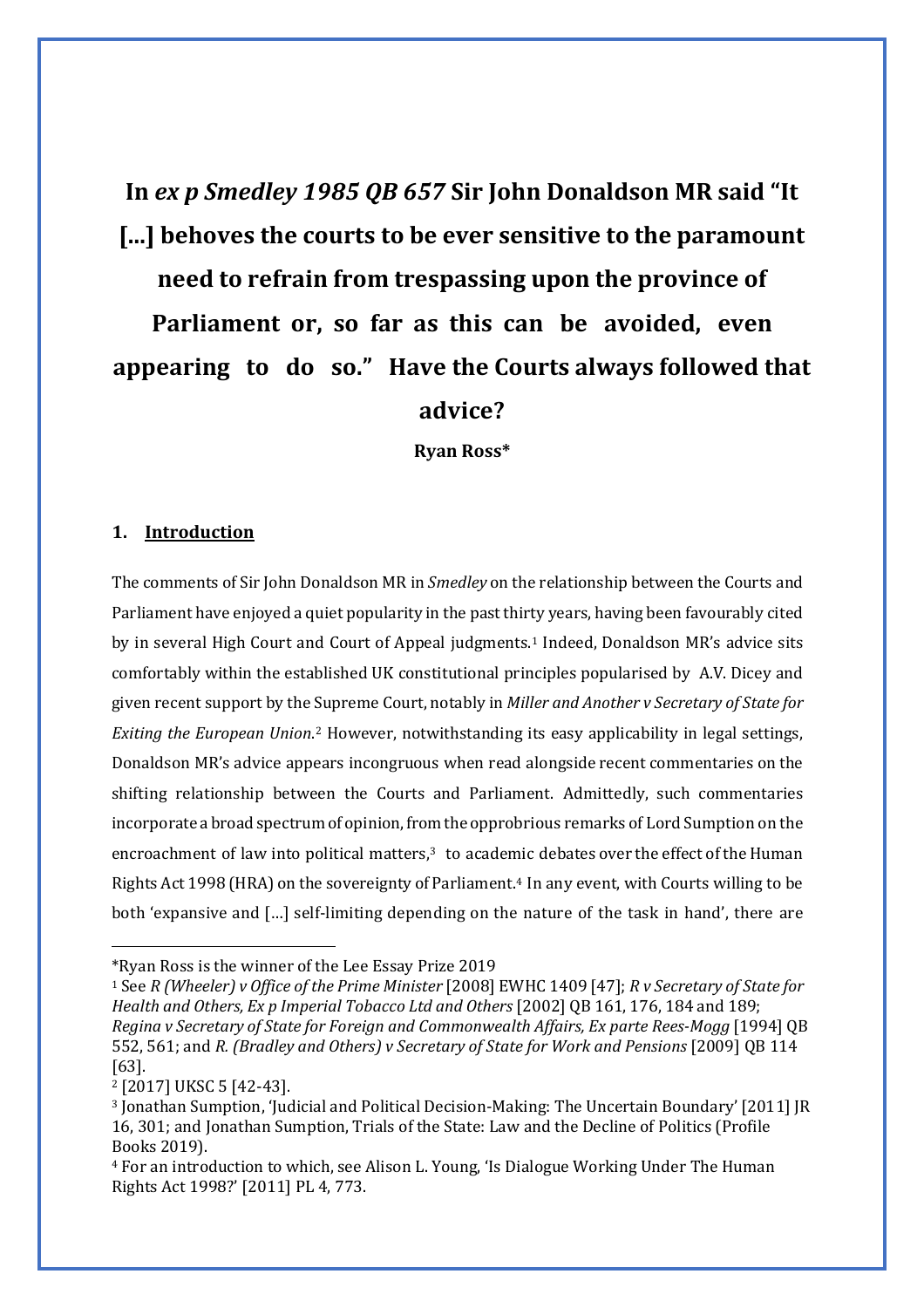# In *ex p Smedley 1985 QB 657* Sir John Donaldson MR said "It [...] behoves the courts to be ever sensitive to the paramount need to refrain from trespassing upon the province of Parliament or, so far as this can be avoided, even appearing to do so." Have the Courts always followed that advice?

**Ryan Ross***

## 1. Introduction

The comments of Sir John Donaldson MR in *Smedley* on the relationship between the Courts and Parliament have enjoyed a quiet popularity in the past thirty years, having been favourably cited by in several High Court and Court of Appeal judgments.[1] Indeed, Donaldson MR's advice sits comfortably within the established UK constitutional principles popularised by A.V. Dicey and given recent support by the Supreme Court, notably in *Miller and Another v Secretary of State for Exiting the European Union*.[2] However, notwithstanding its easy applicability in legal settings, Donaldson MR's advice appears incongruous when read alongside recent commentaries on the shifting relationship between the Courts and Parliament. Admittedly, such commentaries incorporate a broad spectrum of opinion, from the opprobrious remarks of Lord Sumption on the encroachment of law into political matters,[3] to academic debates over the effect of the Human Rights Act 1998 (HRA) on the sovereignty of Parliament.[4] In any event, with Courts willing to be both 'expansive and [...] self-limiting depending on the nature of the task in hand', there are

---

*Ryan Ross is the winner of the Lee Essay Prize 2019

[1] See *R (Wheeler) v Office of the Prime Minister* [2008] EWHC 1409 [47]; *R v Secretary of State for Health and Others, Ex p Imperial Tobacco Ltd and Others* [2002] QB 161, 176, 184 and 189; *Regina v Secretary of State for Foreign and Commonwealth Affairs, Ex parte Rees-Mogg* [1994] QB 552, 561; and *R. (Bradley and Others) v Secretary of State for Work and Pensions* [2009] QB 114 [63].

[2] [2017] UKSC 5 [42-43].

[3] Jonathan Sumption, 'Judicial and Political Decision-Making: The Uncertain Boundary' [2011] JR 16, 301; and Jonathan Sumption, Trials of the State: Law and the Decline of Politics (Profile Books 2019).

[4] For an introduction to which, see Alison L. Young, 'Is Dialogue Working Under The Human Rights Act 1998?' [2011] PL 4, 773.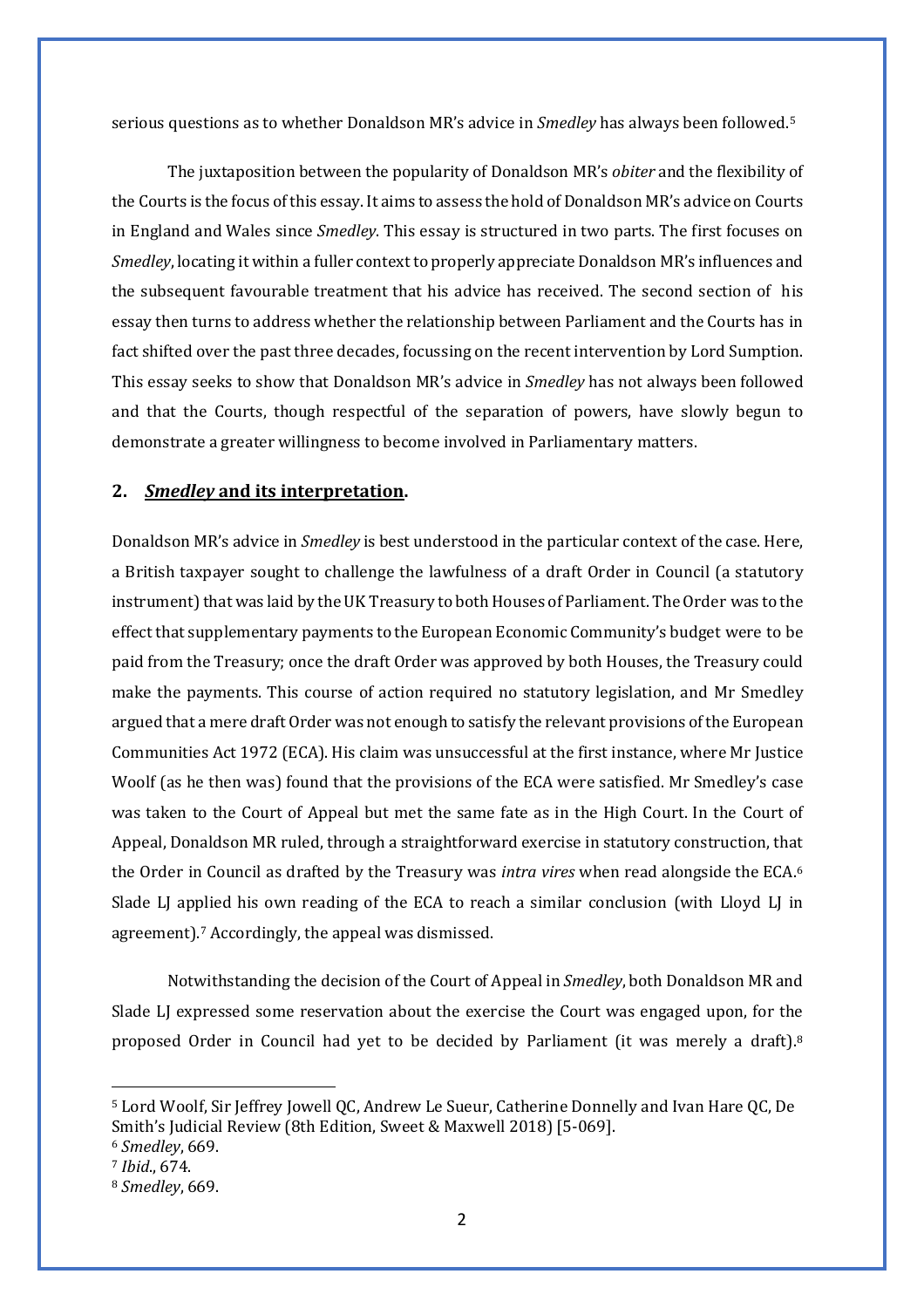serious questions as to whether Donaldson MR's advice in *Smedley* has always been followed.[5]

The juxtaposition between the popularity of Donaldson MR's *obiter* and the flexibility of the Courts is the focus of this essay. It aims to assess the hold of Donaldson MR's advice on Courts in England and Wales since *Smedley*. This essay is structured in two parts. The first focuses on *Smedley*, locating it within a fuller context to properly appreciate Donaldson MR's influences and the subsequent favourable treatment that his advice has received. The second section of his essay then turns to address whether the relationship between Parliament and the Courts has in fact shifted over the past three decades, focussing on the recent intervention by Lord Sumption. This essay seeks to show that Donaldson MR's advice in *Smedley* has not always been followed and that the Courts, though respectful of the separation of powers, have slowly begun to demonstrate a greater willingness to become involved in Parliamentary matters.

## 2. *Smedley* and its interpretation.

Donaldson MR's advice in *Smedley* is best understood in the particular context of the case. Here, a British taxpayer sought to challenge the lawfulness of a draft Order in Council (a statutory instrument) that was laid by the UK Treasury to both Houses of Parliament. The Order was to the effect that supplementary payments to the European Economic Community's budget were to be paid from the Treasury; once the draft Order was approved by both Houses, the Treasury could make the payments. This course of action required no statutory legislation, and Mr Smedley argued that a mere draft Order was not enough to satisfy the relevant provisions of the European Communities Act 1972 (ECA). His claim was unsuccessful at the first instance, where Mr Justice Woolf (as he then was) found that the provisions of the ECA were satisfied. Mr Smedley's case was taken to the Court of Appeal but met the same fate as in the High Court. In the Court of Appeal, Donaldson MR ruled, through a straightforward exercise in statutory construction, that the Order in Council as drafted by the Treasury was *intra vires* when read alongside the ECA.[6] Slade LJ applied his own reading of the ECA to reach a similar conclusion (with Lloyd LJ in agreement).[7] Accordingly, the appeal was dismissed.

Notwithstanding the decision of the Court of Appeal in *Smedley*, both Donaldson MR and Slade LJ expressed some reservation about the exercise the Court was engaged upon, for the proposed Order in Council had yet to be decided by Parliament (it was merely a draft).[8]

---

[5] Lord Woolf, Sir Jeffrey Jowell QC, Andrew Le Sueur, Catherine Donnelly and Ivan Hare QC, De Smith's Judicial Review (8th Edition, Sweet & Maxwell 2018) [5-069].

[6] *Smedley*, 669.

[7] *Ibid*., 674.

[8] *Smedley*, 669.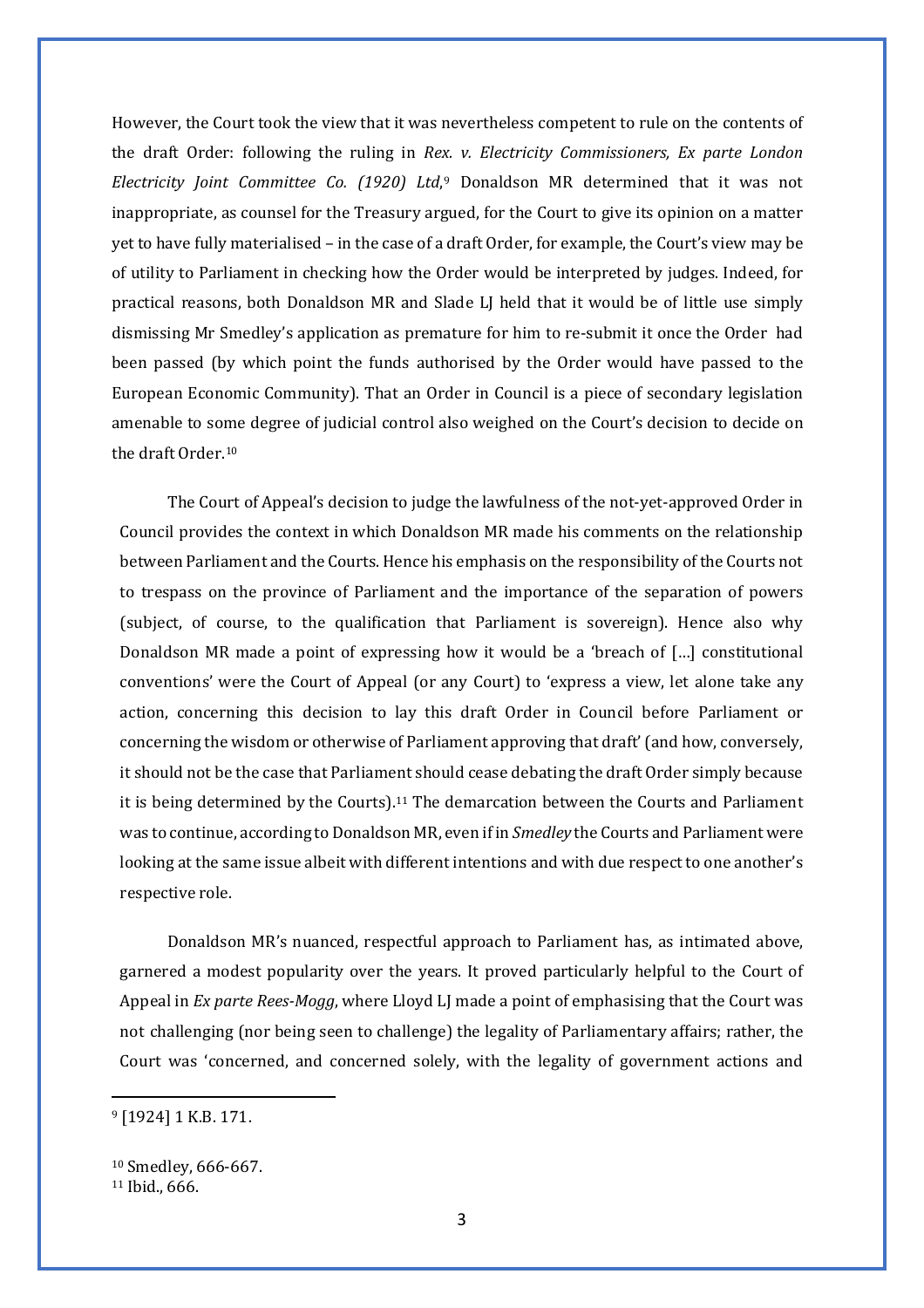However, the Court took the view that it was nevertheless competent to rule on the contents of the draft Order: following the ruling in *Rex. v. Electricity Commissioners, Ex parte London Electricity Joint Committee Co. (1920) Ltd*,[9] Donaldson MR determined that it was not inappropriate, as counsel for the Treasury argued, for the Court to give its opinion on a matter yet to have fully materialised – in the case of a draft Order, for example, the Court's view may be of utility to Parliament in checking how the Order would be interpreted by judges. Indeed, for practical reasons, both Donaldson MR and Slade LJ held that it would be of little use simply dismissing Mr Smedley's application as premature for him to re-submit it once the Order had been passed (by which point the funds authorised by the Order would have passed to the European Economic Community). That an Order in Council is a piece of secondary legislation amenable to some degree of judicial control also weighed on the Court's decision to decide on the draft Order.[10]

The Court of Appeal's decision to judge the lawfulness of the not-yet-approved Order in Council provides the context in which Donaldson MR made his comments on the relationship between Parliament and the Courts. Hence his emphasis on the responsibility of the Courts not to trespass on the province of Parliament and the importance of the separation of powers (subject, of course, to the qualification that Parliament is sovereign). Hence also why Donaldson MR made a point of expressing how it would be a 'breach of […] constitutional conventions' were the Court of Appeal (or any Court) to 'express a view, let alone take any action, concerning this decision to lay this draft Order in Council before Parliament or concerning the wisdom or otherwise of Parliament approving that draft' (and how, conversely, it should not be the case that Parliament should cease debating the draft Order simply because it is being determined by the Courts).[11] The demarcation between the Courts and Parliament was to continue, according to Donaldson MR, even if in *Smedley* the Courts and Parliament were looking at the same issue albeit with different intentions and with due respect to one another's respective role.

Donaldson MR's nuanced, respectful approach to Parliament has, as intimated above, garnered a modest popularity over the years. It proved particularly helpful to the Court of Appeal in *Ex parte Rees-Mogg*, where Lloyd LJ made a point of emphasising that the Court was not challenging (nor being seen to challenge) the legality of Parliamentary affairs; rather, the Court was 'concerned, and concerned solely, with the legality of government actions and

---

[9] [1924] 1 K.B. 171.

[10] Smedley, 666-667.

[11] Ibid., 666.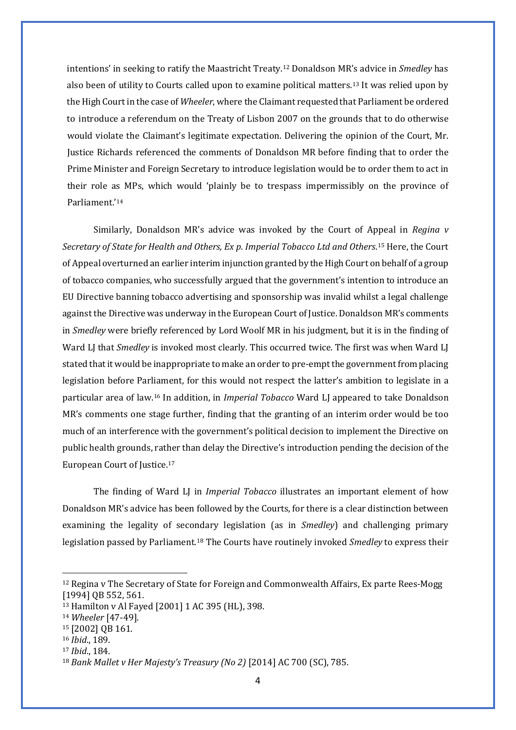intentions' in seeking to ratify the Maastricht Treaty.[12] Donaldson MR's advice in *Smedley* has also been of utility to Courts called upon to examine political matters.[13] It was relied upon by the High Court in the case of *Wheeler*, where the Claimant requested that Parliament be ordered to introduce a referendum on the Treaty of Lisbon 2007 on the grounds that to do otherwise would violate the Claimant's legitimate expectation. Delivering the opinion of the Court, Mr. Justice Richards referenced the comments of Donaldson MR before finding that to order the Prime Minister and Foreign Secretary to introduce legislation would be to order them to act in their role as MPs, which would 'plainly be to trespass impermissibly on the province of Parliament.'[14]

Similarly, Donaldson MR's advice was invoked by the Court of Appeal in *Regina v Secretary of State for Health and Others, Ex p. Imperial Tobacco Ltd and Others*.[15] Here, the Court of Appeal overturned an earlier interim injunction granted by the High Court on behalf of a group of tobacco companies, who successfully argued that the government's intention to introduce an EU Directive banning tobacco advertising and sponsorship was invalid whilst a legal challenge against the Directive was underway in the European Court of Justice. Donaldson MR's comments in *Smedley* were briefly referenced by Lord Woolf MR in his judgment, but it is in the finding of Ward LJ that *Smedley* is invoked most clearly. This occurred twice. The first was when Ward LJ stated that it would be inappropriate to make an order to pre-empt the government from placing legislation before Parliament, for this would not respect the latter's ambition to legislate in a particular area of law.[16] In addition, in *Imperial Tobacco* Ward LJ appeared to take Donaldson MR's comments one stage further, finding that the granting of an interim order would be too much of an interference with the government's political decision to implement the Directive on public health grounds, rather than delay the Directive's introduction pending the decision of the European Court of Justice.[17]

The finding of Ward LJ in *Imperial Tobacco* illustrates an important element of how Donaldson MR's advice has been followed by the Courts, for there is a clear distinction between examining the legality of secondary legislation (as in *Smedley*) and challenging primary legislation passed by Parliament.[18] The Courts have routinely invoked *Smedley* to express their

---

[12] Regina v The Secretary of State for Foreign and Commonwealth Affairs, Ex parte Rees-Mogg [1994] QB 552, 561.

[13] Hamilton v Al Fayed [2001] 1 AC 395 (HL), 398.

[14] *Wheeler* [47-49].

[15] [2002] QB 161.

[16] *Ibid*., 189.

[17] *Ibid*., 184.

[18] *Bank Mallet v Her Majesty's Treasury (No 2)* [2014] AC 700 (SC), 785.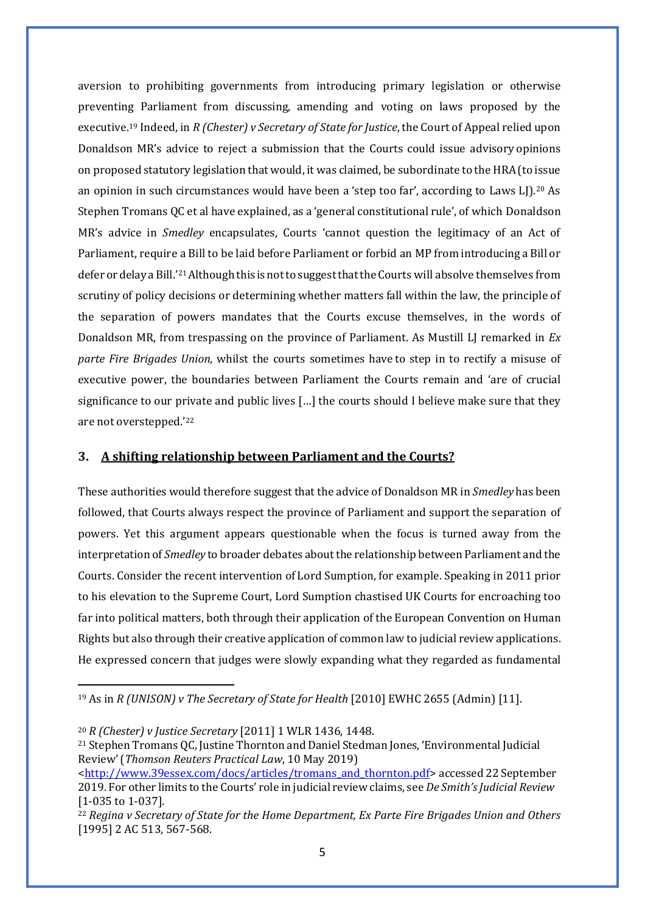aversion to prohibiting governments from introducing primary legislation or otherwise preventing Parliament from discussing, amending and voting on laws proposed by the executive.[19] Indeed, in *R (Chester) v Secretary of State for Justice*, the Court of Appeal relied upon Donaldson MR's advice to reject a submission that the Courts could issue advisory opinions on proposed statutory legislation that would, it was claimed, be subordinate to the HRA (to issue an opinion in such circumstances would have been a 'step too far', according to Laws LJ).[20] As Stephen Tromans QC et al have explained, as a 'general constitutional rule', of which Donaldson MR's advice in *Smedley* encapsulates, Courts 'cannot question the legitimacy of an Act of Parliament, require a Bill to be laid before Parliament or forbid an MP from introducing a Bill or defer or delay a Bill.'[21] Although this is not to suggest that the Courts will absolve themselves from scrutiny of policy decisions or determining whether matters fall within the law, the principle of the separation of powers mandates that the Courts excuse themselves, in the words of Donaldson MR, from trespassing on the province of Parliament. As Mustill LJ remarked in *Ex parte Fire Brigades Union*, whilst the courts sometimes have to step in to rectify a misuse of executive power, the boundaries between Parliament the Courts remain and 'are of crucial significance to our private and public lives [...] the courts should I believe make sure that they are not overstepped.'[22]

## 3. A shifting relationship between Parliament and the Courts?

These authorities would therefore suggest that the advice of Donaldson MR in *Smedley* has been followed, that Courts always respect the province of Parliament and support the separation of powers. Yet this argument appears questionable when the focus is turned away from the interpretation of *Smedley* to broader debates about the relationship between Parliament and the Courts. Consider the recent intervention of Lord Sumption, for example. Speaking in 2011 prior to his elevation to the Supreme Court, Lord Sumption chastised UK Courts for encroaching too far into political matters, both through their application of the European Convention on Human Rights but also through their creative application of common law to judicial review applications. He expressed concern that judges were slowly expanding what they regarded as fundamental

---

[19] As in *R (UNISON) v The Secretary of State for Health* [2010] EWHC 2655 (Admin) [11].

[20] *R (Chester) v Justice Secretary* [2011] 1 WLR 1436, 1448.

[21] Stephen Tromans QC, Justine Thornton and Daniel Stedman Jones, 'Environmental Judicial Review' (*Thomson Reuters Practical Law*, 10 May 2019) <http://www.39essex.com/docs/articles/tromans_and_thornton.pdf> accessed 22 September 2019. For other limits to the Courts' role in judicial review claims, see *De Smith's Judicial Review* [1-035 to 1-037].

[22] *Regina v Secretary of State for the Home Department, Ex Parte Fire Brigades Union and Others* [1995] 2 AC 513, 567-568.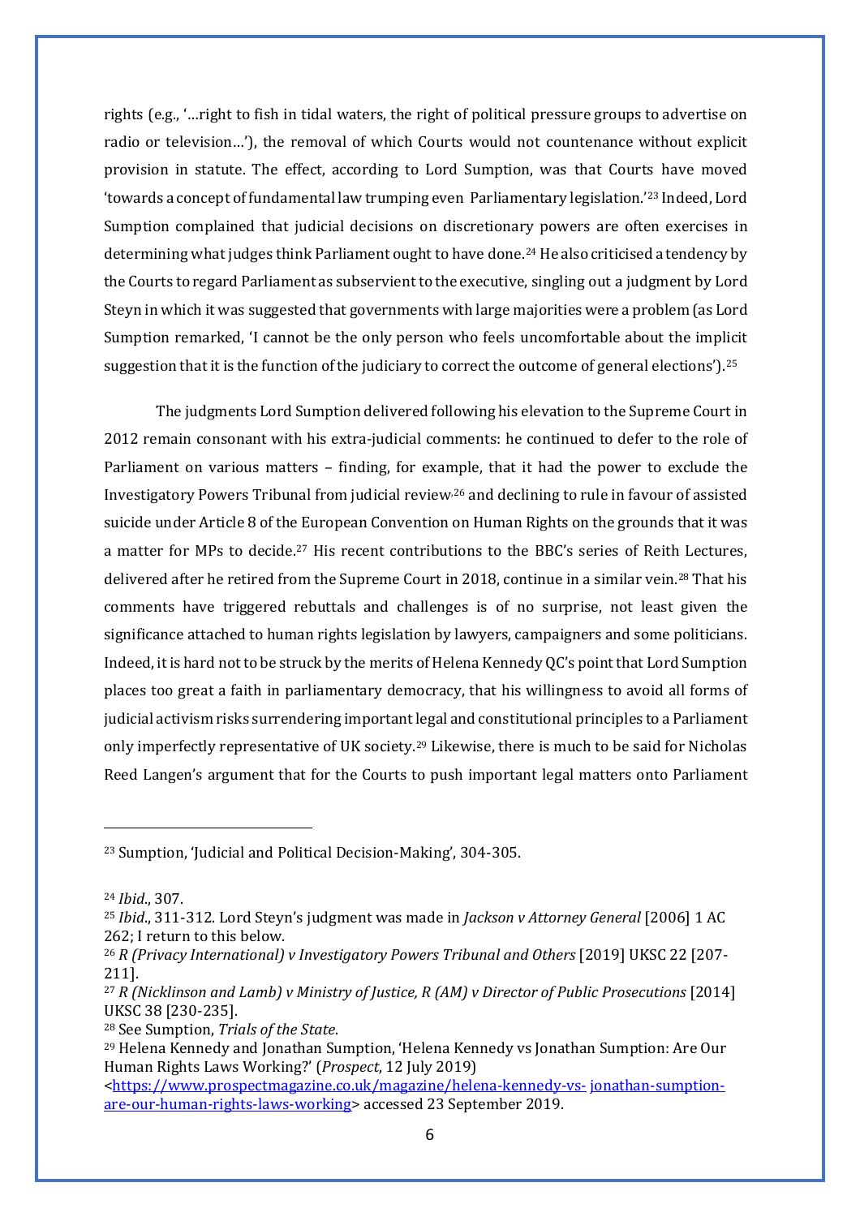rights (e.g., '…right to fish in tidal waters, the right of political pressure groups to advertise on radio or television…'), the removal of which Courts would not countenance without explicit provision in statute. The effect, according to Lord Sumption, was that Courts have moved 'towards a concept of fundamental law trumping even Parliamentary legislation.'[23] Indeed, Lord Sumption complained that judicial decisions on discretionary powers are often exercises in determining what judges think Parliament ought to have done.[24] He also criticised a tendency by the Courts to regard Parliament as subservient to the executive, singling out a judgment by Lord Steyn in which it was suggested that governments with large majorities were a problem (as Lord Sumption remarked, 'I cannot be the only person who feels uncomfortable about the implicit suggestion that it is the function of the judiciary to correct the outcome of general elections').[25]

The judgments Lord Sumption delivered following his elevation to the Supreme Court in 2012 remain consonant with his extra-judicial comments: he continued to defer to the role of Parliament on various matters – finding, for example, that it had the power to exclude the Investigatory Powers Tribunal from judicial review,[26] and declining to rule in favour of assisted suicide under Article 8 of the European Convention on Human Rights on the grounds that it was a matter for MPs to decide.[27] His recent contributions to the BBC's series of Reith Lectures, delivered after he retired from the Supreme Court in 2018, continue in a similar vein.[28] That his comments have triggered rebuttals and challenges is of no surprise, not least given the significance attached to human rights legislation by lawyers, campaigners and some politicians. Indeed, it is hard not to be struck by the merits of Helena Kennedy QC's point that Lord Sumption places too great a faith in parliamentary democracy, that his willingness to avoid all forms of judicial activism risks surrendering important legal and constitutional principles to a Parliament only imperfectly representative of UK society.[29] Likewise, there is much to be said for Nicholas Reed Langen's argument that for the Courts to push important legal matters onto Parliament

---

[23] Sumption, 'Judicial and Political Decision-Making', 304-305.

[24] *Ibid*., 307.

[25] *Ibid*., 311-312. Lord Steyn's judgment was made in *Jackson v Attorney General* [2006] 1 AC 262; I return to this below.

[26] *R (Privacy International) v Investigatory Powers Tribunal and Others* [2019] UKSC 22 [207-211].

[27] *R (Nicklinson and Lamb) v Ministry of Justice, R (AM) v Director of Public Prosecutions* [2014] UKSC 38 [230-235].

[28] See Sumption, *Trials of the State*.

[29] Helena Kennedy and Jonathan Sumption, 'Helena Kennedy vs Jonathan Sumption: Are Our Human Rights Laws Working?' (*Prospect*, 12 July 2019) <https://www.prospectmagazine.co.uk/magazine/helena-kennedy-vs-jonathan-sumption-are-our-human-rights-laws-working> accessed 23 September 2019.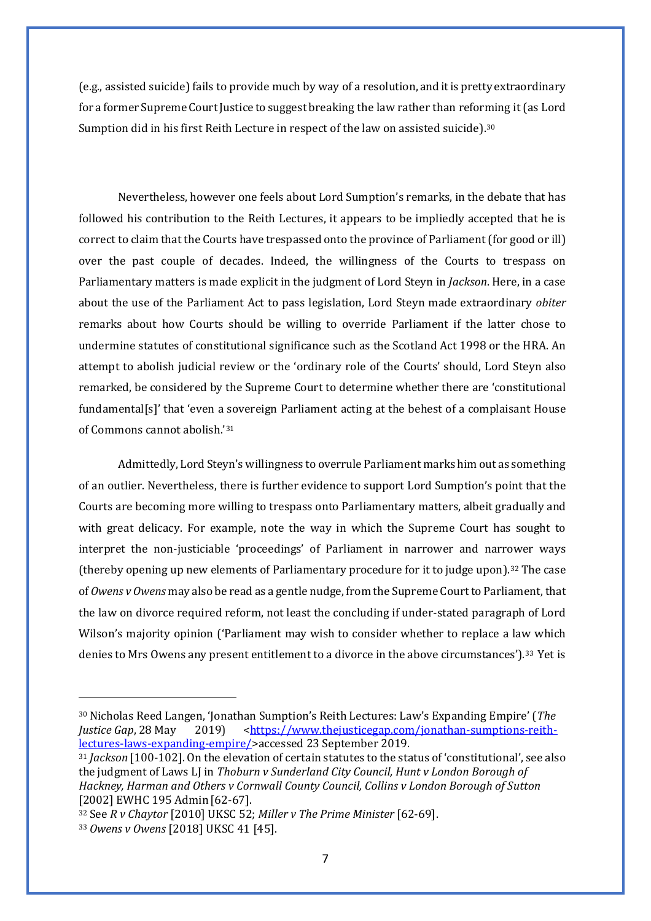(e.g., assisted suicide) fails to provide much by way of a resolution, and it is pretty extraordinary for a former Supreme Court Justice to suggest breaking the law rather than reforming it (as Lord Sumption did in his first Reith Lecture in respect of the law on assisted suicide).[30]

Nevertheless, however one feels about Lord Sumption's remarks, in the debate that has followed his contribution to the Reith Lectures, it appears to be impliedly accepted that he is correct to claim that the Courts have trespassed onto the province of Parliament (for good or ill) over the past couple of decades. Indeed, the willingness of the Courts to trespass on Parliamentary matters is made explicit in the judgment of Lord Steyn in *Jackson*. Here, in a case about the use of the Parliament Act to pass legislation, Lord Steyn made extraordinary *obiter* remarks about how Courts should be willing to override Parliament if the latter chose to undermine statutes of constitutional significance such as the Scotland Act 1998 or the HRA. An attempt to abolish judicial review or the 'ordinary role of the Courts' should, Lord Steyn also remarked, be considered by the Supreme Court to determine whether there are 'constitutional fundamental[s]' that 'even a sovereign Parliament acting at the behest of a complaisant House of Commons cannot abolish.'[31]

Admittedly, Lord Steyn's willingness to overrule Parliament marks him out as something of an outlier. Nevertheless, there is further evidence to support Lord Sumption's point that the Courts are becoming more willing to trespass onto Parliamentary matters, albeit gradually and with great delicacy. For example, note the way in which the Supreme Court has sought to interpret the non-justiciable 'proceedings' of Parliament in narrower and narrower ways (thereby opening up new elements of Parliamentary procedure for it to judge upon).[32] The case of *Owens v Owens* may also be read as a gentle nudge, from the Supreme Court to Parliament, that the law on divorce required reform, not least the concluding if under-stated paragraph of Lord Wilson's majority opinion ('Parliament may wish to consider whether to replace a law which denies to Mrs Owens any present entitlement to a divorce in the above circumstances').[33] Yet is

---

[30] Nicholas Reed Langen, 'Jonathan Sumption's Reith Lectures: Law's Expanding Empire' (*The Justice Gap*, 28 May 2019) <https://www.thejusticegap.com/jonathan-sumptions-reith-lectures-laws-expanding-empire/>accessed 23 September 2019.

[31] *Jackson* [100-102]. On the elevation of certain statutes to the status of 'constitutional', see also the judgment of Laws LJ in *Thoburn v Sunderland City Council, Hunt v London Borough of Hackney, Harman and Others v Cornwall County Council, Collins v London Borough of Sutton* [2002] EWHC 195 Admin [62-67].

[32] See *R v Chaytor* [2010] UKSC 52; *Miller v The Prime Minister* [62-69].

[33] *Owens v Owens* [2018] UKSC 41 [45].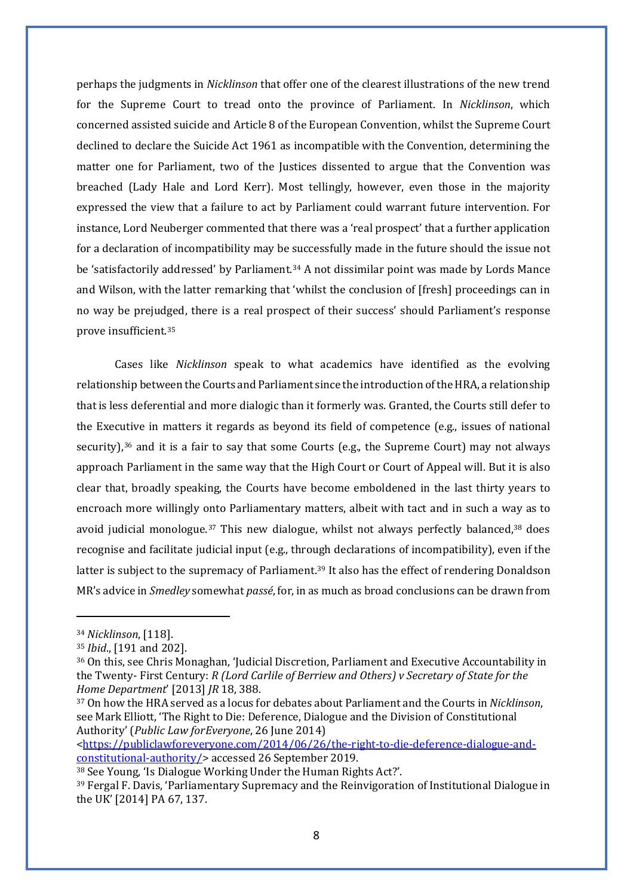perhaps the judgments in *Nicklinson* that offer one of the clearest illustrations of the new trend for the Supreme Court to tread onto the province of Parliament. In *Nicklinson*, which concerned assisted suicide and Article 8 of the European Convention, whilst the Supreme Court declined to declare the Suicide Act 1961 as incompatible with the Convention, determining the matter one for Parliament, two of the Justices dissented to argue that the Convention was breached (Lady Hale and Lord Kerr). Most tellingly, however, even those in the majority expressed the view that a failure to act by Parliament could warrant future intervention. For instance, Lord Neuberger commented that there was a 'real prospect' that a further application for a declaration of incompatibility may be successfully made in the future should the issue not be 'satisfactorily addressed' by Parliament.[34] A not dissimilar point was made by Lords Mance and Wilson, with the latter remarking that 'whilst the conclusion of [fresh] proceedings can in no way be prejudged, there is a real prospect of their success' should Parliament's response prove insufficient.[35]

Cases like *Nicklinson* speak to what academics have identified as the evolving relationship between the Courts and Parliament since the introduction of the HRA, a relationship that is less deferential and more dialogic than it formerly was. Granted, the Courts still defer to the Executive in matters it regards as beyond its field of competence (e.g., issues of national security),[36] and it is a fair to say that some Courts (e.g., the Supreme Court) may not always approach Parliament in the same way that the High Court or Court of Appeal will. But it is also clear that, broadly speaking, the Courts have become emboldened in the last thirty years to encroach more willingly onto Parliamentary matters, albeit with tact and in such a way as to avoid judicial monologue.[37] This new dialogue, whilst not always perfectly balanced,[38] does recognise and facilitate judicial input (e.g., through declarations of incompatibility), even if the latter is subject to the supremacy of Parliament.[39] It also has the effect of rendering Donaldson MR's advice in *Smedley* somewhat *passé*, for, in as much as broad conclusions can be drawn from

---

[34] *Nicklinson*, [118].

[35] *Ibid*., [191 and 202].

[36] On this, see Chris Monaghan, 'Judicial Discretion, Parliament and Executive Accountability in the Twenty- First Century: *R (Lord Carlile of Berriew and Others) v Secretary of State for the Home Department*' [2013] *JR* 18, 388.

[37] On how the HRA served as a locus for debates about Parliament and the Courts in *Nicklinson*, see Mark Elliott, 'The Right to Die: Deference, Dialogue and the Division of Constitutional Authority' (*Public Law forEveryone*, 26 June 2014) <https://publiclawforeveryone.com/2014/06/26/the-right-to-die-deference-dialogue-and-constitutional-authority/> accessed 26 September 2019.

[38] See Young, 'Is Dialogue Working Under the Human Rights Act?'.

[39] Fergal F. Davis, 'Parliamentary Supremacy and the Reinvigoration of Institutional Dialogue in the UK' [2014] PA 67, 137.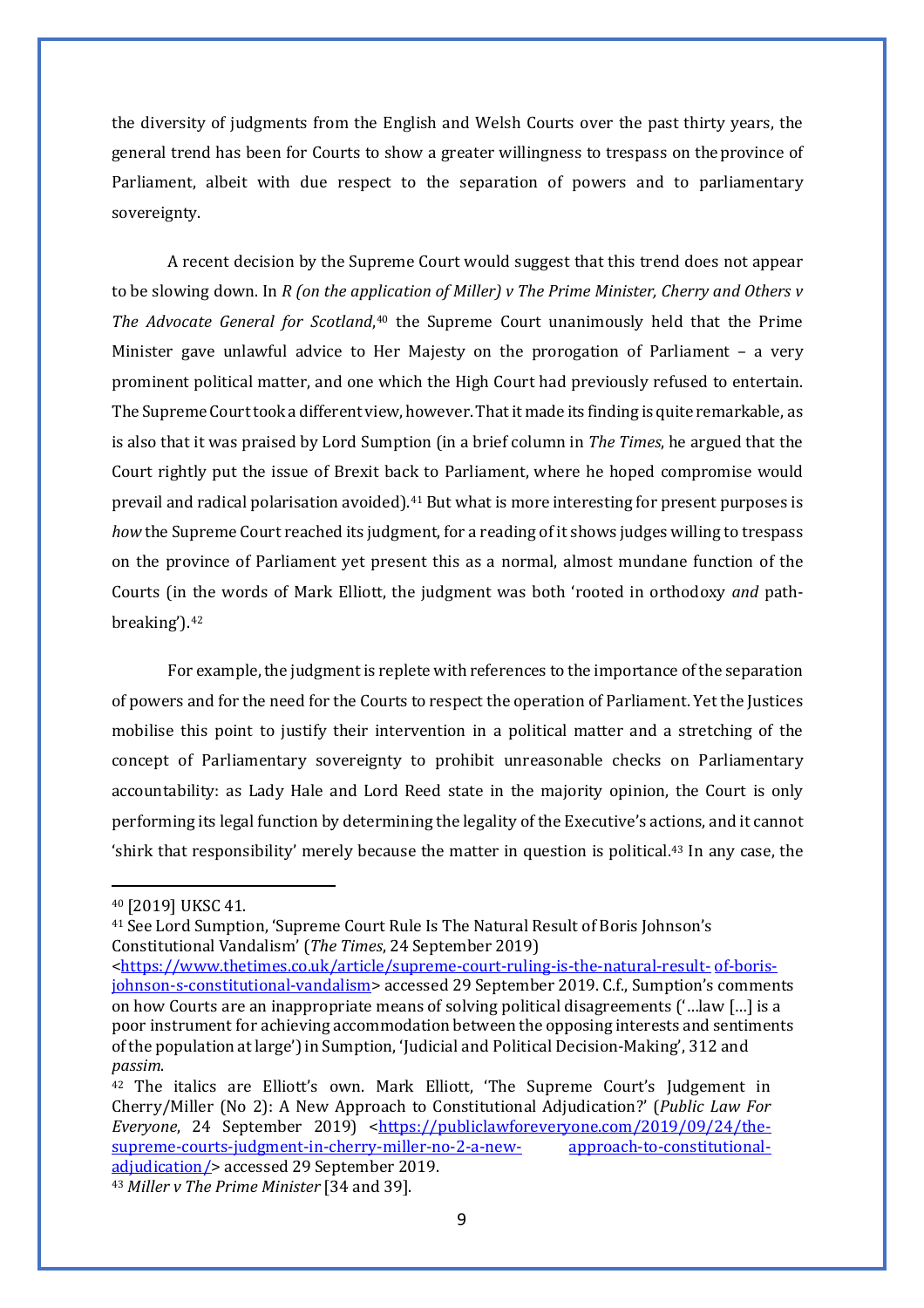the diversity of judgments from the English and Welsh Courts over the past thirty years, the general trend has been for Courts to show a greater willingness to trespass on the province of Parliament, albeit with due respect to the separation of powers and to parliamentary sovereignty.

A recent decision by the Supreme Court would suggest that this trend does not appear to be slowing down. In *R (on the application of Miller) v The Prime Minister, Cherry and Others v The Advocate General for Scotland*,[40] the Supreme Court unanimously held that the Prime Minister gave unlawful advice to Her Majesty on the prorogation of Parliament – a very prominent political matter, and one which the High Court had previously refused to entertain. The Supreme Court took a different view, however. That it made its finding is quite remarkable, as is also that it was praised by Lord Sumption (in a brief column in *The Times*, he argued that the Court rightly put the issue of Brexit back to Parliament, where he hoped compromise would prevail and radical polarisation avoided).[41] But what is more interesting for present purposes is *how* the Supreme Court reached its judgment, for a reading of it shows judges willing to trespass on the province of Parliament yet present this as a normal, almost mundane function of the Courts (in the words of Mark Elliott, the judgment was both 'rooted in orthodoxy *and* path-breaking').[42]

For example, the judgment is replete with references to the importance of the separation of powers and for the need for the Courts to respect the operation of Parliament. Yet the Justices mobilise this point to justify their intervention in a political matter and a stretching of the concept of Parliamentary sovereignty to prohibit unreasonable checks on Parliamentary accountability: as Lady Hale and Lord Reed state in the majority opinion, the Court is only performing its legal function by determining the legality of the Executive's actions, and it cannot 'shirk that responsibility' merely because the matter in question is political.[43] In any case, the

---

[40] [2019] UKSC 41.

[41] See Lord Sumption, 'Supreme Court Rule Is The Natural Result of Boris Johnson's Constitutional Vandalism' (*The Times*, 24 September 2019) <https://www.thetimes.co.uk/article/supreme-court-ruling-is-the-natural-result-of-boris-johnson-s-constitutional-vandalism> accessed 29 September 2019. C.f., Sumption's comments on how Courts are an inappropriate means of solving political disagreements ('…law […] is a poor instrument for achieving accommodation between the opposing interests and sentiments of the population at large') in Sumption, 'Judicial and Political Decision-Making', 312 and *passim*.

[42] The italics are Elliott's own. Mark Elliott, 'The Supreme Court's Judgement in Cherry/Miller (No 2): A New Approach to Constitutional Adjudication?' (*Public Law For Everyone*, 24 September 2019) <https://publiclawforeveryone.com/2019/09/24/the-supreme-courts-judgment-in-cherry-miller-no-2-a-new-approach-to-constitutional-adjudication/> accessed 29 September 2019.

[43] *Miller v The Prime Minister* [34 and 39].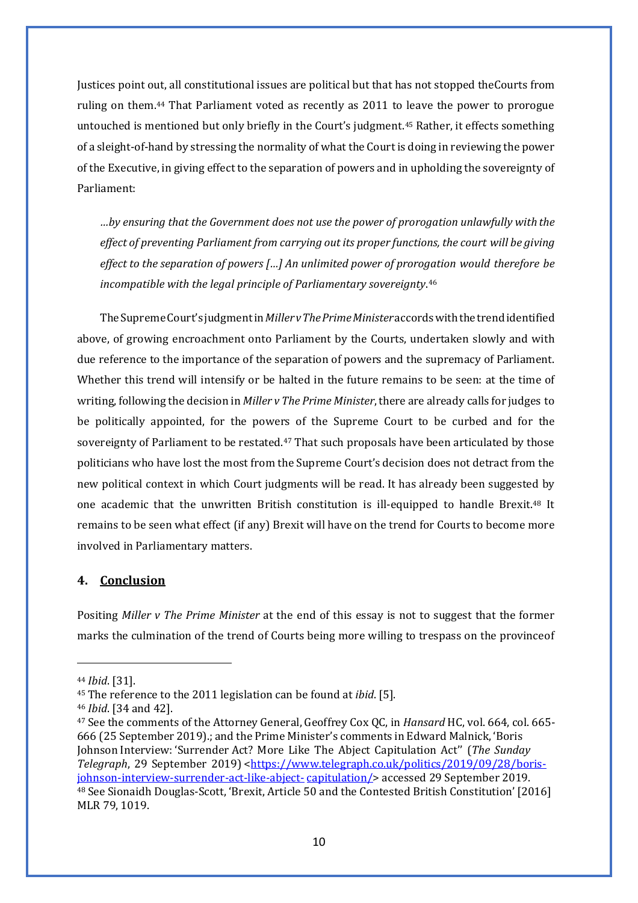Justices point out, all constitutional issues are political but that has not stopped theCourts from ruling on them.[44] That Parliament voted as recently as 2011 to leave the power to prorogue untouched is mentioned but only briefly in the Court's judgment.[45] Rather, it effects something of a sleight-of-hand by stressing the normality of what the Court is doing in reviewing the power of the Executive, in giving effect to the separation of powers and in upholding the sovereignty of Parliament:

> *…by ensuring that the Government does not use the power of prorogation unlawfully with the effect of preventing Parliament from carrying out its proper functions, the court will be giving effect to the separation of powers […] An unlimited power of prorogation would therefore be incompatible with the legal principle of Parliamentary sovereignty*.[46]

The Supreme Court's judgment in *Miller v The Prime Minister* accords with the trend identified above, of growing encroachment onto Parliament by the Courts, undertaken slowly and with due reference to the importance of the separation of powers and the supremacy of Parliament. Whether this trend will intensify or be halted in the future remains to be seen: at the time of writing, following the decision in *Miller v The Prime Minister*, there are already calls for judges to be politically appointed, for the powers of the Supreme Court to be curbed and for the sovereignty of Parliament to be restated.[47] That such proposals have been articulated by those politicians who have lost the most from the Supreme Court's decision does not detract from the new political context in which Court judgments will be read. It has already been suggested by one academic that the unwritten British constitution is ill-equipped to handle Brexit.[48] It remains to be seen what effect (if any) Brexit will have on the trend for Courts to become more involved in Parliamentary matters.

## 4. Conclusion

Positing *Miller v The Prime Minister* at the end of this essay is not to suggest that the former marks the culmination of the trend of Courts being more willing to trespass on the provinceof

---

[44] *Ibid*. [31].

[45] The reference to the 2011 legislation can be found at *ibid*. [5].

[46] *Ibid*. [34 and 42].

[47] See the comments of the Attorney General, Geoffrey Cox QC, in *Hansard* HC, vol. 664, col. 665-666 (25 September 2019).; and the Prime Minister's comments in Edward Malnick, 'Boris Johnson Interview: 'Surrender Act? More Like The Abject Capitulation Act'' (*The Sunday Telegraph*, 29 September 2019) <https://www.telegraph.co.uk/politics/2019/09/28/boris-johnson-interview-surrender-act-like-abject-capitulation/> accessed 29 September 2019.

[48] See Sionaidh Douglas-Scott, 'Brexit, Article 50 and the Contested British Constitution' [2016] MLR 79, 1019.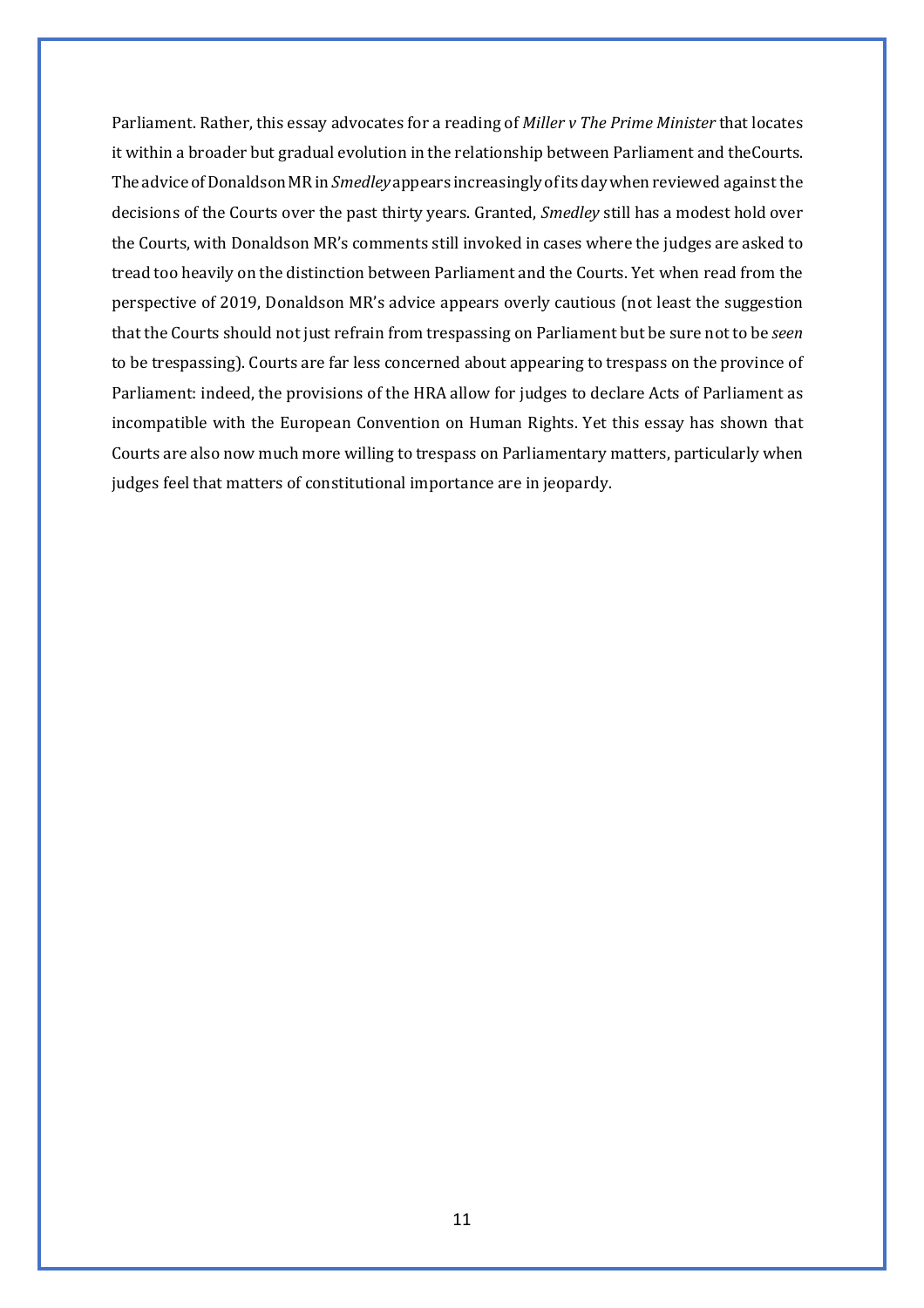Parliament. Rather, this essay advocates for a reading of *Miller v The Prime Minister* that locates it within a broader but gradual evolution in the relationship between Parliament and theCourts. The advice of Donaldson MR in *Smedley* appears increasingly of its day when reviewed against the decisions of the Courts over the past thirty years. Granted, *Smedley* still has a modest hold over the Courts, with Donaldson MR's comments still invoked in cases where the judges are asked to tread too heavily on the distinction between Parliament and the Courts. Yet when read from the perspective of 2019, Donaldson MR's advice appears overly cautious (not least the suggestion that the Courts should not just refrain from trespassing on Parliament but be sure not to be *seen* to be trespassing). Courts are far less concerned about appearing to trespass on the province of Parliament: indeed, the provisions of the HRA allow for judges to declare Acts of Parliament as incompatible with the European Convention on Human Rights. Yet this essay has shown that Courts are also now much more willing to trespass on Parliamentary matters, particularly when judges feel that matters of constitutional importance are in jeopardy.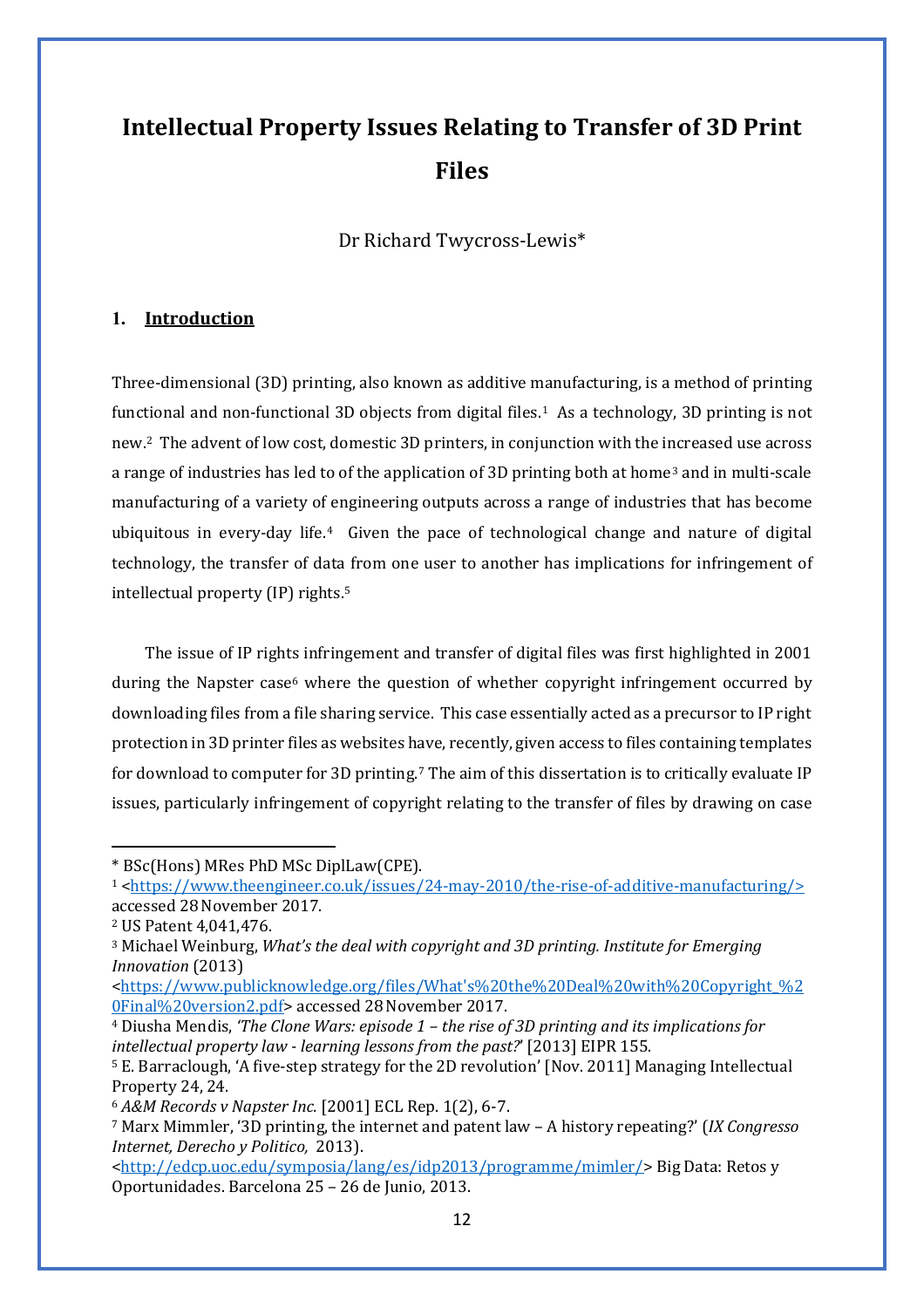# Intellectual Property Issues Relating to Transfer of 3D Print Files

Dr Richard Twycross-Lewis*

## 1. Introduction

Three-dimensional (3D) printing, also known as additive manufacturing, is a method of printing functional and non-functional 3D objects from digital files.[1] As a technology, 3D printing is not new.[2] The advent of low cost, domestic 3D printers, in conjunction with the increased use across a range of industries has led to of the application of 3D printing both at home[3] and in multi-scale manufacturing of a variety of engineering outputs across a range of industries that has become ubiquitous in every-day life.[4] Given the pace of technological change and nature of digital technology, the transfer of data from one user to another has implications for infringement of intellectual property (IP) rights.[5]

The issue of IP rights infringement and transfer of digital files was first highlighted in 2001 during the Napster case[6] where the question of whether copyright infringement occurred by downloading files from a file sharing service. This case essentially acted as a precursor to IP right protection in 3D printer files as websites have, recently, given access to files containing templates for download to computer for 3D printing.[7] The aim of this dissertation is to critically evaluate IP issues, particularly infringement of copyright relating to the transfer of files by drawing on case

---

* BSc(Hons) MRes PhD MSc DiplLaw(CPE).

[1] <https://www.theengineer.co.uk/issues/24-may-2010/the-rise-of-additive-manufacturing/> accessed 28 November 2017.

[2] US Patent 4,041,476.

[3] Michael Weinburg, *What's the deal with copyright and 3D printing. Institute for Emerging Innovation* (2013) <https://www.publicknowledge.org/files/What's%20the%20Deal%20with%20Copyright_%20Final%20version2.pdf> accessed 28 November 2017.

[4] Diusha Mendis, *'The Clone Wars: episode 1 – the rise of 3D printing and its implications for intellectual property law - learning lessons from the past?'* [2013] EIPR 155.

[5] E. Barraclough, 'A five-step strategy for the 2D revolution' [Nov. 2011] Managing Intellectual Property 24, 24.

[6] *A&M Records v Napster Inc.* [2001] ECL Rep. 1(2), 6-7.

[7] Marx Mimmler, '3D printing, the internet and patent law – A history repeating?' (*IX Congresso Internet, Derecho y Politico,* 2013). <http://edcp.uoc.edu/symposia/lang/es/idp2013/programme/mimler/> Big Data: Retos y Oportunidades. Barcelona 25 – 26 de Junio, 2013.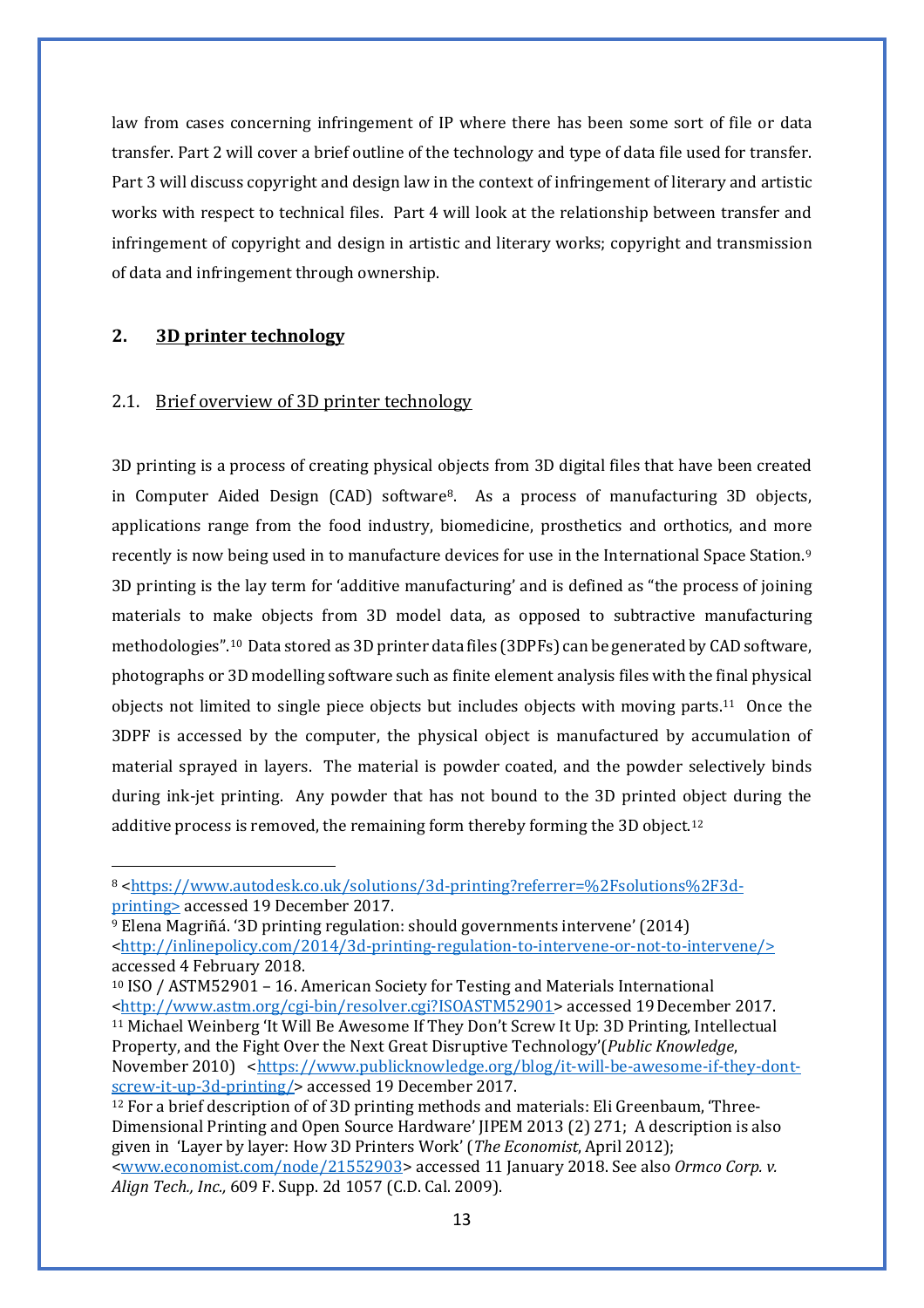law from cases concerning infringement of IP where there has been some sort of file or data transfer. Part 2 will cover a brief outline of the technology and type of data file used for transfer. Part 3 will discuss copyright and design law in the context of infringement of literary and artistic works with respect to technical files. Part 4 will look at the relationship between transfer and infringement of copyright and design in artistic and literary works; copyright and transmission of data and infringement through ownership.

## 2. 3D printer technology

### 2.1. Brief overview of 3D printer technology

3D printing is a process of creating physical objects from 3D digital files that have been created in Computer Aided Design (CAD) software[8]. As a process of manufacturing 3D objects, applications range from the food industry, biomedicine, prosthetics and orthotics, and more recently is now being used in to manufacture devices for use in the International Space Station.[9] 3D printing is the lay term for 'additive manufacturing' and is defined as "the process of joining materials to make objects from 3D model data, as opposed to subtractive manufacturing methodologies".[10] Data stored as 3D printer data files (3DPFs) can be generated by CAD software, photographs or 3D modelling software such as finite element analysis files with the final physical objects not limited to single piece objects but includes objects with moving parts.[11] Once the 3DPF is accessed by the computer, the physical object is manufactured by accumulation of material sprayed in layers. The material is powder coated, and the powder selectively binds during ink-jet printing. Any powder that has not bound to the 3D printed object during the additive process is removed, the remaining form thereby forming the 3D object.[12]

---

[8] <https://www.autodesk.co.uk/solutions/3d-printing?referrer=%2Fsolutions%2F3d-printing> accessed 19 December 2017.

[9] Elena Magriñá. '3D printing regulation: should governments intervene' (2014) <http://inlinepolicy.com/2014/3d-printing-regulation-to-intervene-or-not-to-intervene/> accessed 4 February 2018.

[10] ISO / ASTM52901 – 16. American Society for Testing and Materials International <http://www.astm.org/cgi-bin/resolver.cgi?ISOASTM52901> accessed 19 December 2017.

[11] Michael Weinberg 'It Will Be Awesome If They Don't Screw It Up: 3D Printing, Intellectual Property, and the Fight Over the Next Great Disruptive Technology'(*Public Knowledge*, November 2010) <https://www.publicknowledge.org/blog/it-will-be-awesome-if-they-dont-screw-it-up-3d-printing/> accessed 19 December 2017.

[12] For a brief description of of 3D printing methods and materials: Eli Greenbaum, 'Three-Dimensional Printing and Open Source Hardware' JIPEM 2013 (2) 271; A description is also given in 'Layer by layer: How 3D Printers Work' (*The Economist*, April 2012); <www.economist.com/node/21552903> accessed 11 January 2018. See also *Ormco Corp. v. Align Tech., Inc.,* 609 F. Supp. 2d 1057 (C.D. Cal. 2009).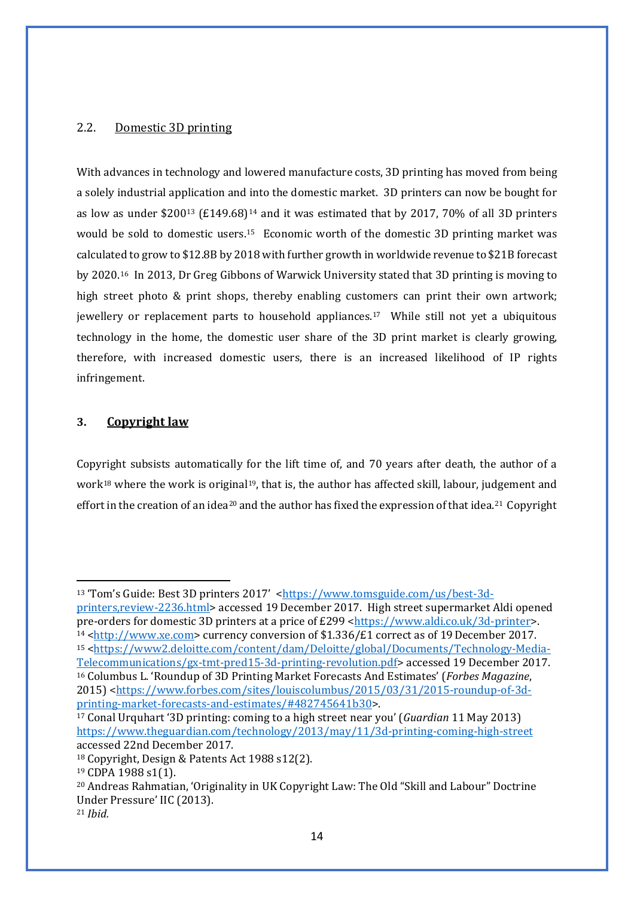## 2.2. Domestic 3D printing

With advances in technology and lowered manufacture costs, 3D printing has moved from being a solely industrial application and into the domestic market. 3D printers can now be bought for as low as under $200[13] (£149.68)[14] and it was estimated that by 2017, 70% of all 3D printers would be sold to domestic users.[15] Economic worth of the domestic 3D printing market was calculated to grow to $12.8B by 2018 with further growth in worldwide revenue to $21B forecast by 2020.[16] In 2013, Dr Greg Gibbons of Warwick University stated that 3D printing is moving to high street photo & print shops, thereby enabling customers can print their own artwork; jewellery or replacement parts to household appliances.[17] While still not yet a ubiquitous technology in the home, the domestic user share of the 3D print market is clearly growing, therefore, with increased domestic users, there is an increased likelihood of IP rights infringement.

# 3. Copyright law

Copyright subsists automatically for the lift time of, and 70 years after death, the author of a work[18] where the work is original[19], that is, the author has affected skill, labour, judgement and effort in the creation of an idea[20] and the author has fixed the expression of that idea.[21] Copyright

---

[13] 'Tom's Guide: Best 3D printers 2017' <https://www.tomsguide.com/us/best-3d-printers,review-2236.html> accessed 19 December 2017. High street supermarket Aldi opened pre-orders for domestic 3D printers at a price of £299 <https://www.aldi.co.uk/3d-printer>.

[14] <http://www.xe.com> currency conversion of $1.336/£1 correct as of 19 December 2017.

[15] <https://www2.deloitte.com/content/dam/Deloitte/global/Documents/Technology-Media-Telecommunications/gx-tmt-pred15-3d-printing-revolution.pdf> accessed 19 December 2017.

[16] Columbus L. 'Roundup of 3D Printing Market Forecasts And Estimates' (*Forbes Magazine*, 2015) <https://www.forbes.com/sites/louiscolumbus/2015/03/31/2015-roundup-of-3d-printing-market-forecasts-and-estimates/#482745641b30>.

[17] Conal Urquhart '3D printing: coming to a high street near you' (*Guardian* 11 May 2013) https://www.theguardian.com/technology/2013/may/11/3d-printing-coming-high-street accessed 22nd December 2017.

[18] Copyright, Design & Patents Act 1988 s12(2).

[19] CDPA 1988 s1(1).

[20] Andreas Rahmatian, 'Originality in UK Copyright Law: The Old "Skill and Labour" Doctrine Under Pressure' IIC (2013).

[21] *Ibid.*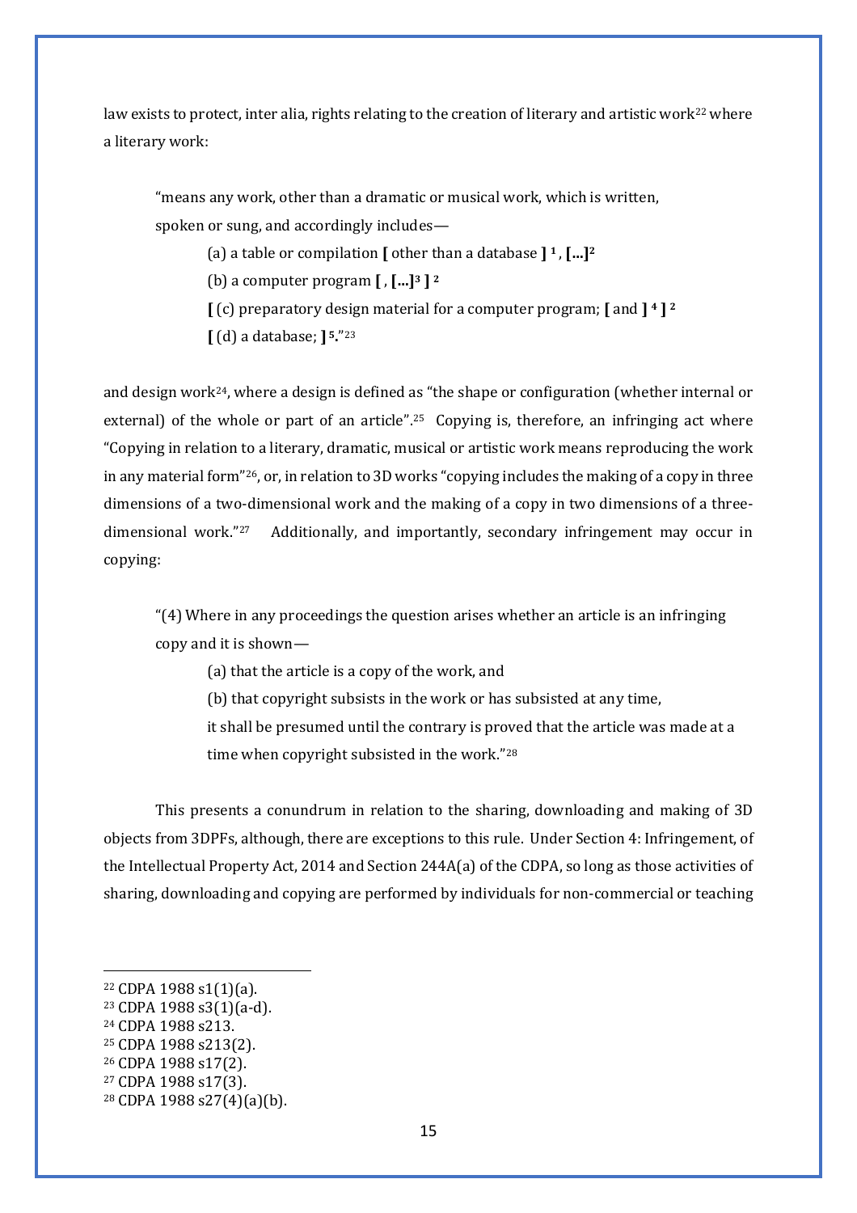law exists to protect, inter alia, rights relating to the creation of literary and artistic work[22] where a literary work:

> "means any work, other than a dramatic or musical work, which is written, spoken or sung, and accordingly includes—
>
> (a) a table or compilation **[** other than a database **]** **1** , **[...]** **2**
>
> (b) a computer program **[** , **[...]** **3** **]** **2**
>
> **[** (c) preparatory design material for a computer program; **[** and **]** **4** **]** **2**
>
> **[** (d) a database; **]** **5**."[23]

and design work[24], where a design is defined as "the shape or configuration (whether internal or external) of the whole or part of an article".[25] Copying is, therefore, an infringing act where "Copying in relation to a literary, dramatic, musical or artistic work means reproducing the work in any material form"[26], or, in relation to 3D works "copying includes the making of a copy in three dimensions of a two-dimensional work and the making of a copy in two dimensions of a three-dimensional work."[27] Additionally, and importantly, secondary infringement may occur in copying:

> "(4) Where in any proceedings the question arises whether an article is an infringing copy and it is shown—
>
> (a) that the article is a copy of the work, and
>
> (b) that copyright subsists in the work or has subsisted at any time,
>
> it shall be presumed until the contrary is proved that the article was made at a time when copyright subsisted in the work."[28]

This presents a conundrum in relation to the sharing, downloading and making of 3D objects from 3DPFs, although, there are exceptions to this rule. Under Section 4: Infringement, of the Intellectual Property Act, 2014 and Section 244A(a) of the CDPA, so long as those activities of sharing, downloading and copying are performed by individuals for non-commercial or teaching

---

[22] CDPA 1988 s1(1)(a).
[23] CDPA 1988 s3(1)(a-d).
[24] CDPA 1988 s213.
[25] CDPA 1988 s213(2).
[26] CDPA 1988 s17(2).
[27] CDPA 1988 s17(3).
[28] CDPA 1988 s27(4)(a)(b).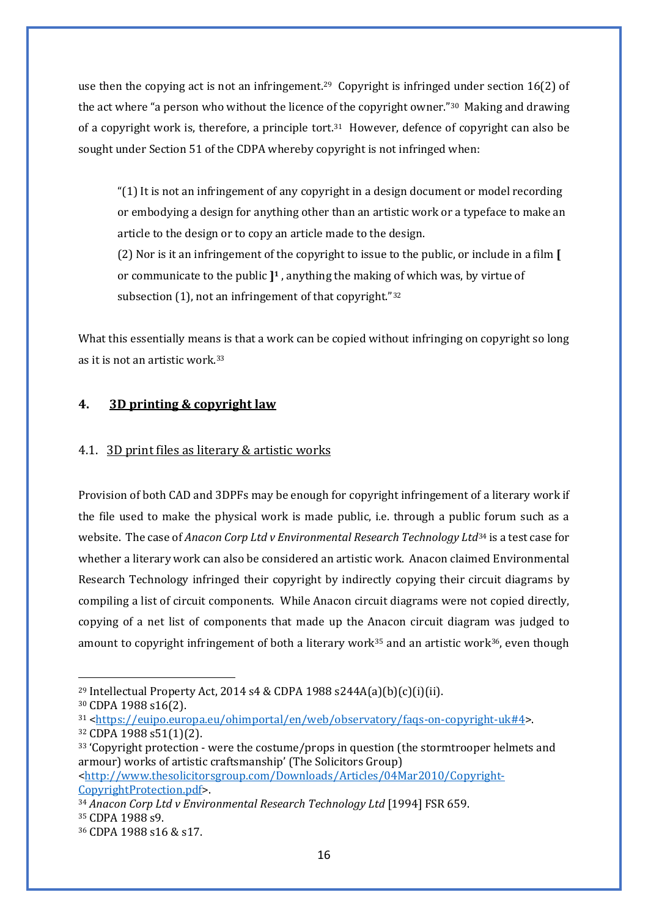use then the copying act is not an infringement.[29] Copyright is infringed under section 16(2) of the act where "a person who without the licence of the copyright owner."[30] Making and drawing of a copyright work is, therefore, a principle tort.[31] However, defence of copyright can also be sought under Section 51 of the CDPA whereby copyright is not infringed when:

> "(1) It is not an infringement of any copyright in a design document or model recording or embodying a design for anything other than an artistic work or a typeface to make an article to the design or to copy an article made to the design.
> (2) Nor is it an infringement of the copyright to issue to the public, or include in a film **[** or communicate to the public **]¹** , anything the making of which was, by virtue of subsection (1), not an infringement of that copyright."[32]

What this essentially means is that a work can be copied without infringing on copyright so long as it is not an artistic work.[33]

## 4. 3D printing & copyright law

### 4.1. 3D print files as literary & artistic works

Provision of both CAD and 3DPFs may be enough for copyright infringement of a literary work if the file used to make the physical work is made public, i.e. through a public forum such as a website. The case of *Anacon Corp Ltd v Environmental Research Technology Ltd*[34] is a test case for whether a literary work can also be considered an artistic work. Anacon claimed Environmental Research Technology infringed their copyright by indirectly copying their circuit diagrams by compiling a list of circuit components. While Anacon circuit diagrams were not copied directly, copying of a net list of components that made up the Anacon circuit diagram was judged to amount to copyright infringement of both a literary work[35] and an artistic work[36], even though

---

[29] Intellectual Property Act, 2014 s4 & CDPA 1988 s244A(a)(b)(c)(i)(ii).
[30] CDPA 1988 s16(2).
[31] <https://euipo.europa.eu/ohimportal/en/web/observatory/faqs-on-copyright-uk#4>.
[32] CDPA 1988 s51(1)(2).
[33] 'Copyright protection - were the costume/props in question (the stormtrooper helmets and armour) works of artistic craftsmanship' (The Solicitors Group) <http://www.thesolicitorsgroup.com/Downloads/Articles/04Mar2010/Copyright-CopyrightProtection.pdf>.
[34] *Anacon Corp Ltd v Environmental Research Technology Ltd* [1994] FSR 659.
[35] CDPA 1988 s9.
[36] CDPA 1988 s16 & s17.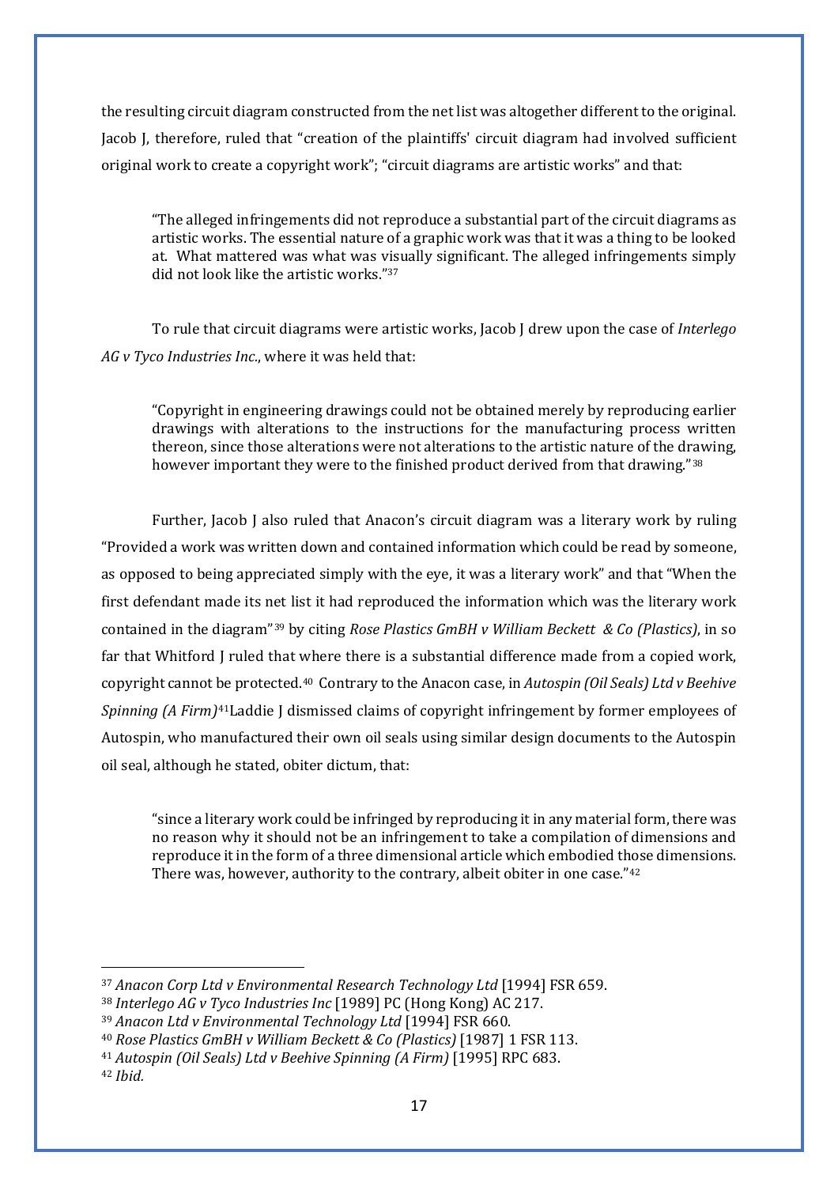the resulting circuit diagram constructed from the net list was altogether different to the original. Jacob J, therefore, ruled that "creation of the plaintiffs' circuit diagram had involved sufficient original work to create a copyright work"; "circuit diagrams are artistic works" and that:

> "The alleged infringements did not reproduce a substantial part of the circuit diagrams as artistic works. The essential nature of a graphic work was that it was a thing to be looked at. What mattered was what was visually significant. The alleged infringements simply did not look like the artistic works."[37]

To rule that circuit diagrams were artistic works, Jacob J drew upon the case of *Interlego AG v Tyco Industries Inc.*, where it was held that:

> "Copyright in engineering drawings could not be obtained merely by reproducing earlier drawings with alterations to the instructions for the manufacturing process written thereon, since those alterations were not alterations to the artistic nature of the drawing, however important they were to the finished product derived from that drawing."[38]

Further, Jacob J also ruled that Anacon's circuit diagram was a literary work by ruling "Provided a work was written down and contained information which could be read by someone, as opposed to being appreciated simply with the eye, it was a literary work" and that "When the first defendant made its net list it had reproduced the information which was the literary work contained in the diagram"[39] by citing *Rose Plastics GmBH v William Beckett & Co (Plastics)*, in so far that Whitford J ruled that where there is a substantial difference made from a copied work, copyright cannot be protected.[40] Contrary to the Anacon case, in *Autospin (Oil Seals) Ltd v Beehive Spinning (A Firm)*[41]Laddie J dismissed claims of copyright infringement by former employees of Autospin, who manufactured their own oil seals using similar design documents to the Autospin oil seal, although he stated, obiter dictum, that:

> "since a literary work could be infringed by reproducing it in any material form, there was no reason why it should not be an infringement to take a compilation of dimensions and reproduce it in the form of a three dimensional article which embodied those dimensions. There was, however, authority to the contrary, albeit obiter in one case."[42]

---

[37] *Anacon Corp Ltd v Environmental Research Technology Ltd* [1994] FSR 659.

[38] *Interlego AG v Tyco Industries Inc* [1989] PC (Hong Kong) AC 217.

[39] *Anacon Ltd v Environmental Technology Ltd* [1994] FSR 660.

[40] *Rose Plastics GmBH v William Beckett & Co (Plastics)* [1987] 1 FSR 113.

[41] *Autospin (Oil Seals) Ltd v Beehive Spinning (A Firm)* [1995] RPC 683.

[42] *Ibid.*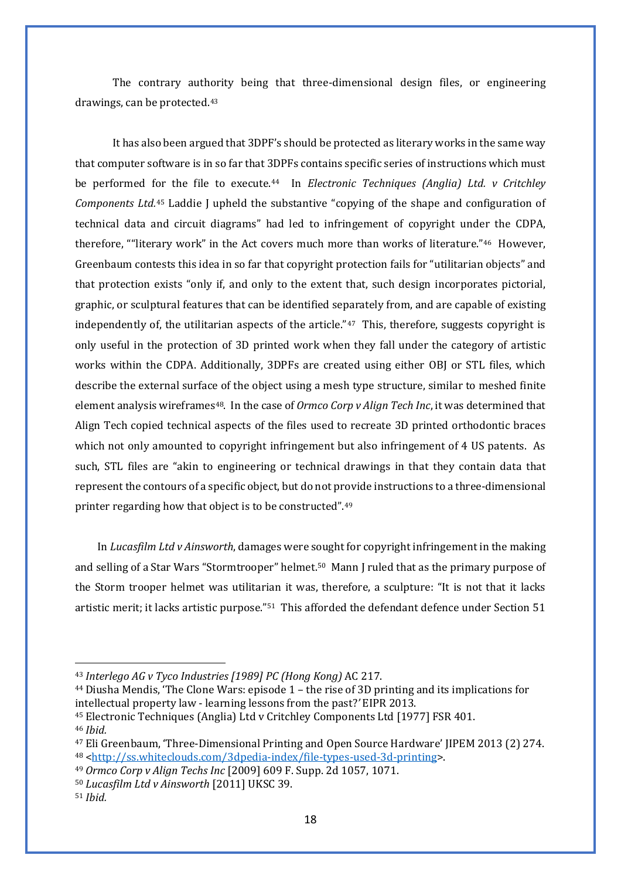The contrary authority being that three-dimensional design files, or engineering drawings, can be protected.[43]

It has also been argued that 3DPF's should be protected as literary works in the same way that computer software is in so far that 3DPFs contains specific series of instructions which must be performed for the file to execute.[44] In *Electronic Techniques (Anglia) Ltd. v Critchley Components Ltd.*[45] Laddie J upheld the substantive "copying of the shape and configuration of technical data and circuit diagrams" had led to infringement of copyright under the CDPA, therefore, ""literary work" in the Act covers much more than works of literature."[46] However, Greenbaum contests this idea in so far that copyright protection fails for "utilitarian objects" and that protection exists "only if, and only to the extent that, such design incorporates pictorial, graphic, or sculptural features that can be identified separately from, and are capable of existing independently of, the utilitarian aspects of the article."[47] This, therefore, suggests copyright is only useful in the protection of 3D printed work when they fall under the category of artistic works within the CDPA. Additionally, 3DPFs are created using either OBJ or STL files, which describe the external surface of the object using a mesh type structure, similar to meshed finite element analysis wireframes[48]. In the case of *Ormco Corp v Align Tech Inc*, it was determined that Align Tech copied technical aspects of the files used to recreate 3D printed orthodontic braces which not only amounted to copyright infringement but also infringement of 4 US patents. As such, STL files are "akin to engineering or technical drawings in that they contain data that represent the contours of a specific object, but do not provide instructions to a three-dimensional printer regarding how that object is to be constructed".[49]

In *Lucasfilm Ltd v Ainsworth*, damages were sought for copyright infringement in the making and selling of a Star Wars "Stormtrooper" helmet.[50] Mann J ruled that as the primary purpose of the Storm trooper helmet was utilitarian it was, therefore, a sculpture: "It is not that it lacks artistic merit; it lacks artistic purpose."[51] This afforded the defendant defence under Section 51

---

[43] *Interlego AG v Tyco Industries [1989] PC (Hong Kong)* AC 217.

[44] Diusha Mendis, 'The Clone Wars: episode 1 – the rise of 3D printing and its implications for intellectual property law - learning lessons from the past?' EIPR 2013.

[45] Electronic Techniques (Anglia) Ltd v Critchley Components Ltd [1977] FSR 401.

[46] *Ibid.*

[47] Eli Greenbaum, 'Three-Dimensional Printing and Open Source Hardware' JIPEM 2013 (2) 274.

[48] <http://ss.whiteclouds.com/3dpedia-index/file-types-used-3d-printing>.

[49] *Ormco Corp v Align Techs Inc* [2009] 609 F. Supp. 2d 1057, 1071.

[50] *Lucasfilm Ltd v Ainsworth* [2011] UKSC 39.

[51] *Ibid.*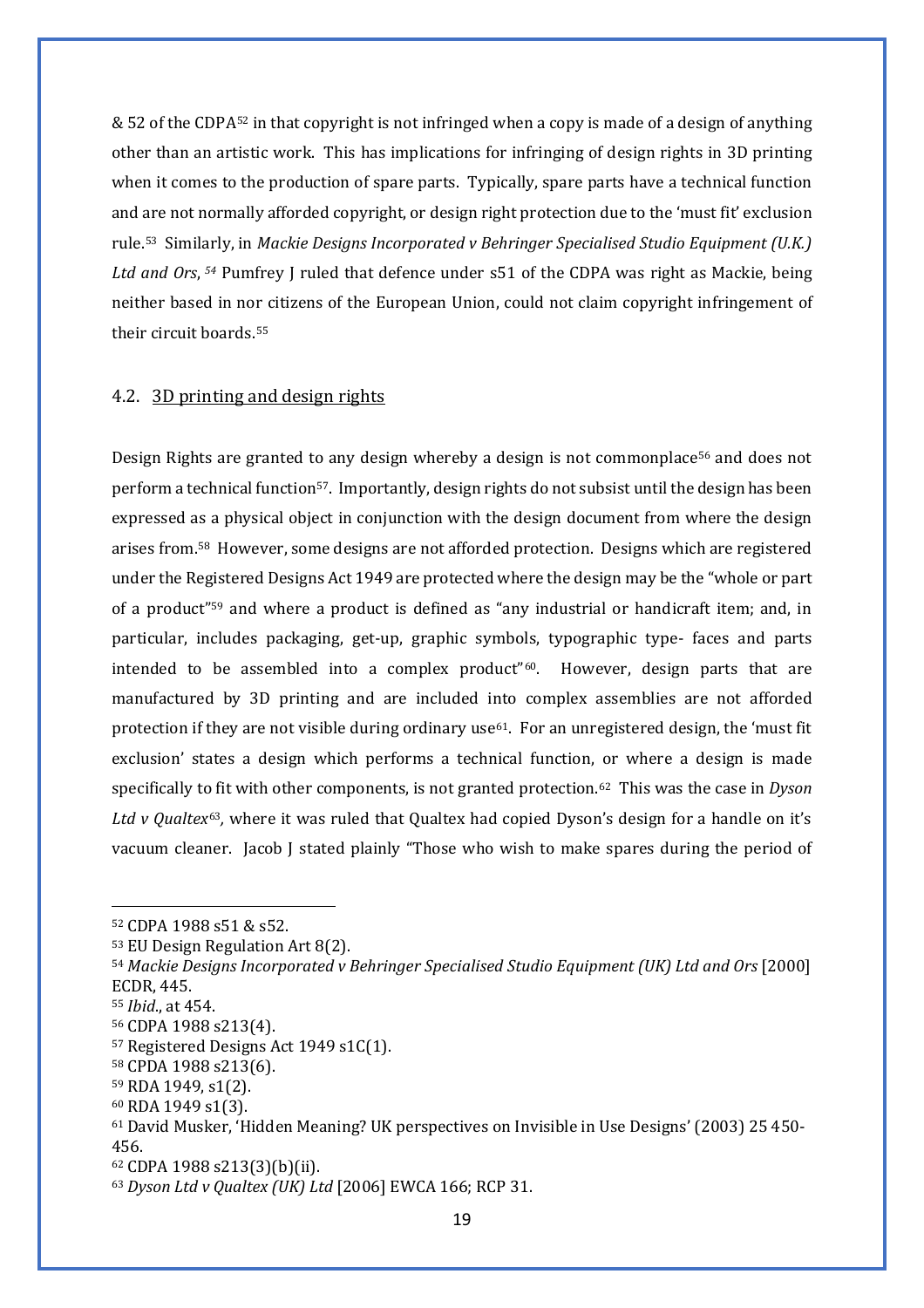& 52 of the CDPA[52] in that copyright is not infringed when a copy is made of a design of anything other than an artistic work. This has implications for infringing of design rights in 3D printing when it comes to the production of spare parts. Typically, spare parts have a technical function and are not normally afforded copyright, or design right protection due to the 'must fit' exclusion rule.[53] Similarly, in *Mackie Designs Incorporated v Behringer Specialised Studio Equipment (U.K.) Ltd and Ors*, [54] Pumfrey J ruled that defence under s51 of the CDPA was right as Mackie, being neither based in nor citizens of the European Union, could not claim copyright infringement of their circuit boards.[55]

## 4.2. 3D printing and design rights

Design Rights are granted to any design whereby a design is not commonplace[56] and does not perform a technical function[57]. Importantly, design rights do not subsist until the design has been expressed as a physical object in conjunction with the design document from where the design arises from.[58] However, some designs are not afforded protection. Designs which are registered under the Registered Designs Act 1949 are protected where the design may be the "whole or part of a product"[59] and where a product is defined as "any industrial or handicraft item; and, in particular, includes packaging, get-up, graphic symbols, typographic type- faces and parts intended to be assembled into a complex product"[60]. However, design parts that are manufactured by 3D printing and are included into complex assemblies are not afforded protection if they are not visible during ordinary use[61]. For an unregistered design, the 'must fit exclusion' states a design which performs a technical function, or where a design is made specifically to fit with other components, is not granted protection.[62] This was the case in *Dyson Ltd v Qualtex*[63], where it was ruled that Qualtex had copied Dyson's design for a handle on it's vacuum cleaner. Jacob J stated plainly "Those who wish to make spares during the period of

---

[52] CDPA 1988 s51 & s52.

[53] EU Design Regulation Art 8(2).

[54] *Mackie Designs Incorporated v Behringer Specialised Studio Equipment (UK) Ltd and Ors* [2000] ECDR, 445.

[55] *Ibid*., at 454.

[56] CDPA 1988 s213(4).

[57] Registered Designs Act 1949 s1C(1).

[58] CPDA 1988 s213(6).

[59] RDA 1949, s1(2).

[60] RDA 1949 s1(3).

[61] David Musker, 'Hidden Meaning? UK perspectives on Invisible in Use Designs' (2003) 25 450-456.

[62] CDPA 1988 s213(3)(b)(ii).

[63] *Dyson Ltd v Qualtex (UK) Ltd* [2006] EWCA 166; RCP 31.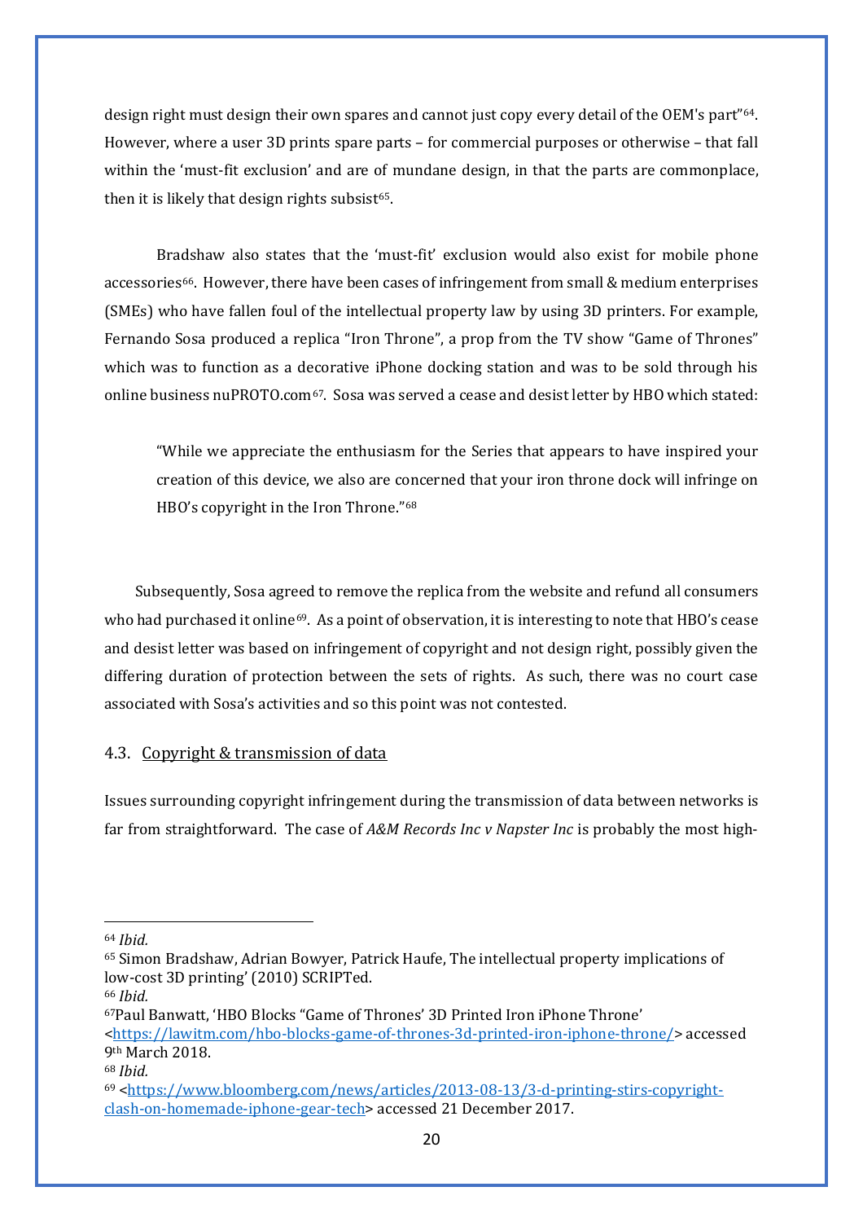design right must design their own spares and cannot just copy every detail of the OEM's part"[64]. However, where a user 3D prints spare parts – for commercial purposes or otherwise – that fall within the 'must-fit exclusion' and are of mundane design, in that the parts are commonplace, then it is likely that design rights subsist[65].

Bradshaw also states that the 'must-fit' exclusion would also exist for mobile phone accessories[66]. However, there have been cases of infringement from small & medium enterprises (SMEs) who have fallen foul of the intellectual property law by using 3D printers. For example, Fernando Sosa produced a replica "Iron Throne", a prop from the TV show "Game of Thrones" which was to function as a decorative iPhone docking station and was to be sold through his online business nuPROTO.com[67]. Sosa was served a cease and desist letter by HBO which stated:

> "While we appreciate the enthusiasm for the Series that appears to have inspired your creation of this device, we also are concerned that your iron throne dock will infringe on HBO's copyright in the Iron Throne."[68]

Subsequently, Sosa agreed to remove the replica from the website and refund all consumers who had purchased it online[69]. As a point of observation, it is interesting to note that HBO's cease and desist letter was based on infringement of copyright and not design right, possibly given the differing duration of protection between the sets of rights. As such, there was no court case associated with Sosa's activities and so this point was not contested.

## 4.3. Copyright & transmission of data

Issues surrounding copyright infringement during the transmission of data between networks is far from straightforward. The case of *A&M Records Inc v Napster Inc* is probably the most high-

---

[64] *Ibid.*

[65] Simon Bradshaw, Adrian Bowyer, Patrick Haufe, The intellectual property implications of low-cost 3D printing' (2010) SCRIPTed.

[66] *Ibid.*

[67] Paul Banwatt, 'HBO Blocks "Game of Thrones' 3D Printed Iron iPhone Throne' <https://lawitm.com/hbo-blocks-game-of-thrones-3d-printed-iron-iphone-throne/> accessed 9th March 2018.

[68] *Ibid.*

[69] <https://www.bloomberg.com/news/articles/2013-08-13/3-d-printing-stirs-copyright-clash-on-homemade-iphone-gear-tech> accessed 21 December 2017.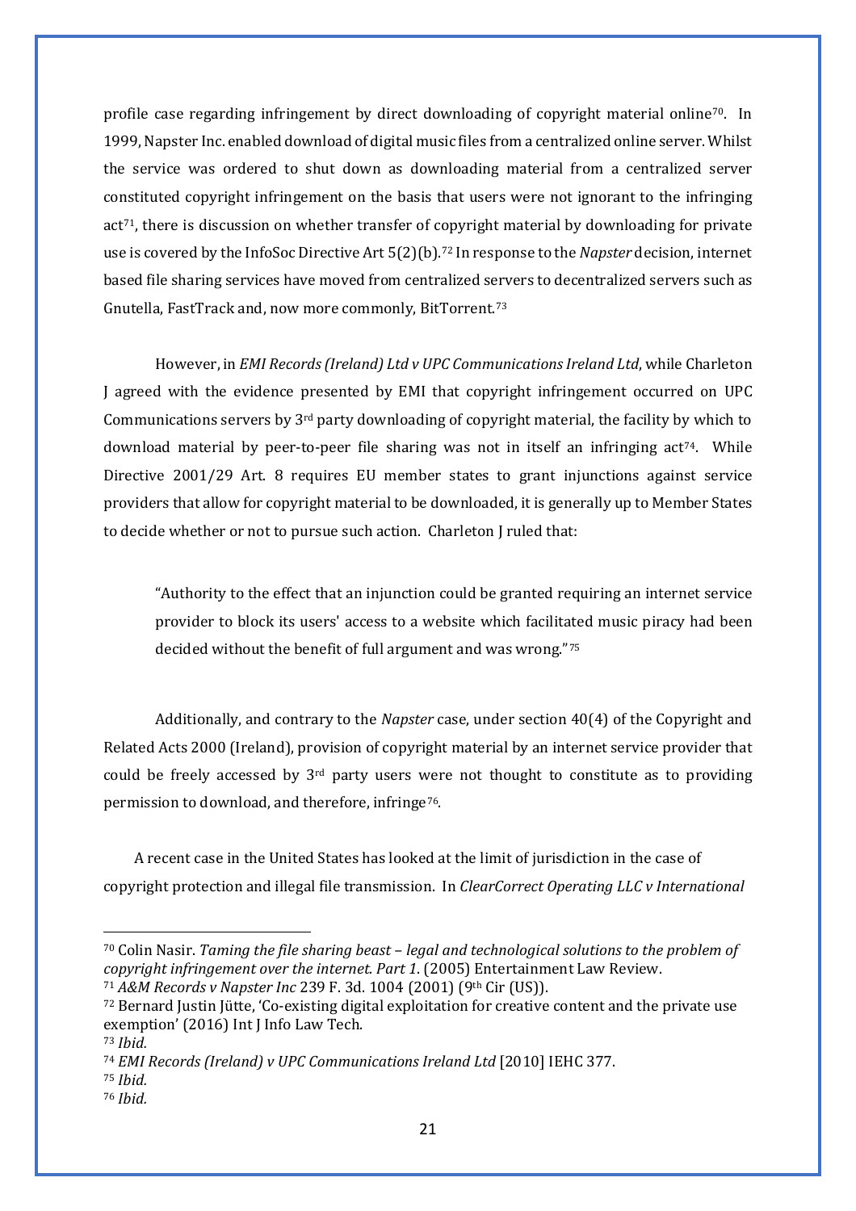profile case regarding infringement by direct downloading of copyright material online[70]. In 1999, Napster Inc. enabled download of digital music files from a centralized online server. Whilst the service was ordered to shut down as downloading material from a centralized server constituted copyright infringement on the basis that users were not ignorant to the infringing act[71], there is discussion on whether transfer of copyright material by downloading for private use is covered by the InfoSoc Directive Art 5(2)(b).[72] In response to the *Napster* decision, internet based file sharing services have moved from centralized servers to decentralized servers such as Gnutella, FastTrack and, now more commonly, BitTorrent.[73]

However, in *EMI Records (Ireland) Ltd v UPC Communications Ireland Ltd*, while Charleton J agreed with the evidence presented by EMI that copyright infringement occurred on UPC Communications servers by 3rd party downloading of copyright material, the facility by which to download material by peer-to-peer file sharing was not in itself an infringing act[74]. While Directive 2001/29 Art. 8 requires EU member states to grant injunctions against service providers that allow for copyright material to be downloaded, it is generally up to Member States to decide whether or not to pursue such action. Charleton J ruled that:

> "Authority to the effect that an injunction could be granted requiring an internet service provider to block its users' access to a website which facilitated music piracy had been decided without the benefit of full argument and was wrong."[75]

Additionally, and contrary to the *Napster* case, under section 40(4) of the Copyright and Related Acts 2000 (Ireland), provision of copyright material by an internet service provider that could be freely accessed by 3rd party users were not thought to constitute as to providing permission to download, and therefore, infringe[76].

A recent case in the United States has looked at the limit of jurisdiction in the case of copyright protection and illegal file transmission. In *ClearCorrect Operating LLC v International*

---

[70] Colin Nasir. *Taming the file sharing beast – legal and technological solutions to the problem of copyright infringement over the internet. Part 1.* (2005) Entertainment Law Review.

[71] *A&M Records v Napster Inc* 239 F. 3d. 1004 (2001) (9th Cir (US)).

[72] Bernard Justin Jütte, 'Co-existing digital exploitation for creative content and the private use exemption' (2016) Int J Info Law Tech.

[73] *Ibid.*

[74] *EMI Records (Ireland) v UPC Communications Ireland Ltd* [2010] IEHC 377.

[75] *Ibid.*

[76] *Ibid.*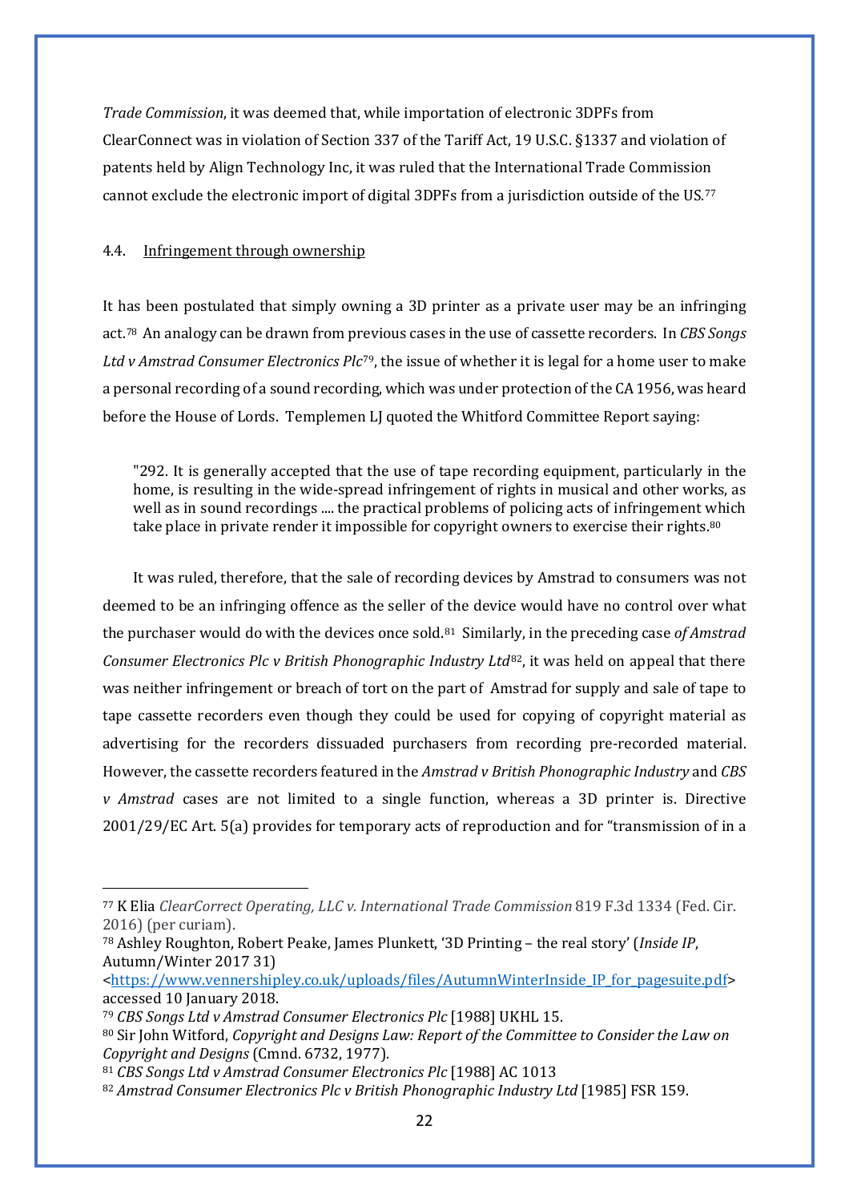*Trade Commission*, it was deemed that, while importation of electronic 3DPFs from ClearConnect was in violation of Section 337 of the Tariff Act, 19 U.S.C. §1337 and violation of patents held by Align Technology Inc, it was ruled that the International Trade Commission cannot exclude the electronic import of digital 3DPFs from a jurisdiction outside of the US.[77]

## 4.4. Infringement through ownership

It has been postulated that simply owning a 3D printer as a private user may be an infringing act.[78] An analogy can be drawn from previous cases in the use of cassette recorders. In *CBS Songs Ltd v Amstrad Consumer Electronics Plc*[79], the issue of whether it is legal for a home user to make a personal recording of a sound recording, which was under protection of the CA 1956, was heard before the House of Lords. Templemen LJ quoted the Whitford Committee Report saying:

> "292. It is generally accepted that the use of tape recording equipment, particularly in the home, is resulting in the wide-spread infringement of rights in musical and other works, as well as in sound recordings .... the practical problems of policing acts of infringement which take place in private render it impossible for copyright owners to exercise their rights.[80]

It was ruled, therefore, that the sale of recording devices by Amstrad to consumers was not deemed to be an infringing offence as the seller of the device would have no control over what the purchaser would do with the devices once sold.[81] Similarly, in the preceding case *of Amstrad Consumer Electronics Plc v British Phonographic Industry Ltd*[82], it was held on appeal that there was neither infringement or breach of tort on the part of Amstrad for supply and sale of tape to tape cassette recorders even though they could be used for copying of copyright material as advertising for the recorders dissuaded purchasers from recording pre-recorded material. However, the cassette recorders featured in the *Amstrad v British Phonographic Industry* and *CBS v Amstrad* cases are not limited to a single function, whereas a 3D printer is. Directive 2001/29/EC Art. 5(a) provides for temporary acts of reproduction and for "transmission of in a

---

[77] K Elia *ClearCorrect Operating, LLC v. International Trade Commission* 819 F.3d 1334 (Fed. Cir. 2016) (per curiam).

[78] Ashley Roughton, Robert Peake, James Plunkett, '3D Printing – the real story' (*Inside IP*, Autumn/Winter 2017 31) <https://www.vennershipley.co.uk/uploads/files/AutumnWinterInside_IP_for_pagesuite.pdf> accessed 10 January 2018.

[79] *CBS Songs Ltd v Amstrad Consumer Electronics Plc* [1988] UKHL 15.

[80] Sir John Witford, *Copyright and Designs Law: Report of the Committee to Consider the Law on Copyright and Designs* (Cmnd. 6732, 1977).

[81] *CBS Songs Ltd v Amstrad Consumer Electronics Plc* [1988] AC 1013

[82] *Amstrad Consumer Electronics Plc v British Phonographic Industry Ltd* [1985] FSR 159.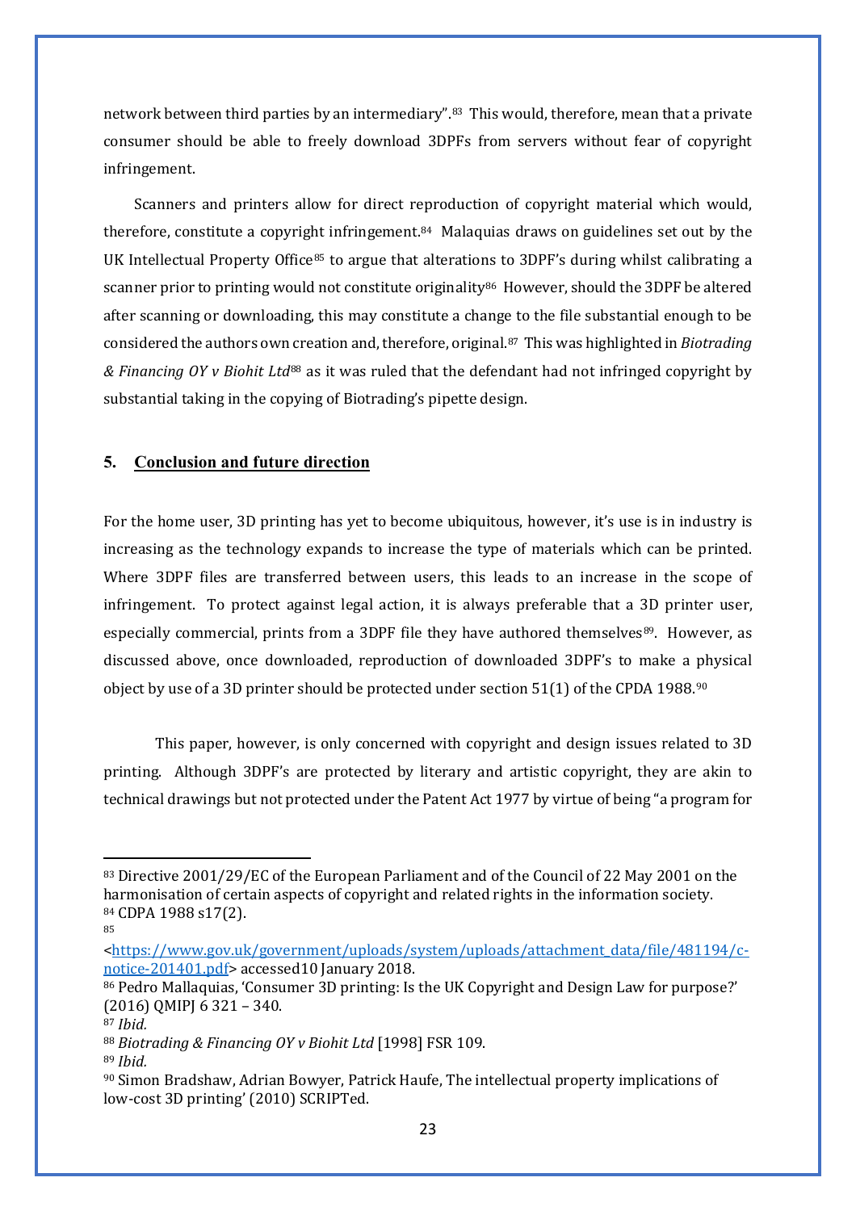network between third parties by an intermediary".[83] This would, therefore, mean that a private consumer should be able to freely download 3DPFs from servers without fear of copyright infringement.

Scanners and printers allow for direct reproduction of copyright material which would, therefore, constitute a copyright infringement.[84] Malaquias draws on guidelines set out by the UK Intellectual Property Office[85] to argue that alterations to 3DPF's during whilst calibrating a scanner prior to printing would not constitute originality[86] However, should the 3DPF be altered after scanning or downloading, this may constitute a change to the file substantial enough to be considered the authors own creation and, therefore, original.[87] This was highlighted in *Biotrading & Financing OY v Biohit Ltd*[88] as it was ruled that the defendant had not infringed copyright by substantial taking in the copying of Biotrading's pipette design.

## 5. Conclusion and future direction

For the home user, 3D printing has yet to become ubiquitous, however, it's use is in industry is increasing as the technology expands to increase the type of materials which can be printed. Where 3DPF files are transferred between users, this leads to an increase in the scope of infringement. To protect against legal action, it is always preferable that a 3D printer user, especially commercial, prints from a 3DPF file they have authored themselves[89]. However, as discussed above, once downloaded, reproduction of downloaded 3DPF's to make a physical object by use of a 3D printer should be protected under section 51(1) of the CPDA 1988.[90]

This paper, however, is only concerned with copyright and design issues related to 3D printing. Although 3DPF's are protected by literary and artistic copyright, they are akin to technical drawings but not protected under the Patent Act 1977 by virtue of being "a program for

---

[83] Directive 2001/29/EC of the European Parliament and of the Council of 22 May 2001 on the harmonisation of certain aspects of copyright and related rights in the information society.

[84] CDPA 1988 s17(2).

[85] <https://www.gov.uk/government/uploads/system/uploads/attachment_data/file/481194/c-notice-201401.pdf> accessed10 January 2018.

[86] Pedro Mallaquias, 'Consumer 3D printing: Is the UK Copyright and Design Law for purpose?' (2016) QMIPJ 6 321 – 340.

[87] *Ibid.*

[88] *Biotrading & Financing OY v Biohit Ltd* [1998] FSR 109.

[89] *Ibid.*

[90] Simon Bradshaw, Adrian Bowyer, Patrick Haufe, The intellectual property implications of low-cost 3D printing' (2010) SCRIPTed.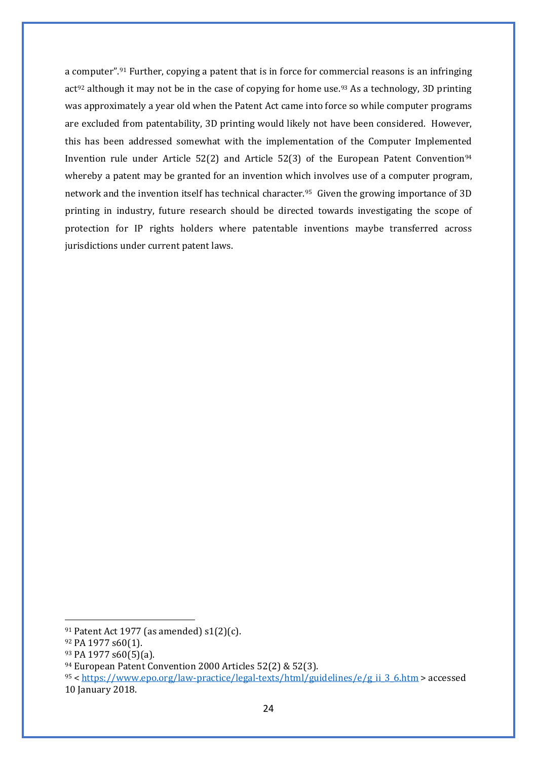a computer".[91] Further, copying a patent that is in force for commercial reasons is an infringing act[92] although it may not be in the case of copying for home use.[93] As a technology, 3D printing was approximately a year old when the Patent Act came into force so while computer programs are excluded from patentability, 3D printing would likely not have been considered. However, this has been addressed somewhat with the implementation of the Computer Implemented Invention rule under Article 52(2) and Article 52(3) of the European Patent Convention[94] whereby a patent may be granted for an invention which involves use of a computer program, network and the invention itself has technical character.[95] Given the growing importance of 3D printing in industry, future research should be directed towards investigating the scope of protection for IP rights holders where patentable inventions maybe transferred across jurisdictions under current patent laws.

---

[91] Patent Act 1977 (as amended) s1(2)(c).

[92] PA 1977 s60(1).

[93] PA 1977 s60(5)(a).

[94] European Patent Convention 2000 Articles 52(2) & 52(3).

[95] < https://www.epo.org/law-practice/legal-texts/html/guidelines/e/g_ii_3_6.htm > accessed 10 January 2018.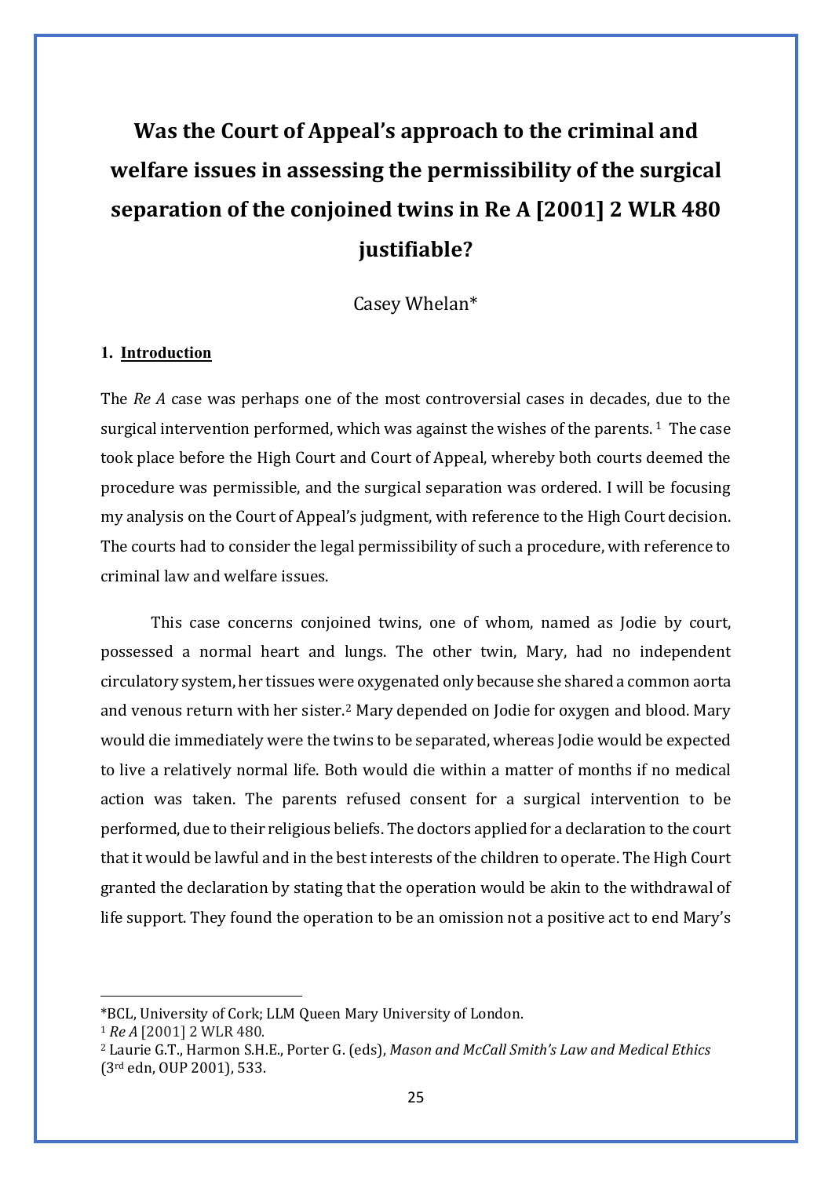# Was the Court of Appeal's approach to the criminal and welfare issues in assessing the permissibility of the surgical separation of the conjoined twins in Re A [2001] 2 WLR 480 justifiable?

Casey Whelan*

## 1. Introduction

The *Re A* case was perhaps one of the most controversial cases in decades, due to the surgical intervention performed, which was against the wishes of the parents.[1] The case took place before the High Court and Court of Appeal, whereby both courts deemed the procedure was permissible, and the surgical separation was ordered. I will be focusing my analysis on the Court of Appeal's judgment, with reference to the High Court decision. The courts had to consider the legal permissibility of such a procedure, with reference to criminal law and welfare issues.

This case concerns conjoined twins, one of whom, named as Jodie by court, possessed a normal heart and lungs. The other twin, Mary, had no independent circulatory system, her tissues were oxygenated only because she shared a common aorta and venous return with her sister.[2] Mary depended on Jodie for oxygen and blood. Mary would die immediately were the twins to be separated, whereas Jodie would be expected to live a relatively normal life. Both would die within a matter of months if no medical action was taken. The parents refused consent for a surgical intervention to be performed, due to their religious beliefs. The doctors applied for a declaration to the court that it would be lawful and in the best interests of the children to operate. The High Court granted the declaration by stating that the operation would be akin to the withdrawal of life support. They found the operation to be an omission not a positive act to end Mary's

---

*BCL, University of Cork; LLM Queen Mary University of London.

[1] *Re A* [2001] 2 WLR 480.

[2] Laurie G.T., Harmon S.H.E., Porter G. (eds), *Mason and McCall Smith's Law and Medical Ethics* (3rd edn, OUP 2001), 533.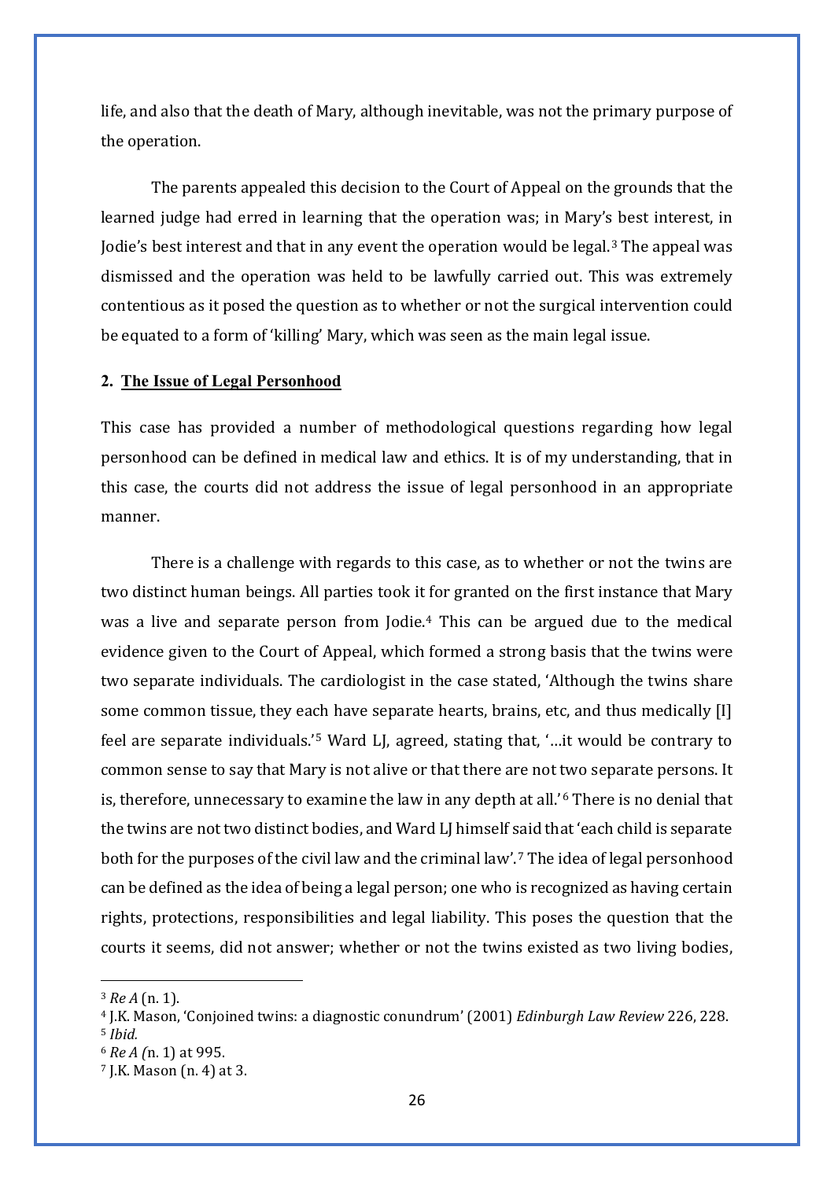life, and also that the death of Mary, although inevitable, was not the primary purpose of the operation.

The parents appealed this decision to the Court of Appeal on the grounds that the learned judge had erred in learning that the operation was; in Mary's best interest, in Jodie's best interest and that in any event the operation would be legal.[3] The appeal was dismissed and the operation was held to be lawfully carried out. This was extremely contentious as it posed the question as to whether or not the surgical intervention could be equated to a form of 'killing' Mary, which was seen as the main legal issue.

## 2. <u>The Issue of Legal Personhood</u>

This case has provided a number of methodological questions regarding how legal personhood can be defined in medical law and ethics. It is of my understanding, that in this case, the courts did not address the issue of legal personhood in an appropriate manner.

There is a challenge with regards to this case, as to whether or not the twins are two distinct human beings. All parties took it for granted on the first instance that Mary was a live and separate person from Jodie.[4] This can be argued due to the medical evidence given to the Court of Appeal, which formed a strong basis that the twins were two separate individuals. The cardiologist in the case stated, 'Although the twins share some common tissue, they each have separate hearts, brains, etc, and thus medically [I] feel are separate individuals.'[5] Ward LJ, agreed, stating that, '…it would be contrary to common sense to say that Mary is not alive or that there are not two separate persons. It is, therefore, unnecessary to examine the law in any depth at all.'[6] There is no denial that the twins are not two distinct bodies, and Ward LJ himself said that 'each child is separate both for the purposes of the civil law and the criminal law'.[7] The idea of legal personhood can be defined as the idea of being a legal person; one who is recognized as having certain rights, protections, responsibilities and legal liability. This poses the question that the courts it seems, did not answer; whether or not the twins existed as two living bodies,

---

[3] *Re A* (n. 1).

[4] J.K. Mason, 'Conjoined twins: a diagnostic conundrum' (2001) *Edinburgh Law Review* 226, 228.

[5] *Ibid.*

[6] *Re A (*n. 1) at 995.

[7] J.K. Mason (n. 4) at 3.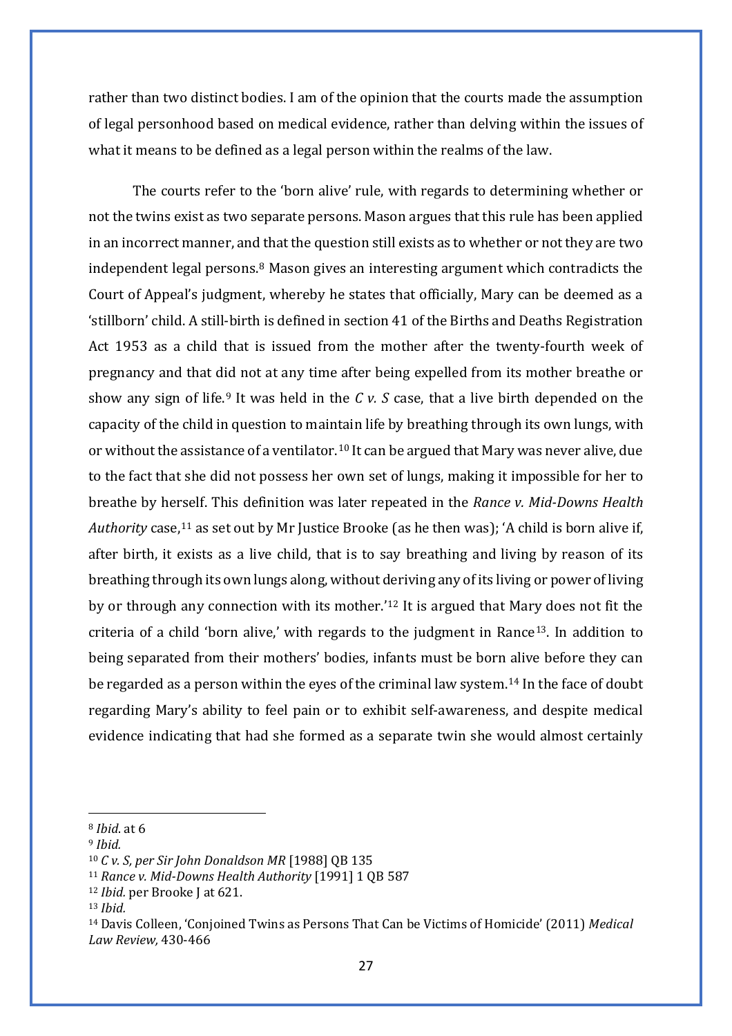rather than two distinct bodies. I am of the opinion that the courts made the assumption of legal personhood based on medical evidence, rather than delving within the issues of what it means to be defined as a legal person within the realms of the law.

The courts refer to the 'born alive' rule, with regards to determining whether or not the twins exist as two separate persons. Mason argues that this rule has been applied in an incorrect manner, and that the question still exists as to whether or not they are two independent legal persons.[8] Mason gives an interesting argument which contradicts the Court of Appeal's judgment, whereby he states that officially, Mary can be deemed as a 'stillborn' child. A still-birth is defined in section 41 of the Births and Deaths Registration Act 1953 as a child that is issued from the mother after the twenty-fourth week of pregnancy and that did not at any time after being expelled from its mother breathe or show any sign of life.[9] It was held in the *C v. S* case, that a live birth depended on the capacity of the child in question to maintain life by breathing through its own lungs, with or without the assistance of a ventilator.[10] It can be argued that Mary was never alive, due to the fact that she did not possess her own set of lungs, making it impossible for her to breathe by herself. This definition was later repeated in the *Rance v. Mid-Downs Health Authority* case,[11] as set out by Mr Justice Brooke (as he then was); 'A child is born alive if, after birth, it exists as a live child, that is to say breathing and living by reason of its breathing through its own lungs along, without deriving any of its living or power of living by or through any connection with its mother.'[12] It is argued that Mary does not fit the criteria of a child 'born alive,' with regards to the judgment in Rance[13]. In addition to being separated from their mothers' bodies, infants must be born alive before they can be regarded as a person within the eyes of the criminal law system.[14] In the face of doubt regarding Mary's ability to feel pain or to exhibit self-awareness, and despite medical evidence indicating that had she formed as a separate twin she would almost certainly

---

[8] *Ibid.* at 6

[9] *Ibid.*

[10] *C v. S, per Sir John Donaldson MR* [1988] QB 135

[11] *Rance v. Mid-Downs Health Authority* [1991] 1 QB 587

[12] *Ibid.* per Brooke J at 621.

[13] *Ibid.*

[14] Davis Colleen, 'Conjoined Twins as Persons That Can be Victims of Homicide' (2011) *Medical Law Review,* 430-466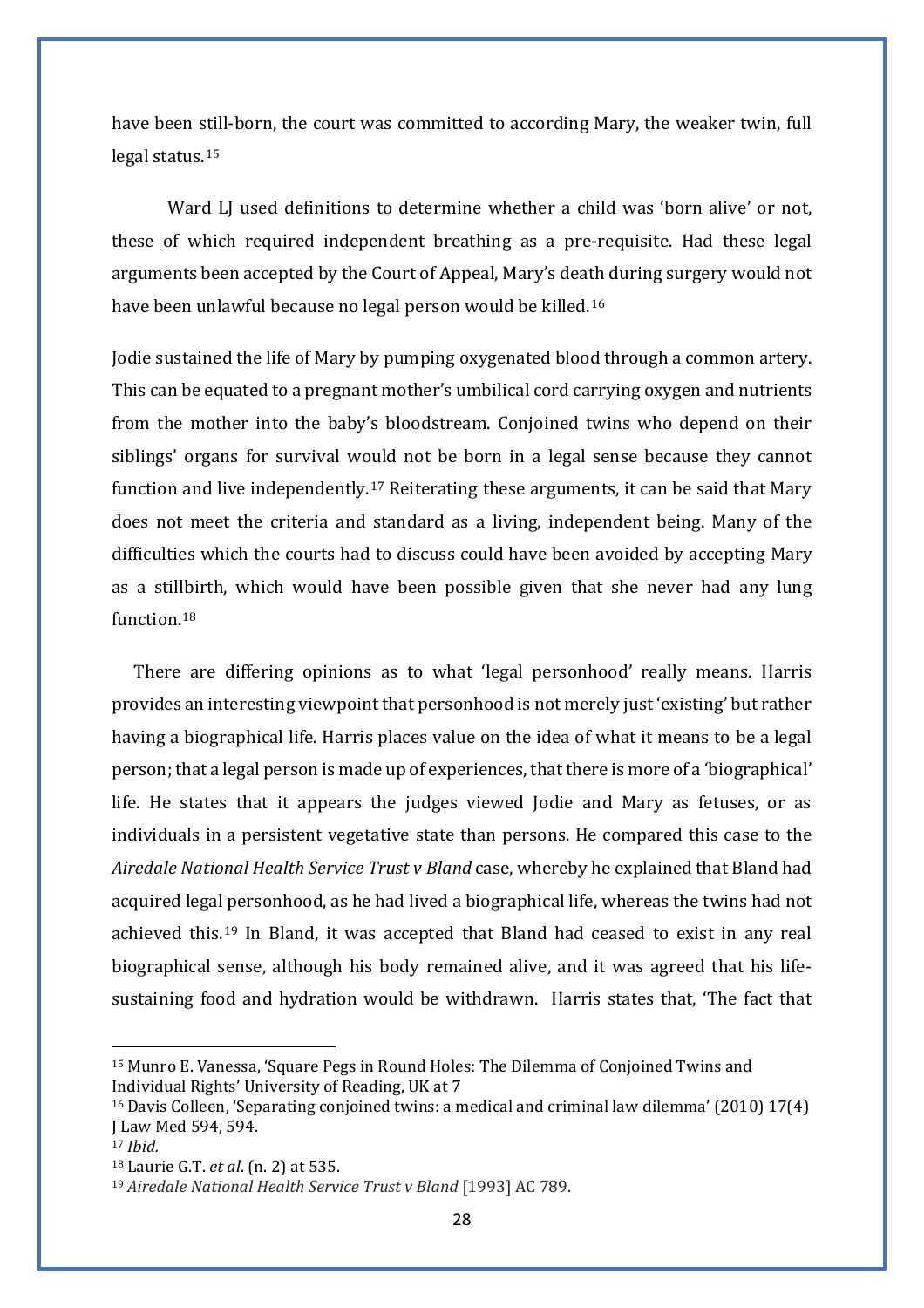have been still-born, the court was committed to according Mary, the weaker twin, full legal status.[15]

Ward LJ used definitions to determine whether a child was 'born alive' or not, these of which required independent breathing as a pre-requisite. Had these legal arguments been accepted by the Court of Appeal, Mary's death during surgery would not have been unlawful because no legal person would be killed.[16]

Jodie sustained the life of Mary by pumping oxygenated blood through a common artery. This can be equated to a pregnant mother's umbilical cord carrying oxygen and nutrients from the mother into the baby's bloodstream. Conjoined twins who depend on their siblings' organs for survival would not be born in a legal sense because they cannot function and live independently.[17] Reiterating these arguments, it can be said that Mary does not meet the criteria and standard as a living, independent being. Many of the difficulties which the courts had to discuss could have been avoided by accepting Mary as a stillbirth, which would have been possible given that she never had any lung function.[18]

There are differing opinions as to what 'legal personhood' really means. Harris provides an interesting viewpoint that personhood is not merely just 'existing' but rather having a biographical life. Harris places value on the idea of what it means to be a legal person; that a legal person is made up of experiences, that there is more of a 'biographical' life. He states that it appears the judges viewed Jodie and Mary as fetuses, or as individuals in a persistent vegetative state than persons. He compared this case to the *Airedale National Health Service Trust v Bland* case, whereby he explained that Bland had acquired legal personhood, as he had lived a biographical life, whereas the twins had not achieved this.[19] In Bland, it was accepted that Bland had ceased to exist in any real biographical sense, although his body remained alive, and it was agreed that his life-sustaining food and hydration would be withdrawn. Harris states that, 'The fact that

---

[15] Munro E. Vanessa, 'Square Pegs in Round Holes: The Dilemma of Conjoined Twins and Individual Rights' University of Reading, UK at 7

[16] Davis Colleen, 'Separating conjoined twins: a medical and criminal law dilemma' (2010) 17(4) J Law Med 594, 594.

[17] *Ibid.*

[18] Laurie G.T. *et al*. (n. 2) at 535.

[19] *Airedale National Health Service Trust v Bland* [1993] AC 789.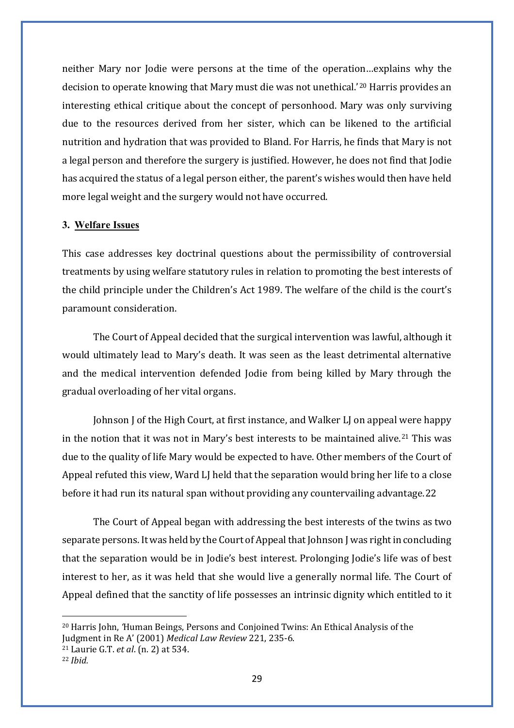neither Mary nor Jodie were persons at the time of the operation…explains why the decision to operate knowing that Mary must die was not unethical.'[20] Harris provides an interesting ethical critique about the concept of personhood. Mary was only surviving due to the resources derived from her sister, which can be likened to the artificial nutrition and hydration that was provided to Bland. For Harris, he finds that Mary is not a legal person and therefore the surgery is justified. However, he does not find that Jodie has acquired the status of a legal person either, the parent's wishes would then have held more legal weight and the surgery would not have occurred.

### 3. Welfare Issues

This case addresses key doctrinal questions about the permissibility of controversial treatments by using welfare statutory rules in relation to promoting the best interests of the child principle under the Children's Act 1989. The welfare of the child is the court's paramount consideration.

The Court of Appeal decided that the surgical intervention was lawful, although it would ultimately lead to Mary's death. It was seen as the least detrimental alternative and the medical intervention defended Jodie from being killed by Mary through the gradual overloading of her vital organs.

Johnson J of the High Court, at first instance, and Walker LJ on appeal were happy in the notion that it was not in Mary's best interests to be maintained alive.[21] This was due to the quality of life Mary would be expected to have. Other members of the Court of Appeal refuted this view, Ward LJ held that the separation would bring her life to a close before it had run its natural span without providing any countervailing advantage.22

The Court of Appeal began with addressing the best interests of the twins as two separate persons. It was held by the Court of Appeal that Johnson J was right in concluding that the separation would be in Jodie's best interest. Prolonging Jodie's life was of best interest to her, as it was held that she would live a generally normal life. The Court of Appeal defined that the sanctity of life possesses an intrinsic dignity which entitled to it

[20] Harris John, 'Human Beings, Persons and Conjoined Twins: An Ethical Analysis of the Judgment in Re A' (2001) *Medical Law Review* 221, 235-6.

[21] Laurie G.T. *et al*. (n. 2) at 534.

[22] *Ibid.*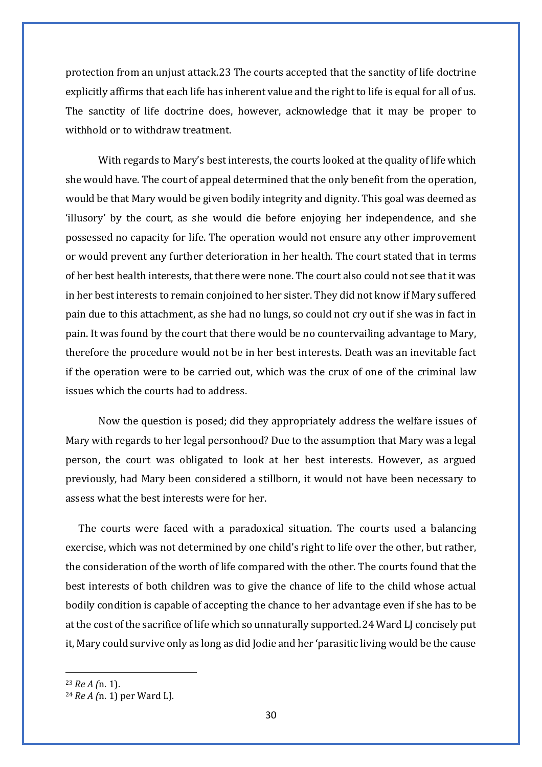protection from an unjust attack.[23] The courts accepted that the sanctity of life doctrine explicitly affirms that each life has inherent value and the right to life is equal for all of us. The sanctity of life doctrine does, however, acknowledge that it may be proper to withhold or to withdraw treatment.

With regards to Mary's best interests, the courts looked at the quality of life which she would have. The court of appeal determined that the only benefit from the operation, would be that Mary would be given bodily integrity and dignity. This goal was deemed as 'illusory' by the court, as she would die before enjoying her independence, and she possessed no capacity for life. The operation would not ensure any other improvement or would prevent any further deterioration in her health. The court stated that in terms of her best health interests, that there were none. The court also could not see that it was in her best interests to remain conjoined to her sister. They did not know if Mary suffered pain due to this attachment, as she had no lungs, so could not cry out if she was in fact in pain. It was found by the court that there would be no countervailing advantage to Mary, therefore the procedure would not be in her best interests. Death was an inevitable fact if the operation were to be carried out, which was the crux of one of the criminal law issues which the courts had to address.

Now the question is posed; did they appropriately address the welfare issues of Mary with regards to her legal personhood? Due to the assumption that Mary was a legal person, the court was obligated to look at her best interests. However, as argued previously, had Mary been considered a stillborn, it would not have been necessary to assess what the best interests were for her.

The courts were faced with a paradoxical situation. The courts used a balancing exercise, which was not determined by one child's right to life over the other, but rather, the consideration of the worth of life compared with the other. The courts found that the best interests of both children was to give the chance of life to the child whose actual bodily condition is capable of accepting the chance to her advantage even if she has to be at the cost of the sacrifice of life which so unnaturally supported.[24] Ward LJ concisely put it, Mary could survive only as long as did Jodie and her 'parasitic living would be the cause

---

[23] *Re A (*n. 1).

[24] *Re A (*n. 1) per Ward LJ.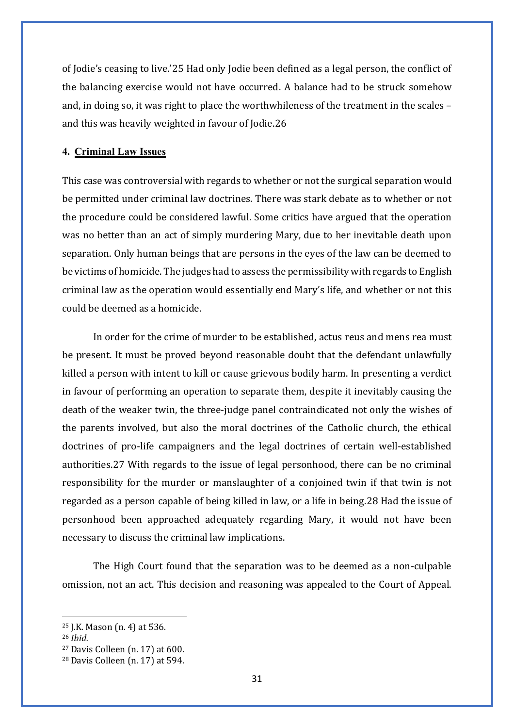of Jodie's ceasing to live.'[25] Had only Jodie been defined as a legal person, the conflict of the balancing exercise would not have occurred. A balance had to be struck somehow and, in doing so, it was right to place the worthwhileness of the treatment in the scales – and this was heavily weighted in favour of Jodie.[26]

## 4. Criminal Law Issues

This case was controversial with regards to whether or not the surgical separation would be permitted under criminal law doctrines. There was stark debate as to whether or not the procedure could be considered lawful. Some critics have argued that the operation was no better than an act of simply murdering Mary, due to her inevitable death upon separation. Only human beings that are persons in the eyes of the law can be deemed to be victims of homicide. The judges had to assess the permissibility with regards to English criminal law as the operation would essentially end Mary's life, and whether or not this could be deemed as a homicide.

In order for the crime of murder to be established, actus reus and mens rea must be present. It must be proved beyond reasonable doubt that the defendant unlawfully killed a person with intent to kill or cause grievous bodily harm. In presenting a verdict in favour of performing an operation to separate them, despite it inevitably causing the death of the weaker twin, the three-judge panel contraindicated not only the wishes of the parents involved, but also the moral doctrines of the Catholic church, the ethical doctrines of pro-life campaigners and the legal doctrines of certain well-established authorities.[27] With regards to the issue of legal personhood, there can be no criminal responsibility for the murder or manslaughter of a conjoined twin if that twin is not regarded as a person capable of being killed in law, or a life in being.[28] Had the issue of personhood been approached adequately regarding Mary, it would not have been necessary to discuss the criminal law implications.

The High Court found that the separation was to be deemed as a non-culpable omission, not an act. This decision and reasoning was appealed to the Court of Appeal.

---

[25] J.K. Mason (n. 4) at 536.

[26] *Ibid.*

[27] Davis Colleen (n. 17) at 600.

[28] Davis Colleen (n. 17) at 594.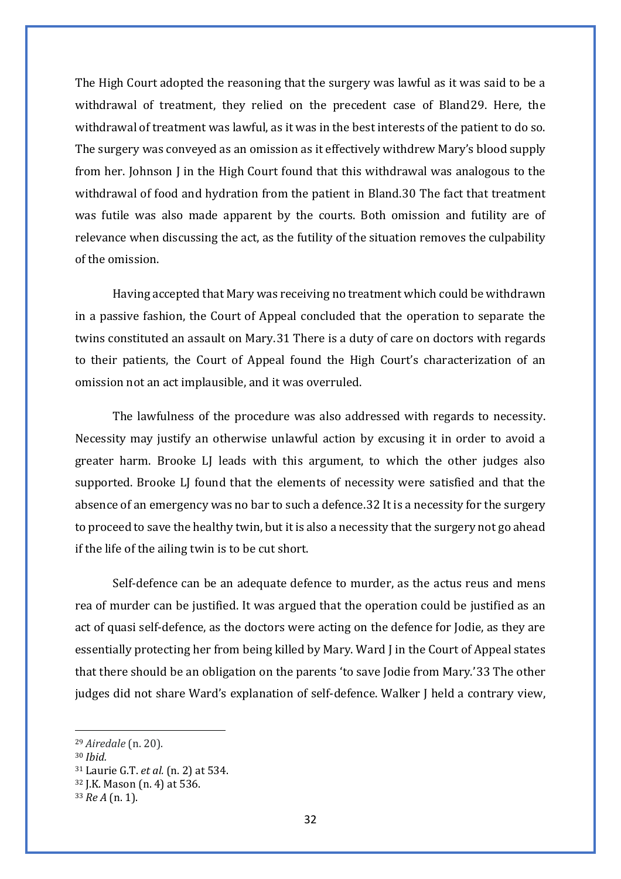The High Court adopted the reasoning that the surgery was lawful as it was said to be a withdrawal of treatment, they relied on the precedent case of Bland[29]. Here, the withdrawal of treatment was lawful, as it was in the best interests of the patient to do so. The surgery was conveyed as an omission as it effectively withdrew Mary's blood supply from her. Johnson J in the High Court found that this withdrawal was analogous to the withdrawal of food and hydration from the patient in Bland.[30] The fact that treatment was futile was also made apparent by the courts. Both omission and futility are of relevance when discussing the act, as the futility of the situation removes the culpability of the omission.

Having accepted that Mary was receiving no treatment which could be withdrawn in a passive fashion, the Court of Appeal concluded that the operation to separate the twins constituted an assault on Mary.[31] There is a duty of care on doctors with regards to their patients, the Court of Appeal found the High Court's characterization of an omission not an act implausible, and it was overruled.

The lawfulness of the procedure was also addressed with regards to necessity. Necessity may justify an otherwise unlawful action by excusing it in order to avoid a greater harm. Brooke LJ leads with this argument, to which the other judges also supported. Brooke LJ found that the elements of necessity were satisfied and that the absence of an emergency was no bar to such a defence.[32] It is a necessity for the surgery to proceed to save the healthy twin, but it is also a necessity that the surgery not go ahead if the life of the ailing twin is to be cut short.

Self-defence can be an adequate defence to murder, as the actus reus and mens rea of murder can be justified. It was argued that the operation could be justified as an act of quasi self-defence, as the doctors were acting on the defence for Jodie, as they are essentially protecting her from being killed by Mary. Ward J in the Court of Appeal states that there should be an obligation on the parents 'to save Jodie from Mary.'[33] The other judges did not share Ward's explanation of self-defence. Walker J held a contrary view,

---

[29] *Airedale* (n. 20).

[30] *Ibid.*

[31] Laurie G.T. *et al.* (n. 2) at 534.

[32] J.K. Mason (n. 4) at 536.

[33] *Re A* (n. 1).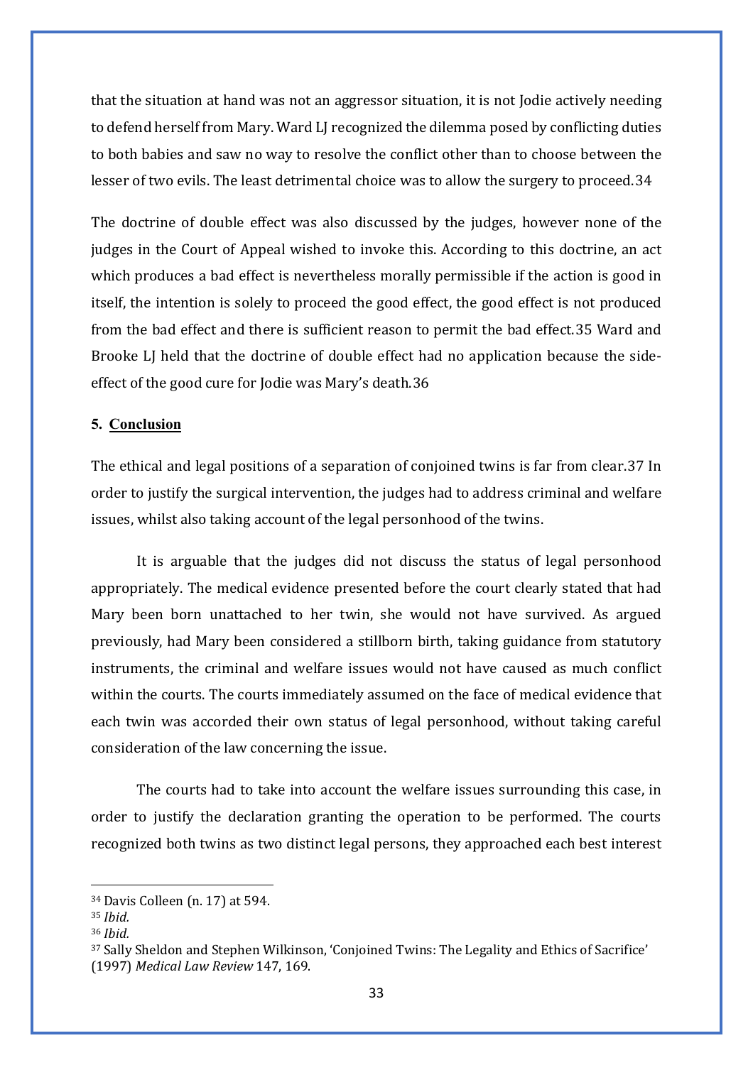that the situation at hand was not an aggressor situation, it is not Jodie actively needing to defend herself from Mary. Ward LJ recognized the dilemma posed by conflicting duties to both babies and saw no way to resolve the conflict other than to choose between the lesser of two evils. The least detrimental choice was to allow the surgery to proceed.[34]

The doctrine of double effect was also discussed by the judges, however none of the judges in the Court of Appeal wished to invoke this. According to this doctrine, an act which produces a bad effect is nevertheless morally permissible if the action is good in itself, the intention is solely to proceed the good effect, the good effect is not produced from the bad effect and there is sufficient reason to permit the bad effect.[35] Ward and Brooke LJ held that the doctrine of double effect had no application because the side-effect of the good cure for Jodie was Mary's death.[36]

## 5. Conclusion

The ethical and legal positions of a separation of conjoined twins is far from clear.[37] In order to justify the surgical intervention, the judges had to address criminal and welfare issues, whilst also taking account of the legal personhood of the twins.

It is arguable that the judges did not discuss the status of legal personhood appropriately. The medical evidence presented before the court clearly stated that had Mary been born unattached to her twin, she would not have survived. As argued previously, had Mary been considered a stillborn birth, taking guidance from statutory instruments, the criminal and welfare issues would not have caused as much conflict within the courts. The courts immediately assumed on the face of medical evidence that each twin was accorded their own status of legal personhood, without taking careful consideration of the law concerning the issue.

The courts had to take into account the welfare issues surrounding this case, in order to justify the declaration granting the operation to be performed. The courts recognized both twins as two distinct legal persons, they approached each best interest

---

[34] Davis Colleen (n. 17) at 594.

[35] *Ibid.*

[36] *Ibid.*

[37] Sally Sheldon and Stephen Wilkinson, 'Conjoined Twins: The Legality and Ethics of Sacrifice' (1997) *Medical Law Review* 147, 169.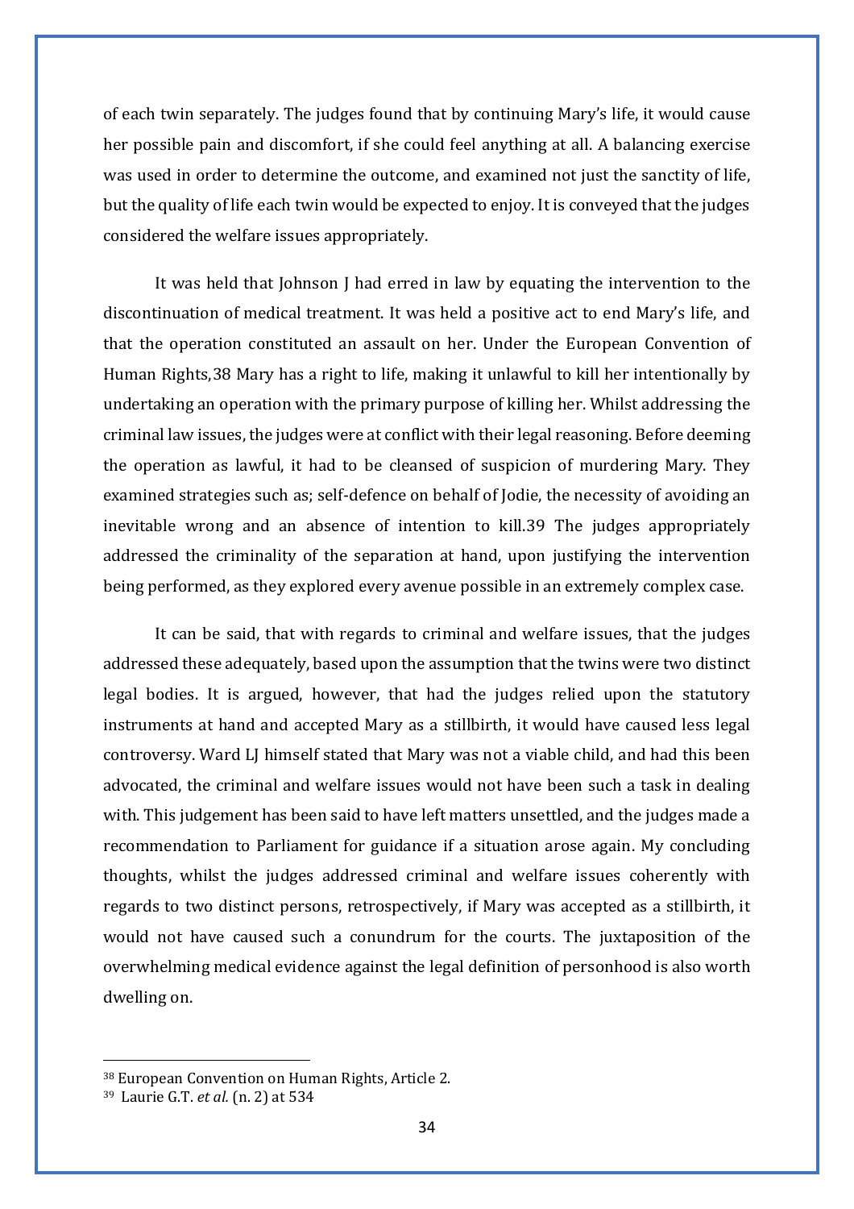of each twin separately. The judges found that by continuing Mary's life, it would cause her possible pain and discomfort, if she could feel anything at all. A balancing exercise was used in order to determine the outcome, and examined not just the sanctity of life, but the quality of life each twin would be expected to enjoy. It is conveyed that the judges considered the welfare issues appropriately.

It was held that Johnson J had erred in law by equating the intervention to the discontinuation of medical treatment. It was held a positive act to end Mary's life, and that the operation constituted an assault on her. Under the European Convention of Human Rights,[38] Mary has a right to life, making it unlawful to kill her intentionally by undertaking an operation with the primary purpose of killing her. Whilst addressing the criminal law issues, the judges were at conflict with their legal reasoning. Before deeming the operation as lawful, it had to be cleansed of suspicion of murdering Mary. They examined strategies such as; self-defence on behalf of Jodie, the necessity of avoiding an inevitable wrong and an absence of intention to kill.[39] The judges appropriately addressed the criminality of the separation at hand, upon justifying the intervention being performed, as they explored every avenue possible in an extremely complex case.

It can be said, that with regards to criminal and welfare issues, that the judges addressed these adequately, based upon the assumption that the twins were two distinct legal bodies. It is argued, however, that had the judges relied upon the statutory instruments at hand and accepted Mary as a stillbirth, it would have caused less legal controversy. Ward LJ himself stated that Mary was not a viable child, and had this been advocated, the criminal and welfare issues would not have been such a task in dealing with. This judgement has been said to have left matters unsettled, and the judges made a recommendation to Parliament for guidance if a situation arose again. My concluding thoughts, whilst the judges addressed criminal and welfare issues coherently with regards to two distinct persons, retrospectively, if Mary was accepted as a stillbirth, it would not have caused such a conundrum for the courts. The juxtaposition of the overwhelming medical evidence against the legal definition of personhood is also worth dwelling on.

[38] European Convention on Human Rights, Article 2.

[39] Laurie G.T. *et al.* (n. 2) at 534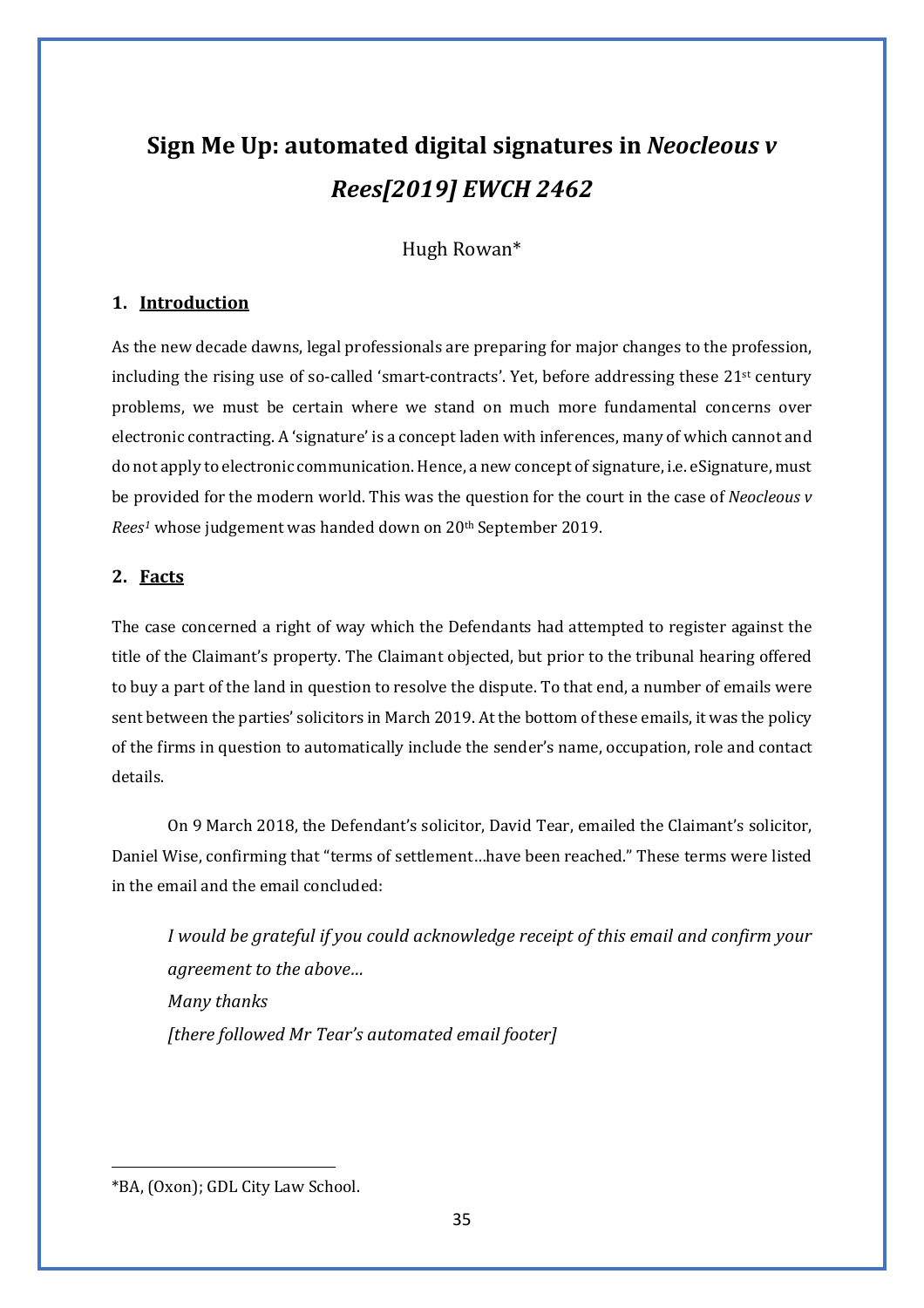# Sign Me Up: automated digital signatures in *Neocleous v Rees[2019] EWCH 2462*

Hugh Rowan*

## 1. Introduction

As the new decade dawns, legal professionals are preparing for major changes to the profession, including the rising use of so-called 'smart-contracts'. Yet, before addressing these 21st century problems, we must be certain where we stand on much more fundamental concerns over electronic contracting. A 'signature' is a concept laden with inferences, many of which cannot and do not apply to electronic communication. Hence, a new concept of signature, i.e. eSignature, must be provided for the modern world. This was the question for the court in the case of *Neocleous v Rees*[1] whose judgement was handed down on 20th September 2019.

## 2. Facts

The case concerned a right of way which the Defendants had attempted to register against the title of the Claimant's property. The Claimant objected, but prior to the tribunal hearing offered to buy a part of the land in question to resolve the dispute. To that end, a number of emails were sent between the parties' solicitors in March 2019. At the bottom of these emails, it was the policy of the firms in question to automatically include the sender's name, occupation, role and contact details.

On 9 March 2018, the Defendant's solicitor, David Tear, emailed the Claimant's solicitor, Daniel Wise, confirming that "terms of settlement…have been reached." These terms were listed in the email and the email concluded:

> *I would be grateful if you could acknowledge receipt of this email and confirm your agreement to the above…*
> *Many thanks*
> *[there followed Mr Tear's automated email footer]*

---

*BA, (Oxon); GDL City Law School.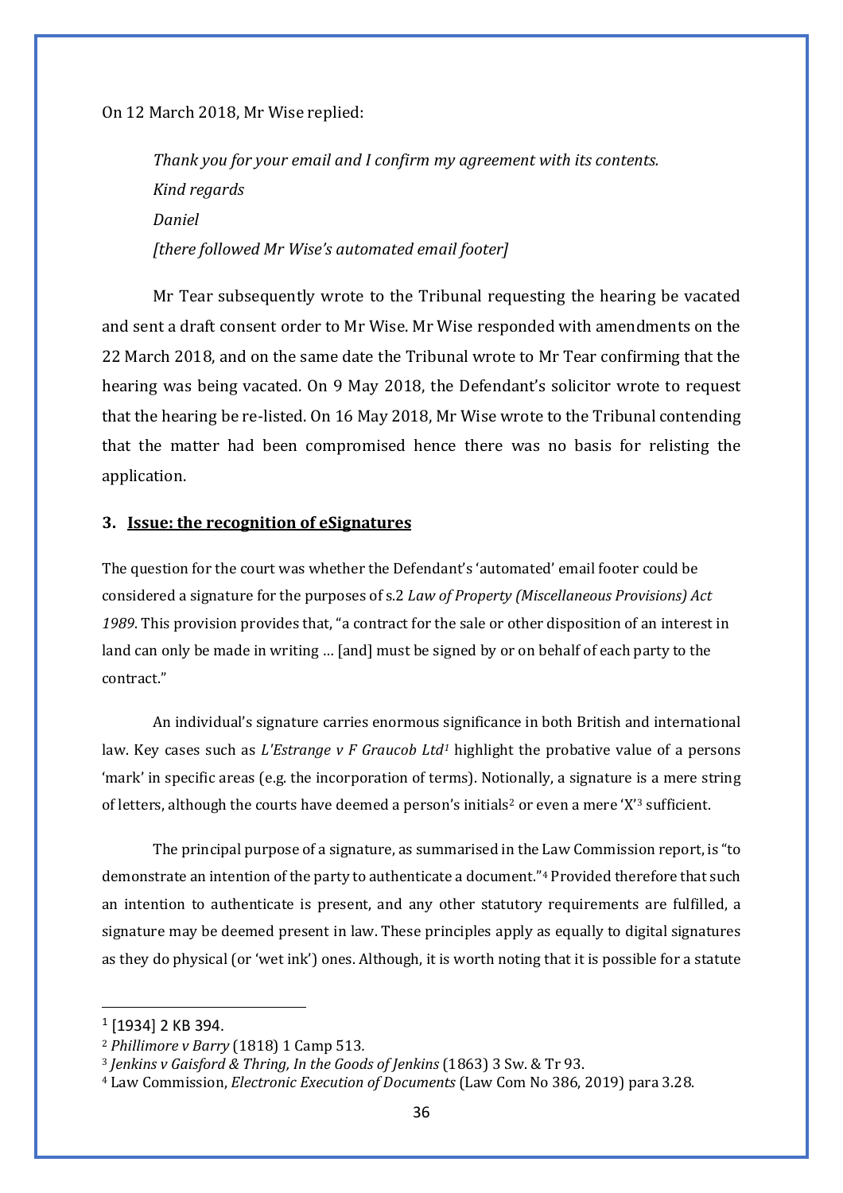On 12 March 2018, Mr Wise replied:

> *Thank you for your email and I confirm my agreement with its contents.*
> *Kind regards*
> *Daniel*
> *[there followed Mr Wise's automated email footer]*

Mr Tear subsequently wrote to the Tribunal requesting the hearing be vacated and sent a draft consent order to Mr Wise. Mr Wise responded with amendments on the 22 March 2018, and on the same date the Tribunal wrote to Mr Tear confirming that the hearing was being vacated. On 9 May 2018, the Defendant's solicitor wrote to request that the hearing be re-listed. On 16 May 2018, Mr Wise wrote to the Tribunal contending that the matter had been compromised hence there was no basis for relisting the application.

### 3. Issue: the recognition of eSignatures

The question for the court was whether the Defendant's 'automated' email footer could be considered a signature for the purposes of s.2 *Law of Property (Miscellaneous Provisions) Act 1989*. This provision provides that, "a contract for the sale or other disposition of an interest in land can only be made in writing … [and] must be signed by or on behalf of each party to the contract."

An individual's signature carries enormous significance in both British and international law. Key cases such as *L'Estrange v F Graucob Ltd*[1] highlight the probative value of a persons 'mark' in specific areas (e.g. the incorporation of terms). Notionally, a signature is a mere string of letters, although the courts have deemed a person's initials[2] or even a mere 'X'[3] sufficient.

The principal purpose of a signature, as summarised in the Law Commission report, is "to demonstrate an intention of the party to authenticate a document."[4] Provided therefore that such an intention to authenticate is present, and any other statutory requirements are fulfilled, a signature may be deemed present in law. These principles apply as equally to digital signatures as they do physical (or 'wet ink') ones. Although, it is worth noting that it is possible for a statute

---

[1] [1934] 2 KB 394.

[2] *Phillimore v Barry* (1818) 1 Camp 513.

[3] *Jenkins v Gaisford & Thring, In the Goods of Jenkins* (1863) 3 Sw. & Tr 93.

[4] Law Commission, *Electronic Execution of Documents* (Law Com No 386, 2019) para 3.28.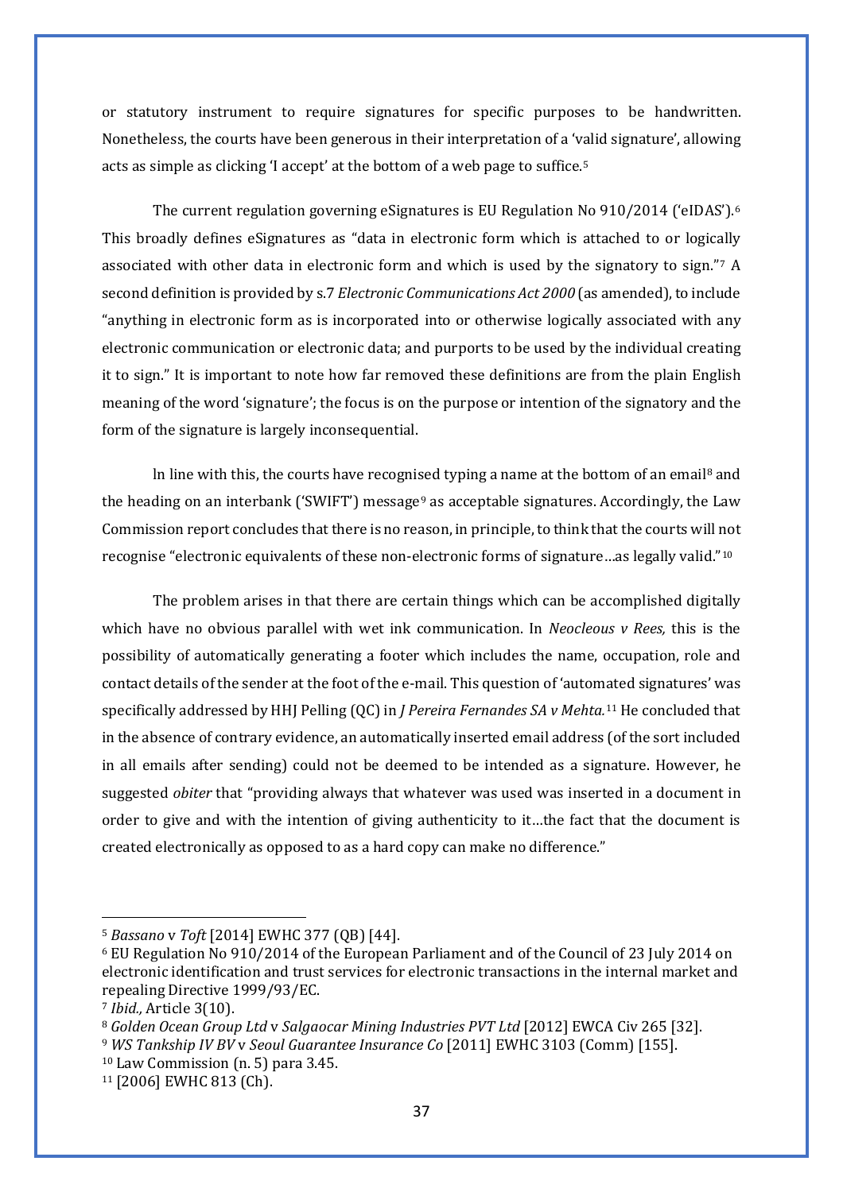or statutory instrument to require signatures for specific purposes to be handwritten. Nonetheless, the courts have been generous in their interpretation of a 'valid signature', allowing acts as simple as clicking 'I accept' at the bottom of a web page to suffice.[5]

The current regulation governing eSignatures is EU Regulation No 910/2014 ('eIDAS').[6] This broadly defines eSignatures as "data in electronic form which is attached to or logically associated with other data in electronic form and which is used by the signatory to sign."[7] A second definition is provided by s.7 *Electronic Communications Act 2000* (as amended), to include "anything in electronic form as is incorporated into or otherwise logically associated with any electronic communication or electronic data; and purports to be used by the individual creating it to sign." It is important to note how far removed these definitions are from the plain English meaning of the word 'signature'; the focus is on the purpose or intention of the signatory and the form of the signature is largely inconsequential.

ln line with this, the courts have recognised typing a name at the bottom of an email[8] and the heading on an interbank ('SWIFT') message[9] as acceptable signatures. Accordingly, the Law Commission report concludes that there is no reason, in principle, to think that the courts will not recognise "electronic equivalents of these non-electronic forms of signature…as legally valid."[10]

The problem arises in that there are certain things which can be accomplished digitally which have no obvious parallel with wet ink communication. In *Neocleous v Rees,* this is the possibility of automatically generating a footer which includes the name, occupation, role and contact details of the sender at the foot of the e-mail. This question of 'automated signatures' was specifically addressed by HHJ Pelling (QC) in *J Pereira Fernandes SA v Mehta.*[11] He concluded that in the absence of contrary evidence, an automatically inserted email address (of the sort included in all emails after sending) could not be deemed to be intended as a signature. However, he suggested *obiter* that "providing always that whatever was used was inserted in a document in order to give and with the intention of giving authenticity to it…the fact that the document is created electronically as opposed to as a hard copy can make no difference."

---

[5] *Bassano* v *Toft* [2014] EWHC 377 (QB) [44].

[6] EU Regulation No 910/2014 of the European Parliament and of the Council of 23 July 2014 on electronic identification and trust services for electronic transactions in the internal market and repealing Directive 1999/93/EC.

[7] *Ibid.,* Article 3(10).

[8] *Golden Ocean Group Ltd* v *Salgaocar Mining Industries PVT Ltd* [2012] EWCA Civ 265 [32].

[9] *WS Tankship IV BV* v *Seoul Guarantee Insurance Co* [2011] EWHC 3103 (Comm) [155].

[10] Law Commission (n. 5) para 3.45.

[11] [2006] EWHC 813 (Ch).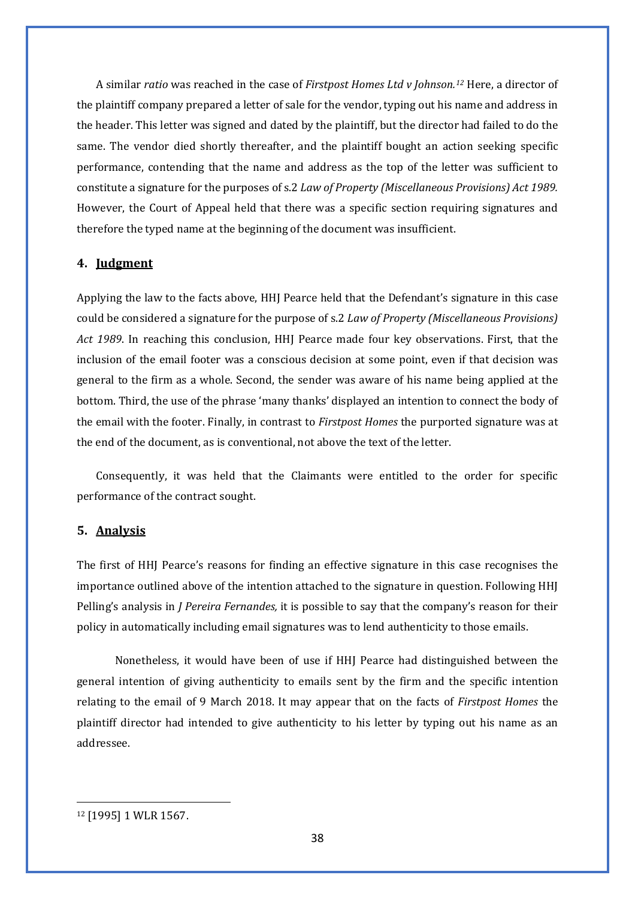A similar *ratio* was reached in the case of *Firstpost Homes Ltd v Johnson.*[12] Here, a director of the plaintiff company prepared a letter of sale for the vendor, typing out his name and address in the header. This letter was signed and dated by the plaintiff, but the director had failed to do the same. The vendor died shortly thereafter, and the plaintiff bought an action seeking specific performance, contending that the name and address as the top of the letter was sufficient to constitute a signature for the purposes of s.2 *Law of Property (Miscellaneous Provisions) Act 1989.* However, the Court of Appeal held that there was a specific section requiring signatures and therefore the typed name at the beginning of the document was insufficient.

## 4. Judgment

Applying the law to the facts above, HHJ Pearce held that the Defendant's signature in this case could be considered a signature for the purpose of s.2 *Law of Property (Miscellaneous Provisions) Act 1989*. In reaching this conclusion, HHJ Pearce made four key observations. First, that the inclusion of the email footer was a conscious decision at some point, even if that decision was general to the firm as a whole. Second, the sender was aware of his name being applied at the bottom. Third, the use of the phrase 'many thanks' displayed an intention to connect the body of the email with the footer. Finally, in contrast to *Firstpost Homes* the purported signature was at the end of the document, as is conventional, not above the text of the letter.

Consequently, it was held that the Claimants were entitled to the order for specific performance of the contract sought.

## 5. Analysis

The first of HHJ Pearce's reasons for finding an effective signature in this case recognises the importance outlined above of the intention attached to the signature in question. Following HHJ Pelling's analysis in *J Pereira Fernandes,* it is possible to say that the company's reason for their policy in automatically including email signatures was to lend authenticity to those emails.

Nonetheless, it would have been of use if HHJ Pearce had distinguished between the general intention of giving authenticity to emails sent by the firm and the specific intention relating to the email of 9 March 2018. It may appear that on the facts of *Firstpost Homes* the plaintiff director had intended to give authenticity to his letter by typing out his name as an addressee.

---

[12] [1995] 1 WLR 1567.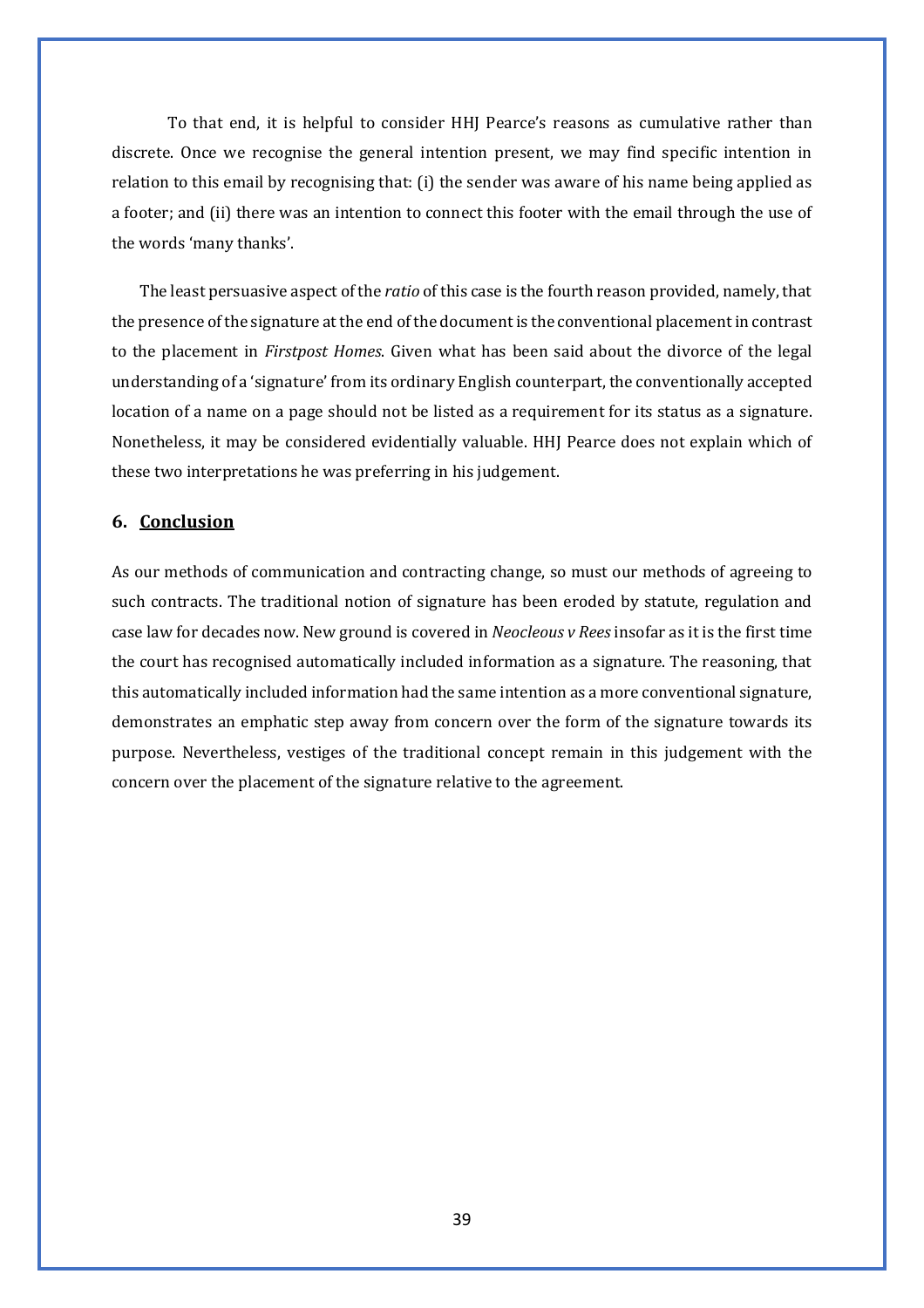To that end, it is helpful to consider HHJ Pearce's reasons as cumulative rather than discrete. Once we recognise the general intention present, we may find specific intention in relation to this email by recognising that: (i) the sender was aware of his name being applied as a footer; and (ii) there was an intention to connect this footer with the email through the use of the words 'many thanks'.

The least persuasive aspect of the *ratio* of this case is the fourth reason provided, namely, that the presence of the signature at the end of the document is the conventional placement in contrast to the placement in *Firstpost Homes*. Given what has been said about the divorce of the legal understanding of a 'signature' from its ordinary English counterpart, the conventionally accepted location of a name on a page should not be listed as a requirement for its status as a signature. Nonetheless, it may be considered evidentially valuable. HHJ Pearce does not explain which of these two interpretations he was preferring in his judgement.

## 6. Conclusion

As our methods of communication and contracting change, so must our methods of agreeing to such contracts. The traditional notion of signature has been eroded by statute, regulation and case law for decades now. New ground is covered in *Neocleous v Rees* insofar as it is the first time the court has recognised automatically included information as a signature. The reasoning, that this automatically included information had the same intention as a more conventional signature, demonstrates an emphatic step away from concern over the form of the signature towards its purpose. Nevertheless, vestiges of the traditional concept remain in this judgement with the concern over the placement of the signature relative to the agreement.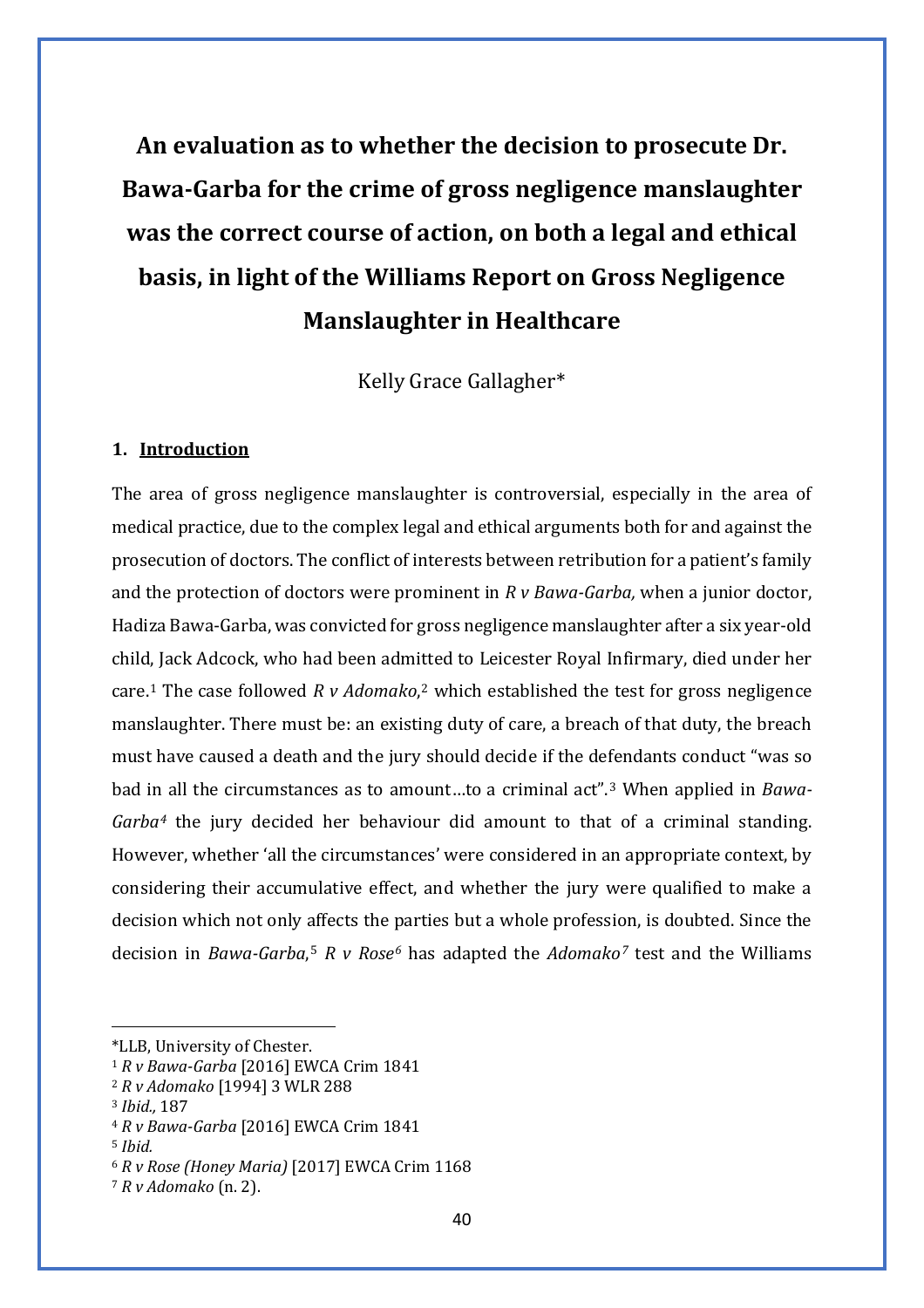# An evaluation as to whether the decision to prosecute Dr. Bawa-Garba for the crime of gross negligence manslaughter was the correct course of action, on both a legal and ethical basis, in light of the Williams Report on Gross Negligence Manslaughter in Healthcare

Kelly Grace Gallagher*

## 1. Introduction

The area of gross negligence manslaughter is controversial, especially in the area of medical practice, due to the complex legal and ethical arguments both for and against the prosecution of doctors. The conflict of interests between retribution for a patient's family and the protection of doctors were prominent in *R v Bawa-Garba,* when a junior doctor, Hadiza Bawa-Garba, was convicted for gross negligence manslaughter after a six year-old child, Jack Adcock, who had been admitted to Leicester Royal Infirmary, died under her care.[1] The case followed *R v Adomako*,[2] which established the test for gross negligence manslaughter. There must be: an existing duty of care, a breach of that duty, the breach must have caused a death and the jury should decide if the defendants conduct "was so bad in all the circumstances as to amount…to a criminal act".[3] When applied in *Bawa-Garba*[4] the jury decided her behaviour did amount to that of a criminal standing. However, whether 'all the circumstances' were considered in an appropriate context, by considering their accumulative effect, and whether the jury were qualified to make a decision which not only affects the parties but a whole profession, is doubted. Since the decision in *Bawa-Garba*,[5] *R v Rose*[6] has adapted the *Adomako*[7] test and the Williams

---

*LLB, University of Chester.

[1] *R v Bawa-Garba* [2016] EWCA Crim 1841

[2] *R v Adomako* [1994] 3 WLR 288

[3] *Ibid.,* 187

[4] *R v Bawa-Garba* [2016] EWCA Crim 1841

[5] *Ibid.*

[6] *R v Rose (Honey Maria)* [2017] EWCA Crim 1168

[7] *R v Adomako* (n. 2).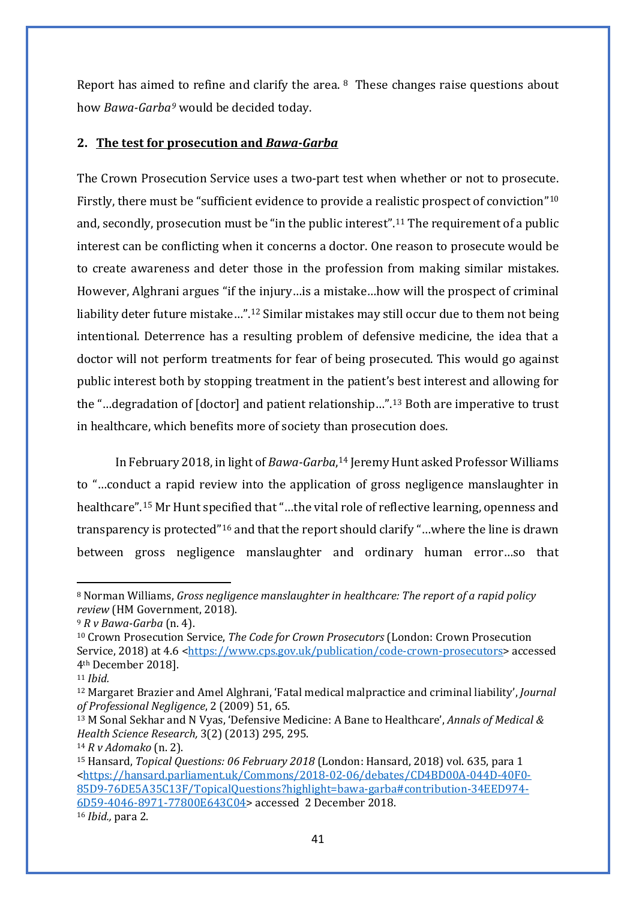Report has aimed to refine and clarify the area. [8] These changes raise questions about how *Bawa-Garba*[9] would be decided today.

## 2. The test for prosecution and *Bawa-Garba*

The Crown Prosecution Service uses a two-part test when whether or not to prosecute. Firstly, there must be "sufficient evidence to provide a realistic prospect of conviction"[10] and, secondly, prosecution must be "in the public interest".[11] The requirement of a public interest can be conflicting when it concerns a doctor. One reason to prosecute would be to create awareness and deter those in the profession from making similar mistakes. However, Alghrani argues "if the injury…is a mistake…how will the prospect of criminal liability deter future mistake…".[12] Similar mistakes may still occur due to them not being intentional. Deterrence has a resulting problem of defensive medicine, the idea that a doctor will not perform treatments for fear of being prosecuted. This would go against public interest both by stopping treatment in the patient's best interest and allowing for the "…degradation of [doctor] and patient relationship…".[13] Both are imperative to trust in healthcare, which benefits more of society than prosecution does.

In February 2018, in light of *Bawa-Garba*,[14] Jeremy Hunt asked Professor Williams to "…conduct a rapid review into the application of gross negligence manslaughter in healthcare".[15] Mr Hunt specified that "…the vital role of reflective learning, openness and transparency is protected"[16] and that the report should clarify "…where the line is drawn between gross negligence manslaughter and ordinary human error…so that

---

[8] Norman Williams, *Gross negligence manslaughter in healthcare: The report of a rapid policy review* (HM Government, 2018).

[9] *R v Bawa-Garba* (n. 4).

[10] Crown Prosecution Service, *The Code for Crown Prosecutors* (London: Crown Prosecution Service, 2018) at 4.6 <https://www.cps.gov.uk/publication/code-crown-prosecutors> accessed 4th December 2018].

[11] *Ibid.*

[12] Margaret Brazier and Amel Alghrani, 'Fatal medical malpractice and criminal liability', *Journal of Professional Negligence*, 2 (2009) 51, 65.

[13] M Sonal Sekhar and N Vyas, 'Defensive Medicine: A Bane to Healthcare', *Annals of Medical & Health Science Research,* 3(2) (2013) 295, 295.

[14] *R v Adomako* (n. 2).

[15] Hansard, *Topical Questions: 06 February 2018* (London: Hansard, 2018) vol. 635, para 1 <https://hansard.parliament.uk/Commons/2018-02-06/debates/CD4BD00A-044D-40F0-85D9-76DE5A35C13F/TopicalQuestions?highlight=bawa-garba#contribution-34EED974-6D59-4046-8971-77800E643C04> accessed 2 December 2018.

[16] *Ibid.,* para 2.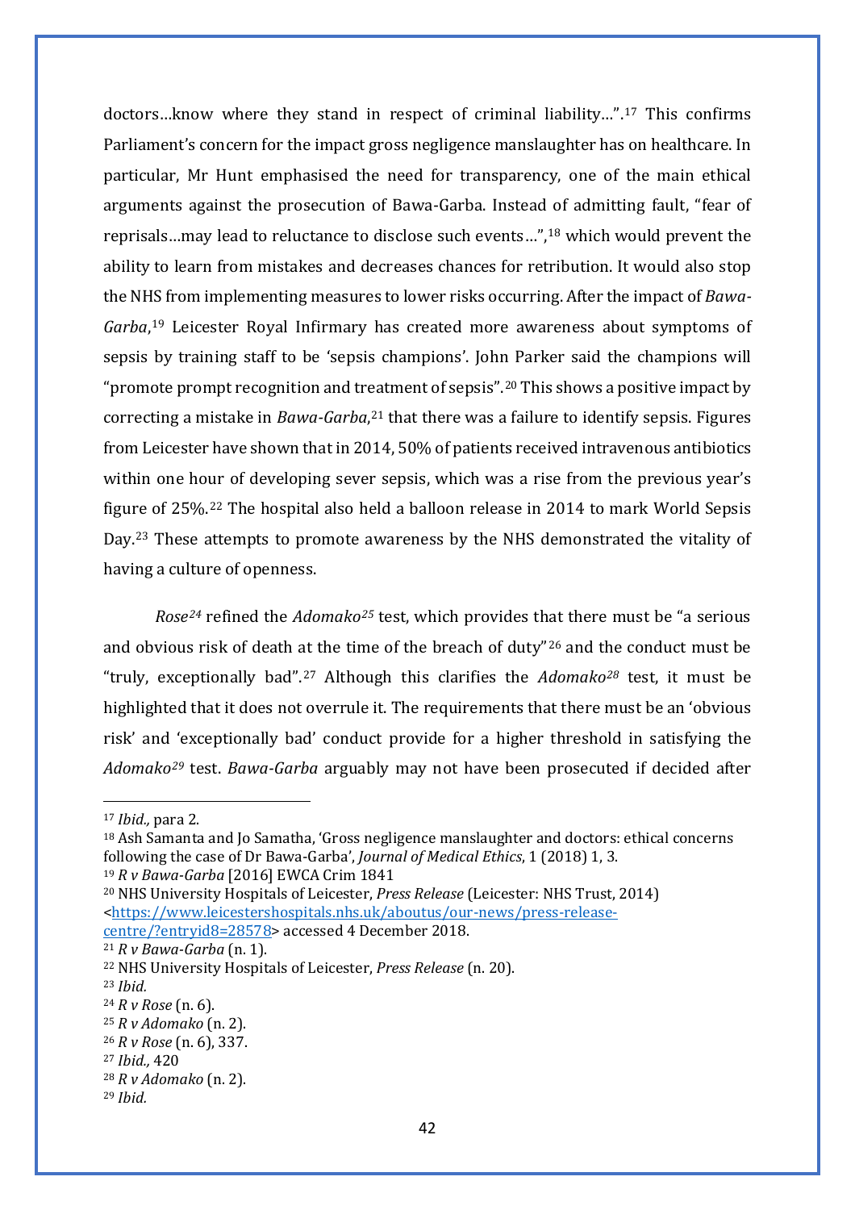doctors…know where they stand in respect of criminal liability…”.[17] This confirms Parliament's concern for the impact gross negligence manslaughter has on healthcare. In particular, Mr Hunt emphasised the need for transparency, one of the main ethical arguments against the prosecution of Bawa-Garba. Instead of admitting fault, “fear of reprisals…may lead to reluctance to disclose such events…”,[18] which would prevent the ability to learn from mistakes and decreases chances for retribution. It would also stop the NHS from implementing measures to lower risks occurring. After the impact of *Bawa-Garba*,[19] Leicester Royal Infirmary has created more awareness about symptoms of sepsis by training staff to be 'sepsis champions'. John Parker said the champions will “promote prompt recognition and treatment of sepsis”.[20] This shows a positive impact by correcting a mistake in *Bawa-Garba*,[21] that there was a failure to identify sepsis. Figures from Leicester have shown that in 2014, 50% of patients received intravenous antibiotics within one hour of developing sever sepsis, which was a rise from the previous year's figure of 25%.[22] The hospital also held a balloon release in 2014 to mark World Sepsis Day.[23] These attempts to promote awareness by the NHS demonstrated the vitality of having a culture of openness.

*Rose*[24] refined the *Adomako*[25] test, which provides that there must be “a serious and obvious risk of death at the time of the breach of duty”[26] and the conduct must be “truly, exceptionally bad”.[27] Although this clarifies the *Adomako*[28] test, it must be highlighted that it does not overrule it. The requirements that there must be an 'obvious risk' and 'exceptionally bad' conduct provide for a higher threshold in satisfying the *Adomako*[29] test. *Bawa-Garba* arguably may not have been prosecuted if decided after

---

[17] *Ibid.,* para 2.

[18] Ash Samanta and Jo Samatha, 'Gross negligence manslaughter and doctors: ethical concerns following the case of Dr Bawa-Garba', *Journal of Medical Ethics*, 1 (2018) 1, 3.

[19] *R v Bawa-Garba* [2016] EWCA Crim 1841

[20] NHS University Hospitals of Leicester, *Press Release* (Leicester: NHS Trust, 2014) <https://www.leicestershospitals.nhs.uk/aboutus/our-news/press-release-centre/?entryid8=28578> accessed 4 December 2018.

[21] *R v Bawa-Garba* (n. 1).

[22] NHS University Hospitals of Leicester, *Press Release* (n. 20).

[23] *Ibid.*

[24] *R v Rose* (n. 6).

[25] *R v Adomako* (n. 2).

[26] *R v Rose* (n. 6), 337.

[27] *Ibid.,* 420

[28] *R v Adomako* (n. 2).

[29] *Ibid.*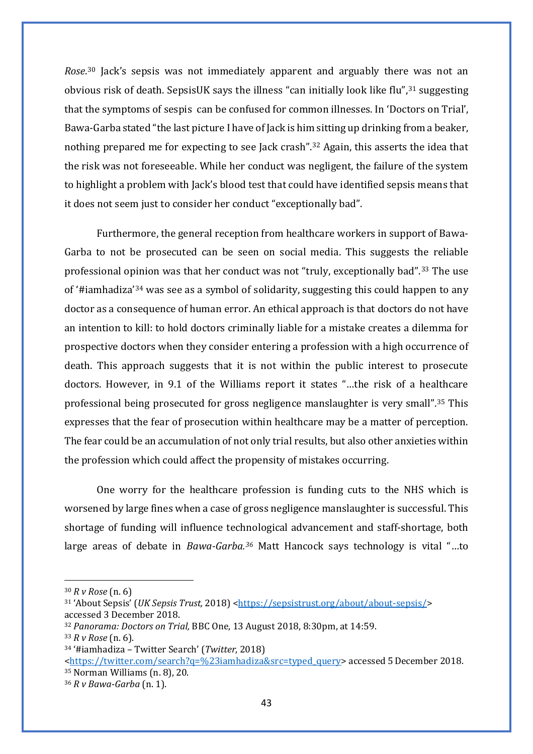*Rose*.[30] Jack's sepsis was not immediately apparent and arguably there was not an obvious risk of death. SepsisUK says the illness "can initially look like flu",[31] suggesting that the symptoms of sespis can be confused for common illnesses. In 'Doctors on Trial', Bawa-Garba stated "the last picture I have of Jack is him sitting up drinking from a beaker, nothing prepared me for expecting to see Jack crash".[32] Again, this asserts the idea that the risk was not foreseeable. While her conduct was negligent, the failure of the system to highlight a problem with Jack's blood test that could have identified sepsis means that it does not seem just to consider her conduct "exceptionally bad".

Furthermore, the general reception from healthcare workers in support of Bawa-Garba to not be prosecuted can be seen on social media. This suggests the reliable professional opinion was that her conduct was not "truly, exceptionally bad".[33] The use of '#iamhadiza'[34] was see as a symbol of solidarity, suggesting this could happen to any doctor as a consequence of human error. An ethical approach is that doctors do not have an intention to kill: to hold doctors criminally liable for a mistake creates a dilemma for prospective doctors when they consider entering a profession with a high occurrence of death. This approach suggests that it is not within the public interest to prosecute doctors. However, in 9.1 of the Williams report it states "…the risk of a healthcare professional being prosecuted for gross negligence manslaughter is very small".[35] This expresses that the fear of prosecution within healthcare may be a matter of perception. The fear could be an accumulation of not only trial results, but also other anxieties within the profession which could affect the propensity of mistakes occurring.

One worry for the healthcare profession is funding cuts to the NHS which is worsened by large fines when a case of gross negligence manslaughter is successful. This shortage of funding will influence technological advancement and staff-shortage, both large areas of debate in *Bawa-Garba.*[36] Matt Hancock says technology is vital "…to

---

[30] *R v Rose* (n. 6)

[31] 'About Sepsis' (*UK Sepsis Trust,* 2018) <https://sepsistrust.org/about/about-sepsis/> accessed 3 December 2018.

[32] *Panorama: Doctors on Trial,* BBC One, 13 August 2018, 8:30pm, at 14:59.

[33] *R v Rose* (n. 6).

[34] '#iamhadiza – Twitter Search' (*Twitter*, 2018) <https://twitter.com/search?q=%23iamhadiza&src=typed_query> accessed 5 December 2018.

[35] Norman Williams (n. 8), 20.

[36] *R v Bawa-Garba* (n. 1).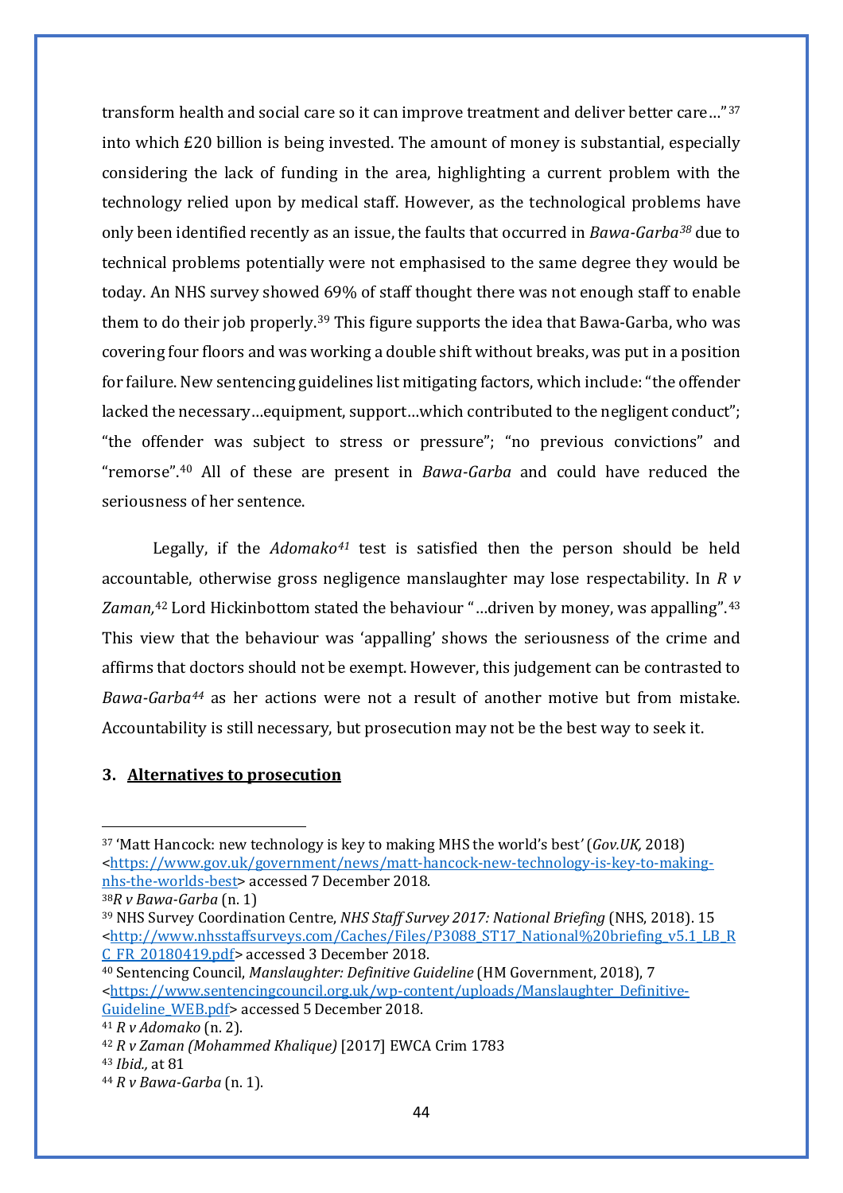transform health and social care so it can improve treatment and deliver better care…"[37] into which £20 billion is being invested. The amount of money is substantial, especially considering the lack of funding in the area, highlighting a current problem with the technology relied upon by medical staff. However, as the technological problems have only been identified recently as an issue, the faults that occurred in *Bawa-Garba*[38] due to technical problems potentially were not emphasised to the same degree they would be today. An NHS survey showed 69% of staff thought there was not enough staff to enable them to do their job properly.[39] This figure supports the idea that Bawa-Garba, who was covering four floors and was working a double shift without breaks, was put in a position for failure. New sentencing guidelines list mitigating factors, which include: "the offender lacked the necessary…equipment, support…which contributed to the negligent conduct"; "the offender was subject to stress or pressure"; "no previous convictions" and "remorse".[40] All of these are present in *Bawa-Garba* and could have reduced the seriousness of her sentence.

Legally, if the *Adomako*[41] test is satisfied then the person should be held accountable, otherwise gross negligence manslaughter may lose respectability. In *R v Zaman,*[42] Lord Hickinbottom stated the behaviour "…driven by money, was appalling".[43] This view that the behaviour was 'appalling' shows the seriousness of the crime and affirms that doctors should not be exempt. However, this judgement can be contrasted to *Bawa-Garba*[44] as her actions were not a result of another motive but from mistake. Accountability is still necessary, but prosecution may not be the best way to seek it.

## 3. Alternatives to prosecution

---

[37] 'Matt Hancock: new technology is key to making MHS the world's best' (*Gov.UK,* 2018) <https://www.gov.uk/government/news/matt-hancock-new-technology-is-key-to-making-nhs-the-worlds-best> accessed 7 December 2018.

[38] *R v Bawa-Garba* (n. 1)

[39] NHS Survey Coordination Centre, *NHS Staff Survey 2017: National Briefing* (NHS, 2018). 15 <http://www.nhsstaffsurveys.com/Caches/Files/P3088_ST17_National%20briefing_v5.1_LB_RC_FR_20180419.pdf> accessed 3 December 2018.

[40] Sentencing Council, *Manslaughter: Definitive Guideline* (HM Government, 2018), 7 <https://www.sentencingcouncil.org.uk/wp-content/uploads/Manslaughter_Definitive-Guideline_WEB.pdf> accessed 5 December 2018.

[41] *R v Adomako* (n. 2).

[42] *R v Zaman (Mohammed Khalique)* [2017] EWCA Crim 1783

[43] *Ibid.,* at 81

[44] *R v Bawa-Garba* (n. 1).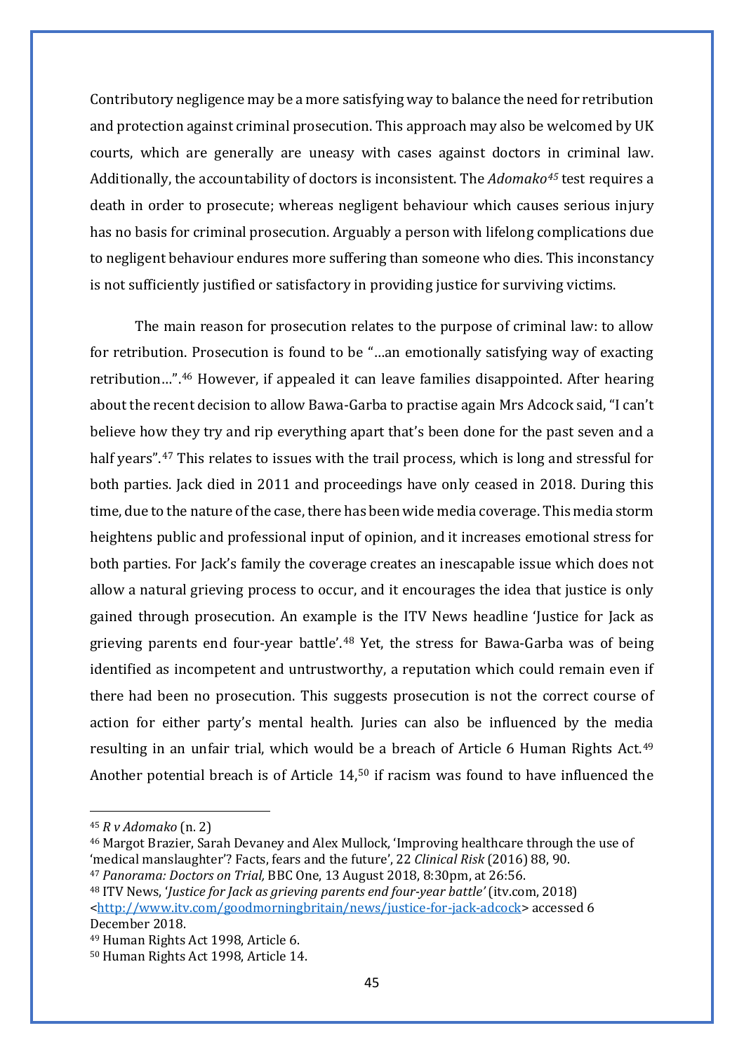Contributory negligence may be a more satisfying way to balance the need for retribution and protection against criminal prosecution. This approach may also be welcomed by UK courts, which are generally are uneasy with cases against doctors in criminal law. Additionally, the accountability of doctors is inconsistent. The *Adomako*[45] test requires a death in order to prosecute; whereas negligent behaviour which causes serious injury has no basis for criminal prosecution. Arguably a person with lifelong complications due to negligent behaviour endures more suffering than someone who dies. This inconstancy is not sufficiently justified or satisfactory in providing justice for surviving victims.

The main reason for prosecution relates to the purpose of criminal law: to allow for retribution. Prosecution is found to be "…an emotionally satisfying way of exacting retribution…".[46] However, if appealed it can leave families disappointed. After hearing about the recent decision to allow Bawa-Garba to practise again Mrs Adcock said, "I can't believe how they try and rip everything apart that's been done for the past seven and a half years".[47] This relates to issues with the trail process, which is long and stressful for both parties. Jack died in 2011 and proceedings have only ceased in 2018. During this time, due to the nature of the case, there has been wide media coverage. This media storm heightens public and professional input of opinion, and it increases emotional stress for both parties. For Jack's family the coverage creates an inescapable issue which does not allow a natural grieving process to occur, and it encourages the idea that justice is only gained through prosecution. An example is the ITV News headline 'Justice for Jack as grieving parents end four-year battle'.[48] Yet, the stress for Bawa-Garba was of being identified as incompetent and untrustworthy, a reputation which could remain even if there had been no prosecution. This suggests prosecution is not the correct course of action for either party's mental health. Juries can also be influenced by the media resulting in an unfair trial, which would be a breach of Article 6 Human Rights Act.[49] Another potential breach is of Article 14,[50] if racism was found to have influenced the

---

[45] *R v Adomako* (n. 2)

[46] Margot Brazier, Sarah Devaney and Alex Mullock, 'Improving healthcare through the use of 'medical manslaughter'? Facts, fears and the future', 22 *Clinical Risk* (2016) 88, 90.

[47] *Panorama: Doctors on Trial,* BBC One, 13 August 2018, 8:30pm, at 26:56.

[48] ITV News, '*Justice for Jack as grieving parents end four-year battle'* (itv.com, 2018) <http://www.itv.com/goodmorningbritain/news/justice-for-jack-adcock> accessed 6 December 2018.

[49] Human Rights Act 1998, Article 6.

[50] Human Rights Act 1998, Article 14.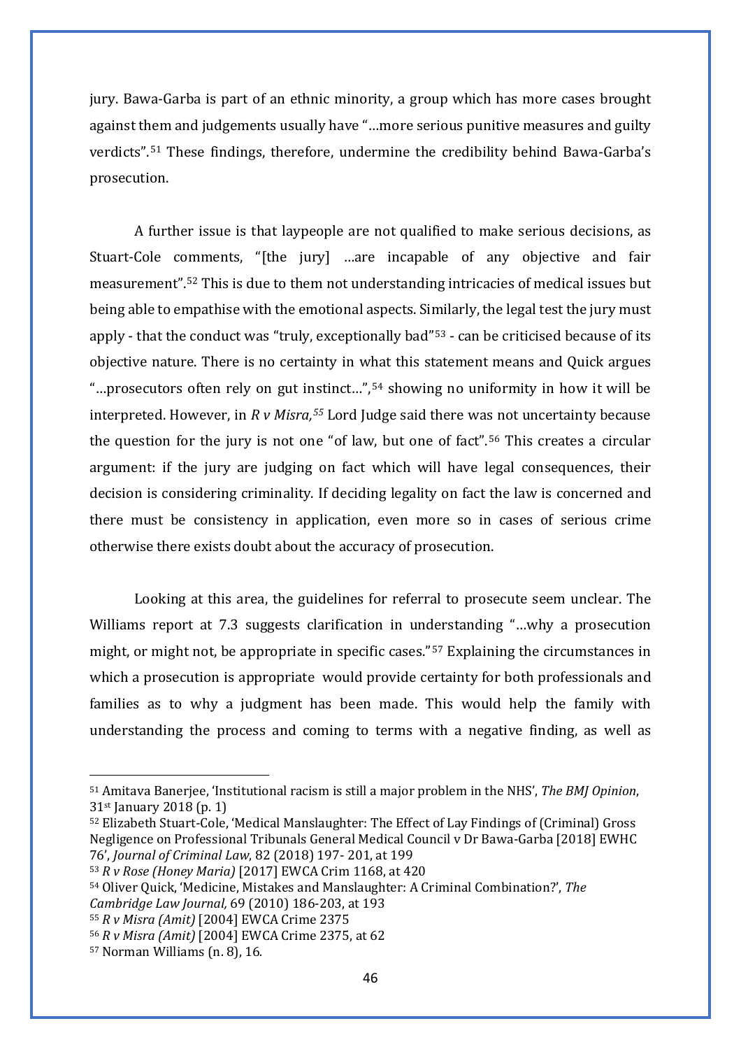jury. Bawa-Garba is part of an ethnic minority, a group which has more cases brought against them and judgements usually have "…more serious punitive measures and guilty verdicts".[51] These findings, therefore, undermine the credibility behind Bawa-Garba's prosecution.

A further issue is that laypeople are not qualified to make serious decisions, as Stuart-Cole comments, "[the jury] …are incapable of any objective and fair measurement".[52] This is due to them not understanding intricacies of medical issues but being able to empathise with the emotional aspects. Similarly, the legal test the jury must apply - that the conduct was "truly, exceptionally bad"[53] - can be criticised because of its objective nature. There is no certainty in what this statement means and Quick argues "…prosecutors often rely on gut instinct…",[54] showing no uniformity in how it will be interpreted. However, in *R v Misra,*[55] Lord Judge said there was not uncertainty because the question for the jury is not one "of law, but one of fact".[56] This creates a circular argument: if the jury are judging on fact which will have legal consequences, their decision is considering criminality. If deciding legality on fact the law is concerned and there must be consistency in application, even more so in cases of serious crime otherwise there exists doubt about the accuracy of prosecution.

Looking at this area, the guidelines for referral to prosecute seem unclear. The Williams report at 7.3 suggests clarification in understanding "…why a prosecution might, or might not, be appropriate in specific cases."[57] Explaining the circumstances in which a prosecution is appropriate would provide certainty for both professionals and families as to why a judgment has been made. This would help the family with understanding the process and coming to terms with a negative finding, as well as

---

[51] Amitava Banerjee, 'Institutional racism is still a major problem in the NHS', *The BMJ Opinion*, 31st January 2018 (p. 1)

[52] Elizabeth Stuart-Cole, 'Medical Manslaughter: The Effect of Lay Findings of (Criminal) Gross Negligence on Professional Tribunals General Medical Council v Dr Bawa-Garba [2018] EWHC 76', *Journal of Criminal Law*, 82 (2018) 197- 201, at 199

[53] *R v Rose (Honey Maria)* [2017] EWCA Crim 1168, at 420

[54] Oliver Quick, 'Medicine, Mistakes and Manslaughter: A Criminal Combination?', *The Cambridge Law Journal,* 69 (2010) 186-203, at 193

[55] *R v Misra (Amit)* [2004] EWCA Crime 2375

[56] *R v Misra (Amit)* [2004] EWCA Crime 2375, at 62

[57] Norman Williams (n. 8), 16.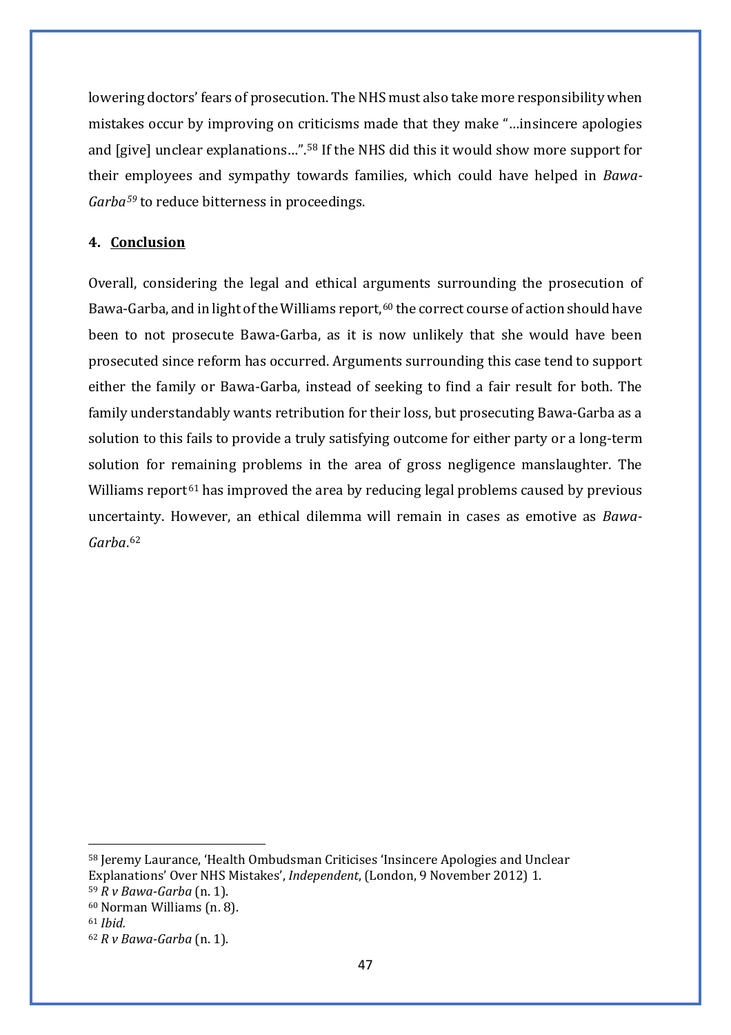lowering doctors' fears of prosecution. The NHS must also take more responsibility when mistakes occur by improving on criticisms made that they make "…insincere apologies and [give] unclear explanations…".[58] If the NHS did this it would show more support for their employees and sympathy towards families, which could have helped in *Bawa-Garba*[59] to reduce bitterness in proceedings.

## 4. Conclusion

Overall, considering the legal and ethical arguments surrounding the prosecution of Bawa-Garba, and in light of the Williams report,[60] the correct course of action should have been to not prosecute Bawa-Garba, as it is now unlikely that she would have been prosecuted since reform has occurred. Arguments surrounding this case tend to support either the family or Bawa-Garba, instead of seeking to find a fair result for both. The family understandably wants retribution for their loss, but prosecuting Bawa-Garba as a solution to this fails to provide a truly satisfying outcome for either party or a long-term solution for remaining problems in the area of gross negligence manslaughter. The Williams report[61] has improved the area by reducing legal problems caused by previous uncertainty. However, an ethical dilemma will remain in cases as emotive as *Bawa-Garba*.[62]

---

[58] Jeremy Laurance, 'Health Ombudsman Criticises 'Insincere Apologies and Unclear Explanations' Over NHS Mistakes', *Independent*, (London, 9 November 2012) 1.

[59] *R v Bawa-Garba* (n. 1).

[60] Norman Williams (n. 8).

[61] *Ibid.*

[62] *R v Bawa-Garba* (n. 1).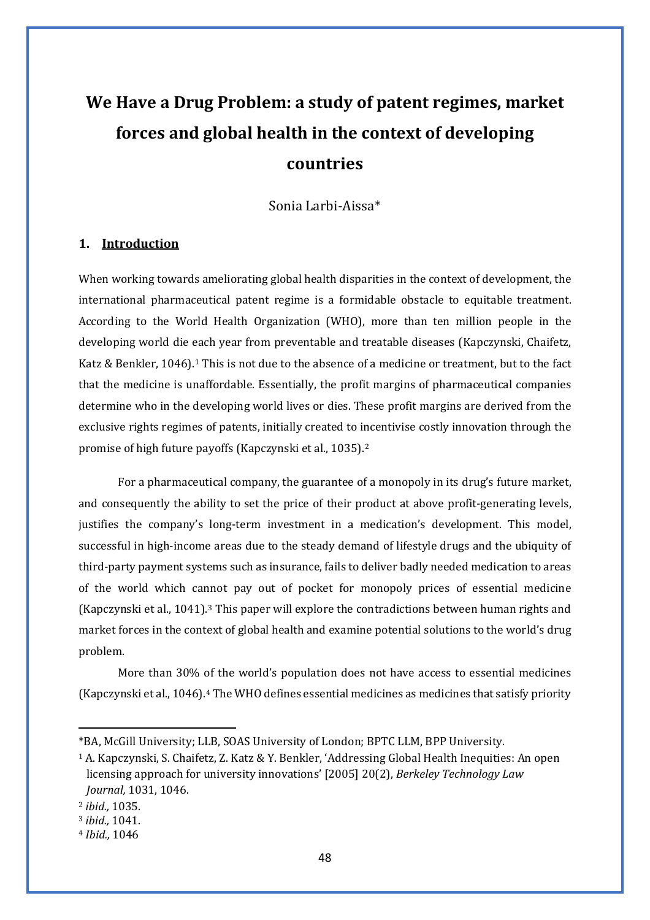# We Have a Drug Problem: a study of patent regimes, market forces and global health in the context of developing countries

Sonia Larbi-Aissa*

## 1. Introduction

When working towards ameliorating global health disparities in the context of development, the international pharmaceutical patent regime is a formidable obstacle to equitable treatment. According to the World Health Organization (WHO), more than ten million people in the developing world die each year from preventable and treatable diseases (Kapczynski, Chaifetz, Katz & Benkler, 1046).[1] This is not due to the absence of a medicine or treatment, but to the fact that the medicine is unaffordable. Essentially, the profit margins of pharmaceutical companies determine who in the developing world lives or dies. These profit margins are derived from the exclusive rights regimes of patents, initially created to incentivise costly innovation through the promise of high future payoffs (Kapczynski et al., 1035).[2]

For a pharmaceutical company, the guarantee of a monopoly in its drug's future market, and consequently the ability to set the price of their product at above profit-generating levels, justifies the company's long-term investment in a medication's development. This model, successful in high-income areas due to the steady demand of lifestyle drugs and the ubiquity of third-party payment systems such as insurance, fails to deliver badly needed medication to areas of the world which cannot pay out of pocket for monopoly prices of essential medicine (Kapczynski et al., 1041).[3] This paper will explore the contradictions between human rights and market forces in the context of global health and examine potential solutions to the world's drug problem.

More than 30% of the world's population does not have access to essential medicines (Kapczynski et al., 1046).[4] The WHO defines essential medicines as medicines that satisfy priority

---

*BA, McGill University; LLB, SOAS University of London; BPTC LLM, BPP University.

[1] A. Kapczynski, S. Chaifetz, Z. Katz & Y. Benkler, 'Addressing Global Health Inequities: An open licensing approach for university innovations' [2005] 20(2), *Berkeley Technology Law Journal,* 1031, 1046.

[2] *ibid.,* 1035.

[3] *ibid.,* 1041.

[4] *Ibid.,* 1046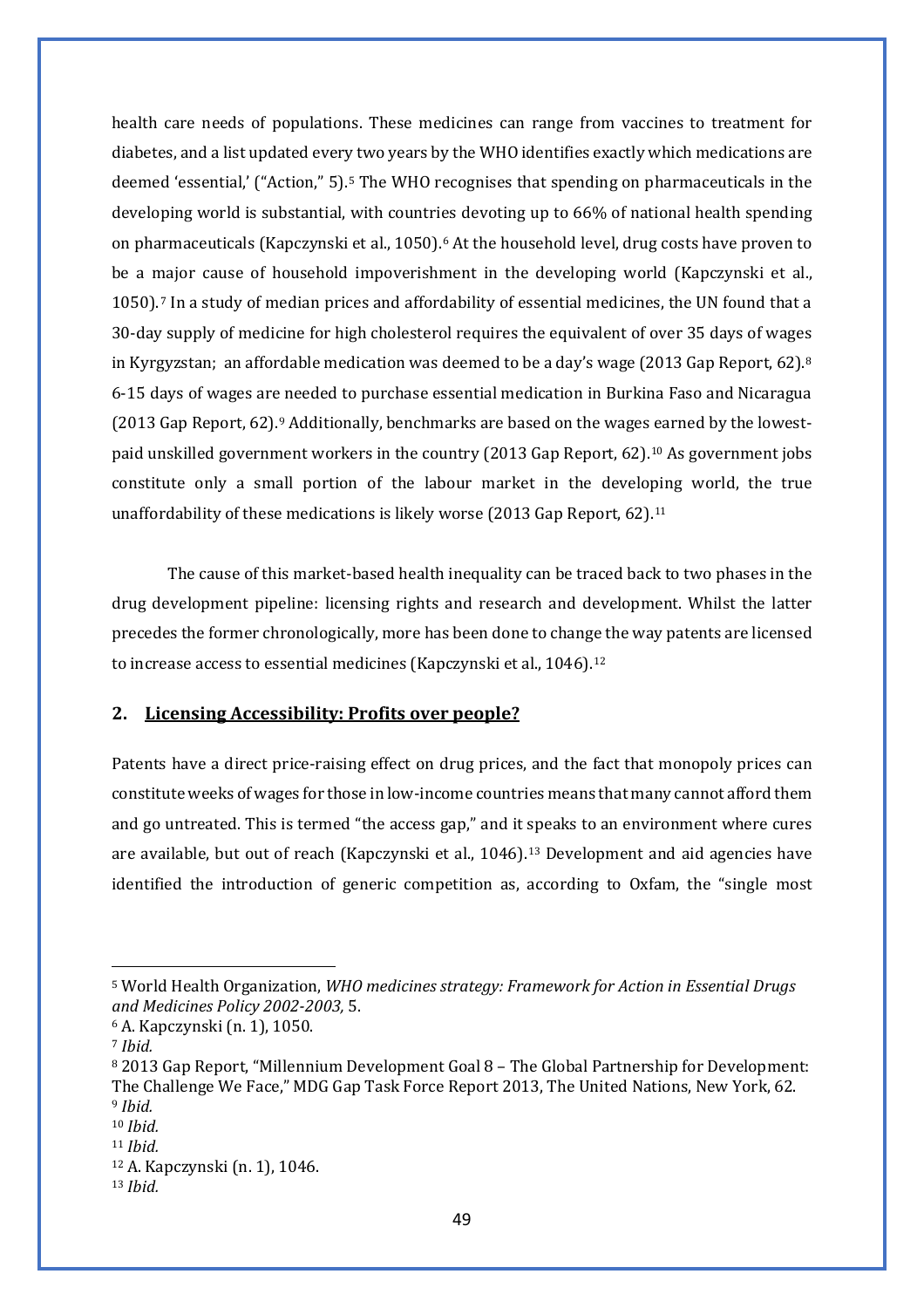health care needs of populations. These medicines can range from vaccines to treatment for diabetes, and a list updated every two years by the WHO identifies exactly which medications are deemed 'essential,' ("Action," 5).[5] The WHO recognises that spending on pharmaceuticals in the developing world is substantial, with countries devoting up to 66% of national health spending on pharmaceuticals (Kapczynski et al., 1050).[6] At the household level, drug costs have proven to be a major cause of household impoverishment in the developing world (Kapczynski et al., 1050).[7] In a study of median prices and affordability of essential medicines, the UN found that a 30-day supply of medicine for high cholesterol requires the equivalent of over 35 days of wages in Kyrgyzstan; an affordable medication was deemed to be a day's wage (2013 Gap Report, 62).[8] 6-15 days of wages are needed to purchase essential medication in Burkina Faso and Nicaragua (2013 Gap Report, 62).[9] Additionally, benchmarks are based on the wages earned by the lowest-paid unskilled government workers in the country (2013 Gap Report, 62).[10] As government jobs constitute only a small portion of the labour market in the developing world, the true unaffordability of these medications is likely worse (2013 Gap Report, 62).[11]

The cause of this market-based health inequality can be traced back to two phases in the drug development pipeline: licensing rights and research and development. Whilst the latter precedes the former chronologically, more has been done to change the way patents are licensed to increase access to essential medicines (Kapczynski et al., 1046).[12]

## 2. Licensing Accessibility: Profits over people?

Patents have a direct price-raising effect on drug prices, and the fact that monopoly prices can constitute weeks of wages for those in low-income countries means that many cannot afford them and go untreated. This is termed "the access gap," and it speaks to an environment where cures are available, but out of reach (Kapczynski et al., 1046).[13] Development and aid agencies have identified the introduction of generic competition as, according to Oxfam, the "single most

---

[5] World Health Organization, *WHO medicines strategy: Framework for Action in Essential Drugs and Medicines Policy 2002-2003,* 5.

[6] A. Kapczynski (n. 1), 1050.

[7] *Ibid.*

[8] 2013 Gap Report, "Millennium Development Goal 8 – The Global Partnership for Development: The Challenge We Face," MDG Gap Task Force Report 2013, The United Nations, New York, 62.

[9] *Ibid.*

[10] *Ibid.*

[11] *Ibid.*

[12] A. Kapczynski (n. 1), 1046.

[13] *Ibid.*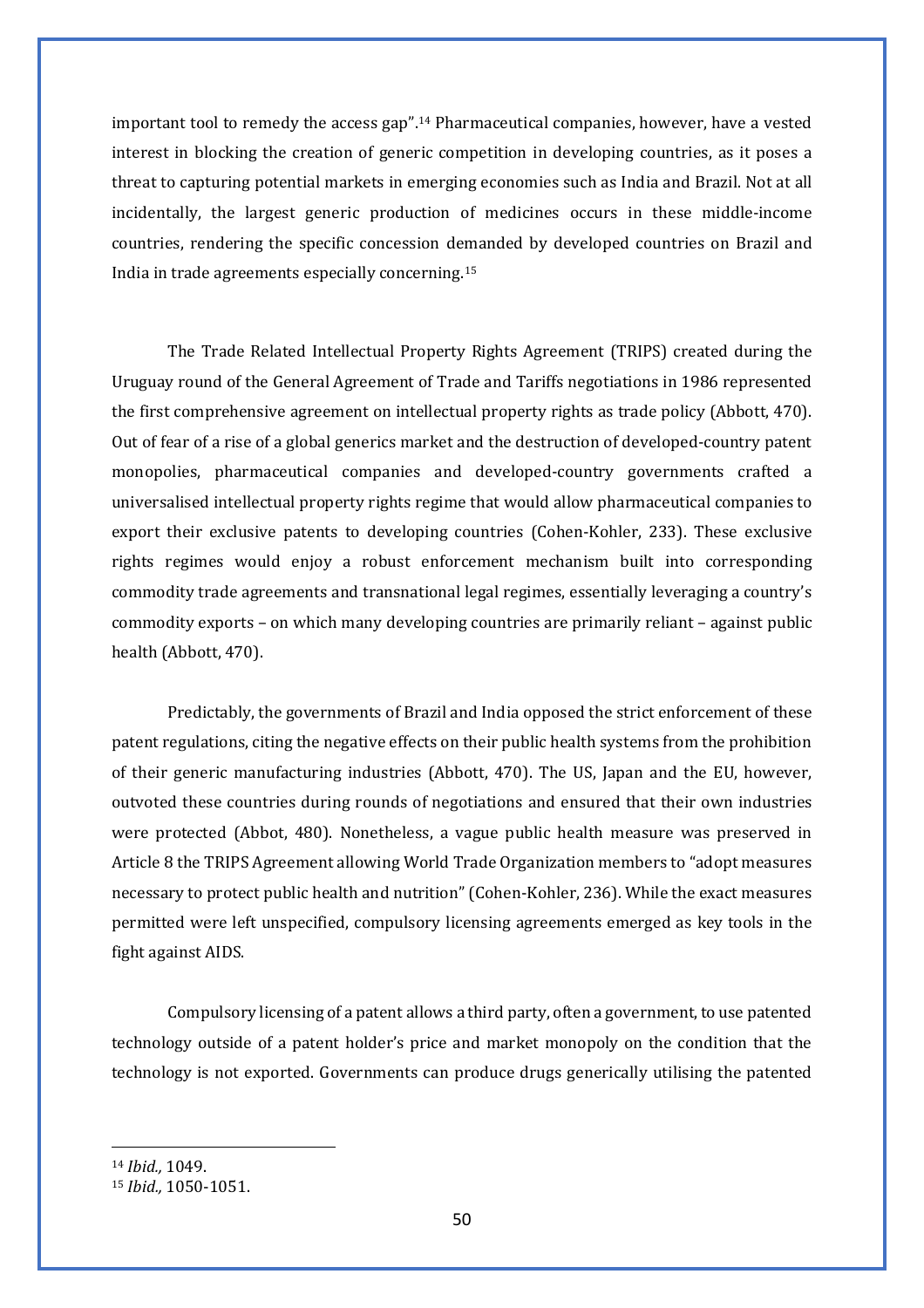important tool to remedy the access gap".[14] Pharmaceutical companies, however, have a vested interest in blocking the creation of generic competition in developing countries, as it poses a threat to capturing potential markets in emerging economies such as India and Brazil. Not at all incidentally, the largest generic production of medicines occurs in these middle-income countries, rendering the specific concession demanded by developed countries on Brazil and India in trade agreements especially concerning.[15]

The Trade Related Intellectual Property Rights Agreement (TRIPS) created during the Uruguay round of the General Agreement of Trade and Tariffs negotiations in 1986 represented the first comprehensive agreement on intellectual property rights as trade policy (Abbott, 470). Out of fear of a rise of a global generics market and the destruction of developed-country patent monopolies, pharmaceutical companies and developed-country governments crafted a universalised intellectual property rights regime that would allow pharmaceutical companies to export their exclusive patents to developing countries (Cohen-Kohler, 233). These exclusive rights regimes would enjoy a robust enforcement mechanism built into corresponding commodity trade agreements and transnational legal regimes, essentially leveraging a country's commodity exports – on which many developing countries are primarily reliant – against public health (Abbott, 470).

Predictably, the governments of Brazil and India opposed the strict enforcement of these patent regulations, citing the negative effects on their public health systems from the prohibition of their generic manufacturing industries (Abbott, 470). The US, Japan and the EU, however, outvoted these countries during rounds of negotiations and ensured that their own industries were protected (Abbot, 480). Nonetheless, a vague public health measure was preserved in Article 8 the TRIPS Agreement allowing World Trade Organization members to "adopt measures necessary to protect public health and nutrition" (Cohen-Kohler, 236). While the exact measures permitted were left unspecified, compulsory licensing agreements emerged as key tools in the fight against AIDS.

Compulsory licensing of a patent allows a third party, often a government, to use patented technology outside of a patent holder's price and market monopoly on the condition that the technology is not exported. Governments can produce drugs generically utilising the patented

[14] *Ibid.,* 1049.

[15] *Ibid.,* 1050-1051.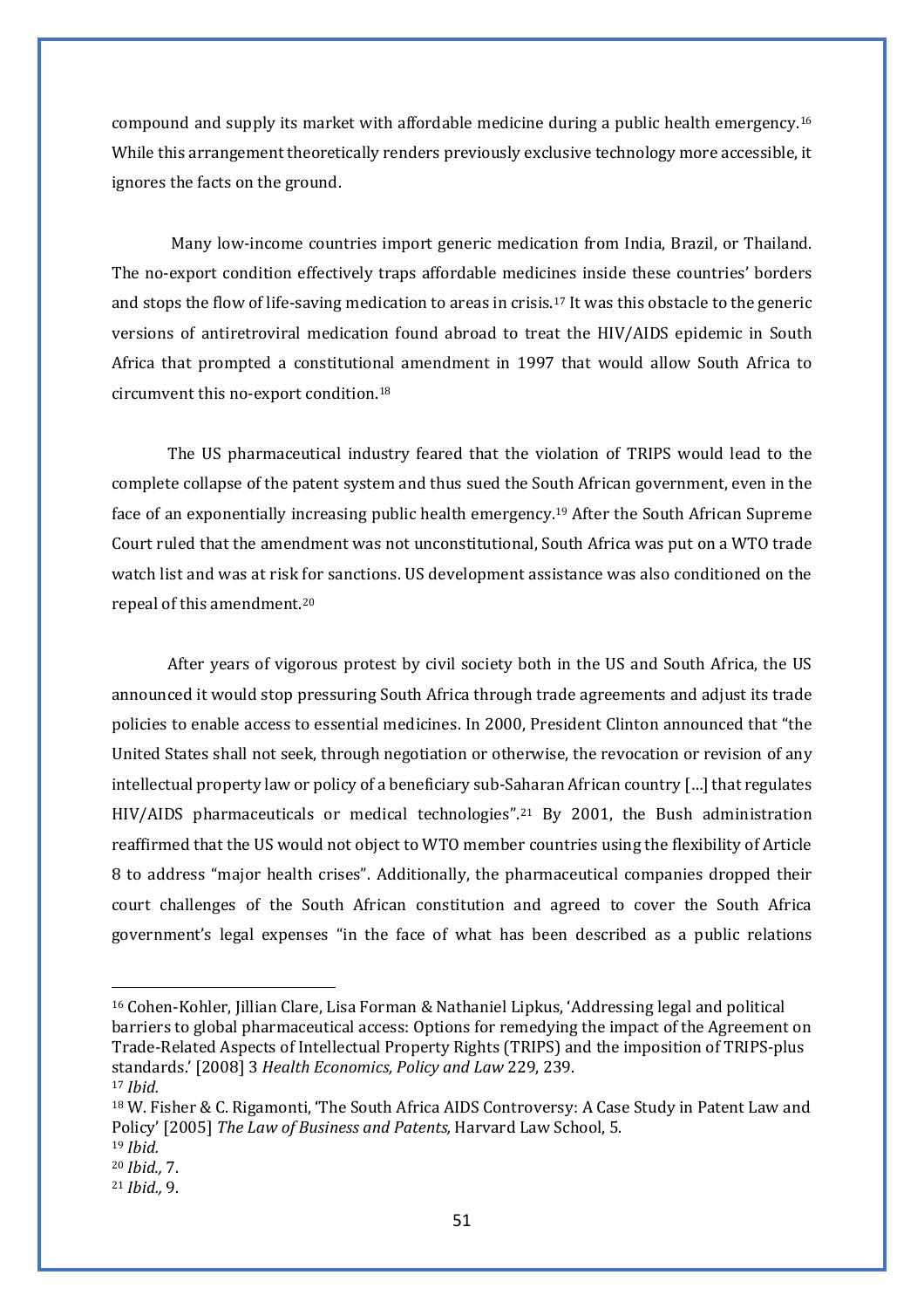compound and supply its market with affordable medicine during a public health emergency.[16] While this arrangement theoretically renders previously exclusive technology more accessible, it ignores the facts on the ground.

Many low-income countries import generic medication from India, Brazil, or Thailand. The no-export condition effectively traps affordable medicines inside these countries' borders and stops the flow of life-saving medication to areas in crisis.[17] It was this obstacle to the generic versions of antiretroviral medication found abroad to treat the HIV/AIDS epidemic in South Africa that prompted a constitutional amendment in 1997 that would allow South Africa to circumvent this no-export condition.[18]

The US pharmaceutical industry feared that the violation of TRIPS would lead to the complete collapse of the patent system and thus sued the South African government, even in the face of an exponentially increasing public health emergency.[19] After the South African Supreme Court ruled that the amendment was not unconstitutional, South Africa was put on a WTO trade watch list and was at risk for sanctions. US development assistance was also conditioned on the repeal of this amendment.[20]

After years of vigorous protest by civil society both in the US and South Africa, the US announced it would stop pressuring South Africa through trade agreements and adjust its trade policies to enable access to essential medicines. In 2000, President Clinton announced that "the United States shall not seek, through negotiation or otherwise, the revocation or revision of any intellectual property law or policy of a beneficiary sub-Saharan African country […] that regulates HIV/AIDS pharmaceuticals or medical technologies".[21] By 2001, the Bush administration reaffirmed that the US would not object to WTO member countries using the flexibility of Article 8 to address "major health crises". Additionally, the pharmaceutical companies dropped their court challenges of the South African constitution and agreed to cover the South Africa government's legal expenses "in the face of what has been described as a public relations

---

[16] Cohen-Kohler, Jillian Clare, Lisa Forman & Nathaniel Lipkus, 'Addressing legal and political barriers to global pharmaceutical access: Options for remedying the impact of the Agreement on Trade-Related Aspects of Intellectual Property Rights (TRIPS) and the imposition of TRIPS-plus standards.' [2008] 3 *Health Economics, Policy and Law* 229, 239.

[17] *Ibid.*

[18] W. Fisher & C. Rigamonti, 'The South Africa AIDS Controversy: A Case Study in Patent Law and Policy' [2005] *The Law of Business and Patents,* Harvard Law School, 5.

[19] *Ibid.*

[20] *Ibid.,* 7.

[21] *Ibid.,* 9.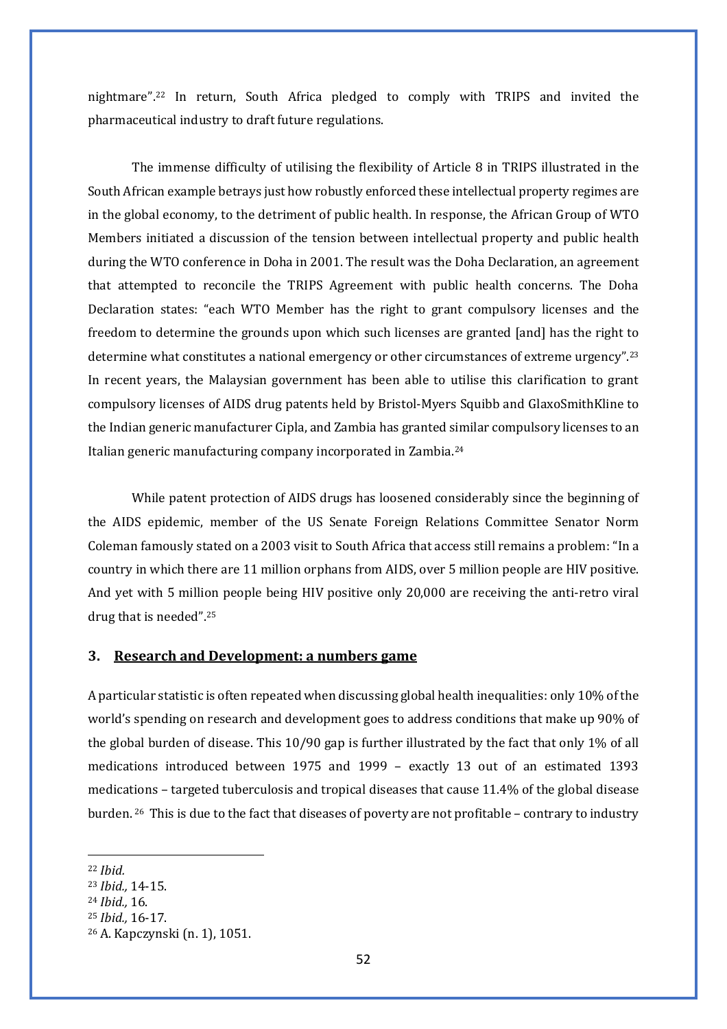nightmare".[22] In return, South Africa pledged to comply with TRIPS and invited the pharmaceutical industry to draft future regulations.

The immense difficulty of utilising the flexibility of Article 8 in TRIPS illustrated in the South African example betrays just how robustly enforced these intellectual property regimes are in the global economy, to the detriment of public health. In response, the African Group of WTO Members initiated a discussion of the tension between intellectual property and public health during the WTO conference in Doha in 2001. The result was the Doha Declaration, an agreement that attempted to reconcile the TRIPS Agreement with public health concerns. The Doha Declaration states: "each WTO Member has the right to grant compulsory licenses and the freedom to determine the grounds upon which such licenses are granted [and] has the right to determine what constitutes a national emergency or other circumstances of extreme urgency".[23] In recent years, the Malaysian government has been able to utilise this clarification to grant compulsory licenses of AIDS drug patents held by Bristol-Myers Squibb and GlaxoSmithKline to the Indian generic manufacturer Cipla, and Zambia has granted similar compulsory licenses to an Italian generic manufacturing company incorporated in Zambia.[24]

While patent protection of AIDS drugs has loosened considerably since the beginning of the AIDS epidemic, member of the US Senate Foreign Relations Committee Senator Norm Coleman famously stated on a 2003 visit to South Africa that access still remains a problem: "In a country in which there are 11 million orphans from AIDS, over 5 million people are HIV positive. And yet with 5 million people being HIV positive only 20,000 are receiving the anti-retro viral drug that is needed".[25]

## 3. <u>Research and Development: a numbers game</u>

A particular statistic is often repeated when discussing global health inequalities: only 10% of the world's spending on research and development goes to address conditions that make up 90% of the global burden of disease. This 10/90 gap is further illustrated by the fact that only 1% of all medications introduced between 1975 and 1999 – exactly 13 out of an estimated 1393 medications – targeted tuberculosis and tropical diseases that cause 11.4% of the global disease burden.[26] This is due to the fact that diseases of poverty are not profitable – contrary to industry

---

[22] *Ibid.*

[23] *Ibid.,* 14-15.

[24] *Ibid.,* 16.

[25] *Ibid.,* 16-17.

[26] A. Kapczynski (n. 1), 1051.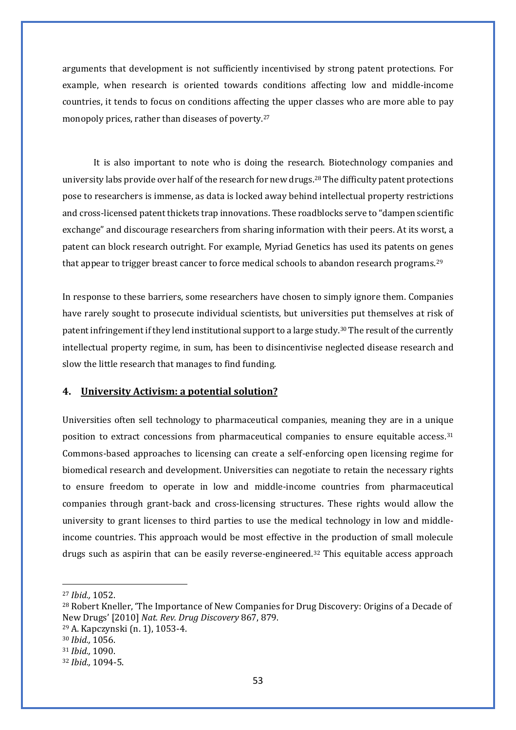arguments that development is not sufficiently incentivised by strong patent protections. For example, when research is oriented towards conditions affecting low and middle-income countries, it tends to focus on conditions affecting the upper classes who are more able to pay monopoly prices, rather than diseases of poverty.[27]

It is also important to note who is doing the research. Biotechnology companies and university labs provide over half of the research for new drugs.[28] The difficulty patent protections pose to researchers is immense, as data is locked away behind intellectual property restrictions and cross-licensed patent thickets trap innovations. These roadblocks serve to "dampen scientific exchange" and discourage researchers from sharing information with their peers. At its worst, a patent can block research outright. For example, Myriad Genetics has used its patents on genes that appear to trigger breast cancer to force medical schools to abandon research programs.[29]

In response to these barriers, some researchers have chosen to simply ignore them. Companies have rarely sought to prosecute individual scientists, but universities put themselves at risk of patent infringement if they lend institutional support to a large study.[30] The result of the currently intellectual property regime, in sum, has been to disincentivise neglected disease research and slow the little research that manages to find funding.

## 4. University Activism: a potential solution?

Universities often sell technology to pharmaceutical companies, meaning they are in a unique position to extract concessions from pharmaceutical companies to ensure equitable access.[31] Commons-based approaches to licensing can create a self-enforcing open licensing regime for biomedical research and development. Universities can negotiate to retain the necessary rights to ensure freedom to operate in low and middle-income countries from pharmaceutical companies through grant-back and cross-licensing structures. These rights would allow the university to grant licenses to third parties to use the medical technology in low and middle-income countries. This approach would be most effective in the production of small molecule drugs such as aspirin that can be easily reverse-engineered.[32] This equitable access approach

---

[27] *Ibid.,* 1052.

[28] Robert Kneller, 'The Importance of New Companies for Drug Discovery: Origins of a Decade of New Drugs' [2010] *Nat. Rev. Drug Discovery* 867, 879.

[29] A. Kapczynski (n. 1), 1053-4.

[30] *Ibid.,* 1056.

[31] *Ibid.,* 1090.

[32] *Ibid.,* 1094-5.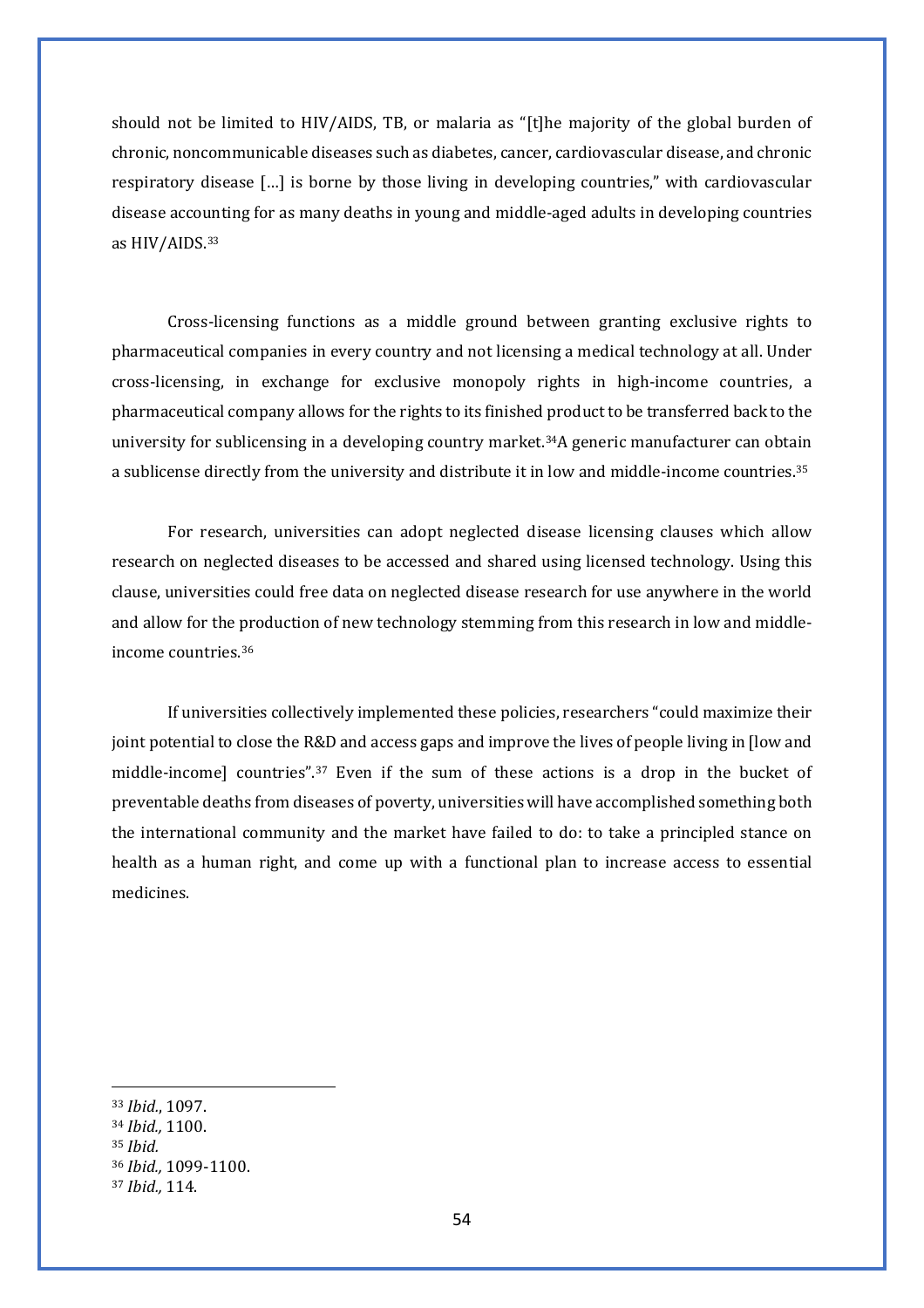should not be limited to HIV/AIDS, TB, or malaria as "[t]he majority of the global burden of chronic, noncommunicable diseases such as diabetes, cancer, cardiovascular disease, and chronic respiratory disease […] is borne by those living in developing countries," with cardiovascular disease accounting for as many deaths in young and middle-aged adults in developing countries as HIV/AIDS.[33]

Cross-licensing functions as a middle ground between granting exclusive rights to pharmaceutical companies in every country and not licensing a medical technology at all. Under cross-licensing, in exchange for exclusive monopoly rights in high-income countries, a pharmaceutical company allows for the rights to its finished product to be transferred back to the university for sublicensing in a developing country market.[34]A generic manufacturer can obtain a sublicense directly from the university and distribute it in low and middle-income countries.[35]

For research, universities can adopt neglected disease licensing clauses which allow research on neglected diseases to be accessed and shared using licensed technology. Using this clause, universities could free data on neglected disease research for use anywhere in the world and allow for the production of new technology stemming from this research in low and middle-income countries.[36]

If universities collectively implemented these policies, researchers "could maximize their joint potential to close the R&D and access gaps and improve the lives of people living in [low and middle-income] countries".[37] Even if the sum of these actions is a drop in the bucket of preventable deaths from diseases of poverty, universities will have accomplished something both the international community and the market have failed to do: to take a principled stance on health as a human right, and come up with a functional plan to increase access to essential medicines.

---

[33] *Ibid.*, 1097.
[34] *Ibid.,* 1100.
[35] *Ibid.*
[36] *Ibid.,* 1099-1100.
[37] *Ibid.,* 114.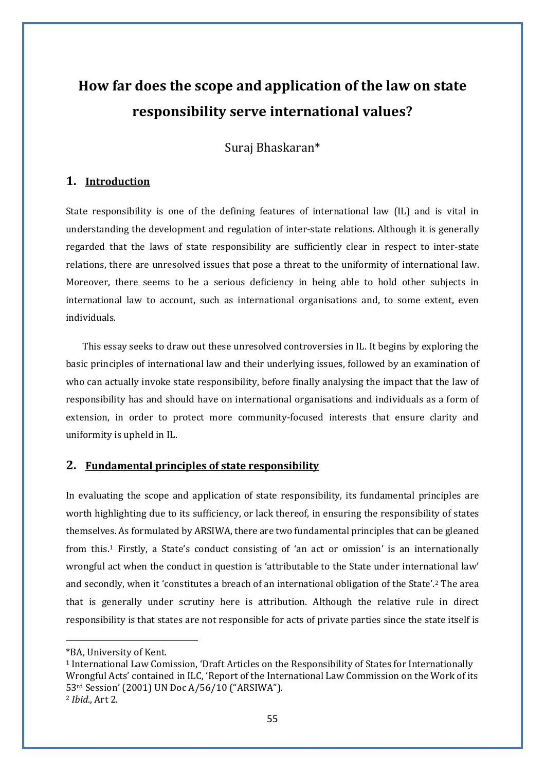# How far does the scope and application of the law on state responsibility serve international values?

Suraj Bhaskaran*

## 1. Introduction

State responsibility is one of the defining features of international law (IL) and is vital in understanding the development and regulation of inter-state relations. Although it is generally regarded that the laws of state responsibility are sufficiently clear in respect to inter-state relations, there are unresolved issues that pose a threat to the uniformity of international law. Moreover, there seems to be a serious deficiency in being able to hold other subjects in international law to account, such as international organisations and, to some extent, even individuals.

This essay seeks to draw out these unresolved controversies in IL. It begins by exploring the basic principles of international law and their underlying issues, followed by an examination of who can actually invoke state responsibility, before finally analysing the impact that the law of responsibility has and should have on international organisations and individuals as a form of extension, in order to protect more community-focused interests that ensure clarity and uniformity is upheld in IL.

## 2. Fundamental principles of state responsibility

In evaluating the scope and application of state responsibility, its fundamental principles are worth highlighting due to its sufficiency, or lack thereof, in ensuring the responsibility of states themselves. As formulated by ARSIWA, there are two fundamental principles that can be gleaned from this.[1] Firstly, a State's conduct consisting of 'an act or omission' is an internationally wrongful act when the conduct in question is 'attributable to the State under international law' and secondly, when it 'constitutes a breach of an international obligation of the State'.[2] The area that is generally under scrutiny here is attribution. Although the relative rule in direct responsibility is that states are not responsible for acts of private parties since the state itself is

---

*BA, University of Kent.

[1] International Law Comission, 'Draft Articles on the Responsibility of States for Internationally Wrongful Acts' contained in ILC, 'Report of the International Law Commission on the Work of its 53rd Session' (2001) UN Doc A/56/10 ("ARSIWA").

[2] *Ibid*., Art 2.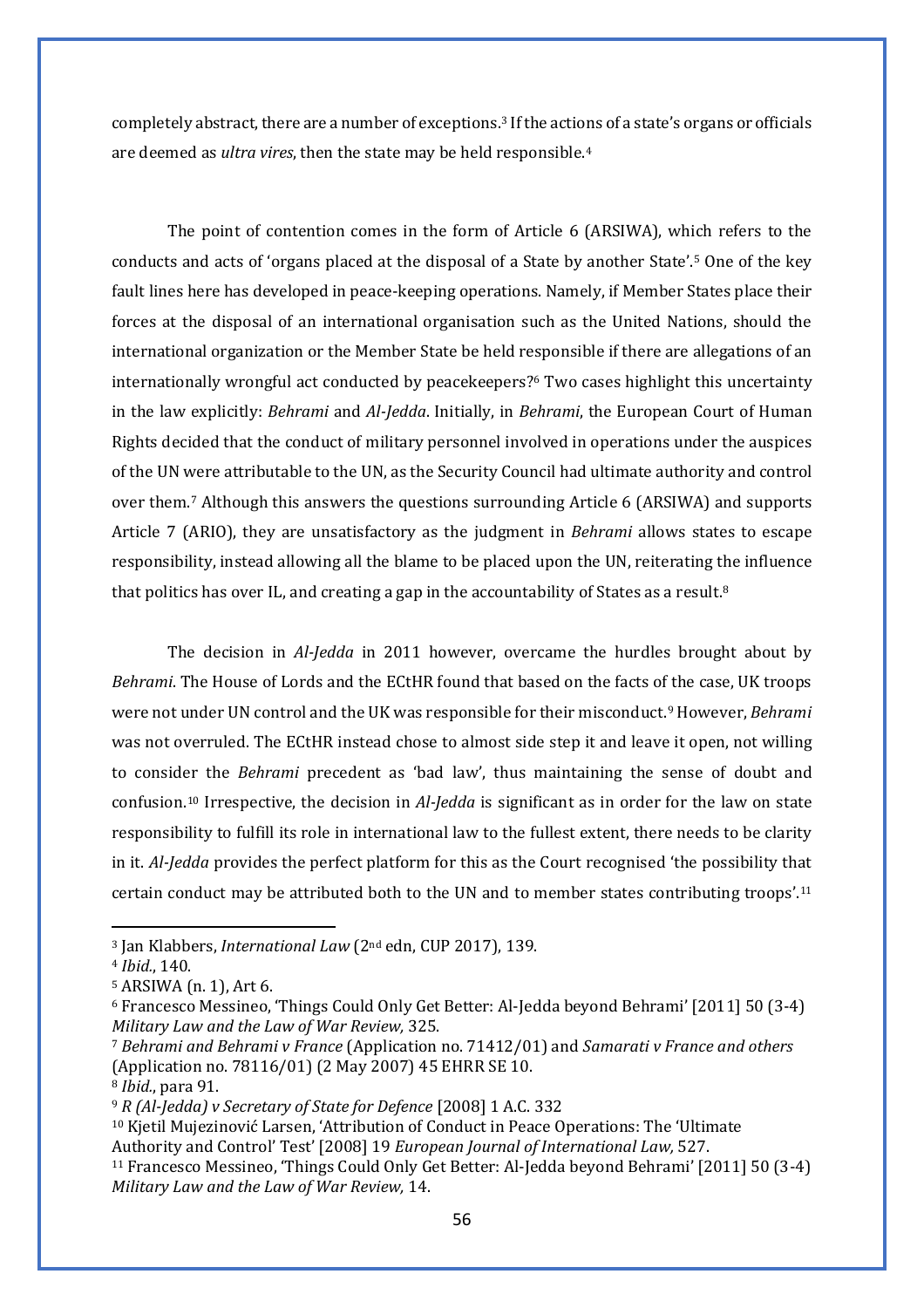completely abstract, there are a number of exceptions.[3] If the actions of a state's organs or officials are deemed as *ultra vires*, then the state may be held responsible.[4]

The point of contention comes in the form of Article 6 (ARSIWA), which refers to the conducts and acts of 'organs placed at the disposal of a State by another State'.[5] One of the key fault lines here has developed in peace-keeping operations. Namely, if Member States place their forces at the disposal of an international organisation such as the United Nations, should the international organization or the Member State be held responsible if there are allegations of an internationally wrongful act conducted by peacekeepers?[6] Two cases highlight this uncertainty in the law explicitly: *Behrami* and *Al-Jedda*. Initially, in *Behrami*, the European Court of Human Rights decided that the conduct of military personnel involved in operations under the auspices of the UN were attributable to the UN, as the Security Council had ultimate authority and control over them.[7] Although this answers the questions surrounding Article 6 (ARSIWA) and supports Article 7 (ARIO), they are unsatisfactory as the judgment in *Behrami* allows states to escape responsibility, instead allowing all the blame to be placed upon the UN, reiterating the influence that politics has over IL, and creating a gap in the accountability of States as a result.[8]

The decision in *Al-Jedda* in 2011 however, overcame the hurdles brought about by *Behrami*. The House of Lords and the ECtHR found that based on the facts of the case, UK troops were not under UN control and the UK was responsible for their misconduct.[9] However, *Behrami* was not overruled. The ECtHR instead chose to almost side step it and leave it open, not willing to consider the *Behrami* precedent as 'bad law', thus maintaining the sense of doubt and confusion.[10] Irrespective, the decision in *Al-Jedda* is significant as in order for the law on state responsibility to fulfill its role in international law to the fullest extent, there needs to be clarity in it. *Al-Jedda* provides the perfect platform for this as the Court recognised 'the possibility that certain conduct may be attributed both to the UN and to member states contributing troops'.[11]

---

[3] Jan Klabbers, *International Law* (2nd edn, CUP 2017), 139.

[4] *Ibid.*, 140.

[5] ARSIWA (n. 1), Art 6.

[6] Francesco Messineo, 'Things Could Only Get Better: Al-Jedda beyond Behrami' [2011] 50 (3-4) *Military Law and the Law of War Review,* 325.

[7] *Behrami and Behrami v France* (Application no. 71412/01) and *Samarati v France and others* (Application no. 78116/01) (2 May 2007) 45 EHRR SE 10.

[8] *Ibid.*, para 91.

[9] *R (Al-Jedda) v Secretary of State for Defence* [2008] 1 A.C. 332

[10] Kjetil Mujezinović Larsen, 'Attribution of Conduct in Peace Operations: The 'Ultimate Authority and Control' Test' [2008] 19 *European Journal of International Law,* 527.

[11] Francesco Messineo, 'Things Could Only Get Better: Al-Jedda beyond Behrami' [2011] 50 (3-4) *Military Law and the Law of War Review,* 14.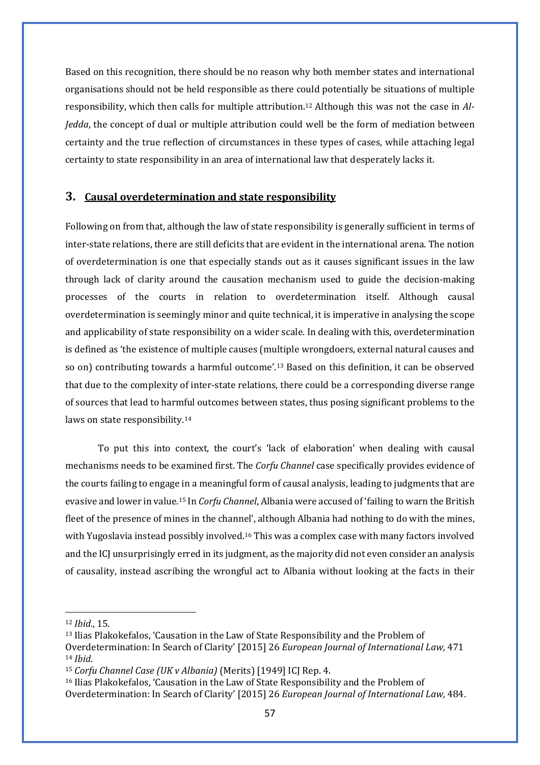Based on this recognition, there should be no reason why both member states and international organisations should not be held responsible as there could potentially be situations of multiple responsibility, which then calls for multiple attribution.[12] Although this was not the case in *Al-Jedda*, the concept of dual or multiple attribution could well be the form of mediation between certainty and the true reflection of circumstances in these types of cases, while attaching legal certainty to state responsibility in an area of international law that desperately lacks it.

## 3. Causal overdetermination and state responsibility

Following on from that, although the law of state responsibility is generally sufficient in terms of inter-state relations, there are still deficits that are evident in the international arena. The notion of overdetermination is one that especially stands out as it causes significant issues in the law through lack of clarity around the causation mechanism used to guide the decision-making processes of the courts in relation to overdetermination itself. Although causal overdetermination is seemingly minor and quite technical, it is imperative in analysing the scope and applicability of state responsibility on a wider scale. In dealing with this, overdetermination is defined as 'the existence of multiple causes (multiple wrongdoers, external natural causes and so on) contributing towards a harmful outcome'.[13] Based on this definition, it can be observed that due to the complexity of inter-state relations, there could be a corresponding diverse range of sources that lead to harmful outcomes between states, thus posing significant problems to the laws on state responsibility.[14]

To put this into context, the court's 'lack of elaboration' when dealing with causal mechanisms needs to be examined first. The *Corfu Channel* case specifically provides evidence of the courts failing to engage in a meaningful form of causal analysis, leading to judgments that are evasive and lower in value.[15] In *Corfu Channel*, Albania were accused of 'failing to warn the British fleet of the presence of mines in the channel', although Albania had nothing to do with the mines, with Yugoslavia instead possibly involved.[16] This was a complex case with many factors involved and the ICJ unsurprisingly erred in its judgment, as the majority did not even consider an analysis of causality, instead ascribing the wrongful act to Albania without looking at the facts in their

---

[12] *Ibid.*, 15.

[13] Ilias Plakokefalos, 'Causation in the Law of State Responsibility and the Problem of Overdetermination: In Search of Clarity' [2015] 26 *European Journal of International Law,* 471

[14] *Ibid*.

[15] *Corfu Channel Case (UK v Albania)* (Merits) [1949] ICJ Rep. 4.

[16] Ilias Plakokefalos, 'Causation in the Law of State Responsibility and the Problem of Overdetermination: In Search of Clarity' [2015] 26 *European Journal of International Law,* 484.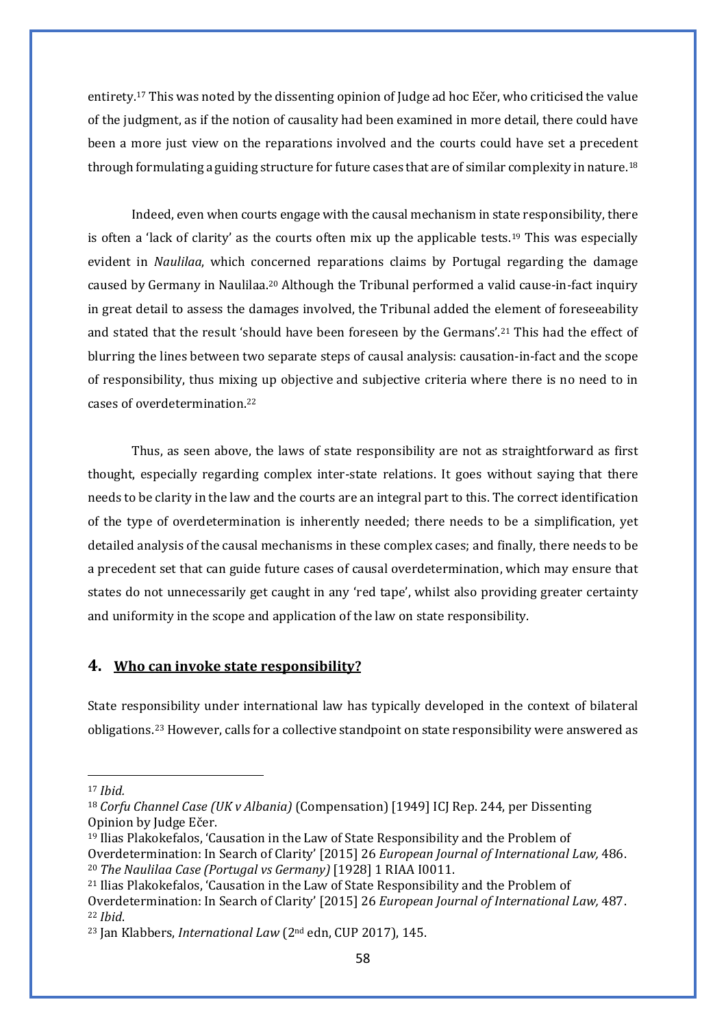entirety.[17] This was noted by the dissenting opinion of Judge ad hoc Ečer, who criticised the value of the judgment, as if the notion of causality had been examined in more detail, there could have been a more just view on the reparations involved and the courts could have set a precedent through formulating a guiding structure for future cases that are of similar complexity in nature.[18]

Indeed, even when courts engage with the causal mechanism in state responsibility, there is often a 'lack of clarity' as the courts often mix up the applicable tests.[19] This was especially evident in *Naulilaa*, which concerned reparations claims by Portugal regarding the damage caused by Germany in Naulilaa.[20] Although the Tribunal performed a valid cause-in-fact inquiry in great detail to assess the damages involved, the Tribunal added the element of foreseeability and stated that the result 'should have been foreseen by the Germans'.[21] This had the effect of blurring the lines between two separate steps of causal analysis: causation-in-fact and the scope of responsibility, thus mixing up objective and subjective criteria where there is no need to in cases of overdetermination.[22]

Thus, as seen above, the laws of state responsibility are not as straightforward as first thought, especially regarding complex inter-state relations. It goes without saying that there needs to be clarity in the law and the courts are an integral part to this. The correct identification of the type of overdetermination is inherently needed; there needs to be a simplification, yet detailed analysis of the causal mechanisms in these complex cases; and finally, there needs to be a precedent set that can guide future cases of causal overdetermination, which may ensure that states do not unnecessarily get caught in any 'red tape', whilst also providing greater certainty and uniformity in the scope and application of the law on state responsibility.

## 4. Who can invoke state responsibility?

State responsibility under international law has typically developed in the context of bilateral obligations.[23] However, calls for a collective standpoint on state responsibility were answered as

---

[17] *Ibid.*

[18] *Corfu Channel Case (UK v Albania)* (Compensation) [1949] ICJ Rep. 244, per Dissenting Opinion by Judge Ečer.

[19] Ilias Plakokefalos, 'Causation in the Law of State Responsibility and the Problem of Overdetermination: In Search of Clarity' [2015] 26 *European Journal of International Law,* 486.

[20] *The Naulilaa Case (Portugal vs Germany)* [1928] 1 RIAA I0011.

[21] Ilias Plakokefalos, 'Causation in the Law of State Responsibility and the Problem of Overdetermination: In Search of Clarity' [2015] 26 *European Journal of International Law,* 487.

[22] *Ibid.*

[23] Jan Klabbers, *International Law* (2nd edn, CUP 2017), 145.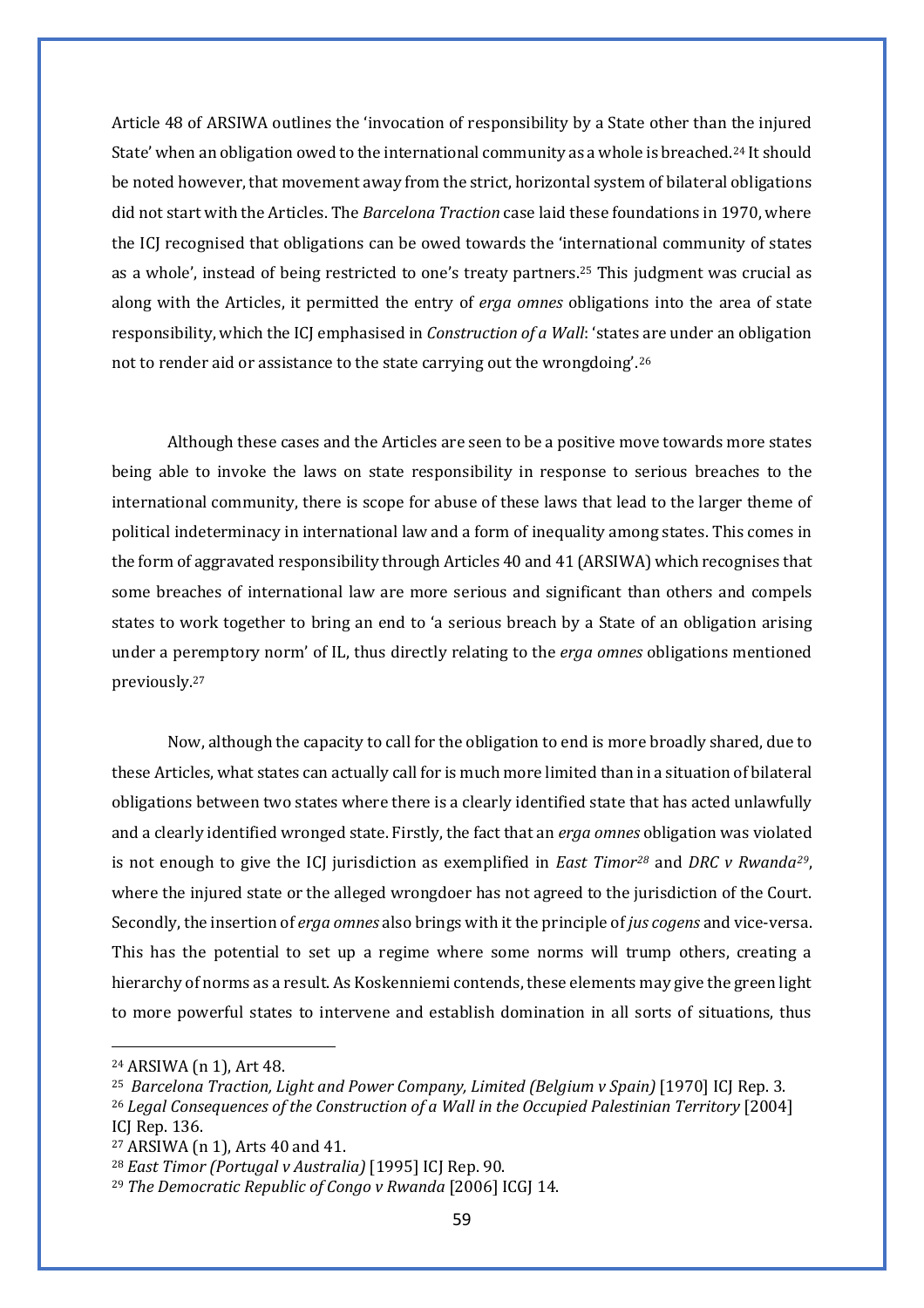Article 48 of ARSIWA outlines the 'invocation of responsibility by a State other than the injured State' when an obligation owed to the international community as a whole is breached.[24] It should be noted however, that movement away from the strict, horizontal system of bilateral obligations did not start with the Articles. The *Barcelona Traction* case laid these foundations in 1970, where the ICJ recognised that obligations can be owed towards the 'international community of states as a whole', instead of being restricted to one's treaty partners.[25] This judgment was crucial as along with the Articles, it permitted the entry of *erga omnes* obligations into the area of state responsibility, which the ICJ emphasised in *Construction of a Wall*: 'states are under an obligation not to render aid or assistance to the state carrying out the wrongdoing'.[26]

Although these cases and the Articles are seen to be a positive move towards more states being able to invoke the laws on state responsibility in response to serious breaches to the international community, there is scope for abuse of these laws that lead to the larger theme of political indeterminacy in international law and a form of inequality among states. This comes in the form of aggravated responsibility through Articles 40 and 41 (ARSIWA) which recognises that some breaches of international law are more serious and significant than others and compels states to work together to bring an end to 'a serious breach by a State of an obligation arising under a peremptory norm' of IL, thus directly relating to the *erga omnes* obligations mentioned previously.[27]

Now, although the capacity to call for the obligation to end is more broadly shared, due to these Articles, what states can actually call for is much more limited than in a situation of bilateral obligations between two states where there is a clearly identified state that has acted unlawfully and a clearly identified wronged state. Firstly, the fact that an *erga omnes* obligation was violated is not enough to give the ICJ jurisdiction as exemplified in *East Timor*[28] and *DRC v Rwanda*[29], where the injured state or the alleged wrongdoer has not agreed to the jurisdiction of the Court. Secondly, the insertion of *erga omnes* also brings with it the principle of *jus cogens* and vice-versa. This has the potential to set up a regime where some norms will trump others, creating a hierarchy of norms as a result. As Koskenniemi contends, these elements may give the green light to more powerful states to intervene and establish domination in all sorts of situations, thus

---

[24] ARSIWA (n 1), Art 48.

[25] *Barcelona Traction, Light and Power Company, Limited (Belgium v Spain)* [1970] ICJ Rep. 3.

[26] *Legal Consequences of the Construction of a Wall in the Occupied Palestinian Territory* [2004] ICJ Rep. 136.

[27] ARSIWA (n 1), Arts 40 and 41.

[28] *East Timor (Portugal v Australia)* [1995] ICJ Rep. 90.

[29] *The Democratic Republic of Congo v Rwanda* [2006] ICGJ 14.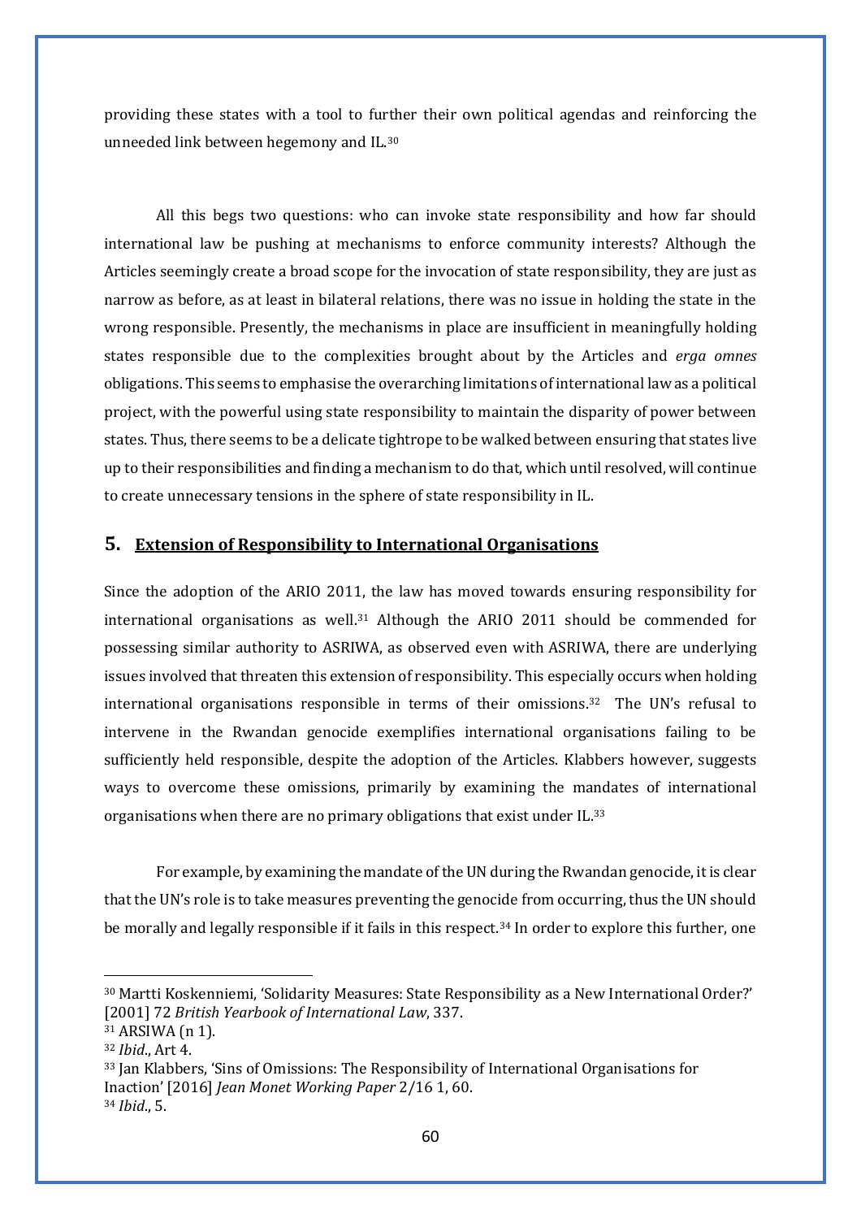providing these states with a tool to further their own political agendas and reinforcing the unneeded link between hegemony and IL.[30]

All this begs two questions: who can invoke state responsibility and how far should international law be pushing at mechanisms to enforce community interests? Although the Articles seemingly create a broad scope for the invocation of state responsibility, they are just as narrow as before, as at least in bilateral relations, there was no issue in holding the state in the wrong responsible. Presently, the mechanisms in place are insufficient in meaningfully holding states responsible due to the complexities brought about by the Articles and *erga omnes* obligations. This seems to emphasise the overarching limitations of international law as a political project, with the powerful using state responsibility to maintain the disparity of power between states. Thus, there seems to be a delicate tightrope to be walked between ensuring that states live up to their responsibilities and finding a mechanism to do that, which until resolved, will continue to create unnecessary tensions in the sphere of state responsibility in IL.

## 5. Extension of Responsibility to International Organisations

Since the adoption of the ARIO 2011, the law has moved towards ensuring responsibility for international organisations as well.[31] Although the ARIO 2011 should be commended for possessing similar authority to ASRIWA, as observed even with ASRIWA, there are underlying issues involved that threaten this extension of responsibility. This especially occurs when holding international organisations responsible in terms of their omissions.[32] The UN's refusal to intervene in the Rwandan genocide exemplifies international organisations failing to be sufficiently held responsible, despite the adoption of the Articles. Klabbers however, suggests ways to overcome these omissions, primarily by examining the mandates of international organisations when there are no primary obligations that exist under IL.[33]

For example, by examining the mandate of the UN during the Rwandan genocide, it is clear that the UN's role is to take measures preventing the genocide from occurring, thus the UN should be morally and legally responsible if it fails in this respect.[34] In order to explore this further, one

---

[30] Martti Koskenniemi, 'Solidarity Measures: State Responsibility as a New International Order?' [2001] 72 *British Yearbook of International Law*, 337.

[31] ARSIWA (n 1).

[32] *Ibid*., Art 4.

[33] Jan Klabbers, 'Sins of Omissions: The Responsibility of International Organisations for Inaction' [2016] *Jean Monet Working Paper* 2/16 1, 60.

[34] *Ibid*., 5.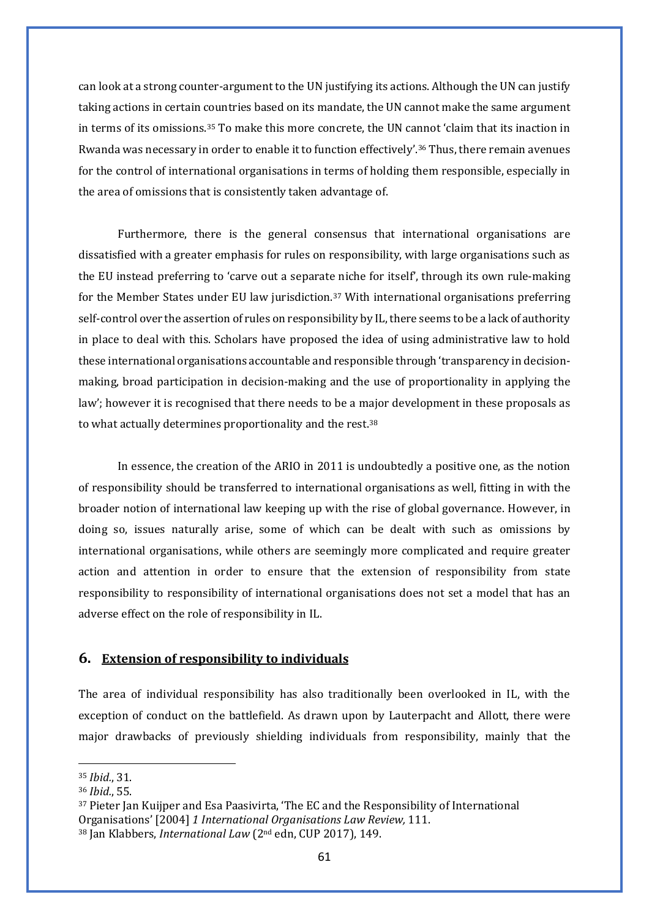can look at a strong counter-argument to the UN justifying its actions. Although the UN can justify taking actions in certain countries based on its mandate, the UN cannot make the same argument in terms of its omissions.[35] To make this more concrete, the UN cannot 'claim that its inaction in Rwanda was necessary in order to enable it to function effectively'.[36] Thus, there remain avenues for the control of international organisations in terms of holding them responsible, especially in the area of omissions that is consistently taken advantage of.

Furthermore, there is the general consensus that international organisations are dissatisfied with a greater emphasis for rules on responsibility, with large organisations such as the EU instead preferring to 'carve out a separate niche for itself', through its own rule-making for the Member States under EU law jurisdiction.[37] With international organisations preferring self-control over the assertion of rules on responsibility by IL, there seems to be a lack of authority in place to deal with this. Scholars have proposed the idea of using administrative law to hold these international organisations accountable and responsible through 'transparency in decision-making, broad participation in decision-making and the use of proportionality in applying the law'; however it is recognised that there needs to be a major development in these proposals as to what actually determines proportionality and the rest.[38]

In essence, the creation of the ARIO in 2011 is undoubtedly a positive one, as the notion of responsibility should be transferred to international organisations as well, fitting in with the broader notion of international law keeping up with the rise of global governance. However, in doing so, issues naturally arise, some of which can be dealt with such as omissions by international organisations, while others are seemingly more complicated and require greater action and attention in order to ensure that the extension of responsibility from state responsibility to responsibility of international organisations does not set a model that has an adverse effect on the role of responsibility in IL.

## 6. Extension of responsibility to individuals

The area of individual responsibility has also traditionally been overlooked in IL, with the exception of conduct on the battlefield. As drawn upon by Lauterpacht and Allott, there were major drawbacks of previously shielding individuals from responsibility, mainly that the

---

[35] *Ibid.*, 31.

[36] *Ibid.*, 55.

[37] Pieter Jan Kuijper and Esa Paasivirta, 'The EC and the Responsibility of International Organisations' [2004] *1 International Organisations Law Review,* 111.

[38] Jan Klabbers, *International Law* (2nd edn, CUP 2017), 149.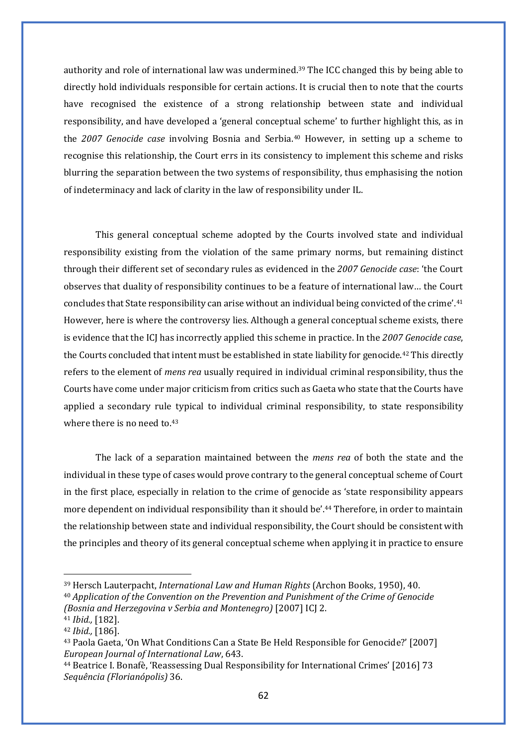authority and role of international law was undermined.[39] The ICC changed this by being able to directly hold individuals responsible for certain actions. It is crucial then to note that the courts have recognised the existence of a strong relationship between state and individual responsibility, and have developed a 'general conceptual scheme' to further highlight this, as in the *2007 Genocide case* involving Bosnia and Serbia.[40] However, in setting up a scheme to recognise this relationship, the Court errs in its consistency to implement this scheme and risks blurring the separation between the two systems of responsibility, thus emphasising the notion of indeterminacy and lack of clarity in the law of responsibility under IL.

This general conceptual scheme adopted by the Courts involved state and individual responsibility existing from the violation of the same primary norms, but remaining distinct through their different set of secondary rules as evidenced in the *2007 Genocide case*: 'the Court observes that duality of responsibility continues to be a feature of international law… the Court concludes that State responsibility can arise without an individual being convicted of the crime'.[41] However, here is where the controversy lies. Although a general conceptual scheme exists, there is evidence that the ICJ has incorrectly applied this scheme in practice. In the *2007 Genocide case*, the Courts concluded that intent must be established in state liability for genocide.[42] This directly refers to the element of *mens rea* usually required in individual criminal responsibility, thus the Courts have come under major criticism from critics such as Gaeta who state that the Courts have applied a secondary rule typical to individual criminal responsibility, to state responsibility where there is no need to.[43]

The lack of a separation maintained between the *mens rea* of both the state and the individual in these type of cases would prove contrary to the general conceptual scheme of Court in the first place, especially in relation to the crime of genocide as 'state responsibility appears more dependent on individual responsibility than it should be'.[44] Therefore, in order to maintain the relationship between state and individual responsibility, the Court should be consistent with the principles and theory of its general conceptual scheme when applying it in practice to ensure

---

[39] Hersch Lauterpacht, *International Law and Human Rights* (Archon Books, 1950), 40.

[40] *Application of the Convention on the Prevention and Punishment of the Crime of Genocide (Bosnia and Herzegovina v Serbia and Montenegro)* [2007] ICJ 2.

[41] *Ibid.,* [182].

[42] *Ibid.,* [186].

[43] Paola Gaeta, 'On What Conditions Can a State Be Held Responsible for Genocide?' [2007] *European Journal of International Law*, 643.

[44] Beatrice I. Bonafè, 'Reassessing Dual Responsibility for International Crimes' [2016] 73 *Sequência (Florianópolis)* 36.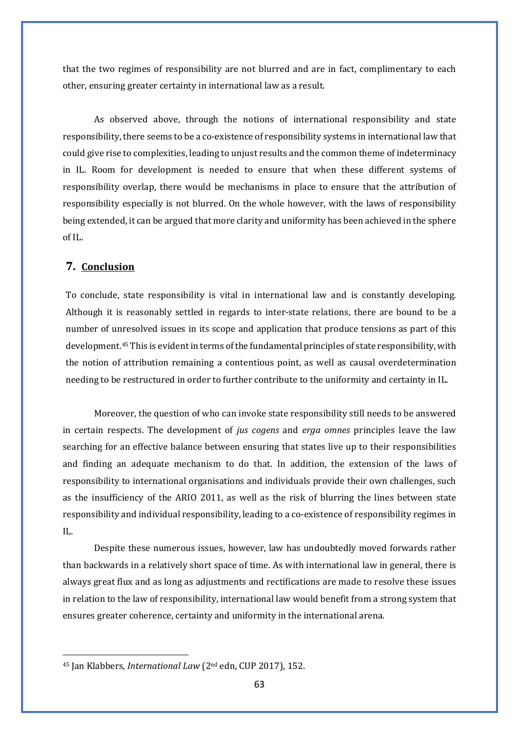that the two regimes of responsibility are not blurred and are in fact, complimentary to each other, ensuring greater certainty in international law as a result.

As observed above, through the notions of international responsibility and state responsibility, there seems to be a co-existence of responsibility systems in international law that could give rise to complexities, leading to unjust results and the common theme of indeterminacy in IL. Room for development is needed to ensure that when these different systems of responsibility overlap, there would be mechanisms in place to ensure that the attribution of responsibility especially is not blurred. On the whole however, with the laws of responsibility being extended, it can be argued that more clarity and uniformity has been achieved in the sphere of IL.

## 7. **Conclusion**

To conclude, state responsibility is vital in international law and is constantly developing. Although it is reasonably settled in regards to inter-state relations, there are bound to be a number of unresolved issues in its scope and application that produce tensions as part of this development.[45] This is evident in terms of the fundamental principles of state responsibility, with the notion of attribution remaining a contentious point, as well as causal overdetermination needing to be restructured in order to further contribute to the uniformity and certainty in IL.

Moreover, the question of who can invoke state responsibility still needs to be answered in certain respects. The development of *jus cogens* and *erga omnes* principles leave the law searching for an effective balance between ensuring that states live up to their responsibilities and finding an adequate mechanism to do that. In addition, the extension of the laws of responsibility to international organisations and individuals provide their own challenges, such as the insufficiency of the ARIO 2011, as well as the risk of blurring the lines between state responsibility and individual responsibility, leading to a co-existence of responsibility regimes in IL.

Despite these numerous issues, however, law has undoubtedly moved forwards rather than backwards in a relatively short space of time. As with international law in general, there is always great flux and as long as adjustments and rectifications are made to resolve these issues in relation to the law of responsibility, international law would benefit from a strong system that ensures greater coherence, certainty and uniformity in the international arena.

---

[45] Jan Klabbers, *International Law* (2nd edn, CUP 2017), 152.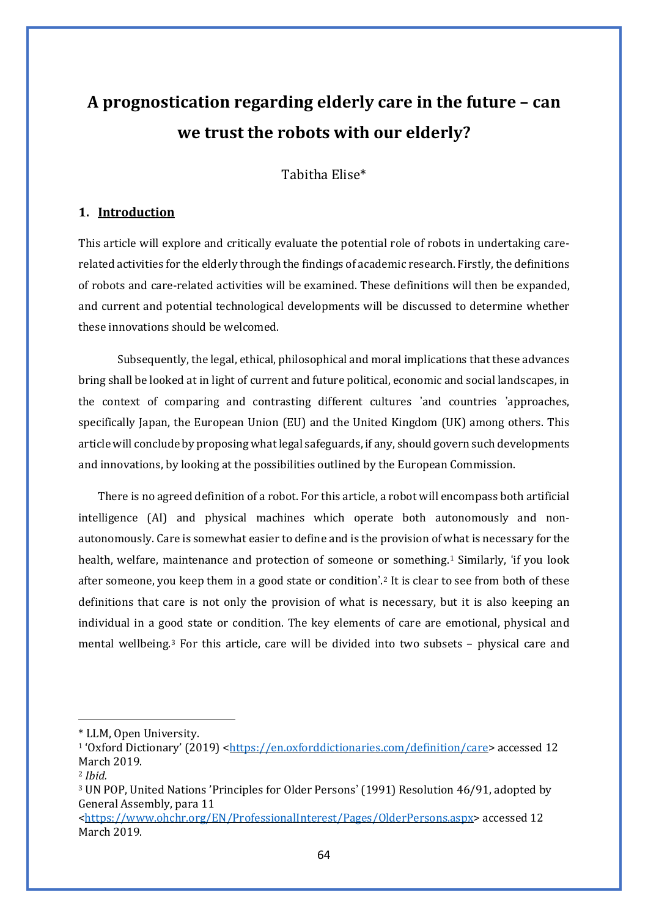# A prognostication regarding elderly care in the future – can we trust the robots with our elderly?

Tabitha Elise*

## 1. Introduction

This article will explore and critically evaluate the potential role of robots in undertaking care-related activities for the elderly through the findings of academic research. Firstly, the definitions of robots and care-related activities will be examined. These definitions will then be expanded, and current and potential technological developments will be discussed to determine whether these innovations should be welcomed.

Subsequently, the legal, ethical, philosophical and moral implications that these advances bring shall be looked at in light of current and future political, economic and social landscapes, in the context of comparing and contrasting different cultures 'and countries 'approaches, specifically Japan, the European Union (EU) and the United Kingdom (UK) among others. This article will conclude by proposing what legal safeguards, if any, should govern such developments and innovations, by looking at the possibilities outlined by the European Commission.

There is no agreed definition of a robot. For this article, a robot will encompass both artificial intelligence (AI) and physical machines which operate both autonomously and non-autonomously. Care is somewhat easier to define and is the provision of what is necessary for the health, welfare, maintenance and protection of someone or something.[1] Similarly, 'if you look after someone, you keep them in a good state or condition'.[2] It is clear to see from both of these definitions that care is not only the provision of what is necessary, but it is also keeping an individual in a good state or condition. The key elements of care are emotional, physical and mental wellbeing.[3] For this article, care will be divided into two subsets – physical care and

---

\* LLM, Open University.

[1] 'Oxford Dictionary' (2019) <https://en.oxforddictionaries.com/definition/care> accessed 12 March 2019.

[2] *Ibid.*

[3] UN POP, United Nations 'Principles for Older Persons' (1991) Resolution 46/91, adopted by General Assembly, para 11 <https://www.ohchr.org/EN/ProfessionalInterest/Pages/OlderPersons.aspx> accessed 12 March 2019.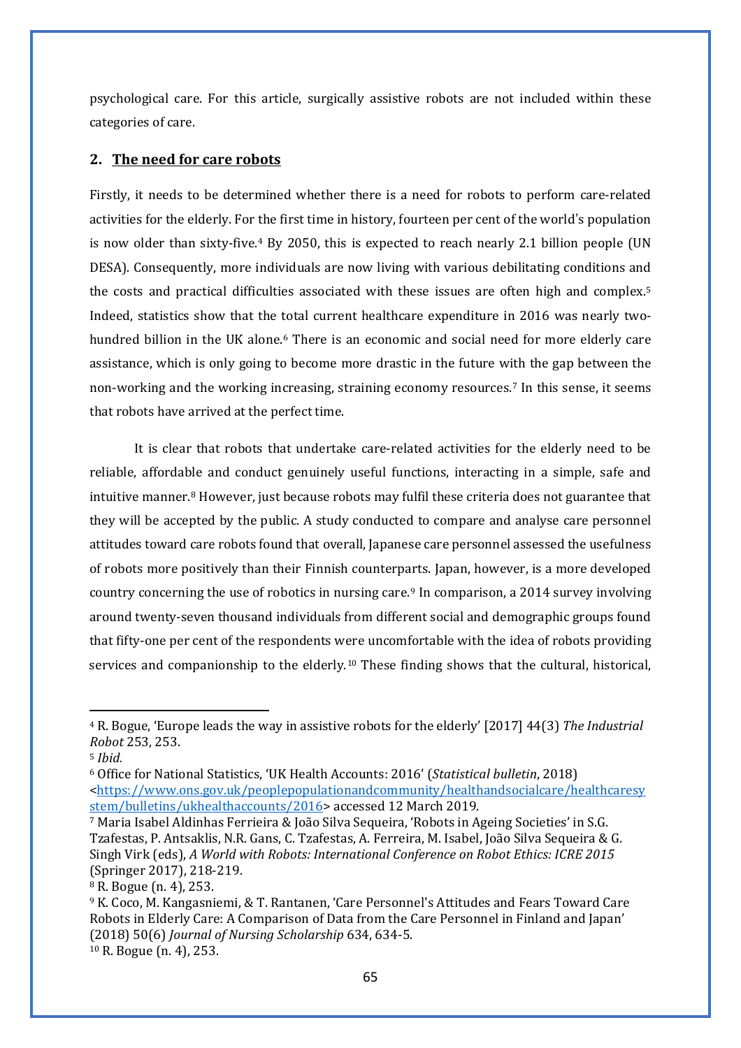psychological care. For this article, surgically assistive robots are not included within these categories of care.

## 2. The need for care robots

Firstly, it needs to be determined whether there is a need for robots to perform care-related activities for the elderly. For the first time in history, fourteen per cent of the world's population is now older than sixty-five.[4] By 2050, this is expected to reach nearly 2.1 billion people (UN DESA). Consequently, more individuals are now living with various debilitating conditions and the costs and practical difficulties associated with these issues are often high and complex.[5] Indeed, statistics show that the total current healthcare expenditure in 2016 was nearly two-hundred billion in the UK alone.[6] There is an economic and social need for more elderly care assistance, which is only going to become more drastic in the future with the gap between the non-working and the working increasing, straining economy resources.[7] In this sense, it seems that robots have arrived at the perfect time.

It is clear that robots that undertake care-related activities for the elderly need to be reliable, affordable and conduct genuinely useful functions, interacting in a simple, safe and intuitive manner.[8] However, just because robots may fulfil these criteria does not guarantee that they will be accepted by the public. A study conducted to compare and analyse care personnel attitudes toward care robots found that overall, Japanese care personnel assessed the usefulness of robots more positively than their Finnish counterparts. Japan, however, is a more developed country concerning the use of robotics in nursing care.[9] In comparison, a 2014 survey involving around twenty-seven thousand individuals from different social and demographic groups found that fifty-one per cent of the respondents were uncomfortable with the idea of robots providing services and companionship to the elderly.[10] These finding shows that the cultural, historical,

---

[4] R. Bogue, 'Europe leads the way in assistive robots for the elderly' [2017] 44(3) *The Industrial Robot* 253, 253.

[5] *Ibid.*

[6] Office for National Statistics, 'UK Health Accounts: 2016' (*Statistical bulletin*, 2018) <https://www.ons.gov.uk/peoplepopulationandcommunity/healthandsocialcare/healthcaresystem/bulletins/ukhealthaccounts/2016> accessed 12 March 2019.

[7] Maria Isabel Aldinhas Ferrieira & João Silva Sequeira, 'Robots in Ageing Societies' in S.G. Tzafestas, P. Antsaklis, N.R. Gans, C. Tzafestas, A. Ferreira, M. Isabel, João Silva Sequeira & G. Singh Virk (eds), *A World with Robots: International Conference on Robot Ethics: ICRE 2015* (Springer 2017), 218-219.

[8] R. Bogue (n. 4), 253.

[9] K. Coco, M. Kangasniemi, & T. Rantanen, 'Care Personnel's Attitudes and Fears Toward Care Robots in Elderly Care: A Comparison of Data from the Care Personnel in Finland and Japan' (2018) 50(6) *Journal of Nursing Scholarship* 634, 634-5.

[10] R. Bogue (n. 4), 253.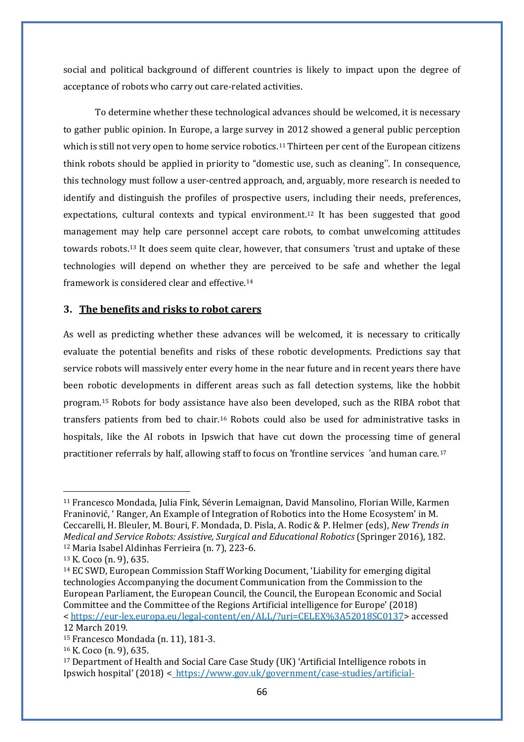social and political background of different countries is likely to impact upon the degree of acceptance of robots who carry out care-related activities.

To determine whether these technological advances should be welcomed, it is necessary to gather public opinion. In Europe, a large survey in 2012 showed a general public perception which is still not very open to home service robotics.[11] Thirteen per cent of the European citizens think robots should be applied in priority to "domestic use, such as cleaning''. In consequence, this technology must follow a user-centred approach, and, arguably, more research is needed to identify and distinguish the profiles of prospective users, including their needs, preferences, expectations, cultural contexts and typical environment.[12] It has been suggested that good management may help care personnel accept care robots, to combat unwelcoming attitudes towards robots.[13] It does seem quite clear, however, that consumers 'trust and uptake of these technologies will depend on whether they are perceived to be safe and whether the legal framework is considered clear and effective.[14]

## 3. The benefits and risks to robot carers

As well as predicting whether these advances will be welcomed, it is necessary to critically evaluate the potential benefits and risks of these robotic developments. Predictions say that service robots will massively enter every home in the near future and in recent years there have been robotic developments in different areas such as fall detection systems, like the hobbit program.[15] Robots for body assistance have also been developed, such as the RIBA robot that transfers patients from bed to chair.[16] Robots could also be used for administrative tasks in hospitals, like the AI robots in Ipswich that have cut down the processing time of general practitioner referrals by half, allowing staff to focus on 'frontline services 'and human care.[17]

---

[11] Francesco Mondada, Julia Fink, Séverin Lemaignan, David Mansolino, Florian Wille, Karmen Franinović, ' Ranger, An Example of Integration of Robotics into the Home Ecosystem' in M. Ceccarelli, H. Bleuler, M. Bouri, F. Mondada, D. Pisla, A. Rodic & P. Helmer (eds), *New Trends in Medical and Service Robots: Assistive, Surgical and Educational Robotics* (Springer 2016), 182.

[12] Maria Isabel Aldinhas Ferrieira (n. 7), 223-6.

[13] K. Coco (n. 9), 635.

[14] EC SWD, European Commission Staff Working Document, 'Liability for emerging digital technologies Accompanying the document Communication from the Commission to the European Parliament, the European Council, the Council, the European Economic and Social Committee and the Committee of the Regions Artificial intelligence for Europe' (2018) < https://eur-lex.europa.eu/legal-content/en/ALL/?uri=CELEX%3A52018SC0137> accessed 12 March 2019.

[15] Francesco Mondada (n. 11), 181-3.

[16] K. Coco (n. 9), 635.

[17] Department of Health and Social Care Case Study (UK) 'Artificial Intelligence robots in Ipswich hospital' (2018) < https://www.gov.uk/government/case-studies/artificial-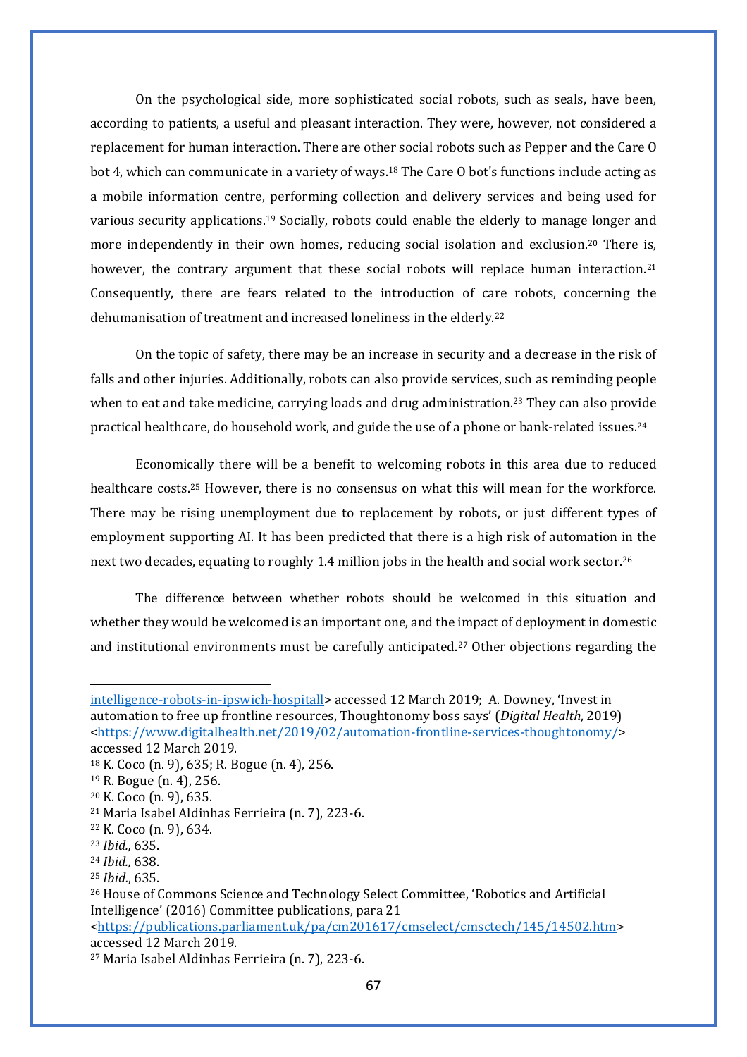On the psychological side, more sophisticated social robots, such as seals, have been, according to patients, a useful and pleasant interaction. They were, however, not considered a replacement for human interaction. There are other social robots such as Pepper and the Care O bot 4, which can communicate in a variety of ways.[18] The Care O bot's functions include acting as a mobile information centre, performing collection and delivery services and being used for various security applications.[19] Socially, robots could enable the elderly to manage longer and more independently in their own homes, reducing social isolation and exclusion.[20] There is, however, the contrary argument that these social robots will replace human interaction.[21] Consequently, there are fears related to the introduction of care robots, concerning the dehumanisation of treatment and increased loneliness in the elderly.[22]

On the topic of safety, there may be an increase in security and a decrease in the risk of falls and other injuries. Additionally, robots can also provide services, such as reminding people when to eat and take medicine, carrying loads and drug administration.[23] They can also provide practical healthcare, do household work, and guide the use of a phone or bank-related issues.[24]

Economically there will be a benefit to welcoming robots in this area due to reduced healthcare costs.[25] However, there is no consensus on what this will mean for the workforce. There may be rising unemployment due to replacement by robots, or just different types of employment supporting AI. It has been predicted that there is a high risk of automation in the next two decades, equating to roughly 1.4 million jobs in the health and social work sector.[26]

The difference between whether robots should be welcomed in this situation and whether they would be welcomed is an important one, and the impact of deployment in domestic and institutional environments must be carefully anticipated.[27] Other objections regarding the

---

intelligence-robots-in-ipswich-hospitall> accessed 12 March 2019; A. Downey, 'Invest in automation to free up frontline resources, Thoughtonomy boss says' (*Digital Health,* 2019) <https://www.digitalhealth.net/2019/02/automation-frontline-services-thoughtonomy/> accessed 12 March 2019.

[18] K. Coco (n. 9), 635; R. Bogue (n. 4), 256.

[19] R. Bogue (n. 4), 256.

[20] K. Coco (n. 9), 635.

[21] Maria Isabel Aldinhas Ferrieira (n. 7), 223-6.

[22] K. Coco (n. 9), 634.

[23] *Ibid.,* 635.

[24] *Ibid.,* 638.

[25] *Ibid.*, 635.

[26] House of Commons Science and Technology Select Committee, 'Robotics and Artificial Intelligence' (2016) Committee publications, para 21 <https://publications.parliament.uk/pa/cm201617/cmselect/cmsctech/145/14502.htm> accessed 12 March 2019.

[27] Maria Isabel Aldinhas Ferrieira (n. 7), 223-6.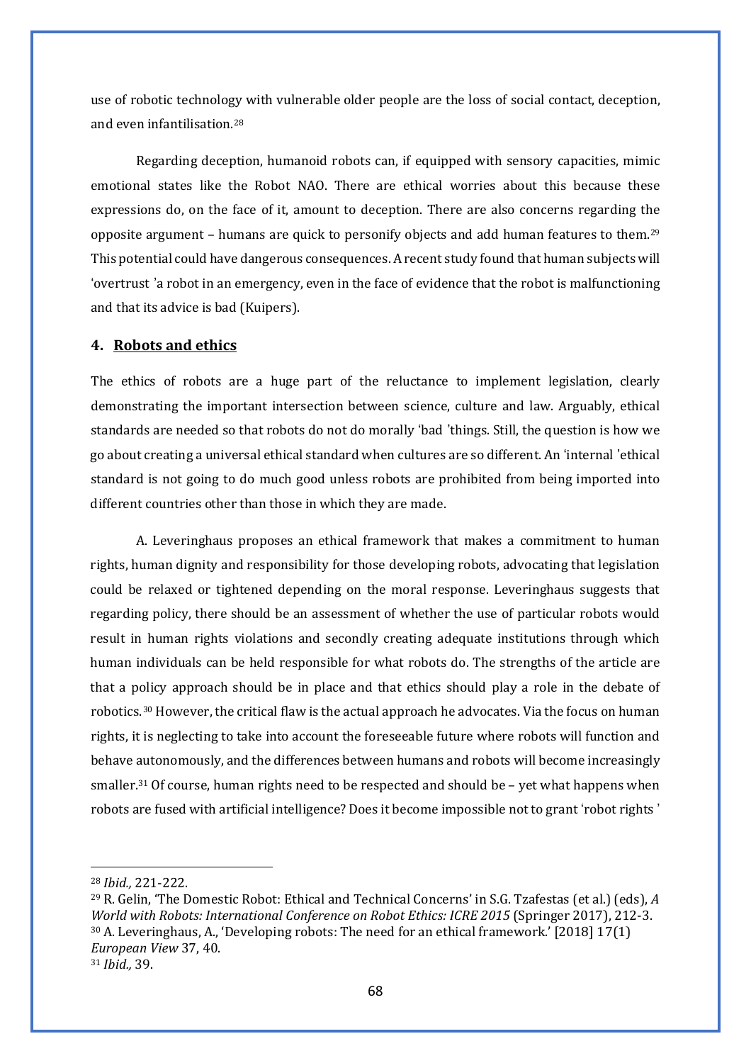use of robotic technology with vulnerable older people are the loss of social contact, deception, and even infantilisation.[28]

Regarding deception, humanoid robots can, if equipped with sensory capacities, mimic emotional states like the Robot NAO. There are ethical worries about this because these expressions do, on the face of it, amount to deception. There are also concerns regarding the opposite argument – humans are quick to personify objects and add human features to them.[29] This potential could have dangerous consequences. A recent study found that human subjects will 'overtrust 'a robot in an emergency, even in the face of evidence that the robot is malfunctioning and that its advice is bad (Kuipers).

## 4. Robots and ethics

The ethics of robots are a huge part of the reluctance to implement legislation, clearly demonstrating the important intersection between science, culture and law. Arguably, ethical standards are needed so that robots do not do morally 'bad 'things. Still, the question is how we go about creating a universal ethical standard when cultures are so different. An 'internal 'ethical standard is not going to do much good unless robots are prohibited from being imported into different countries other than those in which they are made.

A. Leveringhaus proposes an ethical framework that makes a commitment to human rights, human dignity and responsibility for those developing robots, advocating that legislation could be relaxed or tightened depending on the moral response. Leveringhaus suggests that regarding policy, there should be an assessment of whether the use of particular robots would result in human rights violations and secondly creating adequate institutions through which human individuals can be held responsible for what robots do. The strengths of the article are that a policy approach should be in place and that ethics should play a role in the debate of robotics.[30] However, the critical flaw is the actual approach he advocates. Via the focus on human rights, it is neglecting to take into account the foreseeable future where robots will function and behave autonomously, and the differences between humans and robots will become increasingly smaller.[31] Of course, human rights need to be respected and should be – yet what happens when robots are fused with artificial intelligence? Does it become impossible not to grant 'robot rights '

---

[28] *Ibid.,* 221-222.

[29] R. Gelin, 'The Domestic Robot: Ethical and Technical Concerns' in S.G. Tzafestas (et al.) (eds), *A World with Robots: International Conference on Robot Ethics: ICRE 2015* (Springer 2017), 212-3.

[30] A. Leveringhaus, A., 'Developing robots: The need for an ethical framework.' [2018] 17(1) *European View* 37, 40.

[31] *Ibid.,* 39.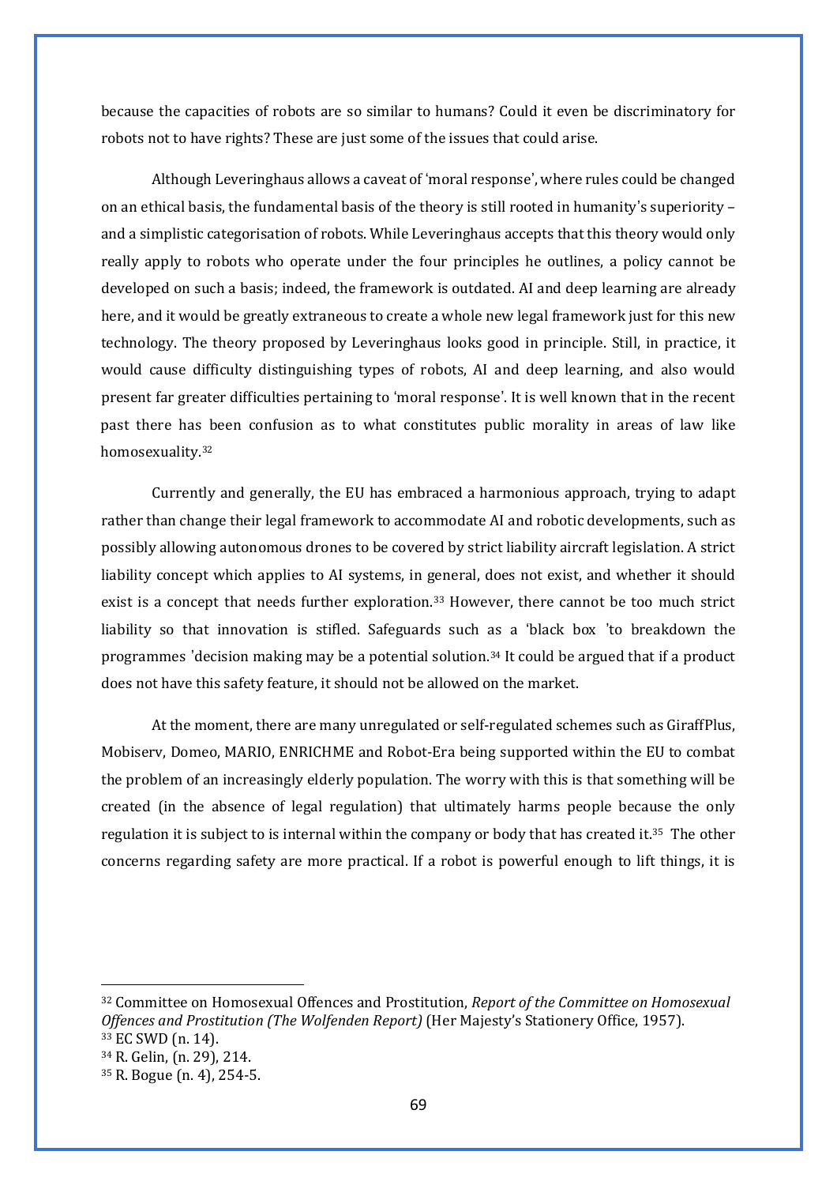because the capacities of robots are so similar to humans? Could it even be discriminatory for robots not to have rights? These are just some of the issues that could arise.

Although Leveringhaus allows a caveat of 'moral response', where rules could be changed on an ethical basis, the fundamental basis of the theory is still rooted in humanity's superiority – and a simplistic categorisation of robots. While Leveringhaus accepts that this theory would only really apply to robots who operate under the four principles he outlines, a policy cannot be developed on such a basis; indeed, the framework is outdated. AI and deep learning are already here, and it would be greatly extraneous to create a whole new legal framework just for this new technology. The theory proposed by Leveringhaus looks good in principle. Still, in practice, it would cause difficulty distinguishing types of robots, AI and deep learning, and also would present far greater difficulties pertaining to 'moral response'. It is well known that in the recent past there has been confusion as to what constitutes public morality in areas of law like homosexuality.[32]

Currently and generally, the EU has embraced a harmonious approach, trying to adapt rather than change their legal framework to accommodate AI and robotic developments, such as possibly allowing autonomous drones to be covered by strict liability aircraft legislation. A strict liability concept which applies to AI systems, in general, does not exist, and whether it should exist is a concept that needs further exploration.[33] However, there cannot be too much strict liability so that innovation is stifled. Safeguards such as a 'black box 'to breakdown the programmes 'decision making may be a potential solution.[34] It could be argued that if a product does not have this safety feature, it should not be allowed on the market.

At the moment, there are many unregulated or self-regulated schemes such as GiraffPlus, Mobiserv, Domeo, MARIO, ENRICHME and Robot-Era being supported within the EU to combat the problem of an increasingly elderly population. The worry with this is that something will be created (in the absence of legal regulation) that ultimately harms people because the only regulation it is subject to is internal within the company or body that has created it.[35] The other concerns regarding safety are more practical. If a robot is powerful enough to lift things, it is

---

[32] Committee on Homosexual Offences and Prostitution, *Report of the Committee on Homosexual Offences and Prostitution (The Wolfenden Report)* (Her Majesty's Stationery Office, 1957).

[33] EC SWD (n. 14).

[34] R. Gelin, (n. 29), 214.

[35] R. Bogue (n. 4), 254-5.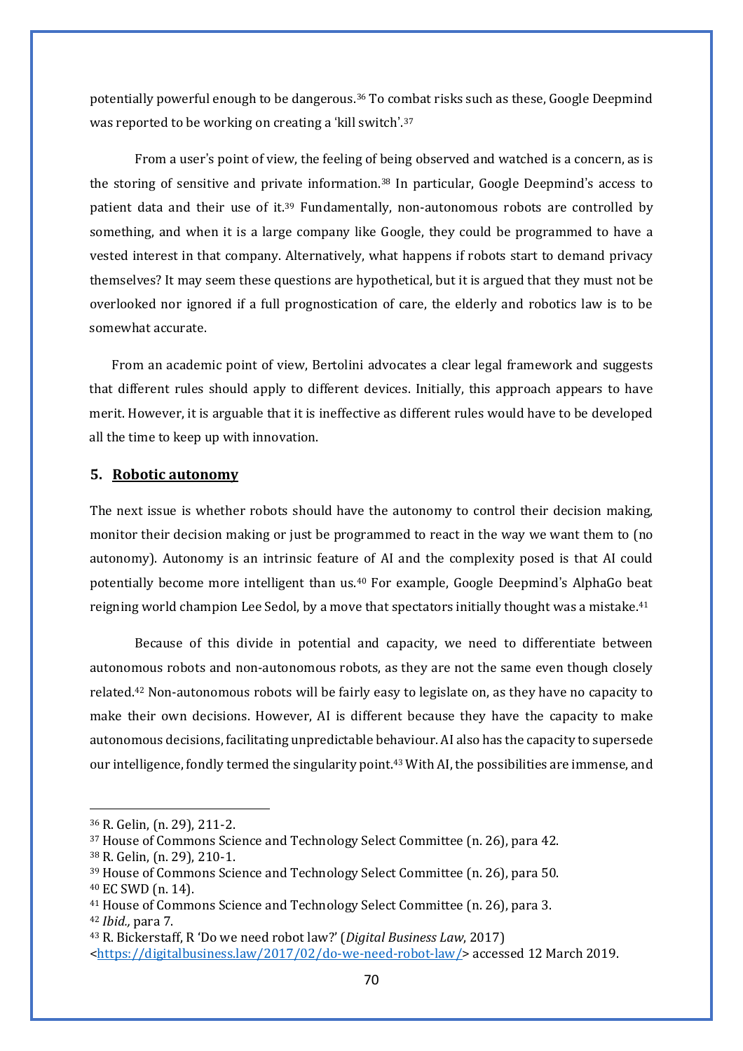potentially powerful enough to be dangerous.[36] To combat risks such as these, Google Deepmind was reported to be working on creating a 'kill switch'.[37]

From a user's point of view, the feeling of being observed and watched is a concern, as is the storing of sensitive and private information.[38] In particular, Google Deepmind's access to patient data and their use of it.[39] Fundamentally, non-autonomous robots are controlled by something, and when it is a large company like Google, they could be programmed to have a vested interest in that company. Alternatively, what happens if robots start to demand privacy themselves? It may seem these questions are hypothetical, but it is argued that they must not be overlooked nor ignored if a full prognostication of care, the elderly and robotics law is to be somewhat accurate.

From an academic point of view, Bertolini advocates a clear legal framework and suggests that different rules should apply to different devices. Initially, this approach appears to have merit. However, it is arguable that it is ineffective as different rules would have to be developed all the time to keep up with innovation.

## 5. Robotic autonomy

The next issue is whether robots should have the autonomy to control their decision making, monitor their decision making or just be programmed to react in the way we want them to (no autonomy). Autonomy is an intrinsic feature of AI and the complexity posed is that AI could potentially become more intelligent than us.[40] For example, Google Deepmind's AlphaGo beat reigning world champion Lee Sedol, by a move that spectators initially thought was a mistake.[41]

Because of this divide in potential and capacity, we need to differentiate between autonomous robots and non-autonomous robots, as they are not the same even though closely related.[42] Non-autonomous robots will be fairly easy to legislate on, as they have no capacity to make their own decisions. However, AI is different because they have the capacity to make autonomous decisions, facilitating unpredictable behaviour. AI also has the capacity to supersede our intelligence, fondly termed the singularity point.[43] With AI, the possibilities are immense, and

---

[36] R. Gelin, (n. 29), 211-2.

[37] House of Commons Science and Technology Select Committee (n. 26), para 42.

[38] R. Gelin, (n. 29), 210-1.

[39] House of Commons Science and Technology Select Committee (n. 26), para 50.

[40] EC SWD (n. 14).

[41] House of Commons Science and Technology Select Committee (n. 26), para 3.

[42] *Ibid.,* para 7.

[43] R. Bickerstaff, R 'Do we need robot law?' (*Digital Business Law*, 2017) <https://digitalbusiness.law/2017/02/do-we-need-robot-law/> accessed 12 March 2019.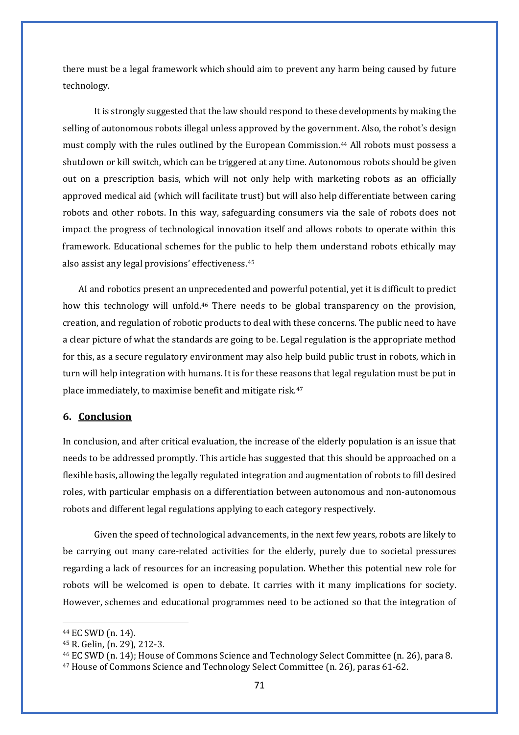there must be a legal framework which should aim to prevent any harm being caused by future technology.

It is strongly suggested that the law should respond to these developments by making the selling of autonomous robots illegal unless approved by the government. Also, the robot's design must comply with the rules outlined by the European Commission.[44] All robots must possess a shutdown or kill switch, which can be triggered at any time. Autonomous robots should be given out on a prescription basis, which will not only help with marketing robots as an officially approved medical aid (which will facilitate trust) but will also help differentiate between caring robots and other robots. In this way, safeguarding consumers via the sale of robots does not impact the progress of technological innovation itself and allows robots to operate within this framework. Educational schemes for the public to help them understand robots ethically may also assist any legal provisions' effectiveness.[45]

AI and robotics present an unprecedented and powerful potential, yet it is difficult to predict how this technology will unfold.[46] There needs to be global transparency on the provision, creation, and regulation of robotic products to deal with these concerns. The public need to have a clear picture of what the standards are going to be. Legal regulation is the appropriate method for this, as a secure regulatory environment may also help build public trust in robots, which in turn will help integration with humans. It is for these reasons that legal regulation must be put in place immediately, to maximise benefit and mitigate risk.[47]

## 6. Conclusion

In conclusion, and after critical evaluation, the increase of the elderly population is an issue that needs to be addressed promptly. This article has suggested that this should be approached on a flexible basis, allowing the legally regulated integration and augmentation of robots to fill desired roles, with particular emphasis on a differentiation between autonomous and non-autonomous robots and different legal regulations applying to each category respectively.

Given the speed of technological advancements, in the next few years, robots are likely to be carrying out many care-related activities for the elderly, purely due to societal pressures regarding a lack of resources for an increasing population. Whether this potential new role for robots will be welcomed is open to debate. It carries with it many implications for society. However, schemes and educational programmes need to be actioned so that the integration of

---

[44] EC SWD (n. 14).

[45] R. Gelin, (n. 29), 212-3.

[46] EC SWD (n. 14); House of Commons Science and Technology Select Committee (n. 26), para 8.

[47] House of Commons Science and Technology Select Committee (n. 26), paras 61-62.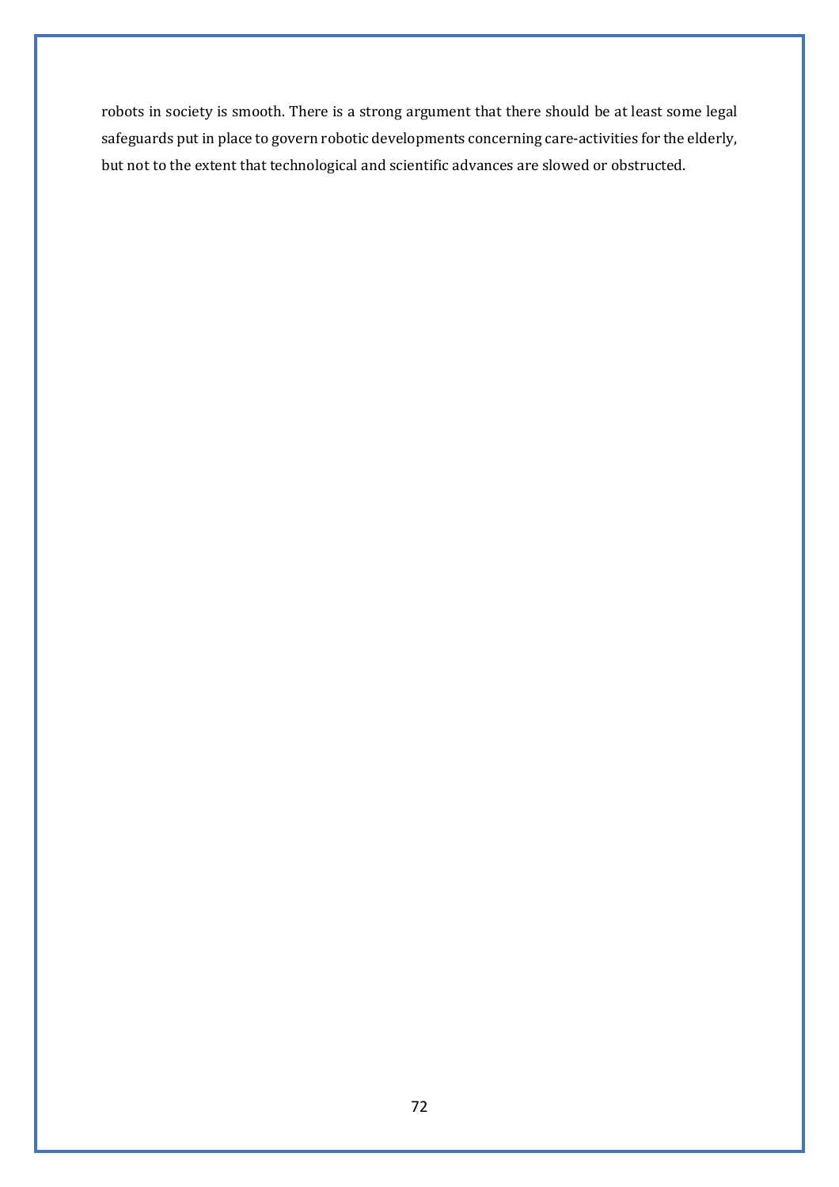robots in society is smooth. There is a strong argument that there should be at least some legal safeguards put in place to govern robotic developments concerning care-activities for the elderly, but not to the extent that technological and scientific advances are slowed or obstructed.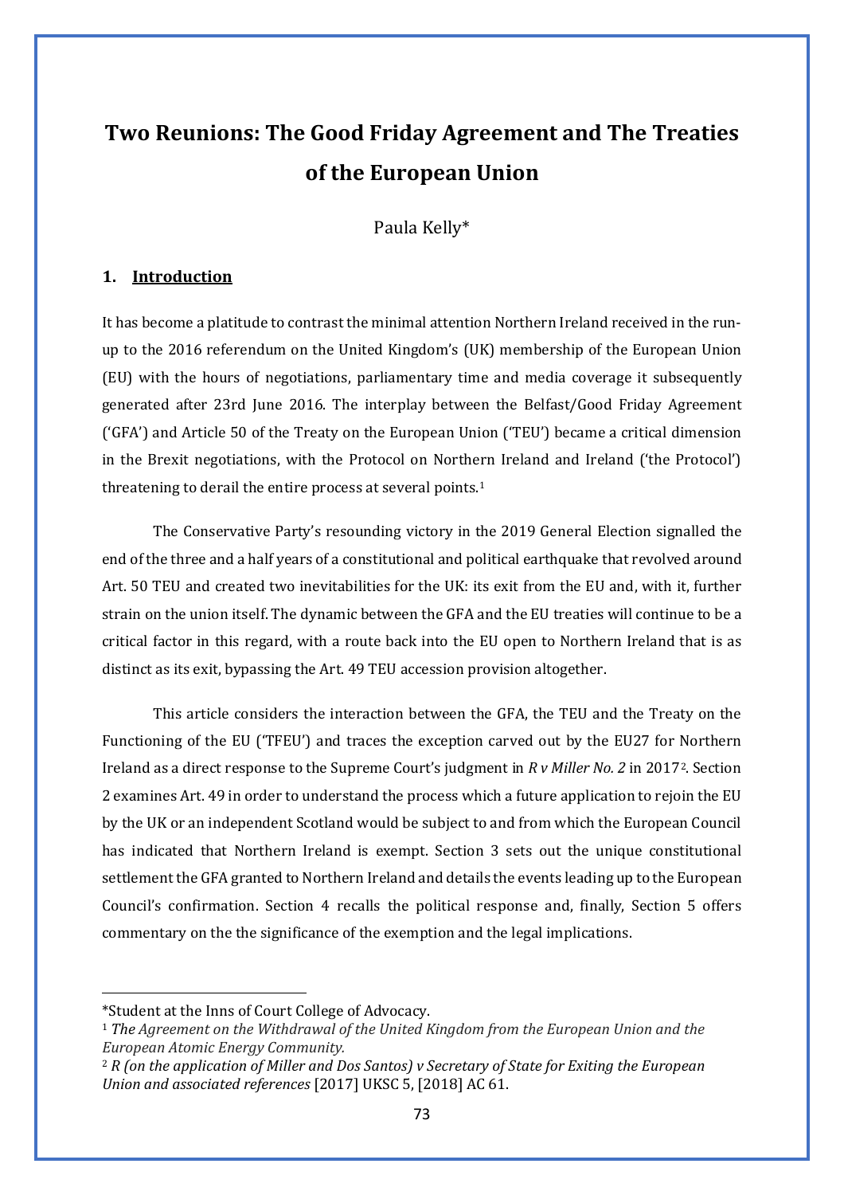# Two Reunions: The Good Friday Agreement and The Treaties of the European Union

Paula Kelly*

## 1. Introduction

It has become a platitude to contrast the minimal attention Northern Ireland received in the run-up to the 2016 referendum on the United Kingdom's (UK) membership of the European Union (EU) with the hours of negotiations, parliamentary time and media coverage it subsequently generated after 23rd June 2016. The interplay between the Belfast/Good Friday Agreement ('GFA') and Article 50 of the Treaty on the European Union ('TEU') became a critical dimension in the Brexit negotiations, with the Protocol on Northern Ireland and Ireland ('the Protocol') threatening to derail the entire process at several points.[1]

The Conservative Party's resounding victory in the 2019 General Election signalled the end of the three and a half years of a constitutional and political earthquake that revolved around Art. 50 TEU and created two inevitabilities for the UK: its exit from the EU and, with it, further strain on the union itself. The dynamic between the GFA and the EU treaties will continue to be a critical factor in this regard, with a route back into the EU open to Northern Ireland that is as distinct as its exit, bypassing the Art. 49 TEU accession provision altogether.

This article considers the interaction between the GFA, the TEU and the Treaty on the Functioning of the EU ('TFEU') and traces the exception carved out by the EU27 for Northern Ireland as a direct response to the Supreme Court's judgment in *R v Miller No. 2* in 2017[2]. Section 2 examines Art. 49 in order to understand the process which a future application to rejoin the EU by the UK or an independent Scotland would be subject to and from which the European Council has indicated that Northern Ireland is exempt. Section 3 sets out the unique constitutional settlement the GFA granted to Northern Ireland and details the events leading up to the European Council's confirmation. Section 4 recalls the political response and, finally, Section 5 offers commentary on the the significance of the exemption and the legal implications.

---

*Student at the Inns of Court College of Advocacy.

[1] *The Agreement on the Withdrawal of the United Kingdom from the European Union and the European Atomic Energy Community.*

[2] *R (on the application of Miller and Dos Santos) v Secretary of State for Exiting the European Union and associated references* [2017] UKSC 5, [2018] AC 61.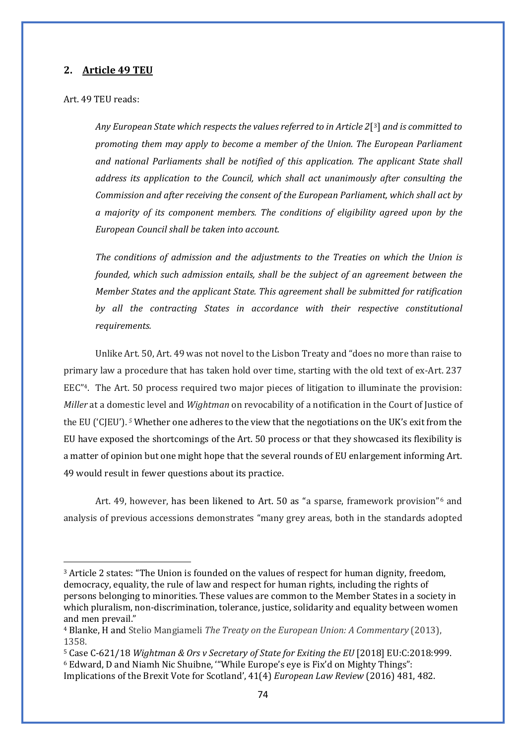## 2. **Article 49 TEU**

Art. 49 TEU reads:

> *Any European State which respects the values referred to in Article 2*[3] *and is committed to promoting them may apply to become a member of the Union. The European Parliament and national Parliaments shall be notified of this application. The applicant State shall address its application to the Council, which shall act unanimously after consulting the Commission and after receiving the consent of the European Parliament, which shall act by a majority of its component members. The conditions of eligibility agreed upon by the European Council shall be taken into account.*
>
> *The conditions of admission and the adjustments to the Treaties on which the Union is founded, which such admission entails, shall be the subject of an agreement between the Member States and the applicant State. This agreement shall be submitted for ratification by all the contracting States in accordance with their respective constitutional requirements.*

Unlike Art. 50, Art. 49 was not novel to the Lisbon Treaty and "does no more than raise to primary law a procedure that has taken hold over time, starting with the old text of ex-Art. 237 EEC"[4]. The Art. 50 process required two major pieces of litigation to illuminate the provision: *Miller* at a domestic level and *Wightman* on revocability of a notification in the Court of Justice of the EU ('CJEU'). [5] Whether one adheres to the view that the negotiations on the UK's exit from the EU have exposed the shortcomings of the Art. 50 process or that they showcased its flexibility is a matter of opinion but one might hope that the several rounds of EU enlargement informing Art. 49 would result in fewer questions about its practice.

Art. 49, however, has been likened to Art. 50 as "a sparse, framework provision"[6] and analysis of previous accessions demonstrates "many grey areas, both in the standards adopted

---

[3] Article 2 states: "The Union is founded on the values of respect for human dignity, freedom, democracy, equality, the rule of law and respect for human rights, including the rights of persons belonging to minorities. These values are common to the Member States in a society in which pluralism, non-discrimination, tolerance, justice, solidarity and equality between women and men prevail."

[4] Blanke, H and Stelio Mangiameli *The Treaty on the European Union: A Commentary* (2013), 1358.

[5] Case C-621/18 *Wightman & Ors v Secretary of State for Exiting the EU* [2018] EU:C:2018:999.

[6] Edward, D and Niamh Nic Shuibne, '"While Europe's eye is Fix'd on Mighty Things": Implications of the Brexit Vote for Scotland', 41(4) *European Law Review* (2016) 481, 482.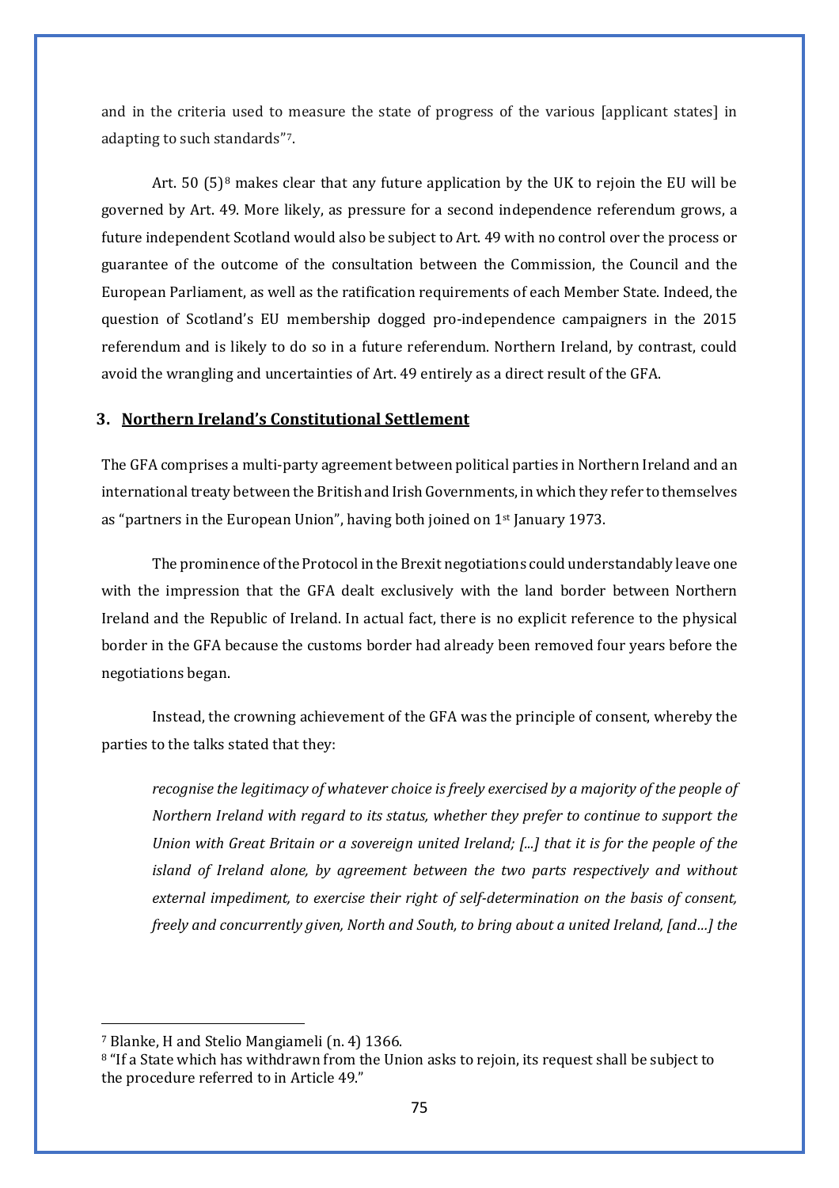and in the criteria used to measure the state of progress of the various [applicant states] in adapting to such standards"[7].

Art. 50 (5)[8] makes clear that any future application by the UK to rejoin the EU will be governed by Art. 49. More likely, as pressure for a second independence referendum grows, a future independent Scotland would also be subject to Art. 49 with no control over the process or guarantee of the outcome of the consultation between the Commission, the Council and the European Parliament, as well as the ratification requirements of each Member State. Indeed, the question of Scotland's EU membership dogged pro-independence campaigners in the 2015 referendum and is likely to do so in a future referendum. Northern Ireland, by contrast, could avoid the wrangling and uncertainties of Art. 49 entirely as a direct result of the GFA.

## 3. <u>Northern Ireland's Constitutional Settlement</u>

The GFA comprises a multi-party agreement between political parties in Northern Ireland and an international treaty between the British and Irish Governments, in which they refer to themselves as "partners in the European Union", having both joined on 1st January 1973.

The prominence of the Protocol in the Brexit negotiations could understandably leave one with the impression that the GFA dealt exclusively with the land border between Northern Ireland and the Republic of Ireland. In actual fact, there is no explicit reference to the physical border in the GFA because the customs border had already been removed four years before the negotiations began.

Instead, the crowning achievement of the GFA was the principle of consent, whereby the parties to the talks stated that they:

> *recognise the legitimacy of whatever choice is freely exercised by a majority of the people of Northern Ireland with regard to its status, whether they prefer to continue to support the Union with Great Britain or a sovereign united Ireland; [...] that it is for the people of the island of Ireland alone, by agreement between the two parts respectively and without external impediment, to exercise their right of self-determination on the basis of consent, freely and concurrently given, North and South, to bring about a united Ireland, [and…] the*

---

[7] Blanke, H and Stelio Mangiameli (n. 4) 1366.

[8] "If a State which has withdrawn from the Union asks to rejoin, its request shall be subject to the procedure referred to in Article 49."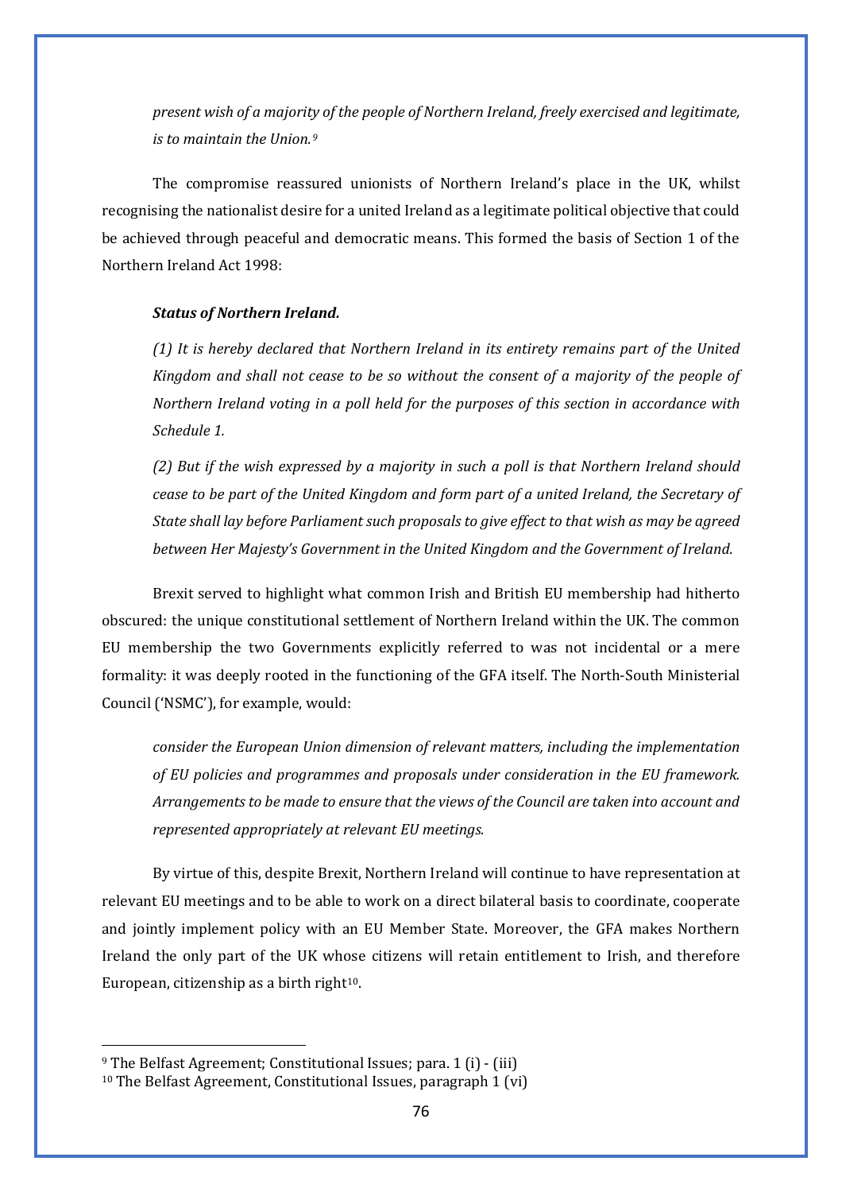*present wish of a majority of the people of Northern Ireland, freely exercised and legitimate, is to maintain the Union.*[9]

The compromise reassured unionists of Northern Ireland's place in the UK, whilst recognising the nationalist desire for a united Ireland as a legitimate political objective that could be achieved through peaceful and democratic means. This formed the basis of Section 1 of the Northern Ireland Act 1998:

> ***Status of Northern Ireland.***
>
> *(1) It is hereby declared that Northern Ireland in its entirety remains part of the United Kingdom and shall not cease to be so without the consent of a majority of the people of Northern Ireland voting in a poll held for the purposes of this section in accordance with Schedule 1.*
>
> *(2) But if the wish expressed by a majority in such a poll is that Northern Ireland should cease to be part of the United Kingdom and form part of a united Ireland, the Secretary of State shall lay before Parliament such proposals to give effect to that wish as may be agreed between Her Majesty's Government in the United Kingdom and the Government of Ireland.*

Brexit served to highlight what common Irish and British EU membership had hitherto obscured: the unique constitutional settlement of Northern Ireland within the UK. The common EU membership the two Governments explicitly referred to was not incidental or a mere formality: it was deeply rooted in the functioning of the GFA itself. The North-South Ministerial Council ('NSMC'), for example, would:

> *consider the European Union dimension of relevant matters, including the implementation of EU policies and programmes and proposals under consideration in the EU framework. Arrangements to be made to ensure that the views of the Council are taken into account and represented appropriately at relevant EU meetings.*

By virtue of this, despite Brexit, Northern Ireland will continue to have representation at relevant EU meetings and to be able to work on a direct bilateral basis to coordinate, cooperate and jointly implement policy with an EU Member State. Moreover, the GFA makes Northern Ireland the only part of the UK whose citizens will retain entitlement to Irish, and therefore European, citizenship as a birth right[10].

---

[9] The Belfast Agreement; Constitutional Issues; para. 1 (i) - (iii)

[10] The Belfast Agreement, Constitutional Issues, paragraph 1 (vi)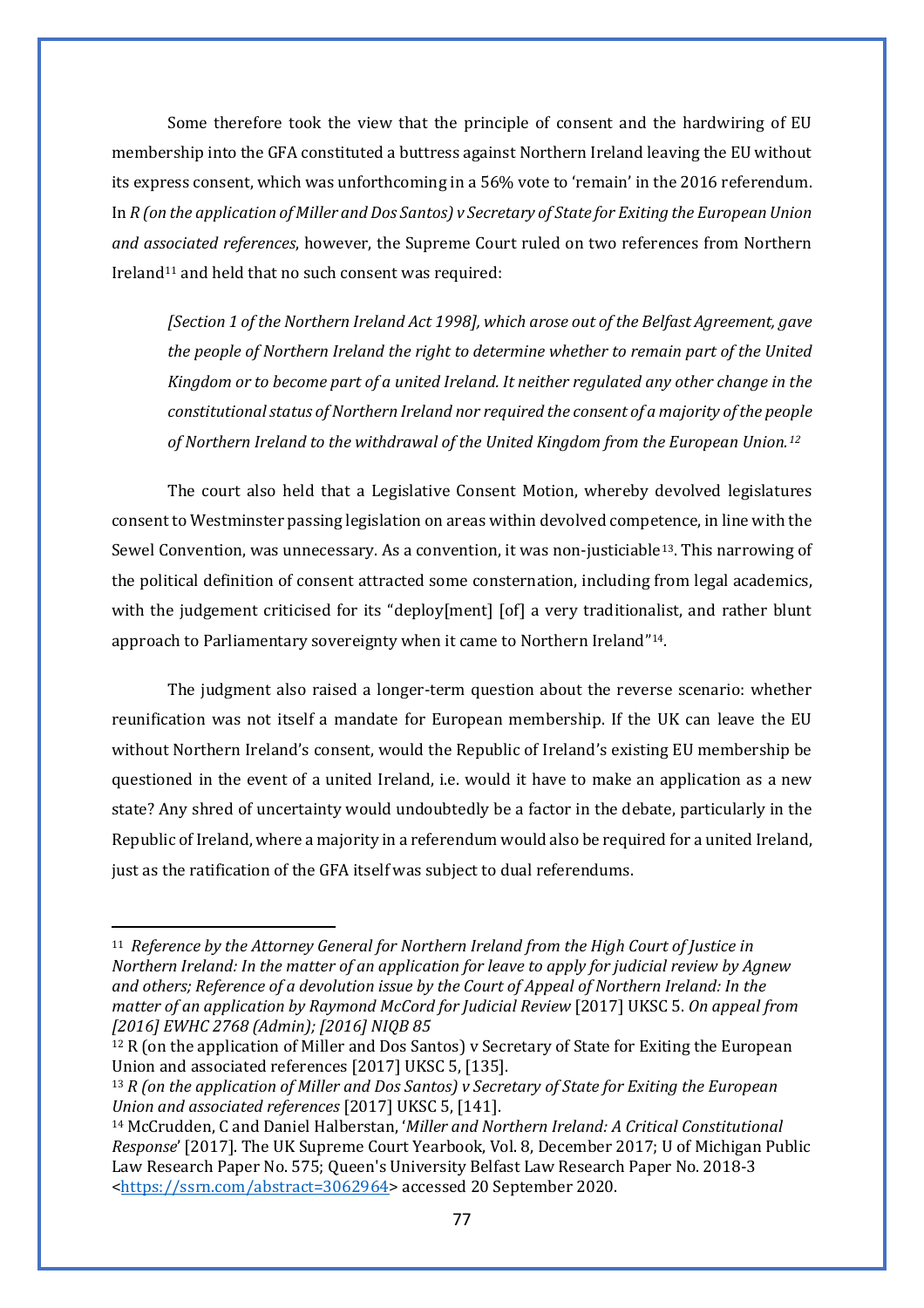Some therefore took the view that the principle of consent and the hardwiring of EU membership into the GFA constituted a buttress against Northern Ireland leaving the EU without its express consent, which was unforthcoming in a 56% vote to 'remain' in the 2016 referendum. In *R (on the application of Miller and Dos Santos) v Secretary of State for Exiting the European Union and associated references*, however, the Supreme Court ruled on two references from Northern Ireland[11] and held that no such consent was required:

> *[Section 1 of the Northern Ireland Act 1998], which arose out of the Belfast Agreement, gave the people of Northern Ireland the right to determine whether to remain part of the United Kingdom or to become part of a united Ireland. It neither regulated any other change in the constitutional status of Northern Ireland nor required the consent of a majority of the people of Northern Ireland to the withdrawal of the United Kingdom from the European Union.*[12]

The court also held that a Legislative Consent Motion, whereby devolved legislatures consent to Westminster passing legislation on areas within devolved competence, in line with the Sewel Convention, was unnecessary. As a convention, it was non-justiciable[13]. This narrowing of the political definition of consent attracted some consternation, including from legal academics, with the judgement criticised for its "deploy[ment] [of] a very traditionalist, and rather blunt approach to Parliamentary sovereignty when it came to Northern Ireland"[14].

The judgment also raised a longer-term question about the reverse scenario: whether reunification was not itself a mandate for European membership. If the UK can leave the EU without Northern Ireland's consent, would the Republic of Ireland's existing EU membership be questioned in the event of a united Ireland, i.e. would it have to make an application as a new state? Any shred of uncertainty would undoubtedly be a factor in the debate, particularly in the Republic of Ireland, where a majority in a referendum would also be required for a united Ireland, just as the ratification of the GFA itself was subject to dual referendums.

---

[11] *Reference by the Attorney General for Northern Ireland from the High Court of Justice in Northern Ireland: In the matter of an application for leave to apply for judicial review by Agnew and others; Reference of a devolution issue by the Court of Appeal of Northern Ireland: In the matter of an application by Raymond McCord for Judicial Review* [2017] UKSC 5. *On appeal from [2016] EWHC 2768 (Admin); [2016] NIQB 85*

[12] R (on the application of Miller and Dos Santos) v Secretary of State for Exiting the European Union and associated references [2017] UKSC 5, [135].

[13] *R (on the application of Miller and Dos Santos) v Secretary of State for Exiting the European Union and associated references* [2017] UKSC 5, [141].

[14] McCrudden, C and Daniel Halberstan, '*Miller and Northern Ireland: A Critical Constitutional Response*' [2017]. The UK Supreme Court Yearbook, Vol. 8, December 2017; U of Michigan Public Law Research Paper No. 575; Queen's University Belfast Law Research Paper No. 2018-3 <https://ssrn.com/abstract=3062964> accessed 20 September 2020.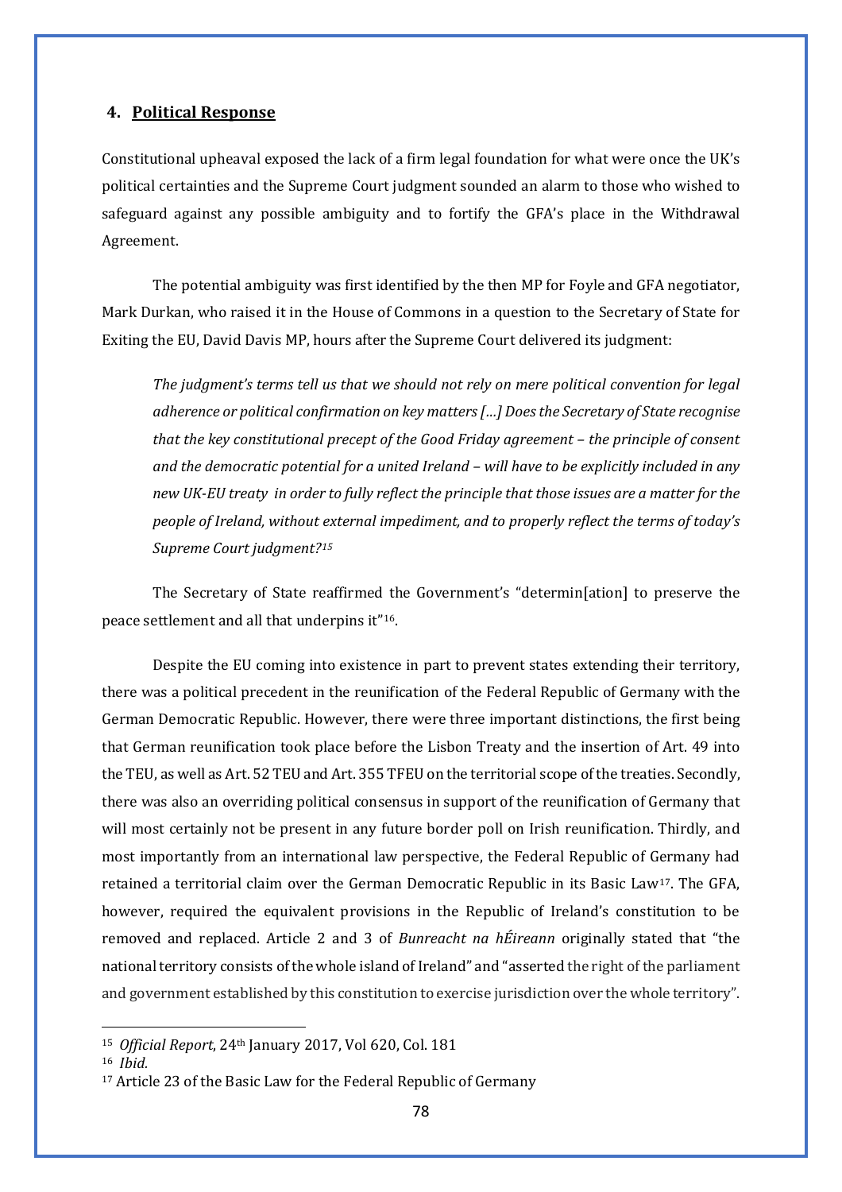## 4. **Political Response**

Constitutional upheaval exposed the lack of a firm legal foundation for what were once the UK's political certainties and the Supreme Court judgment sounded an alarm to those who wished to safeguard against any possible ambiguity and to fortify the GFA's place in the Withdrawal Agreement.

The potential ambiguity was first identified by the then MP for Foyle and GFA negotiator, Mark Durkan, who raised it in the House of Commons in a question to the Secretary of State for Exiting the EU, David Davis MP, hours after the Supreme Court delivered its judgment:

> *The judgment's terms tell us that we should not rely on mere political convention for legal adherence or political confirmation on key matters […] Does the Secretary of State recognise that the key constitutional precept of the Good Friday agreement – the principle of consent and the democratic potential for a united Ireland – will have to be explicitly included in any new UK-EU treaty in order to fully reflect the principle that those issues are a matter for the people of Ireland, without external impediment, and to properly reflect the terms of today's Supreme Court judgment?*[15]

The Secretary of State reaffirmed the Government's "determin[ation] to preserve the peace settlement and all that underpins it"[16].

Despite the EU coming into existence in part to prevent states extending their territory, there was a political precedent in the reunification of the Federal Republic of Germany with the German Democratic Republic. However, there were three important distinctions, the first being that German reunification took place before the Lisbon Treaty and the insertion of Art. 49 into the TEU, as well as Art. 52 TEU and Art. 355 TFEU on the territorial scope of the treaties. Secondly, there was also an overriding political consensus in support of the reunification of Germany that will most certainly not be present in any future border poll on Irish reunification. Thirdly, and most importantly from an international law perspective, the Federal Republic of Germany had retained a territorial claim over the German Democratic Republic in its Basic Law[17]. The GFA, however, required the equivalent provisions in the Republic of Ireland's constitution to be removed and replaced. Article 2 and 3 of *Bunreacht na hÉireann* originally stated that "the national territory consists of the whole island of Ireland" and "asserted the right of the parliament and government established by this constitution to exercise jurisdiction over the whole territory".

---

[15] *Official Report*, 24th January 2017, Vol 620, Col. 181

[16] *Ibid.*

[17] Article 23 of the Basic Law for the Federal Republic of Germany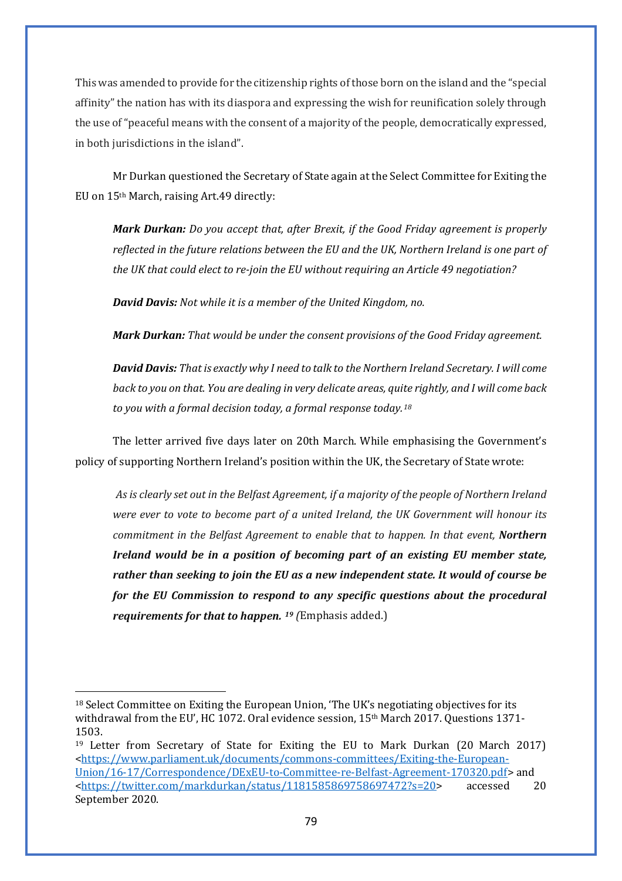This was amended to provide for the citizenship rights of those born on the island and the "special affinity" the nation has with its diaspora and expressing the wish for reunification solely through the use of "peaceful means with the consent of a majority of the people, democratically expressed, in both jurisdictions in the island".

Mr Durkan questioned the Secretary of State again at the Select Committee for Exiting the EU on 15th March, raising Art.49 directly:

> ***Mark Durkan:*** *Do you accept that, after Brexit, if the Good Friday agreement is properly reflected in the future relations between the EU and the UK, Northern Ireland is one part of the UK that could elect to re-join the EU without requiring an Article 49 negotiation?*
>
> ***David Davis:*** *Not while it is a member of the United Kingdom, no.*
>
> ***Mark Durkan:*** *That would be under the consent provisions of the Good Friday agreement.*
>
> ***David Davis:*** *That is exactly why I need to talk to the Northern Ireland Secretary. I will come back to you on that. You are dealing in very delicate areas, quite rightly, and I will come back to you with a formal decision today, a formal response today.*[18]

The letter arrived five days later on 20th March. While emphasising the Government's policy of supporting Northern Ireland's position within the UK, the Secretary of State wrote:

> *As is clearly set out in the Belfast Agreement, if a majority of the people of Northern Ireland were ever to vote to become part of a united Ireland, the UK Government will honour its commitment in the Belfast Agreement to enable that to happen. In that event,* ***Northern Ireland would be in a position of becoming part of an existing EU member state, rather than seeking to join the EU as a new independent state. It would of course be for the EU Commission to respond to any specific questions about the procedural requirements for that to happen.*** [19] (Emphasis added.)

---

[18] Select Committee on Exiting the European Union, 'The UK's negotiating objectives for its withdrawal from the EU', HC 1072. Oral evidence session, 15th March 2017. Questions 1371-1503.

[19] Letter from Secretary of State for Exiting the EU to Mark Durkan (20 March 2017) <https://www.parliament.uk/documents/commons-committees/Exiting-the-European-Union/16-17/Correspondence/DExEU-to-Committee-re-Belfast-Agreement-170320.pdf> and <https://twitter.com/markdurkan/status/1181585869758697472?s=20> accessed 20 September 2020.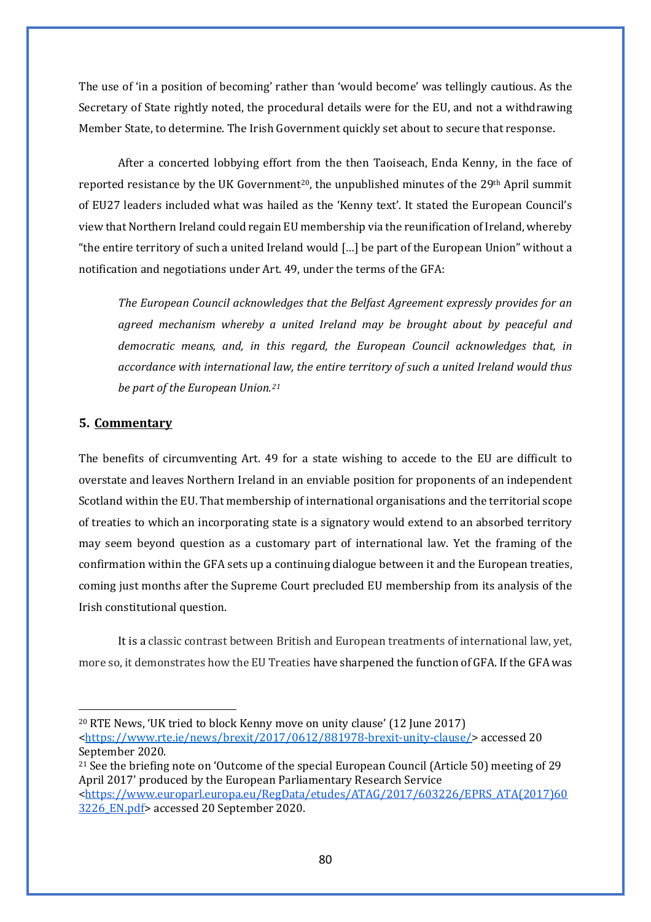The use of 'in a position of becoming' rather than 'would become' was tellingly cautious. As the Secretary of State rightly noted, the procedural details were for the EU, and not a withdrawing Member State, to determine. The Irish Government quickly set about to secure that response.

After a concerted lobbying effort from the then Taoiseach, Enda Kenny, in the face of reported resistance by the UK Government[20], the unpublished minutes of the 29th April summit of EU27 leaders included what was hailed as the 'Kenny text'. It stated the European Council's view that Northern Ireland could regain EU membership via the reunification of Ireland, whereby "the entire territory of such a united Ireland would […] be part of the European Union" without a notification and negotiations under Art. 49, under the terms of the GFA:

> *The European Council acknowledges that the Belfast Agreement expressly provides for an agreed mechanism whereby a united Ireland may be brought about by peaceful and democratic means, and, in this regard, the European Council acknowledges that, in accordance with international law, the entire territory of such a united Ireland would thus be part of the European Union.*[21]

## 5. Commentary

The benefits of circumventing Art. 49 for a state wishing to accede to the EU are difficult to overstate and leaves Northern Ireland in an enviable position for proponents of an independent Scotland within the EU. That membership of international organisations and the territorial scope of treaties to which an incorporating state is a signatory would extend to an absorbed territory may seem beyond question as a customary part of international law. Yet the framing of the confirmation within the GFA sets up a continuing dialogue between it and the European treaties, coming just months after the Supreme Court precluded EU membership from its analysis of the Irish constitutional question.

It is a classic contrast between British and European treatments of international law, yet, more so, it demonstrates how the EU Treaties have sharpened the function of GFA. If the GFA was

---

[20] RTE News, 'UK tried to block Kenny move on unity clause' (12 June 2017) <https://www.rte.ie/news/brexit/2017/0612/881978-brexit-unity-clause/> accessed 20 September 2020.

[21] See the briefing note on 'Outcome of the special European Council (Article 50) meeting of 29 April 2017' produced by the European Parliamentary Research Service <https://www.europarl.europa.eu/RegData/etudes/ATAG/2017/603226/EPRS_ATA(2017)603226_EN.pdf> accessed 20 September 2020.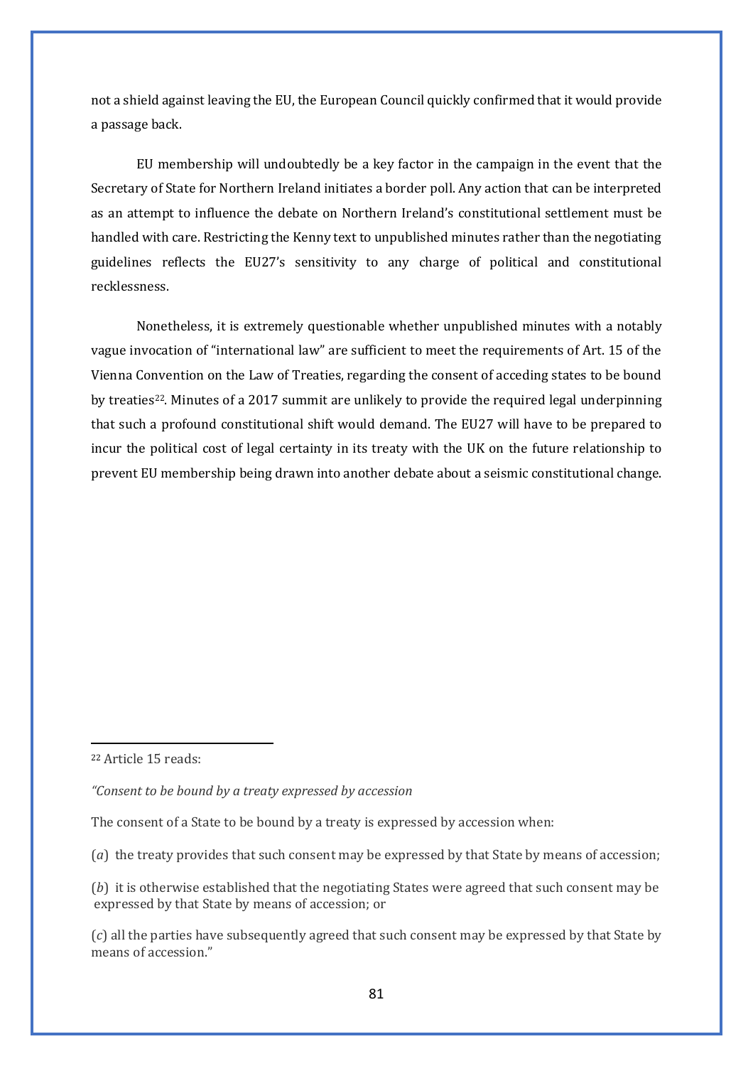not a shield against leaving the EU, the European Council quickly confirmed that it would provide a passage back.

EU membership will undoubtedly be a key factor in the campaign in the event that the Secretary of State for Northern Ireland initiates a border poll. Any action that can be interpreted as an attempt to influence the debate on Northern Ireland's constitutional settlement must be handled with care. Restricting the Kenny text to unpublished minutes rather than the negotiating guidelines reflects the EU27's sensitivity to any charge of political and constitutional recklessness.

Nonetheless, it is extremely questionable whether unpublished minutes with a notably vague invocation of "international law" are sufficient to meet the requirements of Art. 15 of the Vienna Convention on the Law of Treaties, regarding the consent of acceding states to be bound by treaties[22]. Minutes of a 2017 summit are unlikely to provide the required legal underpinning that such a profound constitutional shift would demand. The EU27 will have to be prepared to incur the political cost of legal certainty in its treaty with the UK on the future relationship to prevent EU membership being drawn into another debate about a seismic constitutional change.

---

[22] Article 15 reads:

*"Consent to be bound by a treaty expressed by accession*

The consent of a State to be bound by a treaty is expressed by accession when:

(*a*) the treaty provides that such consent may be expressed by that State by means of accession;

(*b*) it is otherwise established that the negotiating States were agreed that such consent may be expressed by that State by means of accession; or

(*c*) all the parties have subsequently agreed that such consent may be expressed by that State by means of accession."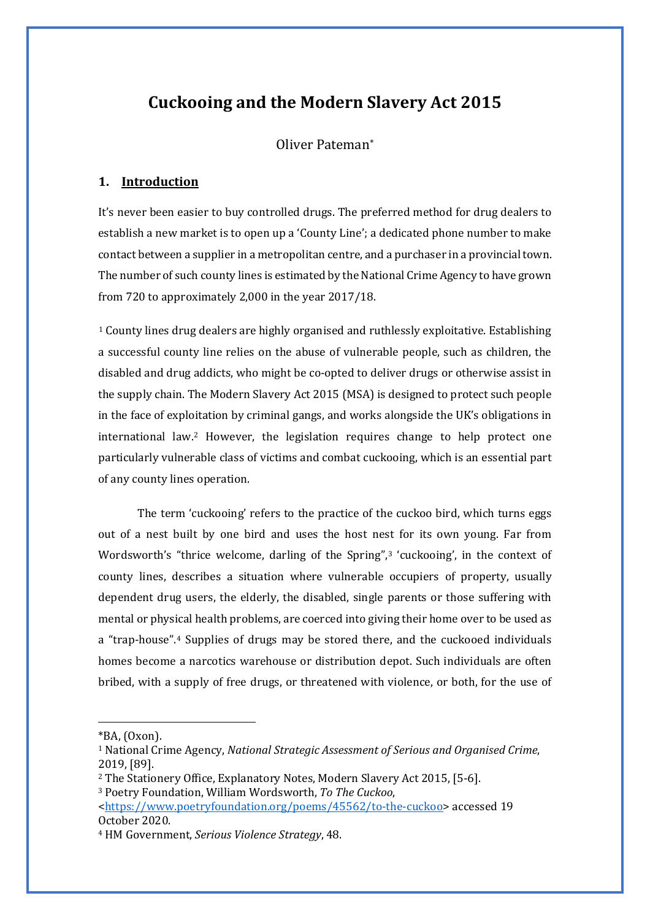# Cuckooing and the Modern Slavery Act 2015

Oliver Pateman*

## 1. Introduction

It's never been easier to buy controlled drugs. The preferred method for drug dealers to establish a new market is to open up a 'County Line'; a dedicated phone number to make contact between a supplier in a metropolitan centre, and a purchaser in a provincial town. The number of such county lines is estimated by the National Crime Agency to have grown from 720 to approximately 2,000 in the year 2017/18.

[1] County lines drug dealers are highly organised and ruthlessly exploitative. Establishing a successful county line relies on the abuse of vulnerable people, such as children, the disabled and drug addicts, who might be co-opted to deliver drugs or otherwise assist in the supply chain. The Modern Slavery Act 2015 (MSA) is designed to protect such people in the face of exploitation by criminal gangs, and works alongside the UK's obligations in international law.[2] However, the legislation requires change to help protect one particularly vulnerable class of victims and combat cuckooing, which is an essential part of any county lines operation.

The term 'cuckooing' refers to the practice of the cuckoo bird, which turns eggs out of a nest built by one bird and uses the host nest for its own young. Far from Wordsworth's "thrice welcome, darling of the Spring",[3] 'cuckooing', in the context of county lines, describes a situation where vulnerable occupiers of property, usually dependent drug users, the elderly, the disabled, single parents or those suffering with mental or physical health problems, are coerced into giving their home over to be used as a "trap-house".[4] Supplies of drugs may be stored there, and the cuckooed individuals homes become a narcotics warehouse or distribution depot. Such individuals are often bribed, with a supply of free drugs, or threatened with violence, or both, for the use of

---

*BA, (Oxon).

[1] National Crime Agency, *National Strategic Assessment of Serious and Organised Crime*, 2019, [89].

[2] The Stationery Office, Explanatory Notes, Modern Slavery Act 2015, [5-6].

[3] Poetry Foundation, William Wordsworth, *To The Cuckoo*, <https://www.poetryfoundation.org/poems/45562/to-the-cuckoo> accessed 19 October 2020.

[4] HM Government, *Serious Violence Strategy*, 48.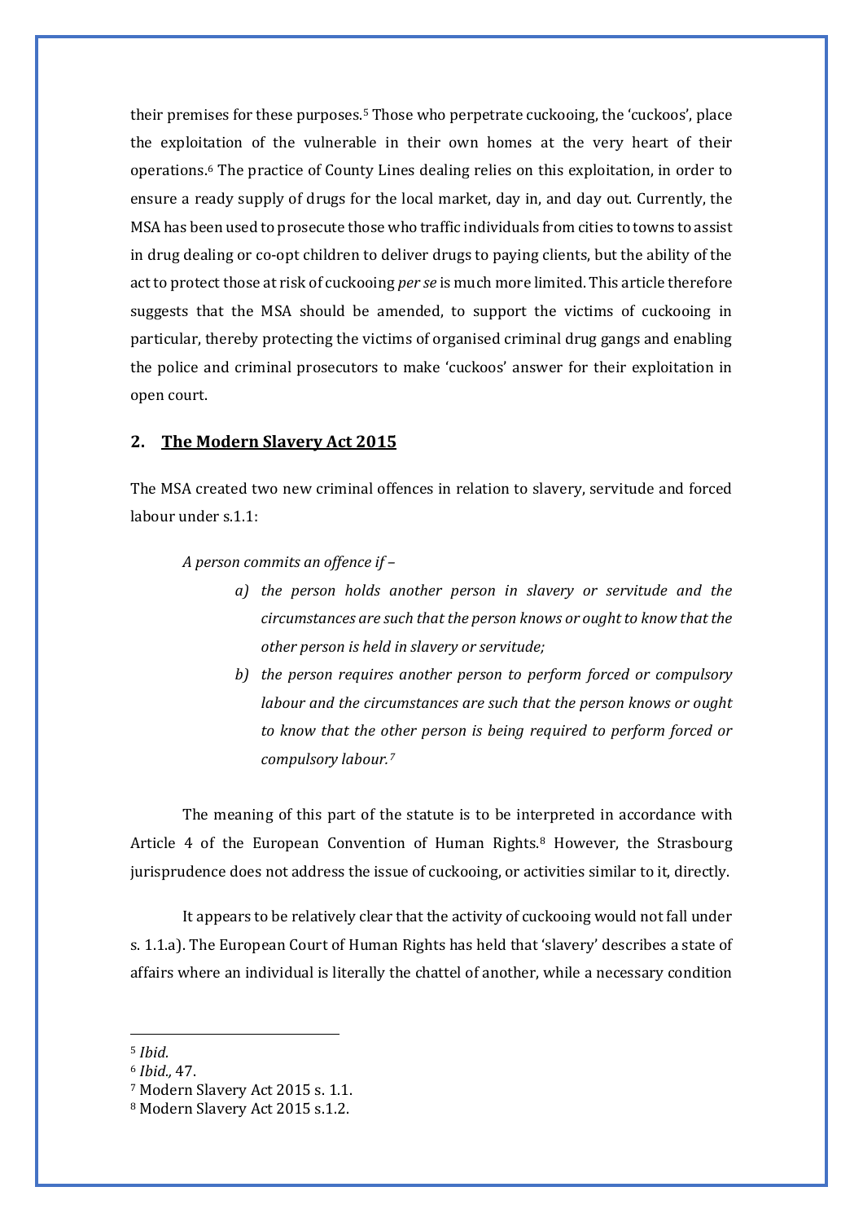their premises for these purposes.[5] Those who perpetrate cuckooing, the 'cuckoos', place the exploitation of the vulnerable in their own homes at the very heart of their operations.[6] The practice of County Lines dealing relies on this exploitation, in order to ensure a ready supply of drugs for the local market, day in, and day out. Currently, the MSA has been used to prosecute those who traffic individuals from cities to towns to assist in drug dealing or co-opt children to deliver drugs to paying clients, but the ability of the act to protect those at risk of cuckooing *per se* is much more limited. This article therefore suggests that the MSA should be amended, to support the victims of cuckooing in particular, thereby protecting the victims of organised criminal drug gangs and enabling the police and criminal prosecutors to make 'cuckoos' answer for their exploitation in open court.

## 2. The Modern Slavery Act 2015

The MSA created two new criminal offences in relation to slavery, servitude and forced labour under s.1.1:

> *A person commits an offence if –*
>
> *a) the person holds another person in slavery or servitude and the circumstances are such that the person knows or ought to know that the other person is held in slavery or servitude;*
>
> *b) the person requires another person to perform forced or compulsory labour and the circumstances are such that the person knows or ought to know that the other person is being required to perform forced or compulsory labour.*[7]

The meaning of this part of the statute is to be interpreted in accordance with Article 4 of the European Convention of Human Rights.[8] However, the Strasbourg jurisprudence does not address the issue of cuckooing, or activities similar to it, directly.

It appears to be relatively clear that the activity of cuckooing would not fall under s. 1.1.a). The European Court of Human Rights has held that 'slavery' describes a state of affairs where an individual is literally the chattel of another, while a necessary condition

---

[5] *Ibid.*

[6] *Ibid.,* 47.

[7] Modern Slavery Act 2015 s. 1.1.

[8] Modern Slavery Act 2015 s.1.2.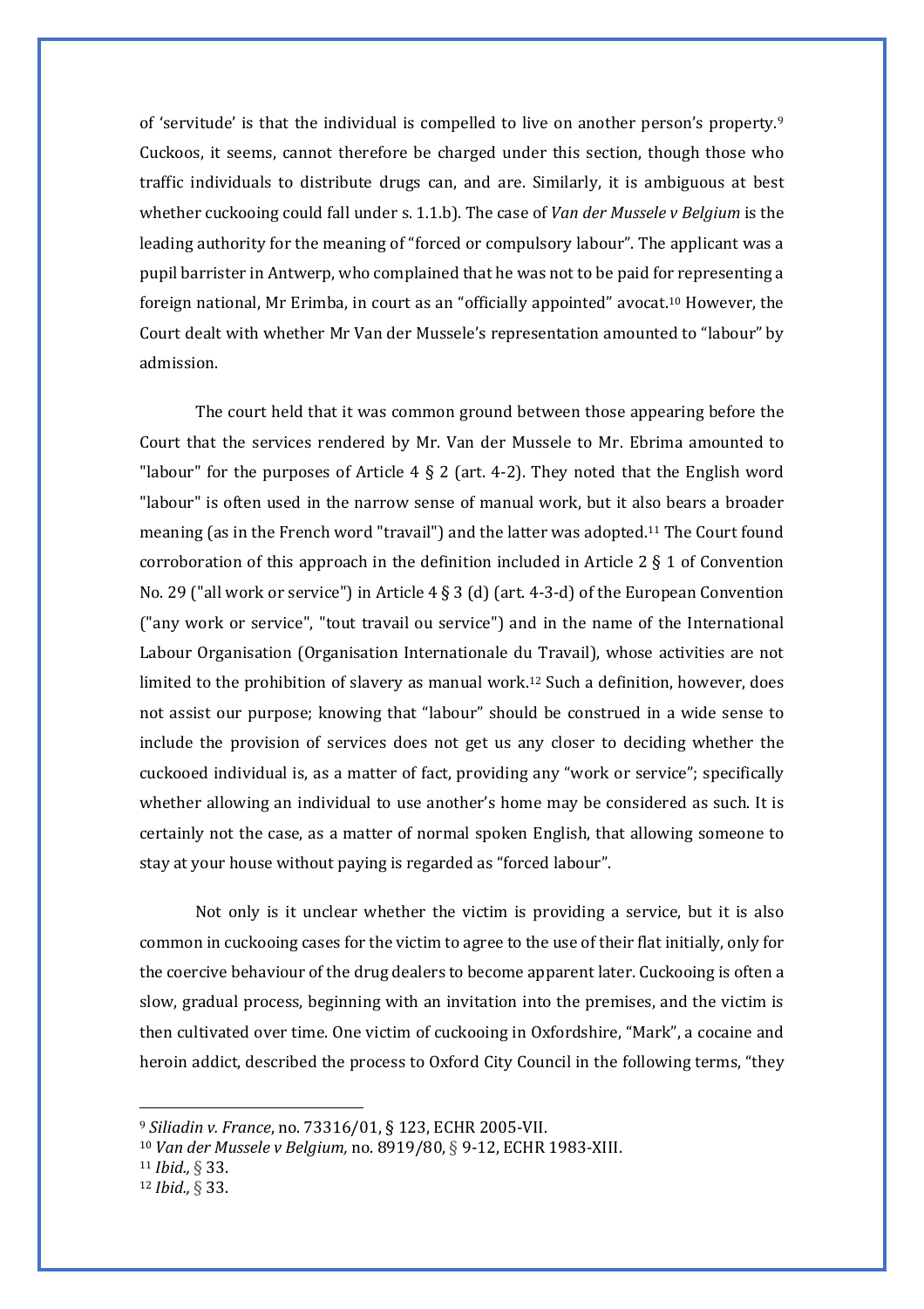of 'servitude' is that the individual is compelled to live on another person's property.[9] Cuckoos, it seems, cannot therefore be charged under this section, though those who traffic individuals to distribute drugs can, and are. Similarly, it is ambiguous at best whether cuckooing could fall under s. 1.1.b). The case of *Van der Mussele v Belgium* is the leading authority for the meaning of "forced or compulsory labour". The applicant was a pupil barrister in Antwerp, who complained that he was not to be paid for representing a foreign national, Mr Erimba, in court as an "officially appointed" avocat.[10] However, the Court dealt with whether Mr Van der Mussele's representation amounted to "labour" by admission.

The court held that it was common ground between those appearing before the Court that the services rendered by Mr. Van der Mussele to Mr. Ebrima amounted to "labour" for the purposes of Article 4 § 2 (art. 4-2). They noted that the English word "labour" is often used in the narrow sense of manual work, but it also bears a broader meaning (as in the French word "travail") and the latter was adopted.[11] The Court found corroboration of this approach in the definition included in Article 2 § 1 of Convention No. 29 ("all work or service") in Article 4 § 3 (d) (art. 4-3-d) of the European Convention ("any work or service", "tout travail ou service") and in the name of the International Labour Organisation (Organisation Internationale du Travail), whose activities are not limited to the prohibition of slavery as manual work.[12] Such a definition, however, does not assist our purpose; knowing that "labour" should be construed in a wide sense to include the provision of services does not get us any closer to deciding whether the cuckooed individual is, as a matter of fact, providing any "work or service"; specifically whether allowing an individual to use another's home may be considered as such. It is certainly not the case, as a matter of normal spoken English, that allowing someone to stay at your house without paying is regarded as "forced labour".

Not only is it unclear whether the victim is providing a service, but it is also common in cuckooing cases for the victim to agree to the use of their flat initially, only for the coercive behaviour of the drug dealers to become apparent later. Cuckooing is often a slow, gradual process, beginning with an invitation into the premises, and the victim is then cultivated over time. One victim of cuckooing in Oxfordshire, "Mark", a cocaine and heroin addict, described the process to Oxford City Council in the following terms, "they

---

[9] *Siliadin v. France*, no. 73316/01, § 123, ECHR 2005-VII.

[10] *Van der Mussele v Belgium,* no. 8919/80, § 9-12, ECHR 1983-XIII.

[11] *Ibid.,* § 33.

[12] *Ibid.,* § 33.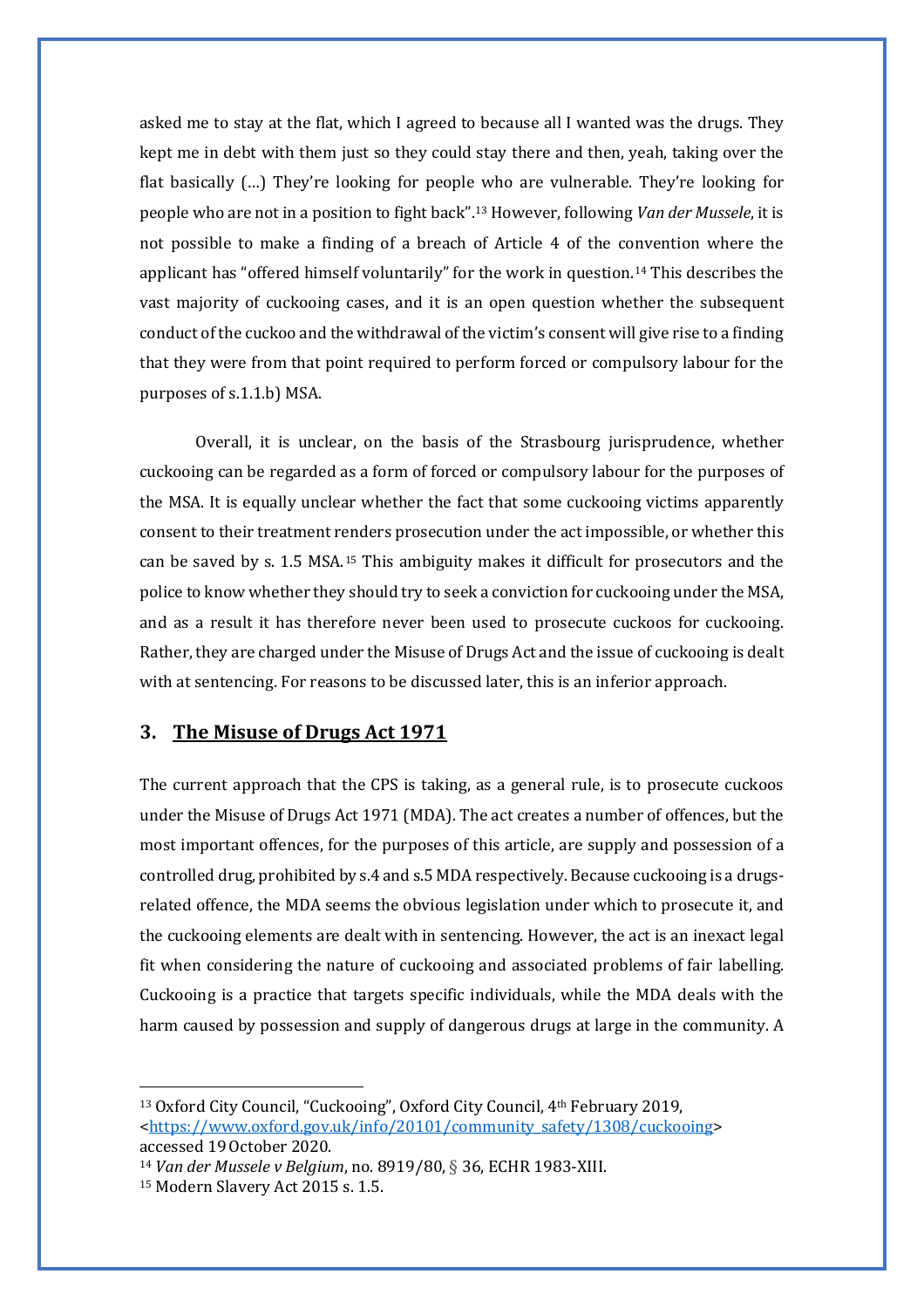asked me to stay at the flat, which I agreed to because all I wanted was the drugs. They kept me in debt with them just so they could stay there and then, yeah, taking over the flat basically (…) They're looking for people who are vulnerable. They're looking for people who are not in a position to fight back".[13] However, following *Van der Mussele*, it is not possible to make a finding of a breach of Article 4 of the convention where the applicant has "offered himself voluntarily" for the work in question.[14] This describes the vast majority of cuckooing cases, and it is an open question whether the subsequent conduct of the cuckoo and the withdrawal of the victim's consent will give rise to a finding that they were from that point required to perform forced or compulsory labour for the purposes of s.1.1.b) MSA.

Overall, it is unclear, on the basis of the Strasbourg jurisprudence, whether cuckooing can be regarded as a form of forced or compulsory labour for the purposes of the MSA. It is equally unclear whether the fact that some cuckooing victims apparently consent to their treatment renders prosecution under the act impossible, or whether this can be saved by s. 1.5 MSA.[15] This ambiguity makes it difficult for prosecutors and the police to know whether they should try to seek a conviction for cuckooing under the MSA, and as a result it has therefore never been used to prosecute cuckoos for cuckooing. Rather, they are charged under the Misuse of Drugs Act and the issue of cuckooing is dealt with at sentencing. For reasons to be discussed later, this is an inferior approach.

## 3. The Misuse of Drugs Act 1971

The current approach that the CPS is taking, as a general rule, is to prosecute cuckoos under the Misuse of Drugs Act 1971 (MDA). The act creates a number of offences, but the most important offences, for the purposes of this article, are supply and possession of a controlled drug, prohibited by s.4 and s.5 MDA respectively. Because cuckooing is a drugs-related offence, the MDA seems the obvious legislation under which to prosecute it, and the cuckooing elements are dealt with in sentencing. However, the act is an inexact legal fit when considering the nature of cuckooing and associated problems of fair labelling. Cuckooing is a practice that targets specific individuals, while the MDA deals with the harm caused by possession and supply of dangerous drugs at large in the community. A

---

[13] Oxford City Council, "Cuckooing", Oxford City Council, 4th February 2019, <https://www.oxford.gov.uk/info/20101/community_safety/1308/cuckooing> accessed 19 October 2020.

[14] *Van der Mussele v Belgium*, no. 8919/80, § 36, ECHR 1983-XIII.

[15] Modern Slavery Act 2015 s. 1.5.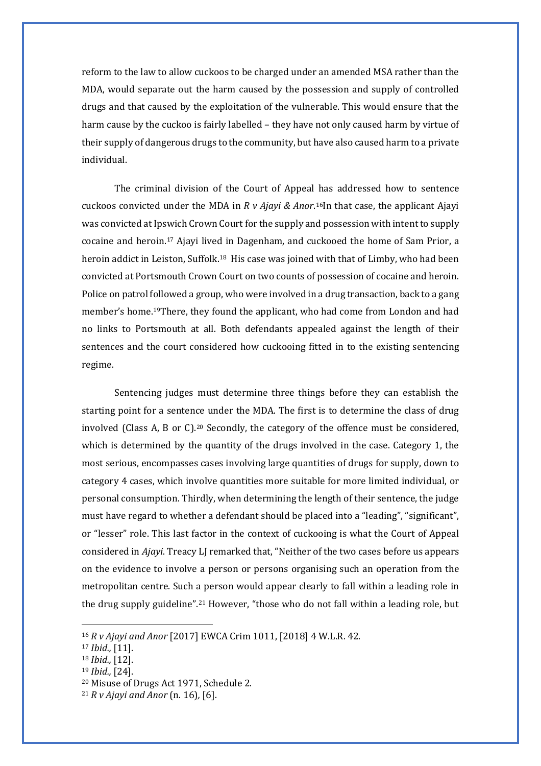reform to the law to allow cuckoos to be charged under an amended MSA rather than the MDA, would separate out the harm caused by the possession and supply of controlled drugs and that caused by the exploitation of the vulnerable. This would ensure that the harm cause by the cuckoo is fairly labelled – they have not only caused harm by virtue of their supply of dangerous drugs to the community, but have also caused harm to a private individual.

The criminal division of the Court of Appeal has addressed how to sentence cuckoos convicted under the MDA in *R v Ajayi & Anor*.[16]In that case, the applicant Ajayi was convicted at Ipswich Crown Court for the supply and possession with intent to supply cocaine and heroin.[17] Ajayi lived in Dagenham, and cuckooed the home of Sam Prior, a heroin addict in Leiston, Suffolk.[18] His case was joined with that of Limby, who had been convicted at Portsmouth Crown Court on two counts of possession of cocaine and heroin. Police on patrol followed a group, who were involved in a drug transaction, back to a gang member's home.[19]There, they found the applicant, who had come from London and had no links to Portsmouth at all. Both defendants appealed against the length of their sentences and the court considered how cuckooing fitted in to the existing sentencing regime.

Sentencing judges must determine three things before they can establish the starting point for a sentence under the MDA. The first is to determine the class of drug involved (Class A, B or C).[20] Secondly, the category of the offence must be considered, which is determined by the quantity of the drugs involved in the case. Category 1, the most serious, encompasses cases involving large quantities of drugs for supply, down to category 4 cases, which involve quantities more suitable for more limited individual, or personal consumption. Thirdly, when determining the length of their sentence, the judge must have regard to whether a defendant should be placed into a "leading", "significant", or "lesser" role. This last factor in the context of cuckooing is what the Court of Appeal considered in *Ajayi*. Treacy LJ remarked that, "Neither of the two cases before us appears on the evidence to involve a person or persons organising such an operation from the metropolitan centre. Such a person would appear clearly to fall within a leading role in the drug supply guideline".[21] However, "those who do not fall within a leading role, but

---

[16] *R v Ajayi and Anor* [2017] EWCA Crim 1011, [2018] 4 W.L.R. 42.

[17] *Ibid.,* [11].

[18] *Ibid.,* [12].

[19] *Ibid.,* [24].

[20] Misuse of Drugs Act 1971, Schedule 2.

[21] *R v Ajayi and Anor* (n. 16), [6].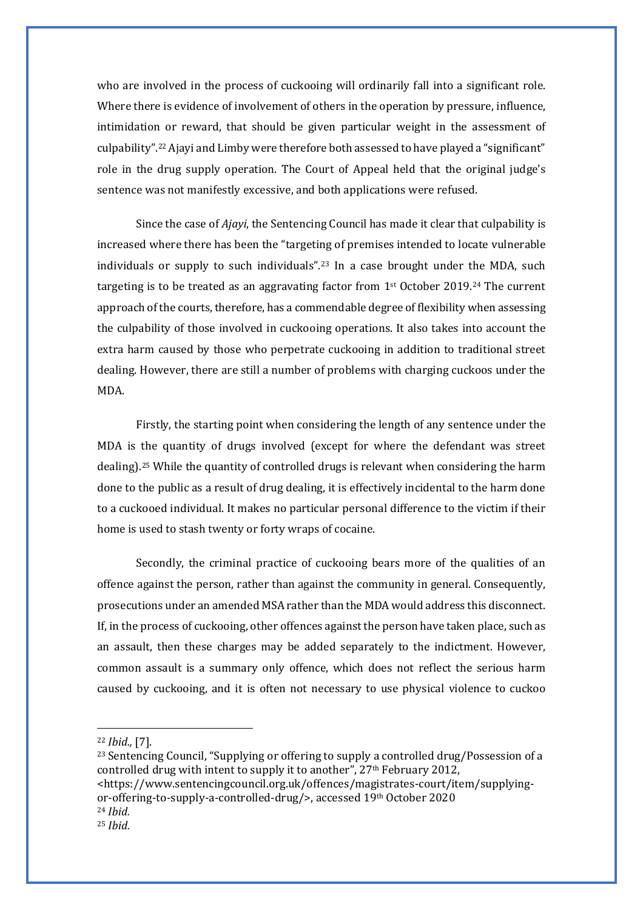who are involved in the process of cuckooing will ordinarily fall into a significant role. Where there is evidence of involvement of others in the operation by pressure, influence, intimidation or reward, that should be given particular weight in the assessment of culpability".[22] Ajayi and Limby were therefore both assessed to have played a "significant" role in the drug supply operation. The Court of Appeal held that the original judge's sentence was not manifestly excessive, and both applications were refused.

Since the case of *Ajayi*, the Sentencing Council has made it clear that culpability is increased where there has been the "targeting of premises intended to locate vulnerable individuals or supply to such individuals".[23] In a case brought under the MDA, such targeting is to be treated as an aggravating factor from 1st October 2019.[24] The current approach of the courts, therefore, has a commendable degree of flexibility when assessing the culpability of those involved in cuckooing operations. It also takes into account the extra harm caused by those who perpetrate cuckooing in addition to traditional street dealing. However, there are still a number of problems with charging cuckoos under the MDA.

Firstly, the starting point when considering the length of any sentence under the MDA is the quantity of drugs involved (except for where the defendant was street dealing).[25] While the quantity of controlled drugs is relevant when considering the harm done to the public as a result of drug dealing, it is effectively incidental to the harm done to a cuckooed individual. It makes no particular personal difference to the victim if their home is used to stash twenty or forty wraps of cocaine.

Secondly, the criminal practice of cuckooing bears more of the qualities of an offence against the person, rather than against the community in general. Consequently, prosecutions under an amended MSA rather than the MDA would address this disconnect. If, in the process of cuckooing, other offences against the person have taken place, such as an assault, then these charges may be added separately to the indictment. However, common assault is a summary only offence, which does not reflect the serious harm caused by cuckooing, and it is often not necessary to use physical violence to cuckoo

---

[22] *Ibid.,* [7].

[23] Sentencing Council, "Supplying or offering to supply a controlled drug/Possession of a controlled drug with intent to supply it to another", 27th February 2012, <https://www.sentencingcouncil.org.uk/offences/magistrates-court/item/supplying-or-offering-to-supply-a-controlled-drug/>, accessed 19th October 2020

[24] *Ibid.*

[25] *Ibid.*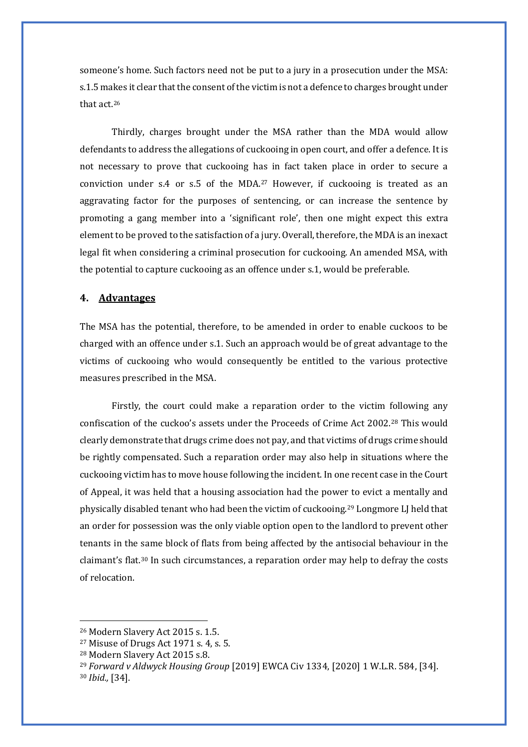someone's home. Such factors need not be put to a jury in a prosecution under the MSA: s.1.5 makes it clear that the consent of the victim is not a defence to charges brought under that act.[26]

Thirdly, charges brought under the MSA rather than the MDA would allow defendants to address the allegations of cuckooing in open court, and offer a defence. It is not necessary to prove that cuckooing has in fact taken place in order to secure a conviction under s.4 or s.5 of the MDA.[27] However, if cuckooing is treated as an aggravating factor for the purposes of sentencing, or can increase the sentence by promoting a gang member into a 'significant role', then one might expect this extra element to be proved to the satisfaction of a jury. Overall, therefore, the MDA is an inexact legal fit when considering a criminal prosecution for cuckooing. An amended MSA, with the potential to capture cuckooing as an offence under s.1, would be preferable.

## 4. <u>Advantages</u>

The MSA has the potential, therefore, to be amended in order to enable cuckoos to be charged with an offence under s.1. Such an approach would be of great advantage to the victims of cuckooing who would consequently be entitled to the various protective measures prescribed in the MSA.

Firstly, the court could make a reparation order to the victim following any confiscation of the cuckoo's assets under the Proceeds of Crime Act 2002.[28] This would clearly demonstrate that drugs crime does not pay, and that victims of drugs crime should be rightly compensated. Such a reparation order may also help in situations where the cuckooing victim has to move house following the incident. In one recent case in the Court of Appeal, it was held that a housing association had the power to evict a mentally and physically disabled tenant who had been the victim of cuckooing.[29] Longmore LJ held that an order for possession was the only viable option open to the landlord to prevent other tenants in the same block of flats from being affected by the antisocial behaviour in the claimant's flat.[30] In such circumstances, a reparation order may help to defray the costs of relocation.

---

[26] Modern Slavery Act 2015 s. 1.5.
[27] Misuse of Drugs Act 1971 s. 4, s. 5.
[28] Modern Slavery Act 2015 s.8.
[29] *Forward v Aldwyck Housing Group* [2019] EWCA Civ 1334, [2020] 1 W.L.R. 584, [34].
[30] *Ibid.,* [34].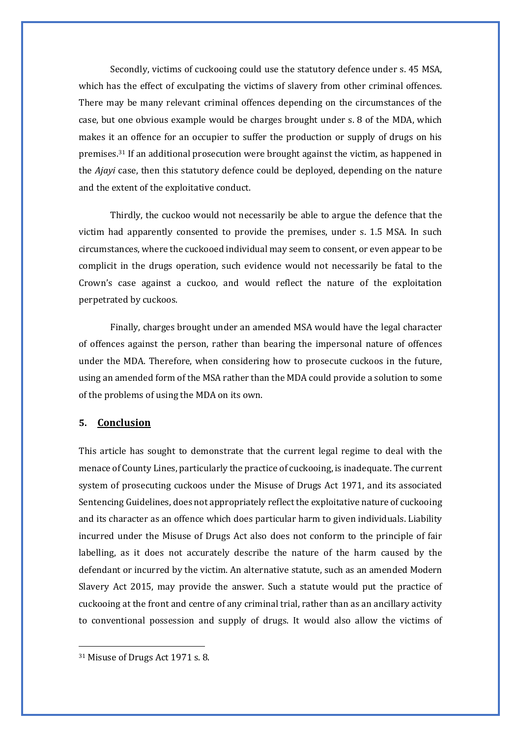Secondly, victims of cuckooing could use the statutory defence under s. 45 MSA, which has the effect of exculpating the victims of slavery from other criminal offences. There may be many relevant criminal offences depending on the circumstances of the case, but one obvious example would be charges brought under s. 8 of the MDA, which makes it an offence for an occupier to suffer the production or supply of drugs on his premises.[31] If an additional prosecution were brought against the victim, as happened in the *Ajayi* case, then this statutory defence could be deployed, depending on the nature and the extent of the exploitative conduct.

Thirdly, the cuckoo would not necessarily be able to argue the defence that the victim had apparently consented to provide the premises, under s. 1.5 MSA. In such circumstances, where the cuckooed individual may seem to consent, or even appear to be complicit in the drugs operation, such evidence would not necessarily be fatal to the Crown's case against a cuckoo, and would reflect the nature of the exploitation perpetrated by cuckoos.

Finally, charges brought under an amended MSA would have the legal character of offences against the person, rather than bearing the impersonal nature of offences under the MDA. Therefore, when considering how to prosecute cuckoos in the future, using an amended form of the MSA rather than the MDA could provide a solution to some of the problems of using the MDA on its own.

## 5. Conclusion

This article has sought to demonstrate that the current legal regime to deal with the menace of County Lines, particularly the practice of cuckooing, is inadequate. The current system of prosecuting cuckoos under the Misuse of Drugs Act 1971, and its associated Sentencing Guidelines, does not appropriately reflect the exploitative nature of cuckooing and its character as an offence which does particular harm to given individuals. Liability incurred under the Misuse of Drugs Act also does not conform to the principle of fair labelling, as it does not accurately describe the nature of the harm caused by the defendant or incurred by the victim. An alternative statute, such as an amended Modern Slavery Act 2015, may provide the answer. Such a statute would put the practice of cuckooing at the front and centre of any criminal trial, rather than as an ancillary activity to conventional possession and supply of drugs. It would also allow the victims of

[31] Misuse of Drugs Act 1971 s. 8.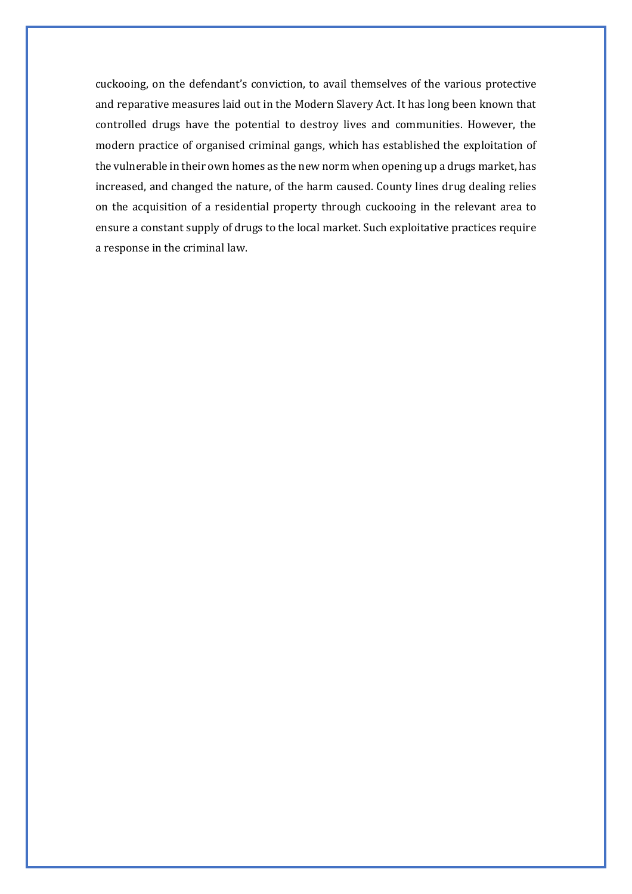cuckooing, on the defendant's conviction, to avail themselves of the various protective and reparative measures laid out in the Modern Slavery Act. It has long been known that controlled drugs have the potential to destroy lives and communities. However, the modern practice of organised criminal gangs, which has established the exploitation of the vulnerable in their own homes as the new norm when opening up a drugs market, has increased, and changed the nature, of the harm caused. County lines drug dealing relies on the acquisition of a residential property through cuckooing in the relevant area to ensure a constant supply of drugs to the local market. Such exploitative practices require a response in the criminal law.